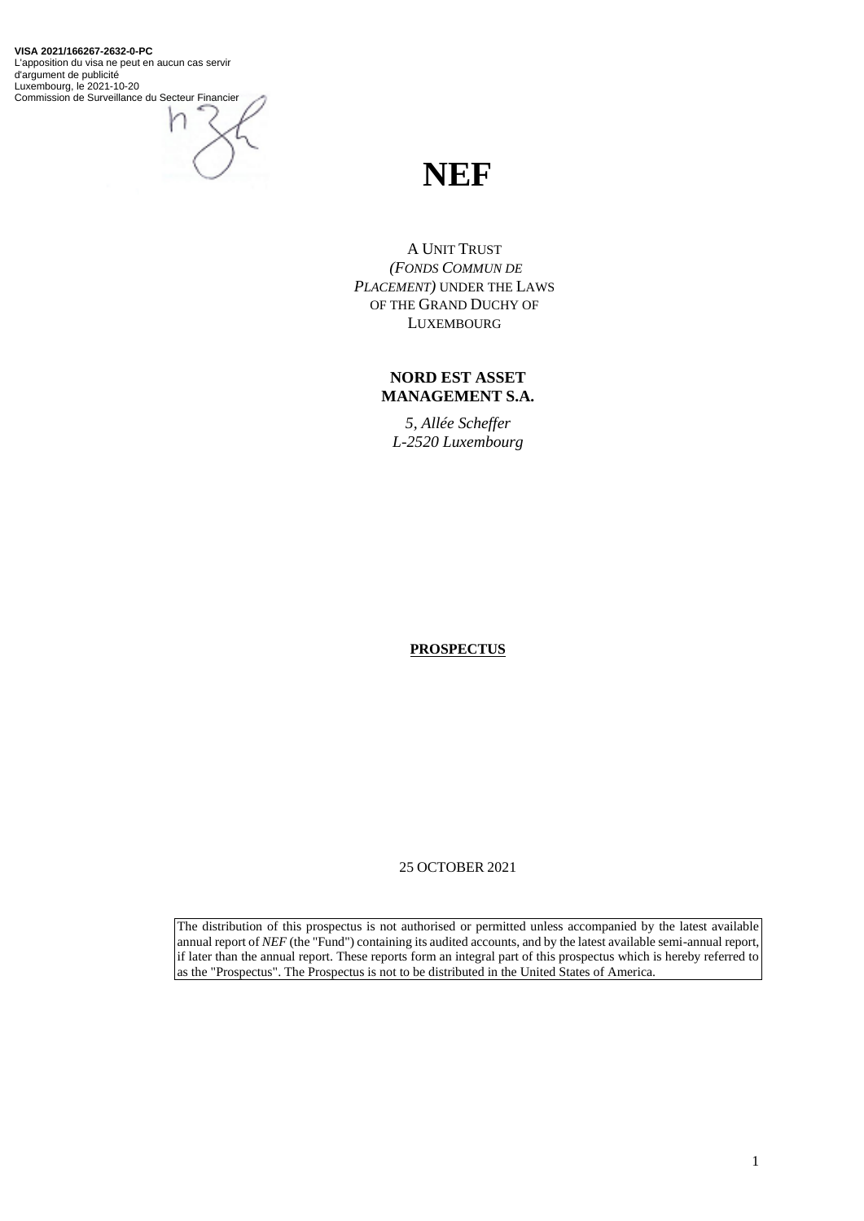**VISA 2021/166267-2632-0-PC**
L'apposition du visa ne peut en aucun cas servir d'argument de publicité
Luxembourg, le 2021-10-20
Commission de Surveillance du Secteur Financier

# NEF

A UNIT TRUST
*(FONDS COMMUN DE PLACEMENT)* UNDER THE LAWS OF THE GRAND DUCHY OF LUXEMBOURG

**NORD EST ASSET MANAGEMENT S.A.**

*5, Allée Scheffer*
*L-2520 Luxembourg*

**PROSPECTUS**

25 OCTOBER 2021

The distribution of this prospectus is not authorised or permitted unless accompanied by the latest available annual report of *NEF* (the "Fund") containing its audited accounts, and by the latest available semi-annual report, if later than the annual report. These reports form an integral part of this prospectus which is hereby referred to as the "Prospectus". The Prospectus is not to be distributed in the United States of America.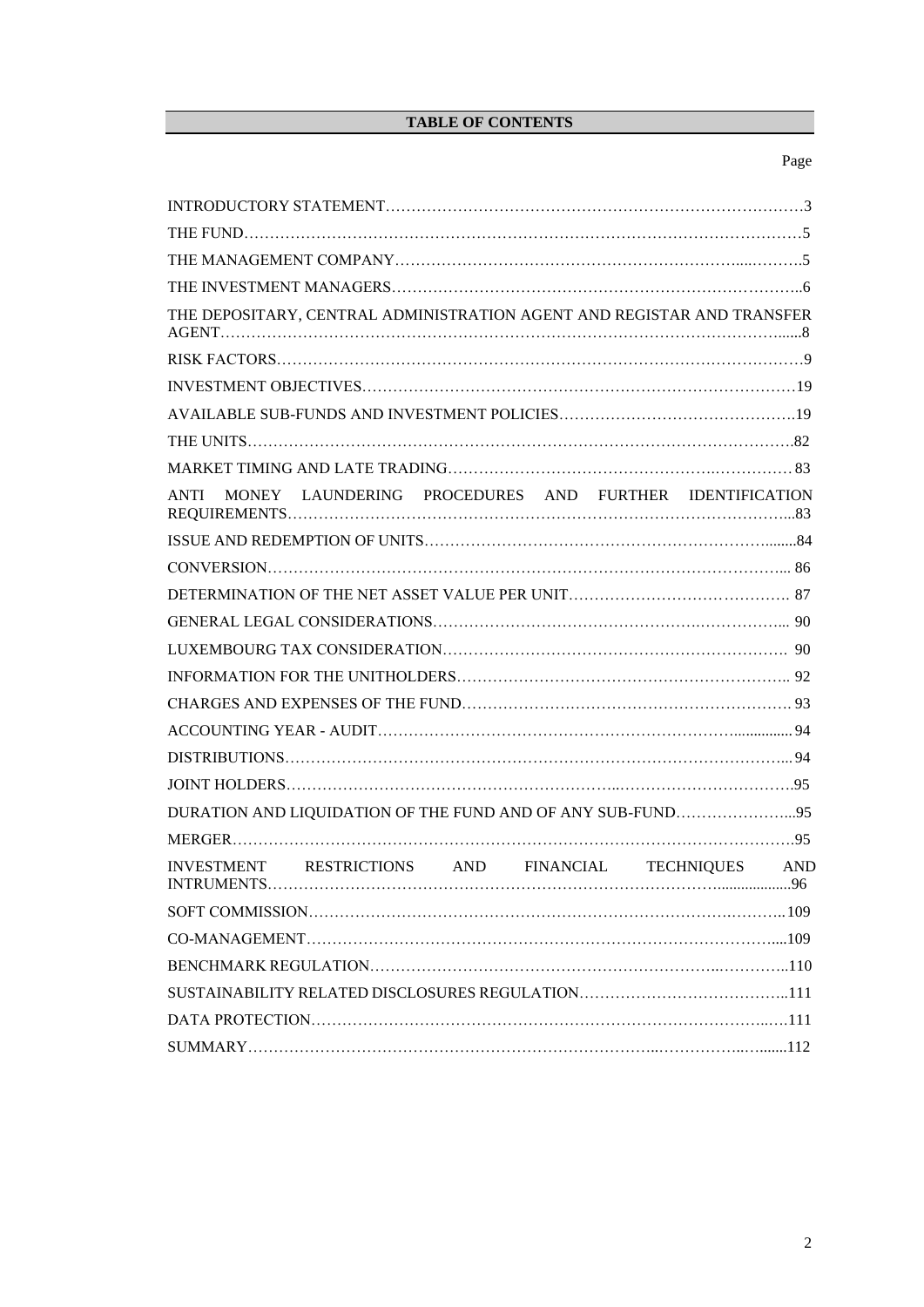**TABLE OF CONTENTS**

| | Page |
|---|---|
| INTRODUCTORY STATEMENT | 3 |
| THE FUND | 5 |
| THE MANAGEMENT COMPANY | 5 |
| THE INVESTMENT MANAGERS | 6 |
| THE DEPOSITARY, CENTRAL ADMINISTRATION AGENT AND REGISTAR AND TRANSFER AGENT | 8 |
| RISK FACTORS | 9 |
| INVESTMENT OBJECTIVES | 19 |
| AVAILABLE SUB-FUNDS AND INVESTMENT POLICIES | 19 |
| THE UNITS | 82 |
| MARKET TIMING AND LATE TRADING | 83 |
| ANTI MONEY LAUNDERING PROCEDURES AND FURTHER IDENTIFICATION REQUIREMENTS | 83 |
| ISSUE AND REDEMPTION OF UNITS | 84 |
| CONVERSION | 86 |
| DETERMINATION OF THE NET ASSET VALUE PER UNIT | 87 |
| GENERAL LEGAL CONSIDERATIONS | 90 |
| LUXEMBOURG TAX CONSIDERATION | 90 |
| INFORMATION FOR THE UNITHOLDERS | 92 |
| CHARGES AND EXPENSES OF THE FUND | 93 |
| ACCOUNTING YEAR - AUDIT | 94 |
| DISTRIBUTIONS | 94 |
| JOINT HOLDERS | 95 |
| DURATION AND LIQUIDATION OF THE FUND AND OF ANY SUB-FUND | 95 |
| MERGER | 95 |
| INVESTMENT RESTRICTIONS AND FINANCIAL TECHNIQUES AND INTRUMENTS | 96 |
| SOFT COMMISSION | 109 |
| CO-MANAGEMENT | 109 |
| BENCHMARK REGULATION | 110 |
| SUSTAINABILITY RELATED DISCLOSURES REGULATION | 111 |
| DATA PROTECTION | 111 |
| SUMMARY | 112 |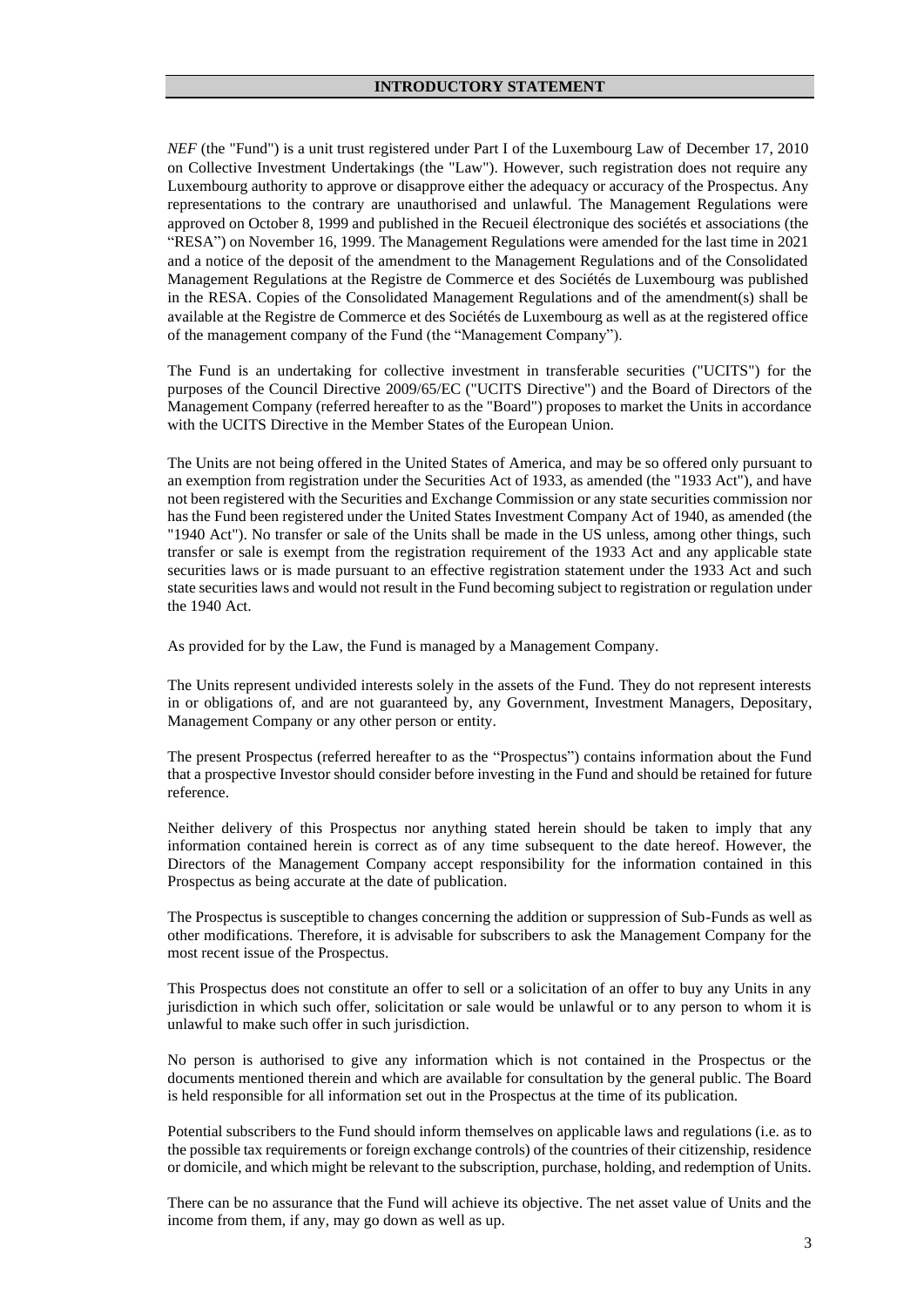## INTRODUCTORY STATEMENT

*NEF* (the "Fund") is a unit trust registered under Part I of the Luxembourg Law of December 17, 2010 on Collective Investment Undertakings (the "Law"). However, such registration does not require any Luxembourg authority to approve or disapprove either the adequacy or accuracy of the Prospectus. Any representations to the contrary are unauthorised and unlawful. The Management Regulations were approved on October 8, 1999 and published in the Recueil électronique des sociétés et associations (the "RESA") on November 16, 1999. The Management Regulations were amended for the last time in 2021 and a notice of the deposit of the amendment to the Management Regulations and of the Consolidated Management Regulations at the Registre de Commerce et des Sociétés de Luxembourg was published in the RESA. Copies of the Consolidated Management Regulations and of the amendment(s) shall be available at the Registre de Commerce et des Sociétés de Luxembourg as well as at the registered office of the management company of the Fund (the "Management Company").

The Fund is an undertaking for collective investment in transferable securities ("UCITS") for the purposes of the Council Directive 2009/65/EC ("UCITS Directive") and the Board of Directors of the Management Company (referred hereafter to as the "Board") proposes to market the Units in accordance with the UCITS Directive in the Member States of the European Union.

The Units are not being offered in the United States of America, and may be so offered only pursuant to an exemption from registration under the Securities Act of 1933, as amended (the "1933 Act"), and have not been registered with the Securities and Exchange Commission or any state securities commission nor has the Fund been registered under the United States Investment Company Act of 1940, as amended (the "1940 Act"). No transfer or sale of the Units shall be made in the US unless, among other things, such transfer or sale is exempt from the registration requirement of the 1933 Act and any applicable state securities laws or is made pursuant to an effective registration statement under the 1933 Act and such state securities laws and would not result in the Fund becoming subject to registration or regulation under the 1940 Act.

As provided for by the Law, the Fund is managed by a Management Company.

The Units represent undivided interests solely in the assets of the Fund. They do not represent interests in or obligations of, and are not guaranteed by, any Government, Investment Managers, Depositary, Management Company or any other person or entity.

The present Prospectus (referred hereafter to as the "Prospectus") contains information about the Fund that a prospective Investor should consider before investing in the Fund and should be retained for future reference.

Neither delivery of this Prospectus nor anything stated herein should be taken to imply that any information contained herein is correct as of any time subsequent to the date hereof. However, the Directors of the Management Company accept responsibility for the information contained in this Prospectus as being accurate at the date of publication.

The Prospectus is susceptible to changes concerning the addition or suppression of Sub-Funds as well as other modifications. Therefore, it is advisable for subscribers to ask the Management Company for the most recent issue of the Prospectus.

This Prospectus does not constitute an offer to sell or a solicitation of an offer to buy any Units in any jurisdiction in which such offer, solicitation or sale would be unlawful or to any person to whom it is unlawful to make such offer in such jurisdiction.

No person is authorised to give any information which is not contained in the Prospectus or the documents mentioned therein and which are available for consultation by the general public. The Board is held responsible for all information set out in the Prospectus at the time of its publication.

Potential subscribers to the Fund should inform themselves on applicable laws and regulations (i.e. as to the possible tax requirements or foreign exchange controls) of the countries of their citizenship, residence or domicile, and which might be relevant to the subscription, purchase, holding, and redemption of Units.

There can be no assurance that the Fund will achieve its objective. The net asset value of Units and the income from them, if any, may go down as well as up.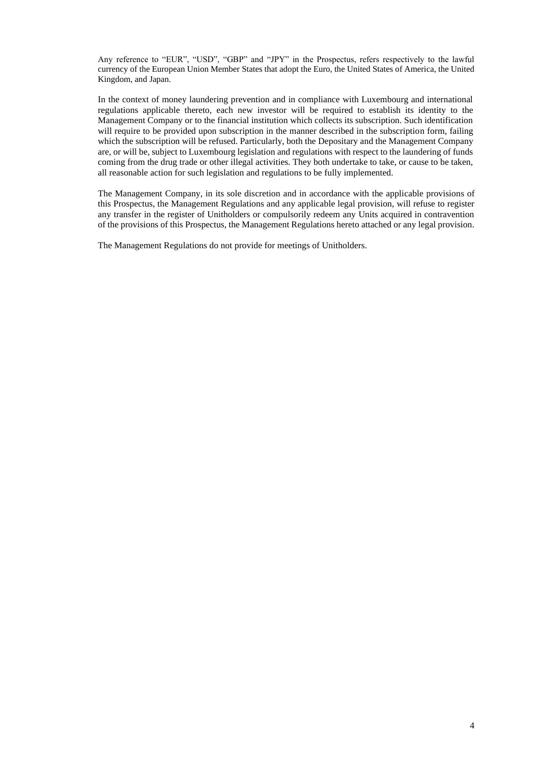Any reference to "EUR", "USD", "GBP" and "JPY" in the Prospectus, refers respectively to the lawful currency of the European Union Member States that adopt the Euro, the United States of America, the United Kingdom, and Japan.

In the context of money laundering prevention and in compliance with Luxembourg and international regulations applicable thereto, each new investor will be required to establish its identity to the Management Company or to the financial institution which collects its subscription. Such identification will require to be provided upon subscription in the manner described in the subscription form, failing which the subscription will be refused. Particularly, both the Depositary and the Management Company are, or will be, subject to Luxembourg legislation and regulations with respect to the laundering of funds coming from the drug trade or other illegal activities. They both undertake to take, or cause to be taken, all reasonable action for such legislation and regulations to be fully implemented.

The Management Company, in its sole discretion and in accordance with the applicable provisions of this Prospectus, the Management Regulations and any applicable legal provision, will refuse to register any transfer in the register of Unitholders or compulsorily redeem any Units acquired in contravention of the provisions of this Prospectus, the Management Regulations hereto attached or any legal provision.

The Management Regulations do not provide for meetings of Unitholders.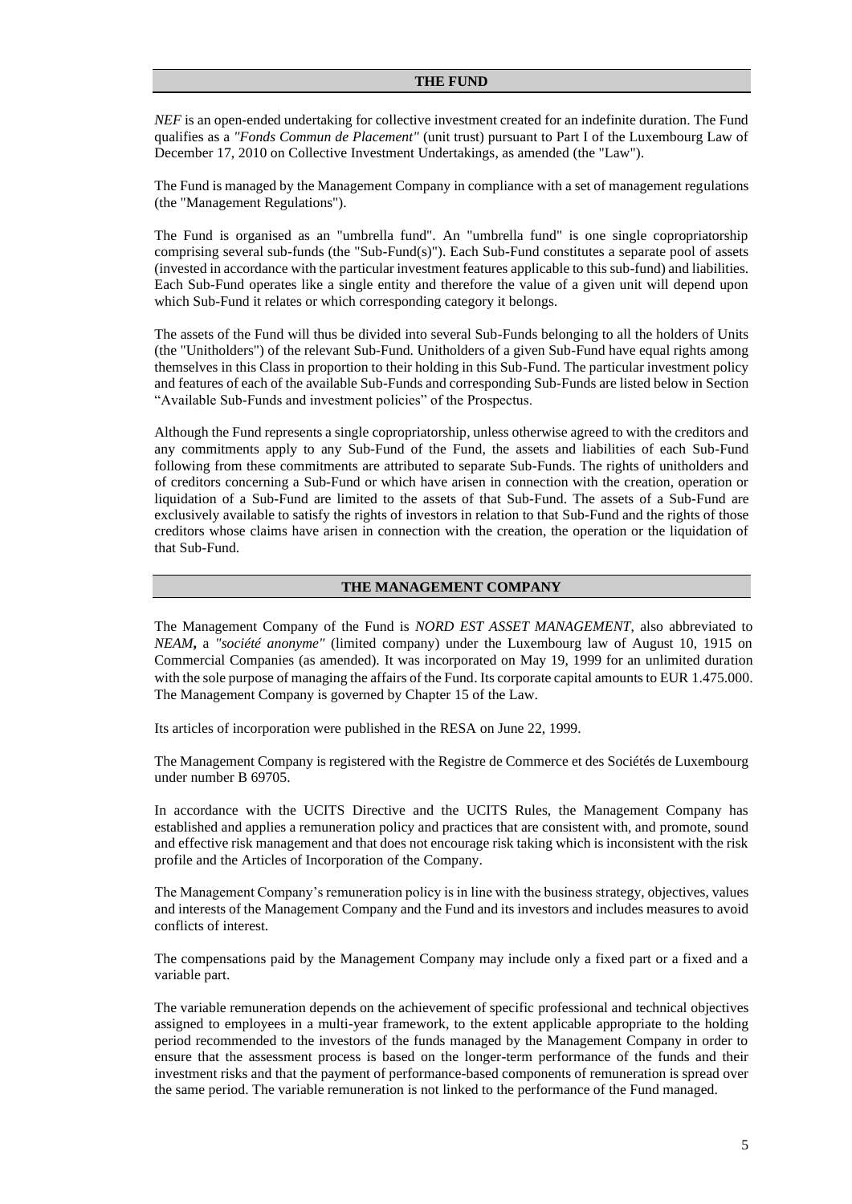## THE FUND

*NEF* is an open-ended undertaking for collective investment created for an indefinite duration. The Fund qualifies as a *"Fonds Commun de Placement"* (unit trust) pursuant to Part I of the Luxembourg Law of December 17, 2010 on Collective Investment Undertakings, as amended (the "Law").

The Fund is managed by the Management Company in compliance with a set of management regulations (the "Management Regulations").

The Fund is organised as an "umbrella fund". An "umbrella fund" is one single copropriatorship comprising several sub-funds (the "Sub-Fund(s)"). Each Sub-Fund constitutes a separate pool of assets (invested in accordance with the particular investment features applicable to this sub-fund) and liabilities. Each Sub-Fund operates like a single entity and therefore the value of a given unit will depend upon which Sub-Fund it relates or which corresponding category it belongs.

The assets of the Fund will thus be divided into several Sub-Funds belonging to all the holders of Units (the "Unitholders") of the relevant Sub-Fund. Unitholders of a given Sub-Fund have equal rights among themselves in this Class in proportion to their holding in this Sub-Fund. The particular investment policy and features of each of the available Sub-Funds and corresponding Sub-Funds are listed below in Section "Available Sub-Funds and investment policies" of the Prospectus.

Although the Fund represents a single copropriatorship, unless otherwise agreed to with the creditors and any commitments apply to any Sub-Fund of the Fund, the assets and liabilities of each Sub-Fund following from these commitments are attributed to separate Sub-Funds. The rights of unitholders and of creditors concerning a Sub-Fund or which have arisen in connection with the creation, operation or liquidation of a Sub-Fund are limited to the assets of that Sub-Fund. The assets of a Sub-Fund are exclusively available to satisfy the rights of investors in relation to that Sub-Fund and the rights of those creditors whose claims have arisen in connection with the creation, the operation or the liquidation of that Sub-Fund.

## THE MANAGEMENT COMPANY

The Management Company of the Fund is *NORD EST ASSET MANAGEMENT*, also abbreviated to ***NEAM*,** a *"société anonyme"* (limited company) under the Luxembourg law of August 10, 1915 on Commercial Companies (as amended). It was incorporated on May 19, 1999 for an unlimited duration with the sole purpose of managing the affairs of the Fund. Its corporate capital amounts to EUR 1.475.000. The Management Company is governed by Chapter 15 of the Law.

Its articles of incorporation were published in the RESA on June 22, 1999.

The Management Company is registered with the Registre de Commerce et des Sociétés de Luxembourg under number B 69705.

In accordance with the UCITS Directive and the UCITS Rules, the Management Company has established and applies a remuneration policy and practices that are consistent with, and promote, sound and effective risk management and that does not encourage risk taking which is inconsistent with the risk profile and the Articles of Incorporation of the Company.

The Management Company's remuneration policy is in line with the business strategy, objectives, values and interests of the Management Company and the Fund and its investors and includes measures to avoid conflicts of interest.

The compensations paid by the Management Company may include only a fixed part or a fixed and a variable part.

The variable remuneration depends on the achievement of specific professional and technical objectives assigned to employees in a multi-year framework, to the extent applicable appropriate to the holding period recommended to the investors of the funds managed by the Management Company in order to ensure that the assessment process is based on the longer-term performance of the funds and their investment risks and that the payment of performance-based components of remuneration is spread over the same period. The variable remuneration is not linked to the performance of the Fund managed.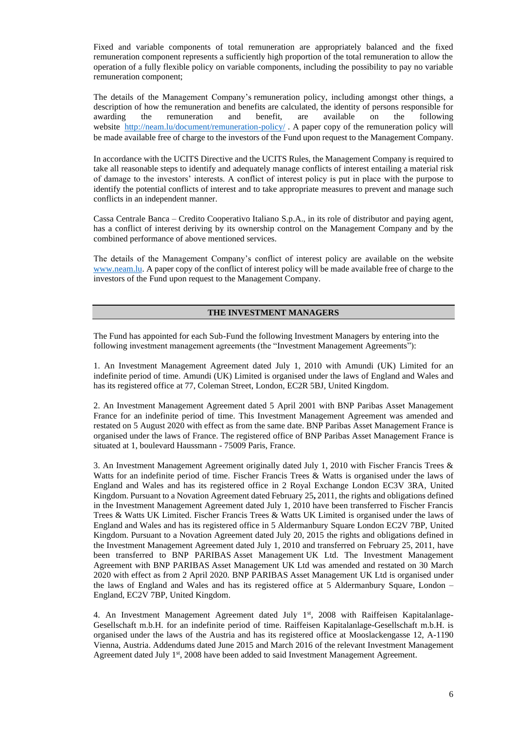Fixed and variable components of total remuneration are appropriately balanced and the fixed remuneration component represents a sufficiently high proportion of the total remuneration to allow the operation of a fully flexible policy on variable components, including the possibility to pay no variable remuneration component;

The details of the Management Company's remuneration policy, including amongst other things, a description of how the remuneration and benefits are calculated, the identity of persons responsible for awarding the remuneration and benefit, are available on the following website http://neam.lu/document/remuneration-policy/ . A paper copy of the remuneration policy will be made available free of charge to the investors of the Fund upon request to the Management Company.

In accordance with the UCITS Directive and the UCITS Rules, the Management Company is required to take all reasonable steps to identify and adequately manage conflicts of interest entailing a material risk of damage to the investors' interests. A conflict of interest policy is put in place with the purpose to identify the potential conflicts of interest and to take appropriate measures to prevent and manage such conflicts in an independent manner.

Cassa Centrale Banca – Credito Cooperativo Italiano S.p.A., in its role of distributor and paying agent, has a conflict of interest deriving by its ownership control on the Management Company and by the combined performance of above mentioned services.

The details of the Management Company's conflict of interest policy are available on the website www.neam.lu. A paper copy of the conflict of interest policy will be made available free of charge to the investors of the Fund upon request to the Management Company.

## THE INVESTMENT MANAGERS

The Fund has appointed for each Sub-Fund the following Investment Managers by entering into the following investment management agreements (the "Investment Management Agreements"):

1. An Investment Management Agreement dated July 1, 2010 with Amundi (UK) Limited for an indefinite period of time. Amundi (UK) Limited is organised under the laws of England and Wales and has its registered office at 77, Coleman Street, London, EC2R 5BJ, United Kingdom.

2. An Investment Management Agreement dated 5 April 2001 with BNP Paribas Asset Management France for an indefinite period of time. This Investment Management Agreement was amended and restated on 5 August 2020 with effect as from the same date. BNP Paribas Asset Management France is organised under the laws of France. The registered office of BNP Paribas Asset Management France is situated at 1, boulevard Haussmann - 75009 Paris, France.

3. An Investment Management Agreement originally dated July 1, 2010 with Fischer Francis Trees & Watts for an indefinite period of time. Fischer Francis Trees & Watts is organised under the laws of England and Wales and has its registered office in 2 Royal Exchange London EC3V 3RA, United Kingdom. Pursuant to a Novation Agreement dated February 25**,** 2011, the rights and obligations defined in the Investment Management Agreement dated July 1, 2010 have been transferred to Fischer Francis Trees & Watts UK Limited. Fischer Francis Trees & Watts UK Limited is organised under the laws of England and Wales and has its registered office in 5 Aldermanbury Square London EC2V 7BP, United Kingdom. Pursuant to a Novation Agreement dated July 20, 2015 the rights and obligations defined in the Investment Management Agreement dated July 1, 2010 and transferred on February 25, 2011, have been transferred to BNP PARIBAS Asset Management UK Ltd. The Investment Management Agreement with BNP PARIBAS Asset Management UK Ltd was amended and restated on 30 March 2020 with effect as from 2 April 2020. BNP PARIBAS Asset Management UK Ltd is organised under the laws of England and Wales and has its registered office at 5 Aldermanbury Square, London – England, EC2V 7BP, United Kingdom.

4. An Investment Management Agreement dated July 1st, 2008 with Raiffeisen Kapitalanlage-Gesellschaft m.b.H. for an indefinite period of time. Raiffeisen Kapitalanlage-Gesellschaft m.b.H. is organised under the laws of the Austria and has its registered office at Mooslackengasse 12, A-1190 Vienna, Austria. Addendums dated June 2015 and March 2016 of the relevant Investment Management Agreement dated July 1st, 2008 have been added to said Investment Management Agreement.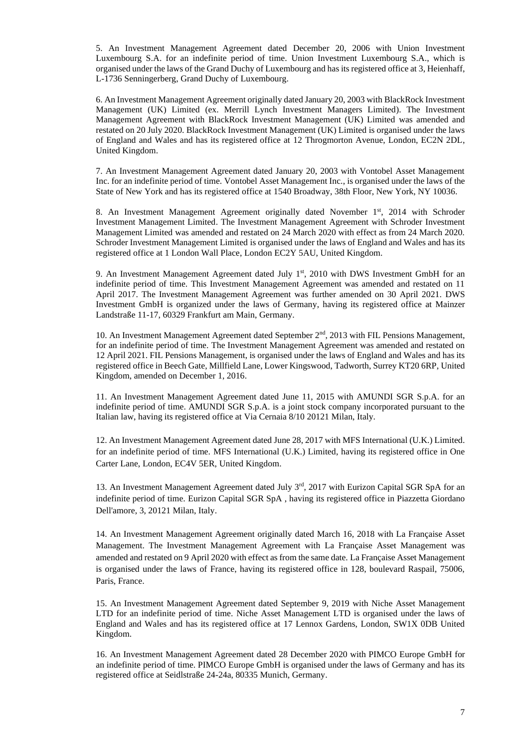5. An Investment Management Agreement dated December 20, 2006 with Union Investment Luxembourg S.A. for an indefinite period of time. Union Investment Luxembourg S.A., which is organised under the laws of the Grand Duchy of Luxembourg and has its registered office at 3, Heienhaff, L-1736 Senningerberg, Grand Duchy of Luxembourg.

6. An Investment Management Agreement originally dated January 20, 2003 with BlackRock Investment Management (UK) Limited (ex. Merrill Lynch Investment Managers Limited). The Investment Management Agreement with BlackRock Investment Management (UK) Limited was amended and restated on 20 July 2020. BlackRock Investment Management (UK) Limited is organised under the laws of England and Wales and has its registered office at 12 Throgmorton Avenue, London, EC2N 2DL, United Kingdom.

7. An Investment Management Agreement dated January 20, 2003 with Vontobel Asset Management Inc. for an indefinite period of time. Vontobel Asset Management Inc., is organised under the laws of the State of New York and has its registered office at 1540 Broadway, 38th Floor, New York, NY 10036.

8. An Investment Management Agreement originally dated November 1st, 2014 with Schroder Investment Management Limited. The Investment Management Agreement with Schroder Investment Management Limited was amended and restated on 24 March 2020 with effect as from 24 March 2020. Schroder Investment Management Limited is organised under the laws of England and Wales and has its registered office at 1 London Wall Place, London EC2Y 5AU, United Kingdom.

9. An Investment Management Agreement dated July 1st, 2010 with DWS Investment GmbH for an indefinite period of time. This Investment Management Agreement was amended and restated on 11 April 2017. The Investment Management Agreement was further amended on 30 April 2021. DWS Investment GmbH is organized under the laws of Germany, having its registered office at Mainzer Landstraße 11-17, 60329 Frankfurt am Main, Germany.

10. An Investment Management Agreement dated September 2nd, 2013 with FIL Pensions Management, for an indefinite period of time. The Investment Management Agreement was amended and restated on 12 April 2021. FIL Pensions Management, is organised under the laws of England and Wales and has its registered office in Beech Gate, Millfield Lane, Lower Kingswood, Tadworth, Surrey KT20 6RP, United Kingdom, amended on December 1, 2016.

11. An Investment Management Agreement dated June 11, 2015 with AMUNDI SGR S.p.A. for an indefinite period of time. AMUNDI SGR S.p.A. is a joint stock company incorporated pursuant to the Italian law, having its registered office at Via Cernaia 8/10 20121 Milan, Italy.

12. An Investment Management Agreement dated June 28, 2017 with MFS International (U.K.) Limited. for an indefinite period of time. MFS International (U.K.) Limited, having its registered office in One Carter Lane, London, EC4V 5ER, United Kingdom.

13. An Investment Management Agreement dated July 3rd, 2017 with Eurizon Capital SGR SpA for an indefinite period of time. Eurizon Capital SGR SpA , having its registered office in Piazzetta Giordano Dell'amore, 3, 20121 Milan, Italy.

14. An Investment Management Agreement originally dated March 16, 2018 with La Française Asset Management. The Investment Management Agreement with La Française Asset Management was amended and restated on 9 April 2020 with effect as from the same date. La Française Asset Management is organised under the laws of France, having its registered office in 128, boulevard Raspail, 75006, Paris, France.

15. An Investment Management Agreement dated September 9, 2019 with Niche Asset Management LTD for an indefinite period of time. Niche Asset Management LTD is organised under the laws of England and Wales and has its registered office at 17 Lennox Gardens, London, SW1X 0DB United Kingdom.

16. An Investment Management Agreement dated 28 December 2020 with PIMCO Europe GmbH for an indefinite period of time. PIMCO Europe GmbH is organised under the laws of Germany and has its registered office at Seidlstraße 24-24a, 80335 Munich, Germany.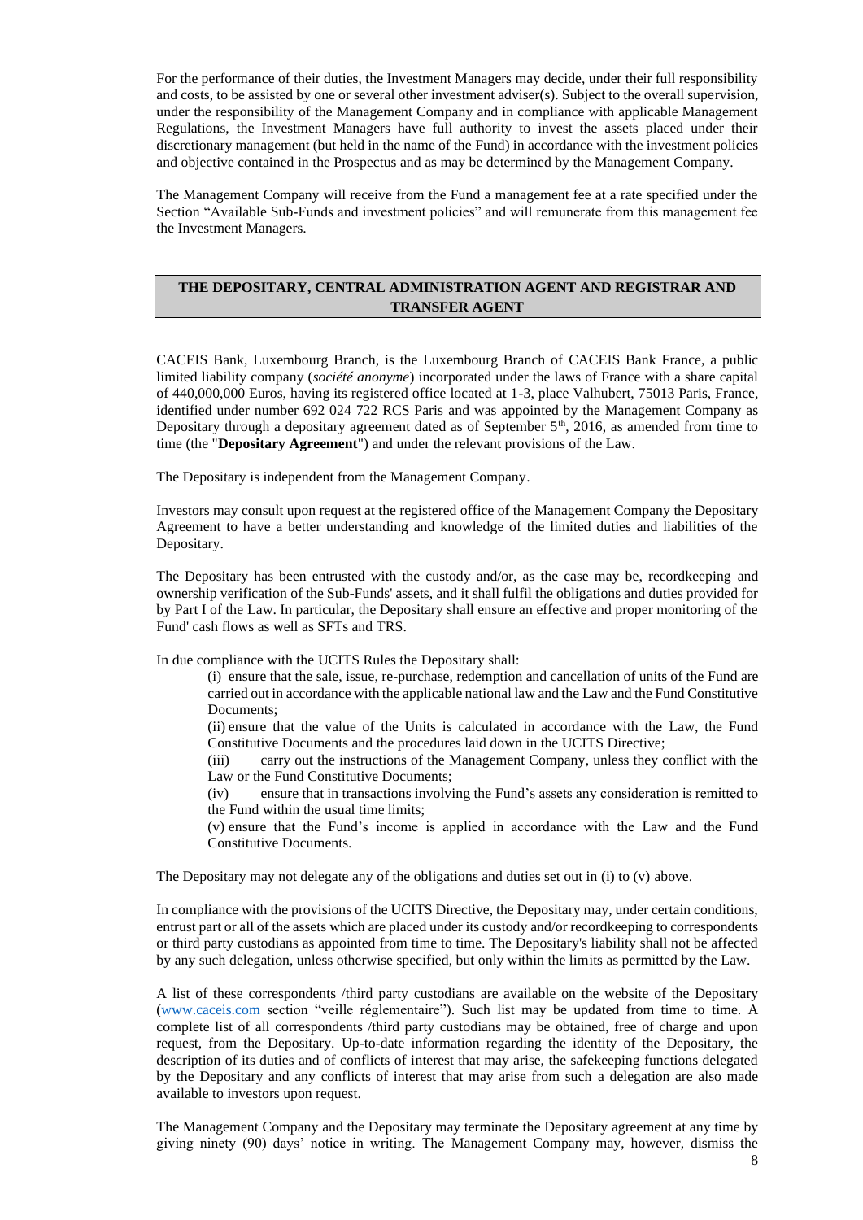For the performance of their duties, the Investment Managers may decide, under their full responsibility and costs, to be assisted by one or several other investment adviser(s). Subject to the overall supervision, under the responsibility of the Management Company and in compliance with applicable Management Regulations, the Investment Managers have full authority to invest the assets placed under their discretionary management (but held in the name of the Fund) in accordance with the investment policies and objective contained in the Prospectus and as may be determined by the Management Company.

The Management Company will receive from the Fund a management fee at a rate specified under the Section "Available Sub-Funds and investment policies" and will remunerate from this management fee the Investment Managers.

## THE DEPOSITARY, CENTRAL ADMINISTRATION AGENT AND REGISTRAR AND TRANSFER AGENT

CACEIS Bank, Luxembourg Branch, is the Luxembourg Branch of CACEIS Bank France, a public limited liability company (*société anonyme*) incorporated under the laws of France with a share capital of 440,000,000 Euros, having its registered office located at 1-3, place Valhubert, 75013 Paris, France, identified under number 692 024 722 RCS Paris and was appointed by the Management Company as Depositary through a depositary agreement dated as of September 5th, 2016, as amended from time to time (the "**Depositary Agreement**") and under the relevant provisions of the Law.

The Depositary is independent from the Management Company.

Investors may consult upon request at the registered office of the Management Company the Depositary Agreement to have a better understanding and knowledge of the limited duties and liabilities of the Depositary.

The Depositary has been entrusted with the custody and/or, as the case may be, recordkeeping and ownership verification of the Sub-Funds' assets, and it shall fulfil the obligations and duties provided for by Part I of the Law. In particular, the Depositary shall ensure an effective and proper monitoring of the Fund' cash flows as well as SFTs and TRS.

In due compliance with the UCITS Rules the Depositary shall:

(i) ensure that the sale, issue, re-purchase, redemption and cancellation of units of the Fund are carried out in accordance with the applicable national law and the Law and the Fund Constitutive Documents;

(ii) ensure that the value of the Units is calculated in accordance with the Law, the Fund Constitutive Documents and the procedures laid down in the UCITS Directive;

(iii) carry out the instructions of the Management Company, unless they conflict with the Law or the Fund Constitutive Documents;

(iv) ensure that in transactions involving the Fund's assets any consideration is remitted to the Fund within the usual time limits;

(v) ensure that the Fund's income is applied in accordance with the Law and the Fund Constitutive Documents.

The Depositary may not delegate any of the obligations and duties set out in (i) to (v) above.

In compliance with the provisions of the UCITS Directive, the Depositary may, under certain conditions, entrust part or all of the assets which are placed under its custody and/or recordkeeping to correspondents or third party custodians as appointed from time to time. The Depositary's liability shall not be affected by any such delegation, unless otherwise specified, but only within the limits as permitted by the Law.

A list of these correspondents /third party custodians are available on the website of the Depositary (www.caceis.com section "veille réglementaire"). Such list may be updated from time to time. A complete list of all correspondents /third party custodians may be obtained, free of charge and upon request, from the Depositary. Up-to-date information regarding the identity of the Depositary, the description of its duties and of conflicts of interest that may arise, the safekeeping functions delegated by the Depositary and any conflicts of interest that may arise from such a delegation are also made available to investors upon request.

The Management Company and the Depositary may terminate the Depositary agreement at any time by giving ninety (90) days' notice in writing. The Management Company may, however, dismiss the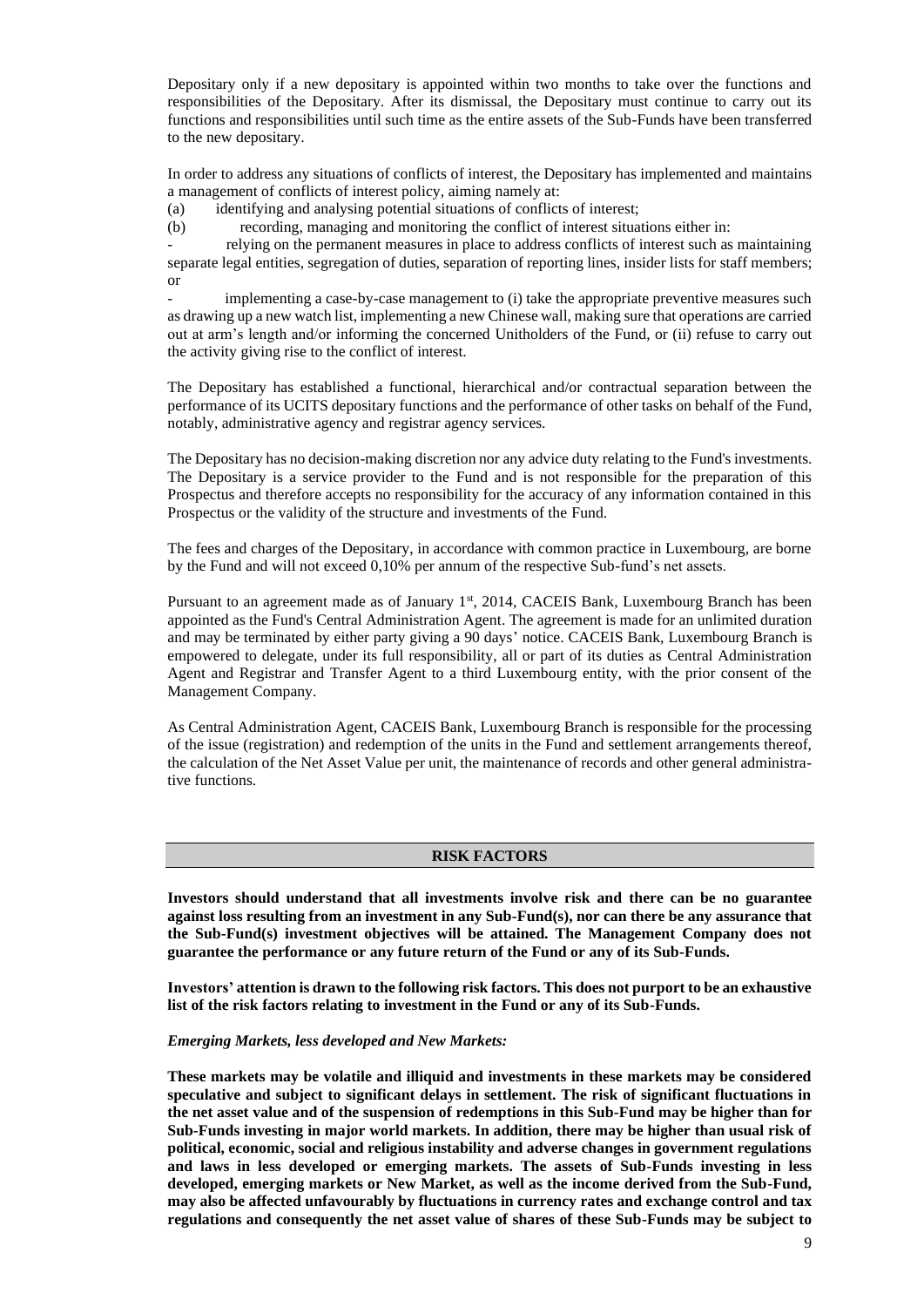Depositary only if a new depositary is appointed within two months to take over the functions and responsibilities of the Depositary. After its dismissal, the Depositary must continue to carry out its functions and responsibilities until such time as the entire assets of the Sub-Funds have been transferred to the new depositary.

In order to address any situations of conflicts of interest, the Depositary has implemented and maintains a management of conflicts of interest policy, aiming namely at:

(a) identifying and analysing potential situations of conflicts of interest;

(b) recording, managing and monitoring the conflict of interest situations either in:

- relying on the permanent measures in place to address conflicts of interest such as maintaining separate legal entities, segregation of duties, separation of reporting lines, insider lists for staff members; or
- implementing a case-by-case management to (i) take the appropriate preventive measures such as drawing up a new watch list, implementing a new Chinese wall, making sure that operations are carried out at arm's length and/or informing the concerned Unitholders of the Fund, or (ii) refuse to carry out the activity giving rise to the conflict of interest.

The Depositary has established a functional, hierarchical and/or contractual separation between the performance of its UCITS depositary functions and the performance of other tasks on behalf of the Fund, notably, administrative agency and registrar agency services.

The Depositary has no decision-making discretion nor any advice duty relating to the Fund's investments. The Depositary is a service provider to the Fund and is not responsible for the preparation of this Prospectus and therefore accepts no responsibility for the accuracy of any information contained in this Prospectus or the validity of the structure and investments of the Fund.

The fees and charges of the Depositary, in accordance with common practice in Luxembourg, are borne by the Fund and will not exceed 0,10% per annum of the respective Sub-fund's net assets.

Pursuant to an agreement made as of January 1st, 2014, CACEIS Bank, Luxembourg Branch has been appointed as the Fund's Central Administration Agent. The agreement is made for an unlimited duration and may be terminated by either party giving a 90 days' notice. CACEIS Bank, Luxembourg Branch is empowered to delegate, under its full responsibility, all or part of its duties as Central Administration Agent and Registrar and Transfer Agent to a third Luxembourg entity, with the prior consent of the Management Company.

As Central Administration Agent, CACEIS Bank, Luxembourg Branch is responsible for the processing of the issue (registration) and redemption of the units in the Fund and settlement arrangements thereof, the calculation of the Net Asset Value per unit, the maintenance of records and other general administrative functions.

## RISK FACTORS

**Investors should understand that all investments involve risk and there can be no guarantee against loss resulting from an investment in any Sub-Fund(s), nor can there be any assurance that the Sub-Fund(s) investment objectives will be attained. The Management Company does not guarantee the performance or any future return of the Fund or any of its Sub-Funds.**

**Investors' attention is drawn to the following risk factors. This does not purport to be an exhaustive list of the risk factors relating to investment in the Fund or any of its Sub-Funds.**

***Emerging Markets, less developed and New Markets:***

**These markets may be volatile and illiquid and investments in these markets may be considered speculative and subject to significant delays in settlement. The risk of significant fluctuations in the net asset value and of the suspension of redemptions in this Sub-Fund may be higher than for Sub-Funds investing in major world markets. In addition, there may be higher than usual risk of political, economic, social and religious instability and adverse changes in government regulations and laws in less developed or emerging markets. The assets of Sub-Funds investing in less developed, emerging markets or New Market, as well as the income derived from the Sub-Fund, may also be affected unfavourably by fluctuations in currency rates and exchange control and tax regulations and consequently the net asset value of shares of these Sub-Funds may be subject to**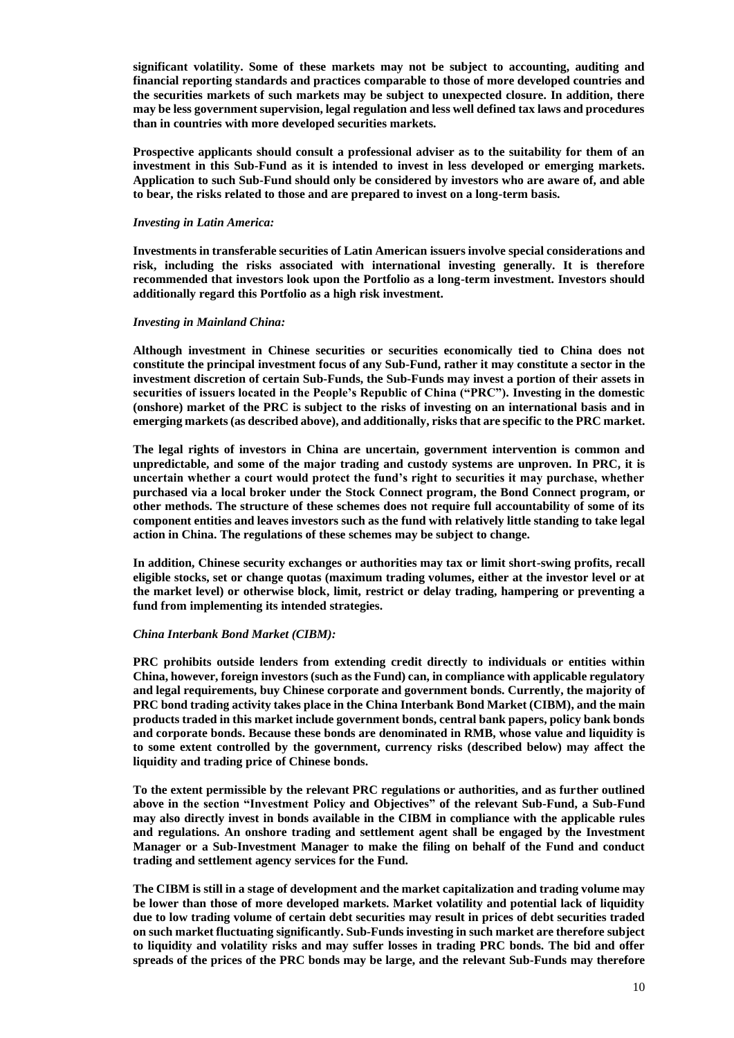**significant volatility. Some of these markets may not be subject to accounting, auditing and financial reporting standards and practices comparable to those of more developed countries and the securities markets of such markets may be subject to unexpected closure. In addition, there may be less government supervision, legal regulation and less well defined tax laws and procedures than in countries with more developed securities markets.**

**Prospective applicants should consult a professional adviser as to the suitability for them of an investment in this Sub-Fund as it is intended to invest in less developed or emerging markets. Application to such Sub-Fund should only be considered by investors who are aware of, and able to bear, the risks related to those and are prepared to invest on a long-term basis.**

*Investing in Latin America:*

**Investments in transferable securities of Latin American issuers involve special considerations and risk, including the risks associated with international investing generally. It is therefore recommended that investors look upon the Portfolio as a long-term investment. Investors should additionally regard this Portfolio as a high risk investment.**

*Investing in Mainland China:*

**Although investment in Chinese securities or securities economically tied to China does not constitute the principal investment focus of any Sub-Fund, rather it may constitute a sector in the investment discretion of certain Sub-Funds, the Sub-Funds may invest a portion of their assets in securities of issuers located in the People's Republic of China ("PRC"). Investing in the domestic (onshore) market of the PRC is subject to the risks of investing on an international basis and in emerging markets (as described above), and additionally, risks that are specific to the PRC market.**

**The legal rights of investors in China are uncertain, government intervention is common and unpredictable, and some of the major trading and custody systems are unproven. In PRC, it is uncertain whether a court would protect the fund's right to securities it may purchase, whether purchased via a local broker under the Stock Connect program, the Bond Connect program, or other methods. The structure of these schemes does not require full accountability of some of its component entities and leaves investors such as the fund with relatively little standing to take legal action in China. The regulations of these schemes may be subject to change.**

**In addition, Chinese security exchanges or authorities may tax or limit short-swing profits, recall eligible stocks, set or change quotas (maximum trading volumes, either at the investor level or at the market level) or otherwise block, limit, restrict or delay trading, hampering or preventing a fund from implementing its intended strategies.**

*China Interbank Bond Market (CIBM):*

**PRC prohibits outside lenders from extending credit directly to individuals or entities within China, however, foreign investors (such as the Fund) can, in compliance with applicable regulatory and legal requirements, buy Chinese corporate and government bonds. Currently, the majority of PRC bond trading activity takes place in the China Interbank Bond Market (CIBM), and the main products traded in this market include government bonds, central bank papers, policy bank bonds and corporate bonds. Because these bonds are denominated in RMB, whose value and liquidity is to some extent controlled by the government, currency risks (described below) may affect the liquidity and trading price of Chinese bonds.**

**To the extent permissible by the relevant PRC regulations or authorities, and as further outlined above in the section "Investment Policy and Objectives" of the relevant Sub-Fund, a Sub-Fund may also directly invest in bonds available in the CIBM in compliance with the applicable rules and regulations. An onshore trading and settlement agent shall be engaged by the Investment Manager or a Sub-Investment Manager to make the filing on behalf of the Fund and conduct trading and settlement agency services for the Fund.**

**The CIBM is still in a stage of development and the market capitalization and trading volume may be lower than those of more developed markets. Market volatility and potential lack of liquidity due to low trading volume of certain debt securities may result in prices of debt securities traded on such market fluctuating significantly. Sub-Funds investing in such market are therefore subject to liquidity and volatility risks and may suffer losses in trading PRC bonds. The bid and offer spreads of the prices of the PRC bonds may be large, and the relevant Sub-Funds may therefore**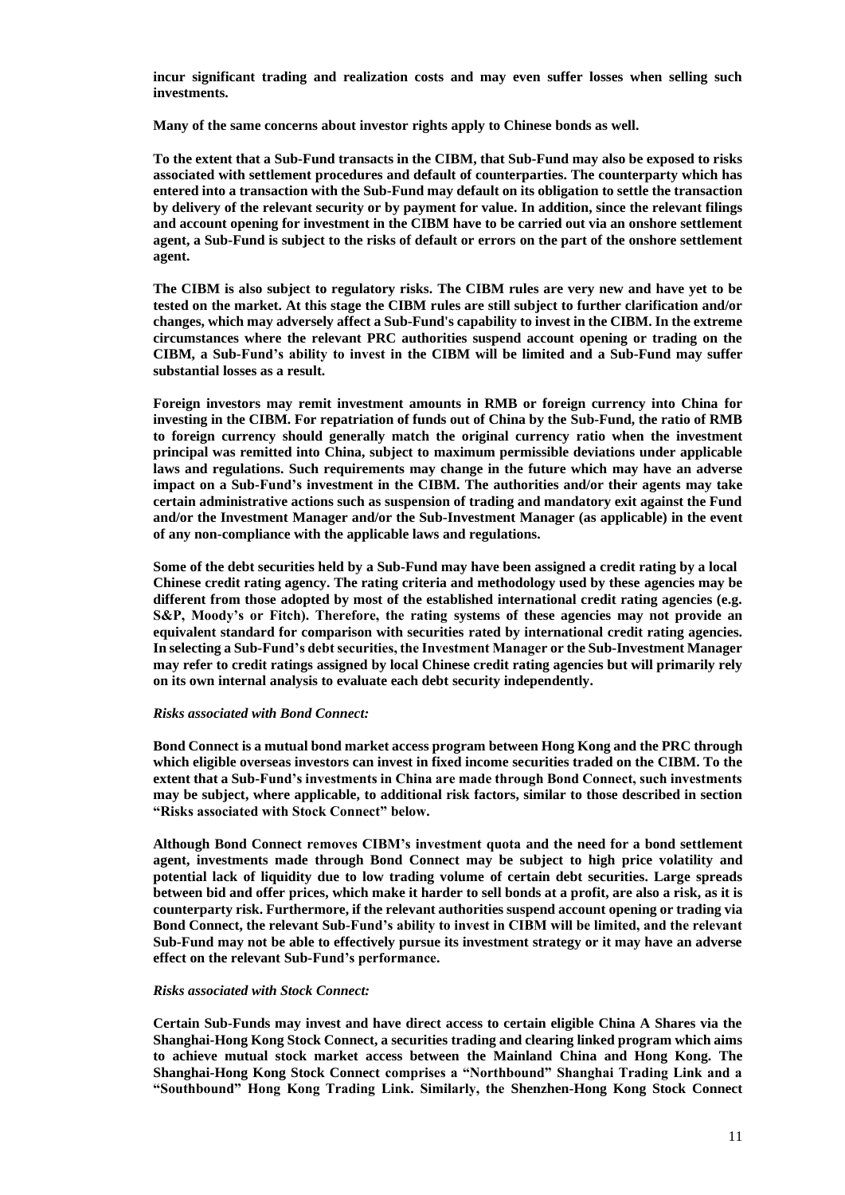**incur significant trading and realization costs and may even suffer losses when selling such investments.**

**Many of the same concerns about investor rights apply to Chinese bonds as well.**

**To the extent that a Sub-Fund transacts in the CIBM, that Sub-Fund may also be exposed to risks associated with settlement procedures and default of counterparties. The counterparty which has entered into a transaction with the Sub-Fund may default on its obligation to settle the transaction by delivery of the relevant security or by payment for value. In addition, since the relevant filings and account opening for investment in the CIBM have to be carried out via an onshore settlement agent, a Sub-Fund is subject to the risks of default or errors on the part of the onshore settlement agent.**

**The CIBM is also subject to regulatory risks. The CIBM rules are very new and have yet to be tested on the market. At this stage the CIBM rules are still subject to further clarification and/or changes, which may adversely affect a Sub-Fund's capability to invest in the CIBM. In the extreme circumstances where the relevant PRC authorities suspend account opening or trading on the CIBM, a Sub-Fund's ability to invest in the CIBM will be limited and a Sub-Fund may suffer substantial losses as a result.**

**Foreign investors may remit investment amounts in RMB or foreign currency into China for investing in the CIBM. For repatriation of funds out of China by the Sub-Fund, the ratio of RMB to foreign currency should generally match the original currency ratio when the investment principal was remitted into China, subject to maximum permissible deviations under applicable laws and regulations. Such requirements may change in the future which may have an adverse impact on a Sub-Fund's investment in the CIBM. The authorities and/or their agents may take certain administrative actions such as suspension of trading and mandatory exit against the Fund and/or the Investment Manager and/or the Sub-Investment Manager (as applicable) in the event of any non-compliance with the applicable laws and regulations.**

**Some of the debt securities held by a Sub-Fund may have been assigned a credit rating by a local Chinese credit rating agency. The rating criteria and methodology used by these agencies may be different from those adopted by most of the established international credit rating agencies (e.g. S&P, Moody's or Fitch). Therefore, the rating systems of these agencies may not provide an equivalent standard for comparison with securities rated by international credit rating agencies. In selecting a Sub-Fund's debt securities, the Investment Manager or the Sub-Investment Manager may refer to credit ratings assigned by local Chinese credit rating agencies but will primarily rely on its own internal analysis to evaluate each debt security independently.**

***Risks associated with Bond Connect:***

**Bond Connect is a mutual bond market access program between Hong Kong and the PRC through which eligible overseas investors can invest in fixed income securities traded on the CIBM. To the extent that a Sub-Fund's investments in China are made through Bond Connect, such investments may be subject, where applicable, to additional risk factors, similar to those described in section "Risks associated with Stock Connect" below.**

**Although Bond Connect removes CIBM's investment quota and the need for a bond settlement agent, investments made through Bond Connect may be subject to high price volatility and potential lack of liquidity due to low trading volume of certain debt securities. Large spreads between bid and offer prices, which make it harder to sell bonds at a profit, are also a risk, as it is counterparty risk. Furthermore, if the relevant authorities suspend account opening or trading via Bond Connect, the relevant Sub-Fund's ability to invest in CIBM will be limited, and the relevant Sub-Fund may not be able to effectively pursue its investment strategy or it may have an adverse effect on the relevant Sub-Fund's performance.**

***Risks associated with Stock Connect:***

**Certain Sub-Funds may invest and have direct access to certain eligible China A Shares via the Shanghai-Hong Kong Stock Connect, a securities trading and clearing linked program which aims to achieve mutual stock market access between the Mainland China and Hong Kong. The Shanghai-Hong Kong Stock Connect comprises a "Northbound" Shanghai Trading Link and a "Southbound" Hong Kong Trading Link. Similarly, the Shenzhen-Hong Kong Stock Connect**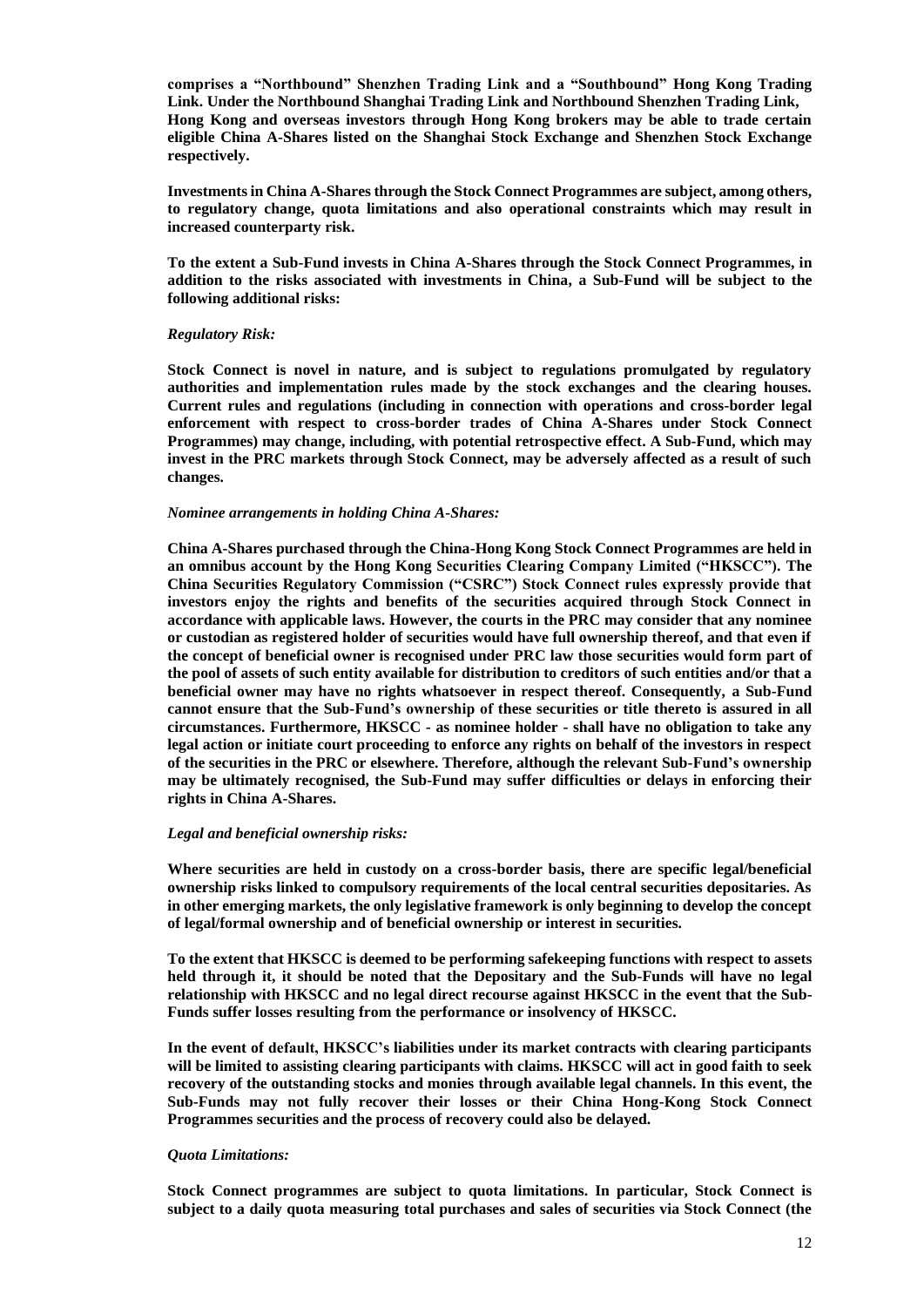**comprises a "Northbound" Shenzhen Trading Link and a "Southbound" Hong Kong Trading Link. Under the Northbound Shanghai Trading Link and Northbound Shenzhen Trading Link, Hong Kong and overseas investors through Hong Kong brokers may be able to trade certain eligible China A-Shares listed on the Shanghai Stock Exchange and Shenzhen Stock Exchange respectively.**

**Investments in China A-Shares through the Stock Connect Programmes are subject, among others, to regulatory change, quota limitations and also operational constraints which may result in increased counterparty risk.**

**To the extent a Sub-Fund invests in China A-Shares through the Stock Connect Programmes, in addition to the risks associated with investments in China, a Sub-Fund will be subject to the following additional risks:**

***Regulatory Risk:***

**Stock Connect is novel in nature, and is subject to regulations promulgated by regulatory authorities and implementation rules made by the stock exchanges and the clearing houses. Current rules and regulations (including in connection with operations and cross-border legal enforcement with respect to cross-border trades of China A-Shares under Stock Connect Programmes) may change, including, with potential retrospective effect. A Sub-Fund, which may invest in the PRC markets through Stock Connect, may be adversely affected as a result of such changes.**

***Nominee arrangements in holding China A-Shares:***

**China A-Shares purchased through the China-Hong Kong Stock Connect Programmes are held in an omnibus account by the Hong Kong Securities Clearing Company Limited ("HKSCC"). The China Securities Regulatory Commission ("CSRC") Stock Connect rules expressly provide that investors enjoy the rights and benefits of the securities acquired through Stock Connect in accordance with applicable laws. However, the courts in the PRC may consider that any nominee or custodian as registered holder of securities would have full ownership thereof, and that even if the concept of beneficial owner is recognised under PRC law those securities would form part of the pool of assets of such entity available for distribution to creditors of such entities and/or that a beneficial owner may have no rights whatsoever in respect thereof. Consequently, a Sub-Fund cannot ensure that the Sub-Fund's ownership of these securities or title thereto is assured in all circumstances. Furthermore, HKSCC - as nominee holder - shall have no obligation to take any legal action or initiate court proceeding to enforce any rights on behalf of the investors in respect of the securities in the PRC or elsewhere. Therefore, although the relevant Sub-Fund's ownership may be ultimately recognised, the Sub-Fund may suffer difficulties or delays in enforcing their rights in China A-Shares.**

***Legal and beneficial ownership risks:***

**Where securities are held in custody on a cross-border basis, there are specific legal/beneficial ownership risks linked to compulsory requirements of the local central securities depositaries. As in other emerging markets, the only legislative framework is only beginning to develop the concept of legal/formal ownership and of beneficial ownership or interest in securities.**

**To the extent that HKSCC is deemed to be performing safekeeping functions with respect to assets held through it, it should be noted that the Depositary and the Sub-Funds will have no legal relationship with HKSCC and no legal direct recourse against HKSCC in the event that the Sub-Funds suffer losses resulting from the performance or insolvency of HKSCC.**

**In the event of default, HKSCC's liabilities under its market contracts with clearing participants will be limited to assisting clearing participants with claims. HKSCC will act in good faith to seek recovery of the outstanding stocks and monies through available legal channels. In this event, the Sub-Funds may not fully recover their losses or their China Hong-Kong Stock Connect Programmes securities and the process of recovery could also be delayed.**

***Quota Limitations:***

**Stock Connect programmes are subject to quota limitations. In particular, Stock Connect is subject to a daily quota measuring total purchases and sales of securities via Stock Connect (the**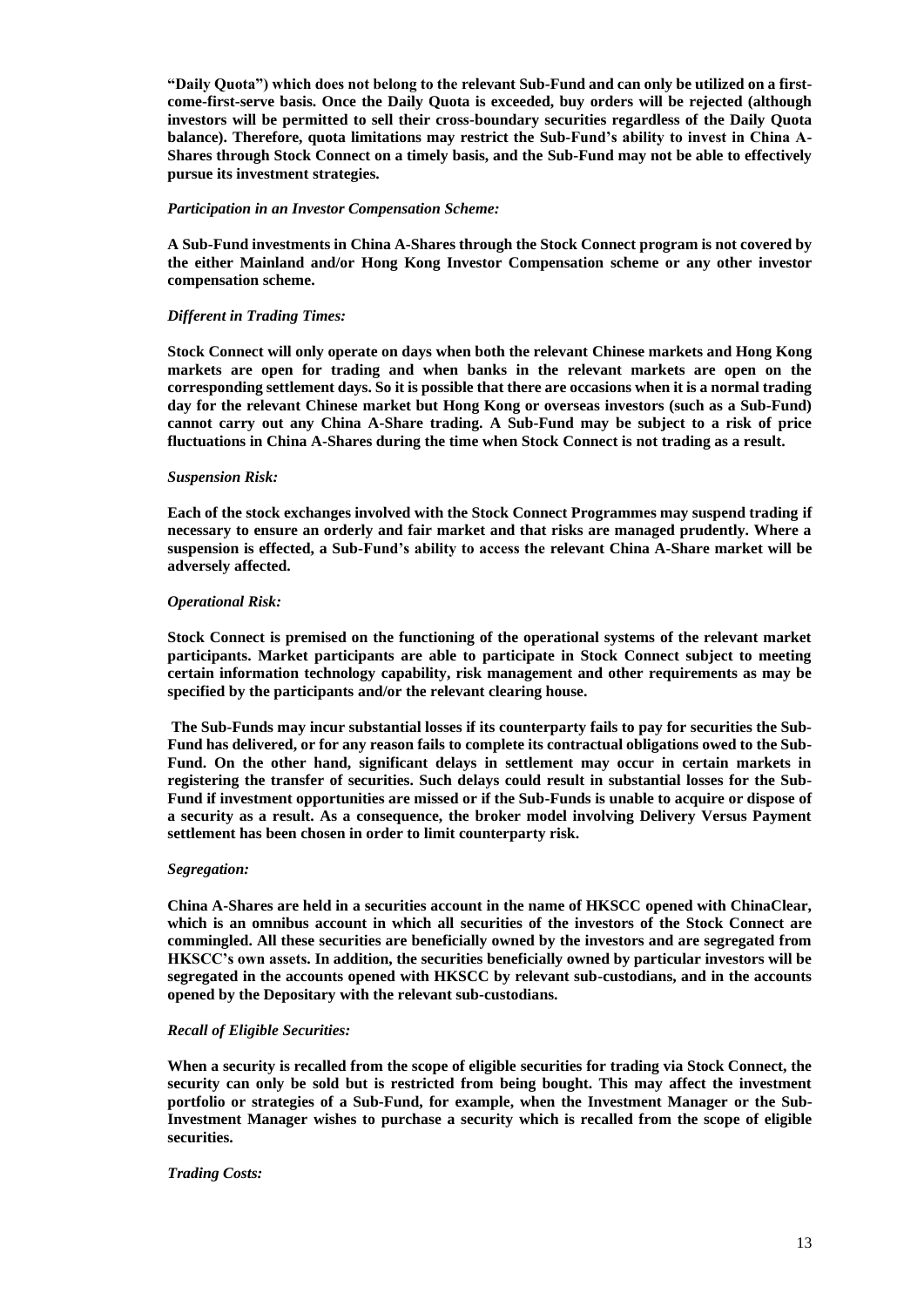**"Daily Quota") which does not belong to the relevant Sub-Fund and can only be utilized on a first-come-first-serve basis. Once the Daily Quota is exceeded, buy orders will be rejected (although investors will be permitted to sell their cross-boundary securities regardless of the Daily Quota balance). Therefore, quota limitations may restrict the Sub-Fund's ability to invest in China A-Shares through Stock Connect on a timely basis, and the Sub-Fund may not be able to effectively pursue its investment strategies.**

*Participation in an Investor Compensation Scheme:*

**A Sub-Fund investments in China A-Shares through the Stock Connect program is not covered by the either Mainland and/or Hong Kong Investor Compensation scheme or any other investor compensation scheme.**

*Different in Trading Times:*

**Stock Connect will only operate on days when both the relevant Chinese markets and Hong Kong markets are open for trading and when banks in the relevant markets are open on the corresponding settlement days. So it is possible that there are occasions when it is a normal trading day for the relevant Chinese market but Hong Kong or overseas investors (such as a Sub-Fund) cannot carry out any China A-Share trading. A Sub-Fund may be subject to a risk of price fluctuations in China A-Shares during the time when Stock Connect is not trading as a result.**

*Suspension Risk:*

**Each of the stock exchanges involved with the Stock Connect Programmes may suspend trading if necessary to ensure an orderly and fair market and that risks are managed prudently. Where a suspension is effected, a Sub-Fund's ability to access the relevant China A-Share market will be adversely affected.**

*Operational Risk:*

**Stock Connect is premised on the functioning of the operational systems of the relevant market participants. Market participants are able to participate in Stock Connect subject to meeting certain information technology capability, risk management and other requirements as may be specified by the participants and/or the relevant clearing house.**

**The Sub-Funds may incur substantial losses if its counterparty fails to pay for securities the Sub-Fund has delivered, or for any reason fails to complete its contractual obligations owed to the Sub-Fund. On the other hand, significant delays in settlement may occur in certain markets in registering the transfer of securities. Such delays could result in substantial losses for the Sub-Fund if investment opportunities are missed or if the Sub-Funds is unable to acquire or dispose of a security as a result. As a consequence, the broker model involving Delivery Versus Payment settlement has been chosen in order to limit counterparty risk.**

*Segregation:*

**China A-Shares are held in a securities account in the name of HKSCC opened with ChinaClear, which is an omnibus account in which all securities of the investors of the Stock Connect are commingled. All these securities are beneficially owned by the investors and are segregated from HKSCC's own assets. In addition, the securities beneficially owned by particular investors will be segregated in the accounts opened with HKSCC by relevant sub-custodians, and in the accounts opened by the Depositary with the relevant sub-custodians.**

*Recall of Eligible Securities:*

**When a security is recalled from the scope of eligible securities for trading via Stock Connect, the security can only be sold but is restricted from being bought. This may affect the investment portfolio or strategies of a Sub-Fund, for example, when the Investment Manager or the Sub-Investment Manager wishes to purchase a security which is recalled from the scope of eligible securities.**

*Trading Costs:*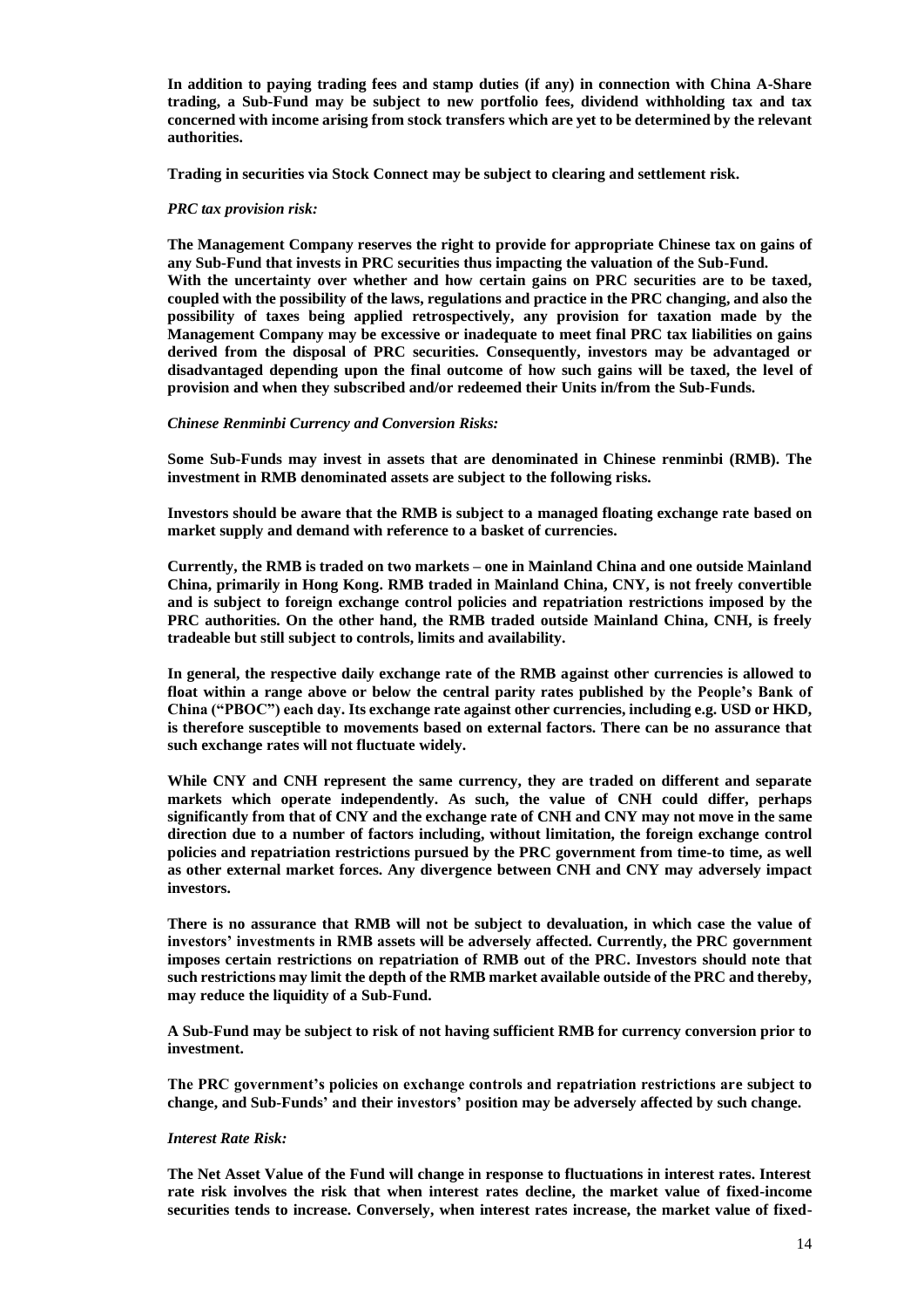**In addition to paying trading fees and stamp duties (if any) in connection with China A-Share trading, a Sub-Fund may be subject to new portfolio fees, dividend withholding tax and tax concerned with income arising from stock transfers which are yet to be determined by the relevant authorities.**

**Trading in securities via Stock Connect may be subject to clearing and settlement risk.**

***PRC tax provision risk:***

**The Management Company reserves the right to provide for appropriate Chinese tax on gains of any Sub-Fund that invests in PRC securities thus impacting the valuation of the Sub-Fund. With the uncertainty over whether and how certain gains on PRC securities are to be taxed, coupled with the possibility of the laws, regulations and practice in the PRC changing, and also the possibility of taxes being applied retrospectively, any provision for taxation made by the Management Company may be excessive or inadequate to meet final PRC tax liabilities on gains derived from the disposal of PRC securities. Consequently, investors may be advantaged or disadvantaged depending upon the final outcome of how such gains will be taxed, the level of provision and when they subscribed and/or redeemed their Units in/from the Sub-Funds.**

***Chinese Renminbi Currency and Conversion Risks:***

**Some Sub-Funds may invest in assets that are denominated in Chinese renminbi (RMB). The investment in RMB denominated assets are subject to the following risks.**

**Investors should be aware that the RMB is subject to a managed floating exchange rate based on market supply and demand with reference to a basket of currencies.**

**Currently, the RMB is traded on two markets – one in Mainland China and one outside Mainland China, primarily in Hong Kong. RMB traded in Mainland China, CNY, is not freely convertible and is subject to foreign exchange control policies and repatriation restrictions imposed by the PRC authorities. On the other hand, the RMB traded outside Mainland China, CNH, is freely tradeable but still subject to controls, limits and availability.**

**In general, the respective daily exchange rate of the RMB against other currencies is allowed to float within a range above or below the central parity rates published by the People's Bank of China ("PBOC") each day. Its exchange rate against other currencies, including e.g. USD or HKD, is therefore susceptible to movements based on external factors. There can be no assurance that such exchange rates will not fluctuate widely.**

**While CNY and CNH represent the same currency, they are traded on different and separate markets which operate independently. As such, the value of CNH could differ, perhaps significantly from that of CNY and the exchange rate of CNH and CNY may not move in the same direction due to a number of factors including, without limitation, the foreign exchange control policies and repatriation restrictions pursued by the PRC government from time-to time, as well as other external market forces. Any divergence between CNH and CNY may adversely impact investors.**

**There is no assurance that RMB will not be subject to devaluation, in which case the value of investors' investments in RMB assets will be adversely affected. Currently, the PRC government imposes certain restrictions on repatriation of RMB out of the PRC. Investors should note that such restrictions may limit the depth of the RMB market available outside of the PRC and thereby, may reduce the liquidity of a Sub-Fund.**

**A Sub-Fund may be subject to risk of not having sufficient RMB for currency conversion prior to investment.**

**The PRC government's policies on exchange controls and repatriation restrictions are subject to change, and Sub-Funds' and their investors' position may be adversely affected by such change.**

***Interest Rate Risk:***

**The Net Asset Value of the Fund will change in response to fluctuations in interest rates. Interest rate risk involves the risk that when interest rates decline, the market value of fixed-income securities tends to increase. Conversely, when interest rates increase, the market value of fixed-**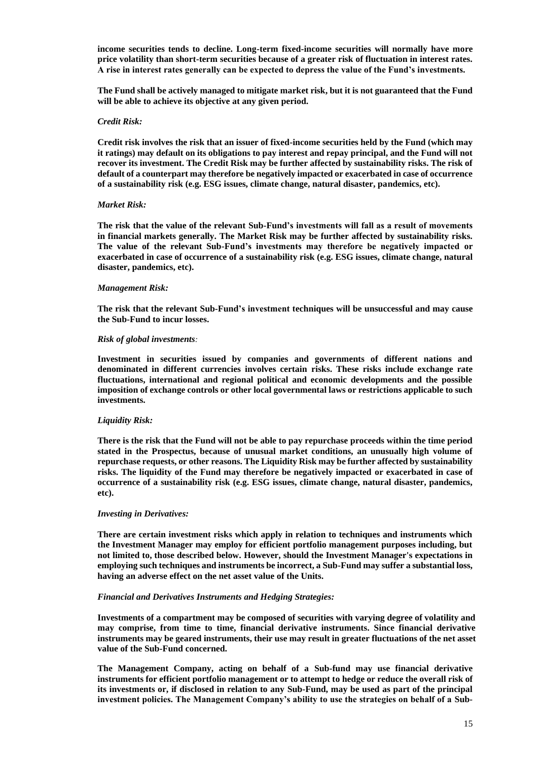**income securities tends to decline. Long-term fixed-income securities will normally have more price volatility than short-term securities because of a greater risk of fluctuation in interest rates. A rise in interest rates generally can be expected to depress the value of the Fund's investments.**

**The Fund shall be actively managed to mitigate market risk, but it is not guaranteed that the Fund will be able to achieve its objective at any given period.**

***Credit Risk:***

**Credit risk involves the risk that an issuer of fixed-income securities held by the Fund (which may it ratings) may default on its obligations to pay interest and repay principal, and the Fund will not recover its investment. The Credit Risk may be further affected by sustainability risks. The risk of default of a counterpart may therefore be negatively impacted or exacerbated in case of occurrence of a sustainability risk (e.g. ESG issues, climate change, natural disaster, pandemics, etc).**

***Market Risk:***

**The risk that the value of the relevant Sub-Fund's investments will fall as a result of movements in financial markets generally. The Market Risk may be further affected by sustainability risks. The value of the relevant Sub-Fund's investments may therefore be negatively impacted or exacerbated in case of occurrence of a sustainability risk (e.g. ESG issues, climate change, natural disaster, pandemics, etc).**

***Management Risk:***

**The risk that the relevant Sub-Fund's investment techniques will be unsuccessful and may cause the Sub-Fund to incur losses.**

***Risk of global investments:***

**Investment in securities issued by companies and governments of different nations and denominated in different currencies involves certain risks. These risks include exchange rate fluctuations, international and regional political and economic developments and the possible imposition of exchange controls or other local governmental laws or restrictions applicable to such investments.**

***Liquidity Risk:***

**There is the risk that the Fund will not be able to pay repurchase proceeds within the time period stated in the Prospectus, because of unusual market conditions, an unusually high volume of repurchase requests, or other reasons. The Liquidity Risk may be further affected by sustainability risks. The liquidity of the Fund may therefore be negatively impacted or exacerbated in case of occurrence of a sustainability risk (e.g. ESG issues, climate change, natural disaster, pandemics, etc).**

***Investing in Derivatives:***

**There are certain investment risks which apply in relation to techniques and instruments which the Investment Manager may employ for efficient portfolio management purposes including, but not limited to, those described below. However, should the Investment Manager's expectations in employing such techniques and instruments be incorrect, a Sub-Fund may suffer a substantial loss, having an adverse effect on the net asset value of the Units.**

***Financial and Derivatives Instruments and Hedging Strategies:***

**Investments of a compartment may be composed of securities with varying degree of volatility and may comprise, from time to time, financial derivative instruments. Since financial derivative instruments may be geared instruments, their use may result in greater fluctuations of the net asset value of the Sub-Fund concerned.**

**The Management Company, acting on behalf of a Sub-fund may use financial derivative instruments for efficient portfolio management or to attempt to hedge or reduce the overall risk of its investments or, if disclosed in relation to any Sub-Fund, may be used as part of the principal investment policies. The Management Company's ability to use the strategies on behalf of a Sub-**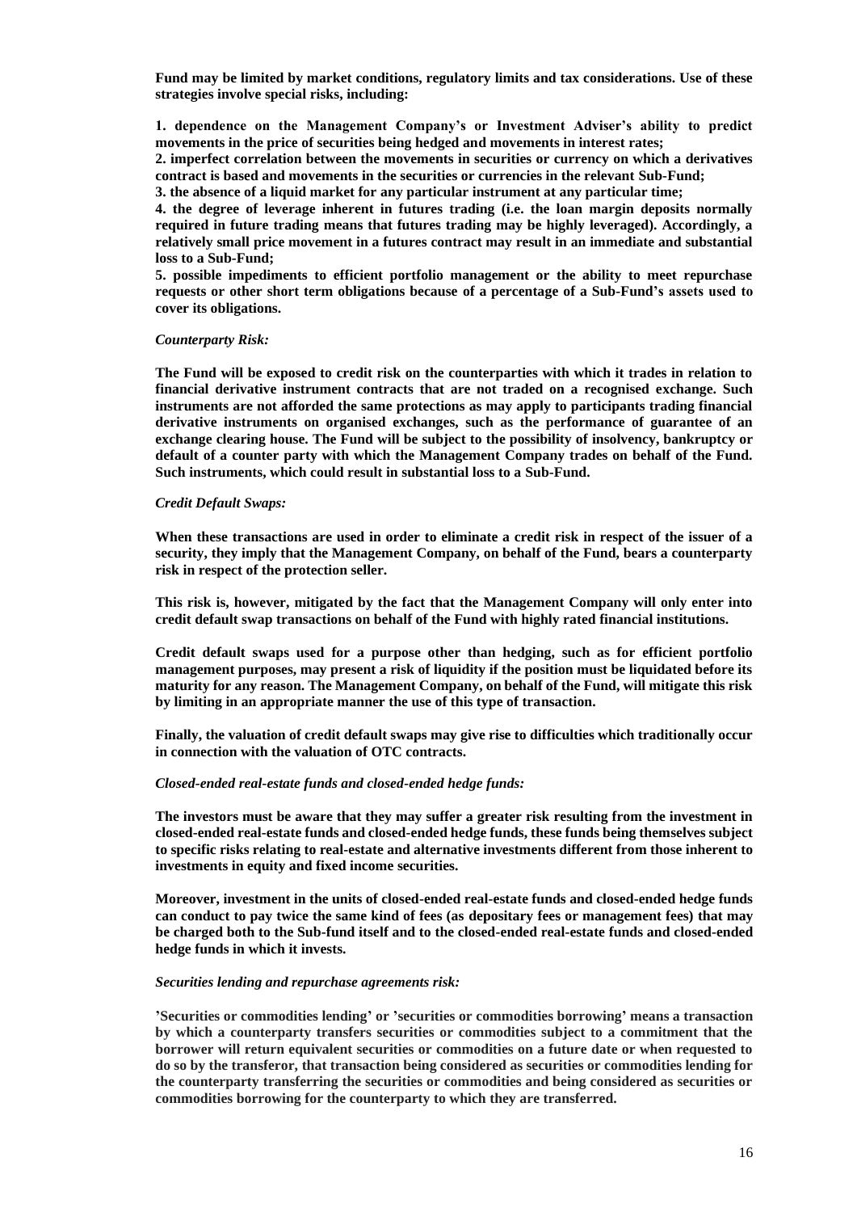**Fund may be limited by market conditions, regulatory limits and tax considerations. Use of these strategies involve special risks, including:**

**1. dependence on the Management Company's or Investment Adviser's ability to predict movements in the price of securities being hedged and movements in interest rates;**
**2. imperfect correlation between the movements in securities or currency on which a derivatives contract is based and movements in the securities or currencies in the relevant Sub-Fund;**
**3. the absence of a liquid market for any particular instrument at any particular time;**
**4. the degree of leverage inherent in futures trading (i.e. the loan margin deposits normally required in future trading means that futures trading may be highly leveraged). Accordingly, a relatively small price movement in a futures contract may result in an immediate and substantial loss to a Sub-Fund;**
**5. possible impediments to efficient portfolio management or the ability to meet repurchase requests or other short term obligations because of a percentage of a Sub-Fund's assets used to cover its obligations.**

***Counterparty Risk:***

**The Fund will be exposed to credit risk on the counterparties with which it trades in relation to financial derivative instrument contracts that are not traded on a recognised exchange. Such instruments are not afforded the same protections as may apply to participants trading financial derivative instruments on organised exchanges, such as the performance of guarantee of an exchange clearing house. The Fund will be subject to the possibility of insolvency, bankruptcy or default of a counter party with which the Management Company trades on behalf of the Fund. Such instruments, which could result in substantial loss to a Sub-Fund.**

***Credit Default Swaps:***

**When these transactions are used in order to eliminate a credit risk in respect of the issuer of a security, they imply that the Management Company, on behalf of the Fund, bears a counterparty risk in respect of the protection seller.**

**This risk is, however, mitigated by the fact that the Management Company will only enter into credit default swap transactions on behalf of the Fund with highly rated financial institutions.**

**Credit default swaps used for a purpose other than hedging, such as for efficient portfolio management purposes, may present a risk of liquidity if the position must be liquidated before its maturity for any reason. The Management Company, on behalf of the Fund, will mitigate this risk by limiting in an appropriate manner the use of this type of transaction.**

**Finally, the valuation of credit default swaps may give rise to difficulties which traditionally occur in connection with the valuation of OTC contracts.**

***Closed-ended real-estate funds and closed-ended hedge funds:***

**The investors must be aware that they may suffer a greater risk resulting from the investment in closed-ended real-estate funds and closed-ended hedge funds, these funds being themselves subject to specific risks relating to real-estate and alternative investments different from those inherent to investments in equity and fixed income securities.**

**Moreover, investment in the units of closed-ended real-estate funds and closed-ended hedge funds can conduct to pay twice the same kind of fees (as depositary fees or management fees) that may be charged both to the Sub-fund itself and to the closed-ended real-estate funds and closed-ended hedge funds in which it invests.**

***Securities lending and repurchase agreements risk:***

**'Securities or commodities lending' or 'securities or commodities borrowing' means a transaction by which a counterparty transfers securities or commodities subject to a commitment that the borrower will return equivalent securities or commodities on a future date or when requested to do so by the transferor, that transaction being considered as securities or commodities lending for the counterparty transferring the securities or commodities and being considered as securities or commodities borrowing for the counterparty to which they are transferred.**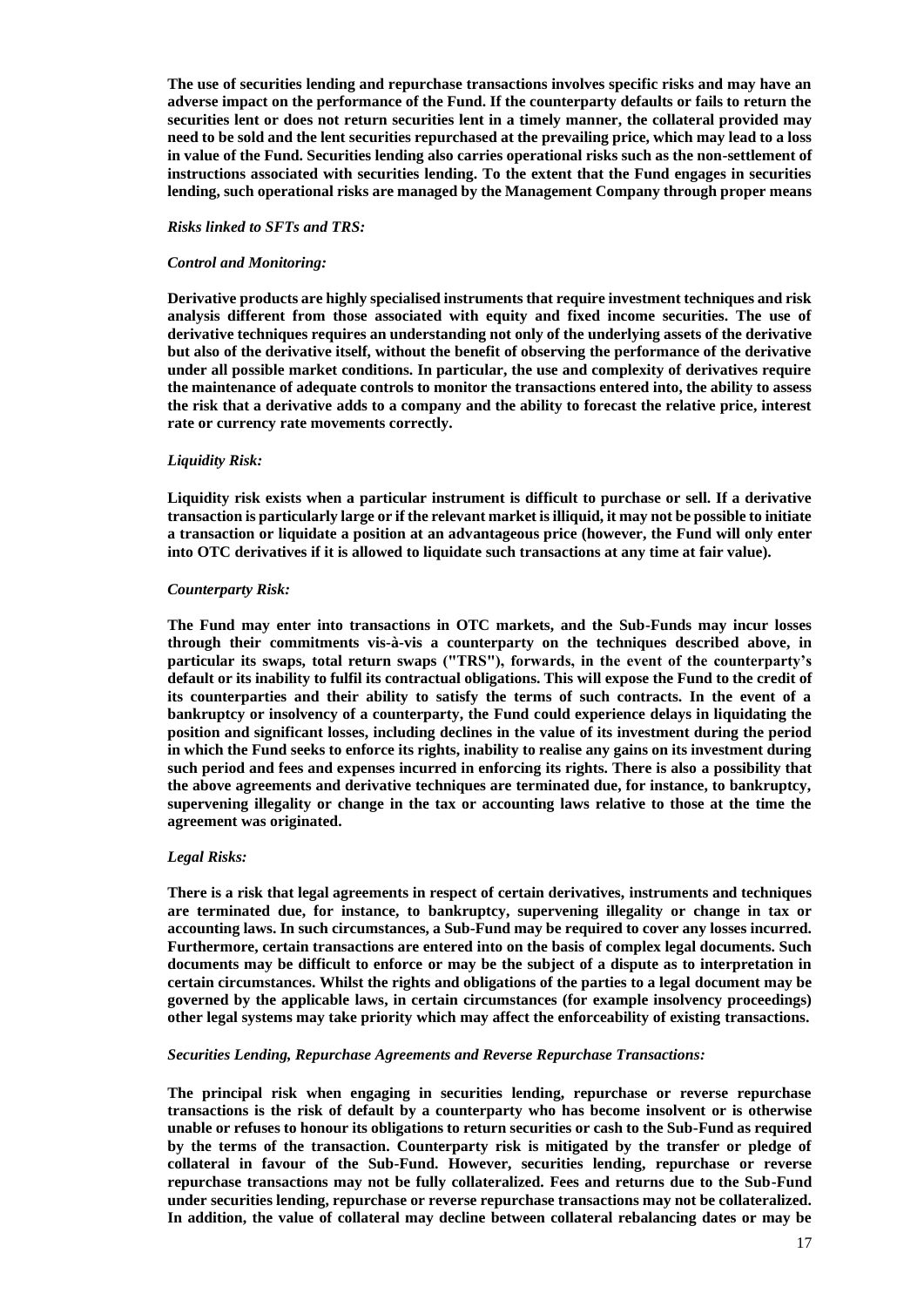**The use of securities lending and repurchase transactions involves specific risks and may have an adverse impact on the performance of the Fund. If the counterparty defaults or fails to return the securities lent or does not return securities lent in a timely manner, the collateral provided may need to be sold and the lent securities repurchased at the prevailing price, which may lead to a loss in value of the Fund. Securities lending also carries operational risks such as the non-settlement of instructions associated with securities lending. To the extent that the Fund engages in securities lending, such operational risks are managed by the Management Company through proper means**

***Risks linked to SFTs and TRS:***

***Control and Monitoring:***

**Derivative products are highly specialised instruments that require investment techniques and risk analysis different from those associated with equity and fixed income securities. The use of derivative techniques requires an understanding not only of the underlying assets of the derivative but also of the derivative itself, without the benefit of observing the performance of the derivative under all possible market conditions. In particular, the use and complexity of derivatives require the maintenance of adequate controls to monitor the transactions entered into, the ability to assess the risk that a derivative adds to a company and the ability to forecast the relative price, interest rate or currency rate movements correctly.**

***Liquidity Risk:***

**Liquidity risk exists when a particular instrument is difficult to purchase or sell. If a derivative transaction is particularly large or if the relevant market is illiquid, it may not be possible to initiate a transaction or liquidate a position at an advantageous price (however, the Fund will only enter into OTC derivatives if it is allowed to liquidate such transactions at any time at fair value).**

***Counterparty Risk:***

**The Fund may enter into transactions in OTC markets, and the Sub-Funds may incur losses through their commitments vis-à-vis a counterparty on the techniques described above, in particular its swaps, total return swaps ("TRS"), forwards, in the event of the counterparty's default or its inability to fulfil its contractual obligations. This will expose the Fund to the credit of its counterparties and their ability to satisfy the terms of such contracts. In the event of a bankruptcy or insolvency of a counterparty, the Fund could experience delays in liquidating the position and significant losses, including declines in the value of its investment during the period in which the Fund seeks to enforce its rights, inability to realise any gains on its investment during such period and fees and expenses incurred in enforcing its rights. There is also a possibility that the above agreements and derivative techniques are terminated due, for instance, to bankruptcy, supervening illegality or change in the tax or accounting laws relative to those at the time the agreement was originated.**

***Legal Risks:***

**There is a risk that legal agreements in respect of certain derivatives, instruments and techniques are terminated due, for instance, to bankruptcy, supervening illegality or change in tax or accounting laws. In such circumstances, a Sub-Fund may be required to cover any losses incurred. Furthermore, certain transactions are entered into on the basis of complex legal documents. Such documents may be difficult to enforce or may be the subject of a dispute as to interpretation in certain circumstances. Whilst the rights and obligations of the parties to a legal document may be governed by the applicable laws, in certain circumstances (for example insolvency proceedings) other legal systems may take priority which may affect the enforceability of existing transactions.**

***Securities Lending, Repurchase Agreements and Reverse Repurchase Transactions:***

**The principal risk when engaging in securities lending, repurchase or reverse repurchase transactions is the risk of default by a counterparty who has become insolvent or is otherwise unable or refuses to honour its obligations to return securities or cash to the Sub-Fund as required by the terms of the transaction. Counterparty risk is mitigated by the transfer or pledge of collateral in favour of the Sub-Fund. However, securities lending, repurchase or reverse repurchase transactions may not be fully collateralized. Fees and returns due to the Sub-Fund under securities lending, repurchase or reverse repurchase transactions may not be collateralized. In addition, the value of collateral may decline between collateral rebalancing dates or may be**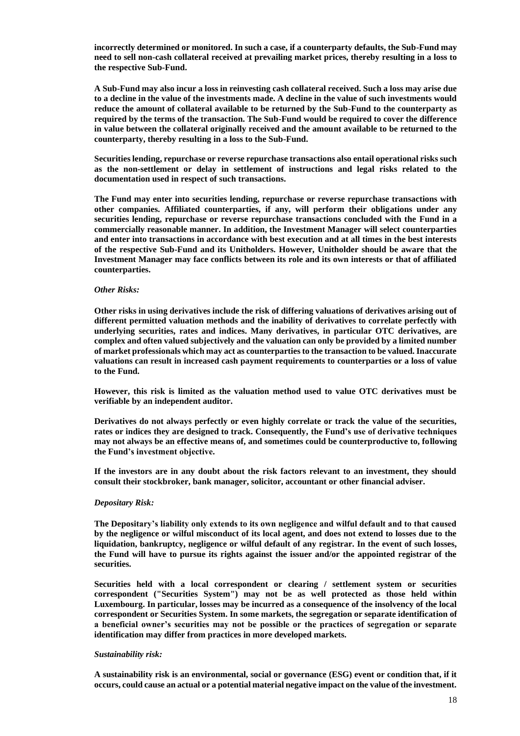**incorrectly determined or monitored. In such a case, if a counterparty defaults, the Sub-Fund may need to sell non-cash collateral received at prevailing market prices, thereby resulting in a loss to the respective Sub-Fund.**

**A Sub-Fund may also incur a loss in reinvesting cash collateral received. Such a loss may arise due to a decline in the value of the investments made. A decline in the value of such investments would reduce the amount of collateral available to be returned by the Sub-Fund to the counterparty as required by the terms of the transaction. The Sub-Fund would be required to cover the difference in value between the collateral originally received and the amount available to be returned to the counterparty, thereby resulting in a loss to the Sub-Fund.**

**Securities lending, repurchase or reverse repurchase transactions also entail operational risks such as the non-settlement or delay in settlement of instructions and legal risks related to the documentation used in respect of such transactions.**

**The Fund may enter into securities lending, repurchase or reverse repurchase transactions with other companies. Affiliated counterparties, if any, will perform their obligations under any securities lending, repurchase or reverse repurchase transactions concluded with the Fund in a commercially reasonable manner. In addition, the Investment Manager will select counterparties and enter into transactions in accordance with best execution and at all times in the best interests of the respective Sub-Fund and its Unitholders. However, Unitholder should be aware that the Investment Manager may face conflicts between its role and its own interests or that of affiliated counterparties.**

***Other Risks:***

**Other risks in using derivatives include the risk of differing valuations of derivatives arising out of different permitted valuation methods and the inability of derivatives to correlate perfectly with underlying securities, rates and indices. Many derivatives, in particular OTC derivatives, are complex and often valued subjectively and the valuation can only be provided by a limited number of market professionals which may act as counterparties to the transaction to be valued. Inaccurate valuations can result in increased cash payment requirements to counterparties or a loss of value to the Fund.**

**However, this risk is limited as the valuation method used to value OTC derivatives must be verifiable by an independent auditor.**

**Derivatives do not always perfectly or even highly correlate or track the value of the securities, rates or indices they are designed to track. Consequently, the Fund's use of derivative techniques may not always be an effective means of, and sometimes could be counterproductive to, following the Fund's investment objective.**

**If the investors are in any doubt about the risk factors relevant to an investment, they should consult their stockbroker, bank manager, solicitor, accountant or other financial adviser.**

***Depositary Risk:***

**The Depositary's liability only extends to its own negligence and wilful default and to that caused by the negligence or wilful misconduct of its local agent, and does not extend to losses due to the liquidation, bankruptcy, negligence or wilful default of any registrar. In the event of such losses, the Fund will have to pursue its rights against the issuer and/or the appointed registrar of the securities.**

**Securities held with a local correspondent or clearing / settlement system or securities correspondent ("Securities System") may not be as well protected as those held within Luxembourg. In particular, losses may be incurred as a consequence of the insolvency of the local correspondent or Securities System. In some markets, the segregation or separate identification of a beneficial owner's securities may not be possible or the practices of segregation or separate identification may differ from practices in more developed markets.**

***Sustainability risk:***

**A sustainability risk is an environmental, social or governance (ESG) event or condition that, if it occurs, could cause an actual or a potential material negative impact on the value of the investment.**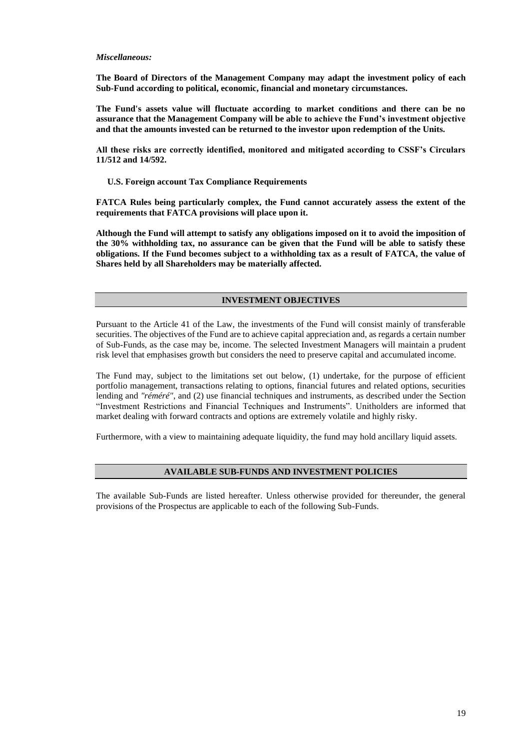***Miscellaneous:***

**The Board of Directors of the Management Company may adapt the investment policy of each Sub-Fund according to political, economic, financial and monetary circumstances.**

**The Fund's assets value will fluctuate according to market conditions and there can be no assurance that the Management Company will be able to achieve the Fund's investment objective and that the amounts invested can be returned to the investor upon redemption of the Units.**

**All these risks are correctly identified, monitored and mitigated according to CSSF's Circulars 11/512 and 14/592.**

**U.S. Foreign account Tax Compliance Requirements**

**FATCA Rules being particularly complex, the Fund cannot accurately assess the extent of the requirements that FATCA provisions will place upon it.**

**Although the Fund will attempt to satisfy any obligations imposed on it to avoid the imposition of the 30% withholding tax, no assurance can be given that the Fund will be able to satisfy these obligations. If the Fund becomes subject to a withholding tax as a result of FATCA, the value of Shares held by all Shareholders may be materially affected.**

## INVESTMENT OBJECTIVES

Pursuant to the Article 41 of the Law, the investments of the Fund will consist mainly of transferable securities. The objectives of the Fund are to achieve capital appreciation and, as regards a certain number of Sub-Funds, as the case may be, income. The selected Investment Managers will maintain a prudent risk level that emphasises growth but considers the need to preserve capital and accumulated income.

The Fund may, subject to the limitations set out below, (1) undertake, for the purpose of efficient portfolio management, transactions relating to options, financial futures and related options, securities lending and *"réméré"*, and (2) use financial techniques and instruments, as described under the Section "Investment Restrictions and Financial Techniques and Instruments". Unitholders are informed that market dealing with forward contracts and options are extremely volatile and highly risky.

Furthermore, with a view to maintaining adequate liquidity, the fund may hold ancillary liquid assets.

## AVAILABLE SUB-FUNDS AND INVESTMENT POLICIES

The available Sub-Funds are listed hereafter. Unless otherwise provided for thereunder, the general provisions of the Prospectus are applicable to each of the following Sub-Funds.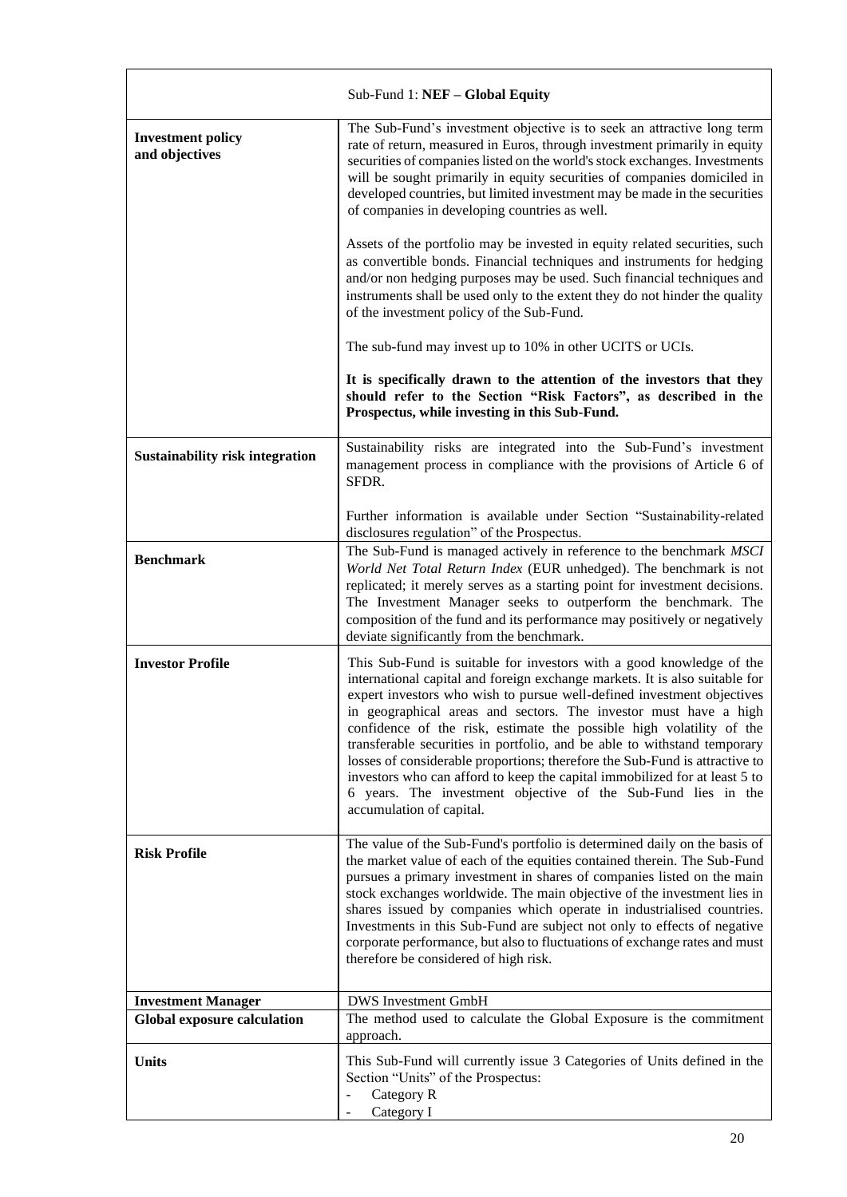| Sub-Fund 1: **NEF – Global Equity** | |
|---|---|
| **Investment policy and objectives** | The Sub-Fund's investment objective is to seek an attractive long term rate of return, measured in Euros, through investment primarily in equity securities of companies listed on the world's stock exchanges. Investments will be sought primarily in equity securities of companies domiciled in developed countries, but limited investment may be made in the securities of companies in developing countries as well.<br><br>Assets of the portfolio may be invested in equity related securities, such as convertible bonds. Financial techniques and instruments for hedging and/or non hedging purposes may be used. Such financial techniques and instruments shall be used only to the extent they do not hinder the quality of the investment policy of the Sub-Fund.<br><br>The sub-fund may invest up to 10% in other UCITS or UCIs.<br><br>**It is specifically drawn to the attention of the investors that they should refer to the Section "Risk Factors", as described in the Prospectus, while investing in this Sub-Fund.** |
| **Sustainability risk integration** | Sustainability risks are integrated into the Sub-Fund's investment management process in compliance with the provisions of Article 6 of SFDR.<br><br>Further information is available under Section "Sustainability-related disclosures regulation" of the Prospectus. |
| **Benchmark** | The Sub-Fund is managed actively in reference to the benchmark *MSCI World Net Total Return Index* (EUR unhedged). The benchmark is not replicated; it merely serves as a starting point for investment decisions. The Investment Manager seeks to outperform the benchmark. The composition of the fund and its performance may positively or negatively deviate significantly from the benchmark. |
| **Investor Profile** | This Sub-Fund is suitable for investors with a good knowledge of the international capital and foreign exchange markets. It is also suitable for expert investors who wish to pursue well-defined investment objectives in geographical areas and sectors. The investor must have a high confidence of the risk, estimate the possible high volatility of the transferable securities in portfolio, and be able to withstand temporary losses of considerable proportions; therefore the Sub-Fund is attractive to investors who can afford to keep the capital immobilized for at least 5 to 6 years. The investment objective of the Sub-Fund lies in the accumulation of capital. |
| **Risk Profile** | The value of the Sub-Fund's portfolio is determined daily on the basis of the market value of each of the equities contained therein. The Sub-Fund pursues a primary investment in shares of companies listed on the main stock exchanges worldwide. The main objective of the investment lies in shares issued by companies which operate in industrialised countries. Investments in this Sub-Fund are subject not only to effects of negative corporate performance, but also to fluctuations of exchange rates and must therefore be considered of high risk. |
| **Investment Manager** | DWS Investment GmbH |
| **Global exposure calculation** | The method used to calculate the Global Exposure is the commitment approach. |
| **Units** | This Sub-Fund will currently issue 3 Categories of Units defined in the Section "Units" of the Prospectus:<br>- Category R<br>- Category I |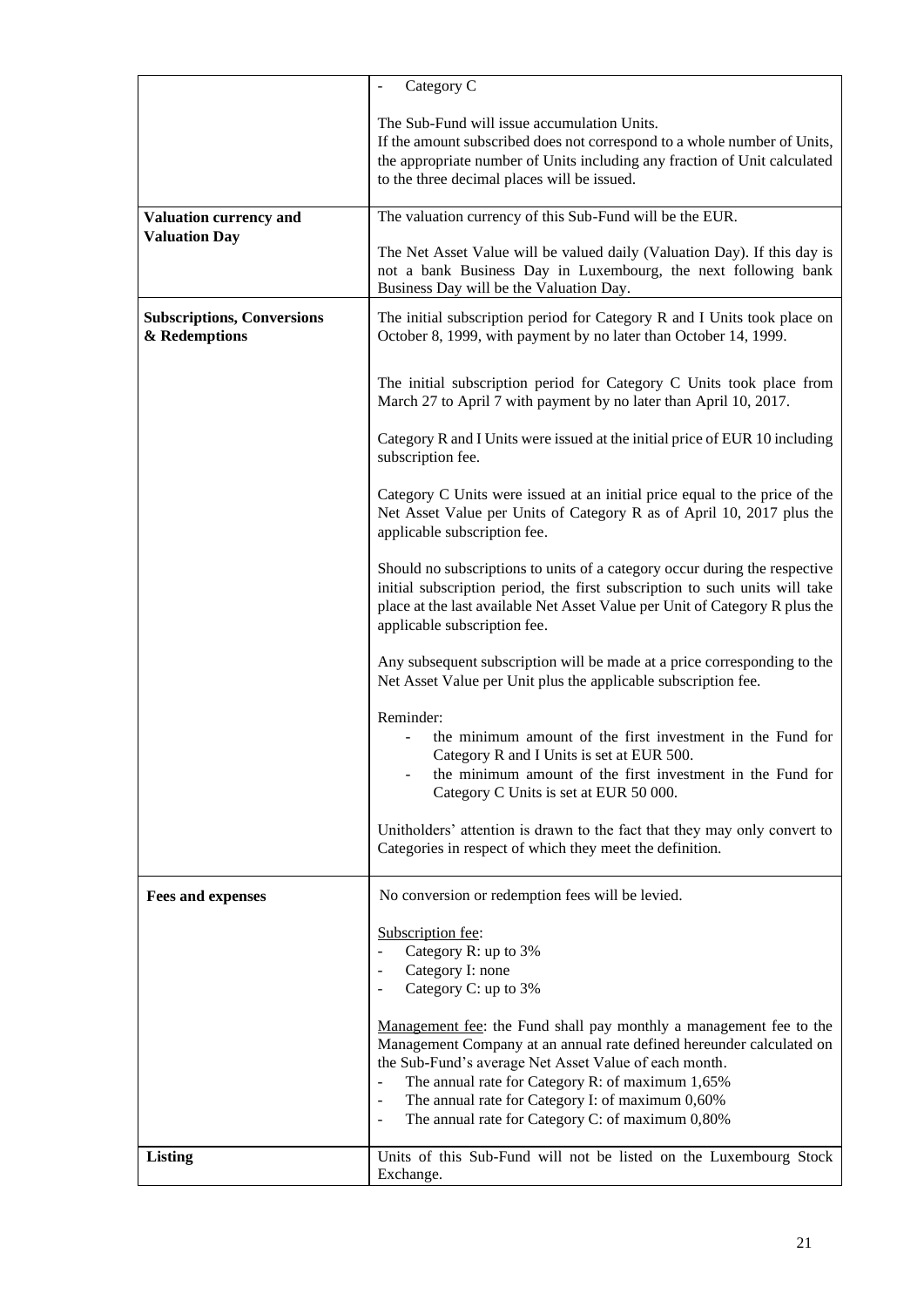| | |
|---|---|
| | - Category C<br><br>The Sub-Fund will issue accumulation Units.<br>If the amount subscribed does not correspond to a whole number of Units, the appropriate number of Units including any fraction of Unit calculated to the three decimal places will be issued. |
| **Valuation currency and Valuation Day** | The valuation currency of this Sub-Fund will be the EUR.<br><br>The Net Asset Value will be valued daily (Valuation Day). If this day is not a bank Business Day in Luxembourg, the next following bank Business Day will be the Valuation Day. |
| **Subscriptions, Conversions & Redemptions** | The initial subscription period for Category R and I Units took place on October 8, 1999, with payment by no later than October 14, 1999.<br><br>The initial subscription period for Category C Units took place from March 27 to April 7 with payment by no later than April 10, 2017.<br><br>Category R and I Units were issued at the initial price of EUR 10 including subscription fee.<br><br>Category C Units were issued at an initial price equal to the price of the Net Asset Value per Units of Category R as of April 10, 2017 plus the applicable subscription fee.<br><br>Should no subscriptions to units of a category occur during the respective initial subscription period, the first subscription to such units will take place at the last available Net Asset Value per Unit of Category R plus the applicable subscription fee.<br><br>Any subsequent subscription will be made at a price corresponding to the Net Asset Value per Unit plus the applicable subscription fee.<br><br>Reminder:<br>- the minimum amount of the first investment in the Fund for Category R and I Units is set at EUR 500.<br>- the minimum amount of the first investment in the Fund for Category C Units is set at EUR 50 000.<br><br>Unitholders' attention is drawn to the fact that they may only convert to Categories in respect of which they meet the definition. |
| **Fees and expenses** | No conversion or redemption fees will be levied.<br><br>Subscription fee:<br>- Category R: up to 3%<br>- Category I: none<br>- Category C: up to 3%<br><br>Management fee: the Fund shall pay monthly a management fee to the Management Company at an annual rate defined hereunder calculated on the Sub-Fund's average Net Asset Value of each month.<br>- The annual rate for Category R: of maximum 1,65%<br>- The annual rate for Category I: of maximum 0,60%<br>- The annual rate for Category C: of maximum 0,80% |
| **Listing** | Units of this Sub-Fund will not be listed on the Luxembourg Stock Exchange. |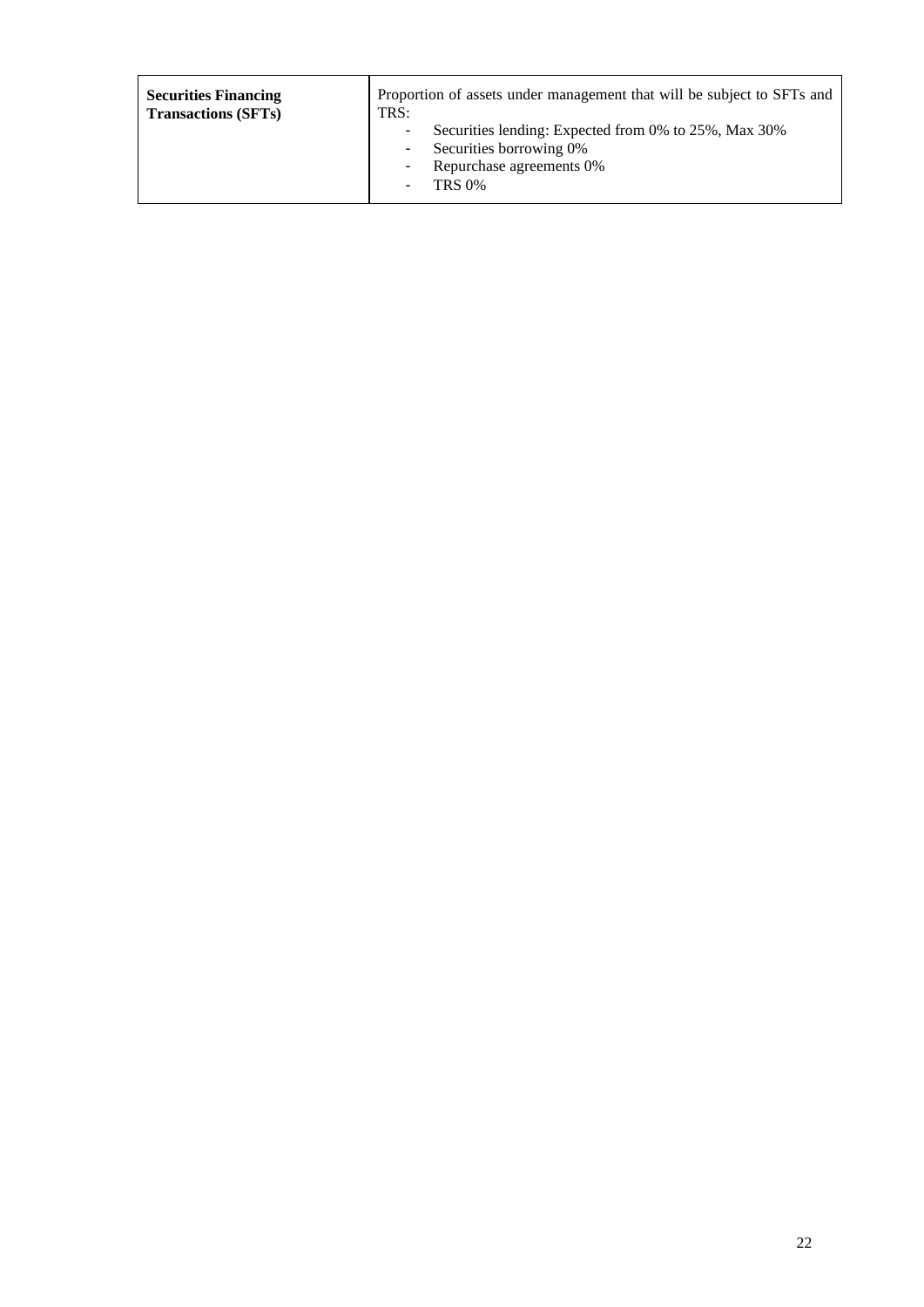| **Securities Financing Transactions (SFTs)** | Proportion of assets under management that will be subject to SFTs and TRS:<br>- Securities lending: Expected from 0% to 25%, Max 30%<br>- Securities borrowing 0%<br>- Repurchase agreements 0%<br>- TRS 0% |
|---|---|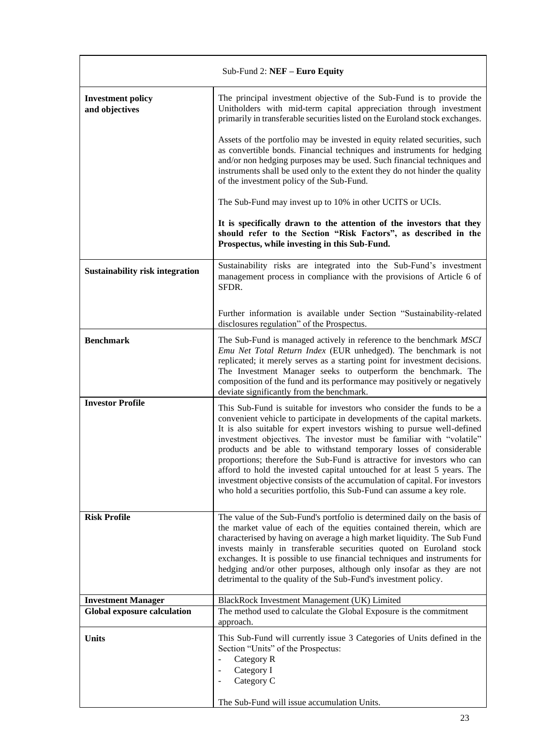| Sub-Fund 2: **NEF – Euro Equity** | |
|---|---|
| **Investment policy and objectives** | The principal investment objective of the Sub-Fund is to provide the Unitholders with mid-term capital appreciation through investment primarily in transferable securities listed on the Euroland stock exchanges.<br><br>Assets of the portfolio may be invested in equity related securities, such as convertible bonds. Financial techniques and instruments for hedging and/or non hedging purposes may be used. Such financial techniques and instruments shall be used only to the extent they do not hinder the quality of the investment policy of the Sub-Fund.<br><br>The Sub-Fund may invest up to 10% in other UCITS or UCIs.<br><br>**It is specifically drawn to the attention of the investors that they should refer to the Section "Risk Factors", as described in the Prospectus, while investing in this Sub-Fund.** |
| **Sustainability risk integration** | Sustainability risks are integrated into the Sub-Fund's investment management process in compliance with the provisions of Article 6 of SFDR.<br><br>Further information is available under Section "Sustainability-related disclosures regulation" of the Prospectus. |
| **Benchmark** | The Sub-Fund is managed actively in reference to the benchmark *MSCI Emu Net Total Return Index* (EUR unhedged). The benchmark is not replicated; it merely serves as a starting point for investment decisions. The Investment Manager seeks to outperform the benchmark. The composition of the fund and its performance may positively or negatively deviate significantly from the benchmark. |
| **Investor Profile** | This Sub-Fund is suitable for investors who consider the funds to be a convenient vehicle to participate in developments of the capital markets. It is also suitable for expert investors wishing to pursue well-defined investment objectives. The investor must be familiar with "volatile" products and be able to withstand temporary losses of considerable proportions; therefore the Sub-Fund is attractive for investors who can afford to hold the invested capital untouched for at least 5 years. The investment objective consists of the accumulation of capital. For investors who hold a securities portfolio, this Sub-Fund can assume a key role. |
| **Risk Profile** | The value of the Sub-Fund's portfolio is determined daily on the basis of the market value of each of the equities contained therein, which are characterised by having on average a high market liquidity. The Sub Fund invests mainly in transferable securities quoted on Euroland stock exchanges. It is possible to use financial techniques and instruments for hedging and/or other purposes, although only insofar as they are not detrimental to the quality of the Sub-Fund's investment policy. |
| **Investment Manager** | BlackRock Investment Management (UK) Limited |
| **Global exposure calculation** | The method used to calculate the Global Exposure is the commitment approach. |
| **Units** | This Sub-Fund will currently issue 3 Categories of Units defined in the Section "Units" of the Prospectus:<br>- Category R<br>- Category I<br>- Category C<br><br>The Sub-Fund will issue accumulation Units. |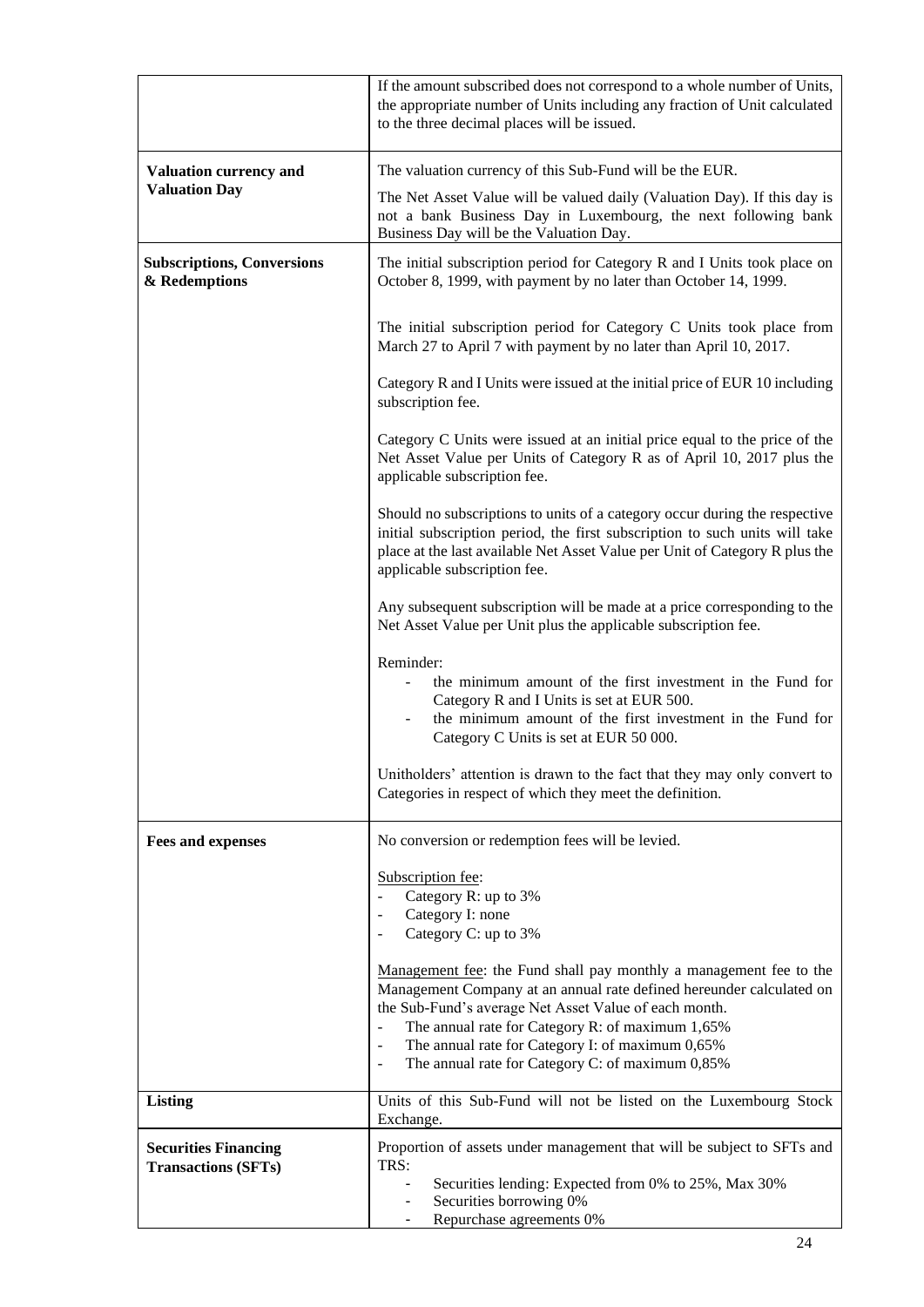| | |
|---|---|
| | If the amount subscribed does not correspond to a whole number of Units, the appropriate number of Units including any fraction of Unit calculated to the three decimal places will be issued. |
| **Valuation currency and Valuation Day** | The valuation currency of this Sub-Fund will be the EUR.<br><br>The Net Asset Value will be valued daily (Valuation Day). If this day is not a bank Business Day in Luxembourg, the next following bank Business Day will be the Valuation Day. |
| **Subscriptions, Conversions & Redemptions** | The initial subscription period for Category R and I Units took place on October 8, 1999, with payment by no later than October 14, 1999.<br><br>The initial subscription period for Category C Units took place from March 27 to April 7 with payment by no later than April 10, 2017.<br><br>Category R and I Units were issued at the initial price of EUR 10 including subscription fee.<br><br>Category C Units were issued at an initial price equal to the price of the Net Asset Value per Units of Category R as of April 10, 2017 plus the applicable subscription fee.<br><br>Should no subscriptions to units of a category occur during the respective initial subscription period, the first subscription to such units will take place at the last available Net Asset Value per Unit of Category R plus the applicable subscription fee.<br><br>Any subsequent subscription will be made at a price corresponding to the Net Asset Value per Unit plus the applicable subscription fee.<br><br>Reminder:<br>- the minimum amount of the first investment in the Fund for Category R and I Units is set at EUR 500.<br>- the minimum amount of the first investment in the Fund for Category C Units is set at EUR 50 000.<br><br>Unitholders' attention is drawn to the fact that they may only convert to Categories in respect of which they meet the definition. |
| **Fees and expenses** | No conversion or redemption fees will be levied.<br><br>Subscription fee:<br>- Category R: up to 3%<br>- Category I: none<br>- Category C: up to 3%<br><br>Management fee: the Fund shall pay monthly a management fee to the Management Company at an annual rate defined hereunder calculated on the Sub-Fund's average Net Asset Value of each month.<br>- The annual rate for Category R: of maximum 1,65%<br>- The annual rate for Category I: of maximum 0,65%<br>- The annual rate for Category C: of maximum 0,85% |
| **Listing** | Units of this Sub-Fund will not be listed on the Luxembourg Stock Exchange. |
| **Securities Financing Transactions (SFTs)** | Proportion of assets under management that will be subject to SFTs and TRS:<br>- Securities lending: Expected from 0% to 25%, Max 30%<br>- Securities borrowing 0%<br>- Repurchase agreements 0% |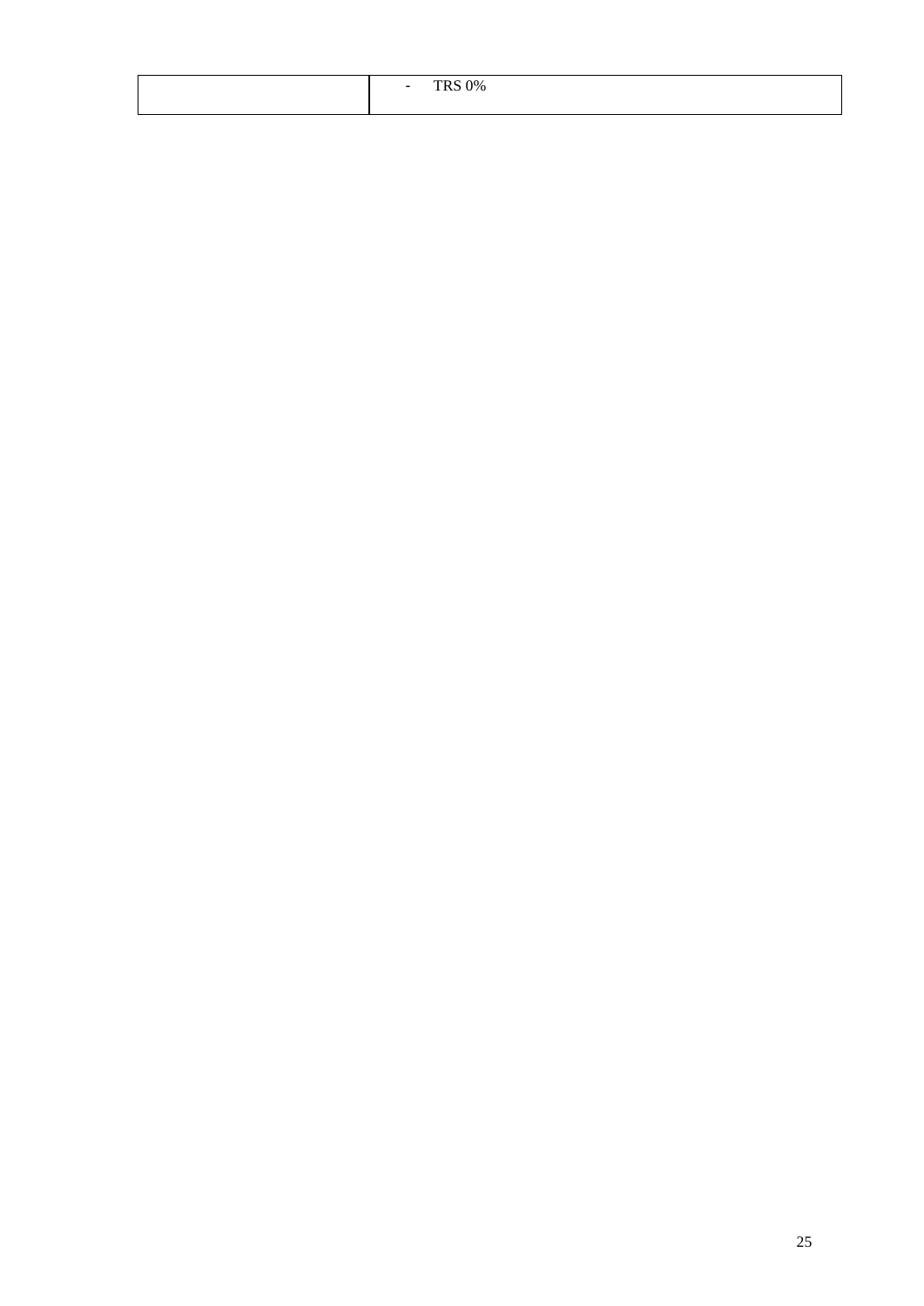|  | - TRS 0% |
|---|---|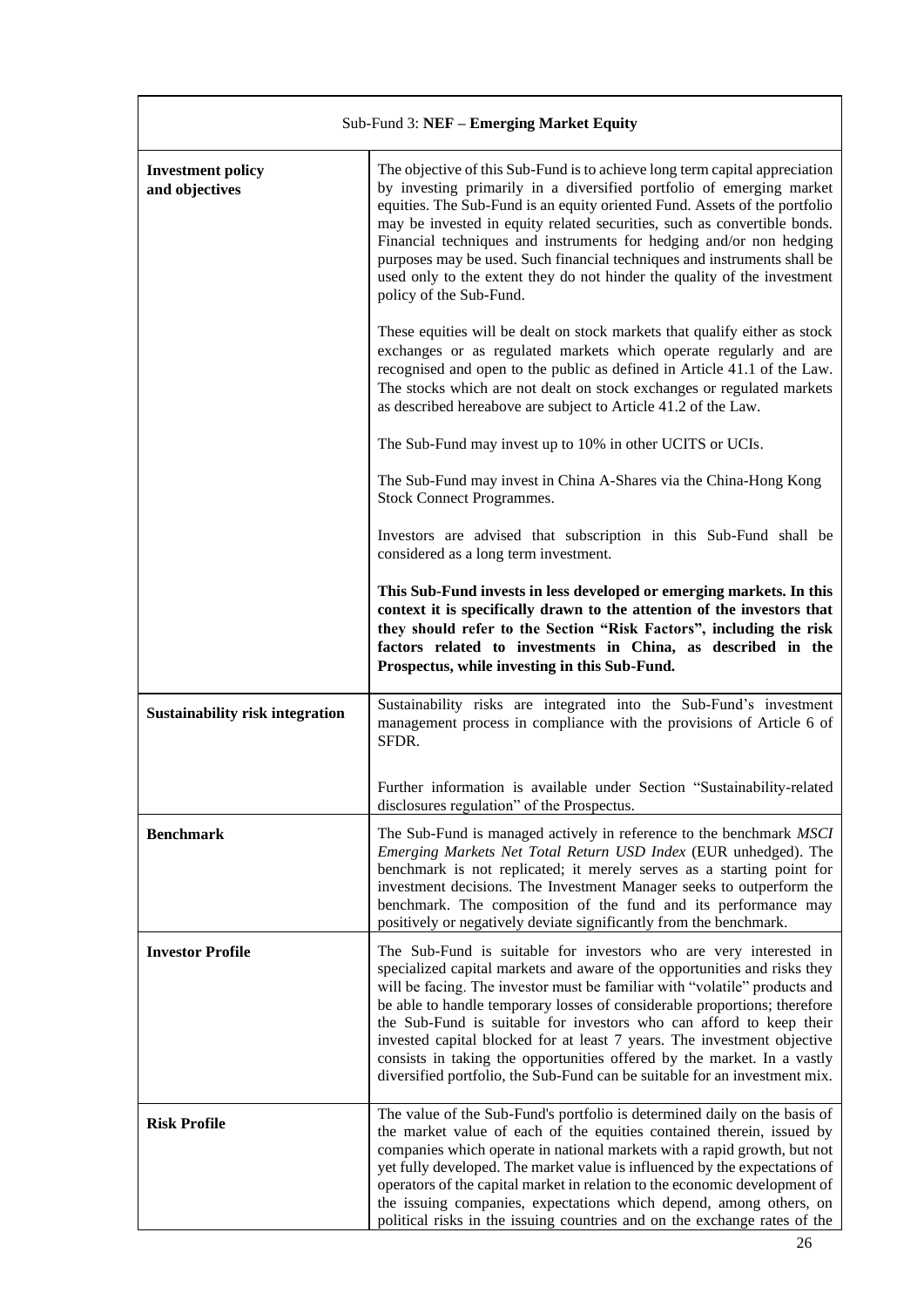| Sub-Fund 3: **NEF – Emerging Market Equity** | |
|---|---|
| **Investment policy and objectives** | The objective of this Sub-Fund is to achieve long term capital appreciation by investing primarily in a diversified portfolio of emerging market equities. The Sub-Fund is an equity oriented Fund. Assets of the portfolio may be invested in equity related securities, such as convertible bonds. Financial techniques and instruments for hedging and/or non hedging purposes may be used. Such financial techniques and instruments shall be used only to the extent they do not hinder the quality of the investment policy of the Sub-Fund.<br><br>These equities will be dealt on stock markets that qualify either as stock exchanges or as regulated markets which operate regularly and are recognised and open to the public as defined in Article 41.1 of the Law. The stocks which are not dealt on stock exchanges or regulated markets as described hereabove are subject to Article 41.2 of the Law.<br><br>The Sub-Fund may invest up to 10% in other UCITS or UCIs.<br><br>The Sub-Fund may invest in China A-Shares via the China-Hong Kong Stock Connect Programmes.<br><br>Investors are advised that subscription in this Sub-Fund shall be considered as a long term investment.<br><br>**This Sub-Fund invests in less developed or emerging markets. In this context it is specifically drawn to the attention of the investors that they should refer to the Section "Risk Factors", including the risk factors related to investments in China, as described in the Prospectus, while investing in this Sub-Fund.** |
| **Sustainability risk integration** | Sustainability risks are integrated into the Sub-Fund's investment management process in compliance with the provisions of Article 6 of SFDR.<br><br>Further information is available under Section "Sustainability-related disclosures regulation" of the Prospectus. |
| **Benchmark** | The Sub-Fund is managed actively in reference to the benchmark *MSCI Emerging Markets Net Total Return USD Index* (EUR unhedged). The benchmark is not replicated; it merely serves as a starting point for investment decisions. The Investment Manager seeks to outperform the benchmark. The composition of the fund and its performance may positively or negatively deviate significantly from the benchmark. |
| **Investor Profile** | The Sub-Fund is suitable for investors who are very interested in specialized capital markets and aware of the opportunities and risks they will be facing. The investor must be familiar with "volatile" products and be able to handle temporary losses of considerable proportions; therefore the Sub-Fund is suitable for investors who can afford to keep their invested capital blocked for at least 7 years. The investment objective consists in taking the opportunities offered by the market. In a vastly diversified portfolio, the Sub-Fund can be suitable for an investment mix. |
| **Risk Profile** | The value of the Sub-Fund's portfolio is determined daily on the basis of the market value of each of the equities contained therein, issued by companies which operate in national markets with a rapid growth, but not yet fully developed. The market value is influenced by the expectations of operators of the capital market in relation to the economic development of the issuing companies, expectations which depend, among others, on political risks in the issuing countries and on the exchange rates of the |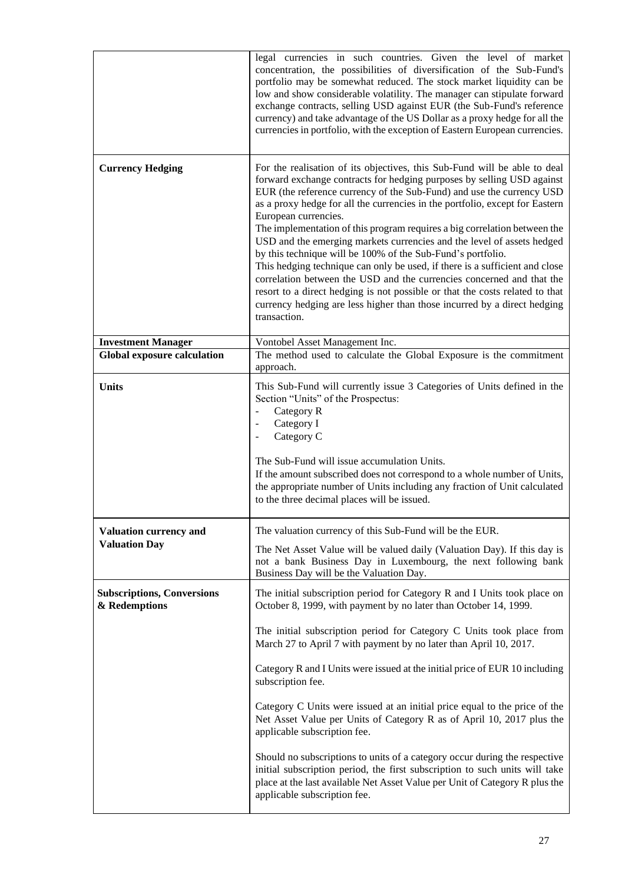| | |
|---|---|
| | legal currencies in such countries. Given the level of market concentration, the possibilities of diversification of the Sub-Fund's portfolio may be somewhat reduced. The stock market liquidity can be low and show considerable volatility. The manager can stipulate forward exchange contracts, selling USD against EUR (the Sub-Fund's reference currency) and take advantage of the US Dollar as a proxy hedge for all the currencies in portfolio, with the exception of Eastern European currencies. |
| **Currency Hedging** | For the realisation of its objectives, this Sub-Fund will be able to deal forward exchange contracts for hedging purposes by selling USD against EUR (the reference currency of the Sub-Fund) and use the currency USD as a proxy hedge for all the currencies in the portfolio, except for Eastern European currencies.<br>The implementation of this program requires a big correlation between the USD and the emerging markets currencies and the level of assets hedged by this technique will be 100% of the Sub-Fund's portfolio.<br>This hedging technique can only be used, if there is a sufficient and close correlation between the USD and the currencies concerned and that the resort to a direct hedging is not possible or that the costs related to that currency hedging are less higher than those incurred by a direct hedging transaction. |
| **Investment Manager** | Vontobel Asset Management Inc. |
| **Global exposure calculation** | The method used to calculate the Global Exposure is the commitment approach. |
| **Units** | This Sub-Fund will currently issue 3 Categories of Units defined in the Section "Units" of the Prospectus:<br>- Category R<br>- Category I<br>- Category C<br><br>The Sub-Fund will issue accumulation Units.<br>If the amount subscribed does not correspond to a whole number of Units, the appropriate number of Units including any fraction of Unit calculated to the three decimal places will be issued. |
| **Valuation currency and Valuation Day** | The valuation currency of this Sub-Fund will be the EUR.<br><br>The Net Asset Value will be valued daily (Valuation Day). If this day is not a bank Business Day in Luxembourg, the next following bank Business Day will be the Valuation Day. |
| **Subscriptions, Conversions & Redemptions** | The initial subscription period for Category R and I Units took place on October 8, 1999, with payment by no later than October 14, 1999.<br><br>The initial subscription period for Category C Units took place from March 27 to April 7 with payment by no later than April 10, 2017.<br><br>Category R and I Units were issued at the initial price of EUR 10 including subscription fee.<br><br>Category C Units were issued at an initial price equal to the price of the Net Asset Value per Units of Category R as of April 10, 2017 plus the applicable subscription fee.<br><br>Should no subscriptions to units of a category occur during the respective initial subscription period, the first subscription to such units will take place at the last available Net Asset Value per Unit of Category R plus the applicable subscription fee. |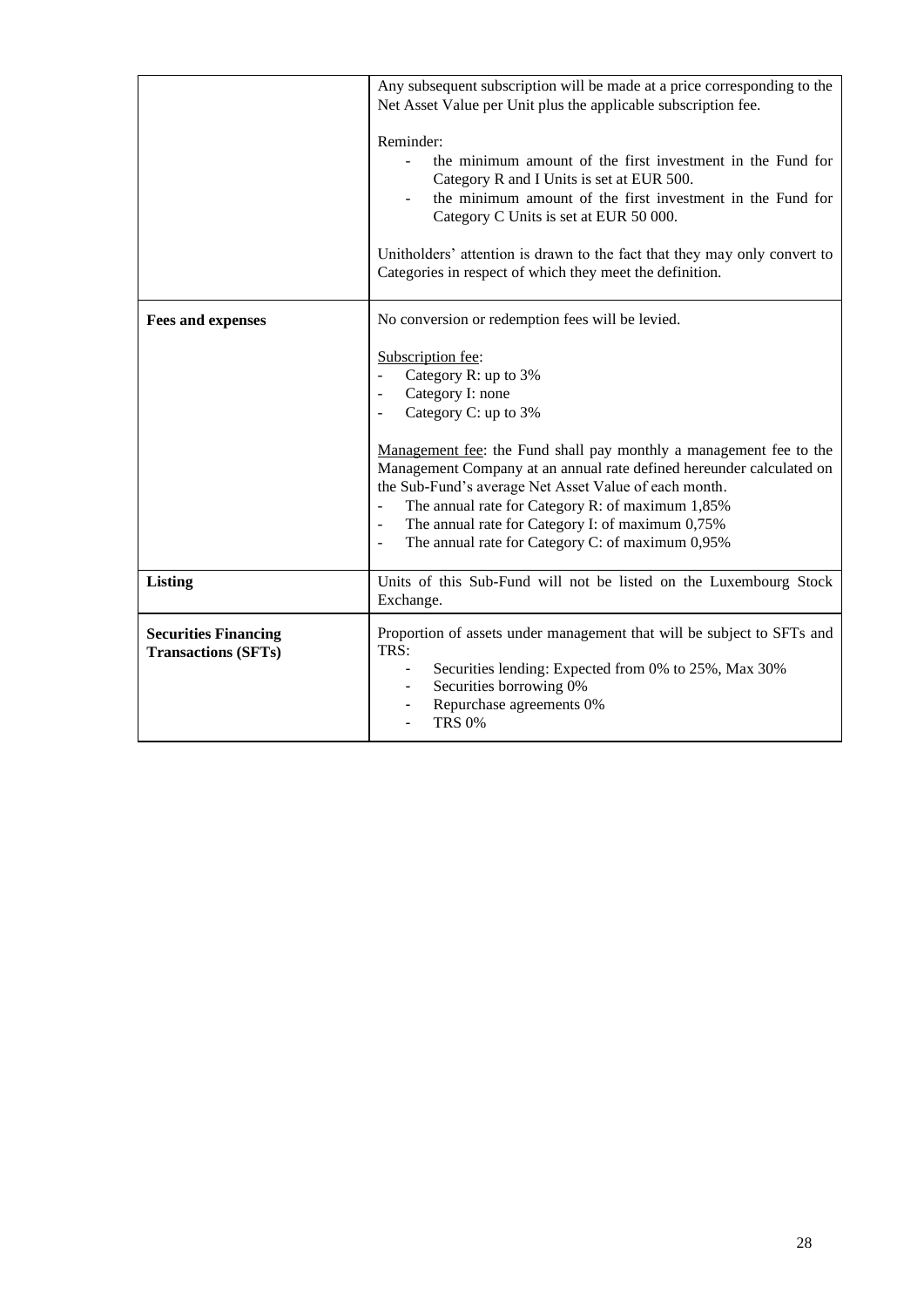| | |
|---|---|
| | Any subsequent subscription will be made at a price corresponding to the Net Asset Value per Unit plus the applicable subscription fee.<br><br>Reminder:<br>- the minimum amount of the first investment in the Fund for Category R and I Units is set at EUR 500.<br>- the minimum amount of the first investment in the Fund for Category C Units is set at EUR 50 000.<br><br>Unitholders' attention is drawn to the fact that they may only convert to Categories in respect of which they meet the definition. |
| **Fees and expenses** | No conversion or redemption fees will be levied.<br><br>Subscription fee:<br>- Category R: up to 3%<br>- Category I: none<br>- Category C: up to 3%<br><br>Management fee: the Fund shall pay monthly a management fee to the Management Company at an annual rate defined hereunder calculated on the Sub-Fund's average Net Asset Value of each month.<br>- The annual rate for Category R: of maximum 1,85%<br>- The annual rate for Category I: of maximum 0,75%<br>- The annual rate for Category C: of maximum 0,95% |
| **Listing** | Units of this Sub-Fund will not be listed on the Luxembourg Stock Exchange. |
| **Securities Financing Transactions (SFTs)** | Proportion of assets under management that will be subject to SFTs and TRS:<br>- Securities lending: Expected from 0% to 25%, Max 30%<br>- Securities borrowing 0%<br>- Repurchase agreements 0%<br>- TRS 0% |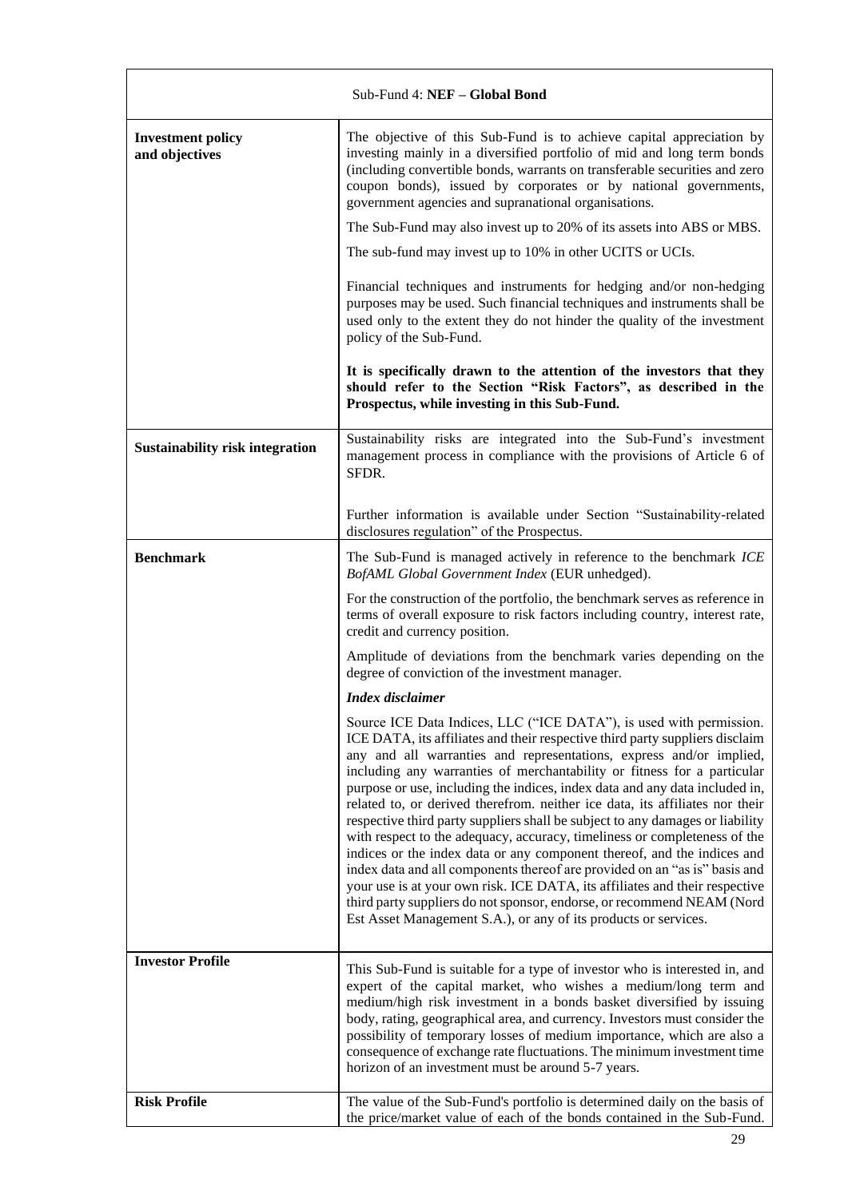| Sub-Fund 4: **NEF – Global Bond** | |
|---|---|
| **Investment policy and objectives** | The objective of this Sub-Fund is to achieve capital appreciation by investing mainly in a diversified portfolio of mid and long term bonds (including convertible bonds, warrants on transferable securities and zero coupon bonds), issued by corporates or by national governments, government agencies and supranational organisations.<br><br>The Sub-Fund may also invest up to 20% of its assets into ABS or MBS.<br><br>The sub-fund may invest up to 10% in other UCITS or UCIs.<br><br>Financial techniques and instruments for hedging and/or non-hedging purposes may be used. Such financial techniques and instruments shall be used only to the extent they do not hinder the quality of the investment policy of the Sub-Fund.<br><br>**It is specifically drawn to the attention of the investors that they should refer to the Section "Risk Factors", as described in the Prospectus, while investing in this Sub-Fund.** |
| **Sustainability risk integration** | Sustainability risks are integrated into the Sub-Fund's investment management process in compliance with the provisions of Article 6 of SFDR.<br><br>Further information is available under Section "Sustainability-related disclosures regulation" of the Prospectus. |
| **Benchmark** | The Sub-Fund is managed actively in reference to the benchmark *ICE BofAML Global Government Index* (EUR unhedged).<br><br>For the construction of the portfolio, the benchmark serves as reference in terms of overall exposure to risk factors including country, interest rate, credit and currency position.<br><br>Amplitude of deviations from the benchmark varies depending on the degree of conviction of the investment manager.<br><br>***Index disclaimer***<br><br>Source ICE Data Indices, LLC ("ICE DATA"), is used with permission. ICE DATA, its affiliates and their respective third party suppliers disclaim any and all warranties and representations, express and/or implied, including any warranties of merchantability or fitness for a particular purpose or use, including the indices, index data and any data included in, related to, or derived therefrom. neither ice data, its affiliates nor their respective third party suppliers shall be subject to any damages or liability with respect to the adequacy, accuracy, timeliness or completeness of the indices or the index data or any component thereof, and the indices and index data and all components thereof are provided on an "as is" basis and your use is at your own risk. ICE DATA, its affiliates and their respective third party suppliers do not sponsor, endorse, or recommend NEAM (Nord Est Asset Management S.A.), or any of its products or services. |
| **Investor Profile** | This Sub-Fund is suitable for a type of investor who is interested in, and expert of the capital market, who wishes a medium/long term and medium/high risk investment in a bonds basket diversified by issuing body, rating, geographical area, and currency. Investors must consider the possibility of temporary losses of medium importance, which are also a consequence of exchange rate fluctuations. The minimum investment time horizon of an investment must be around 5-7 years. |
| **Risk Profile** | The value of the Sub-Fund's portfolio is determined daily on the basis of the price/market value of each of the bonds contained in the Sub-Fund. |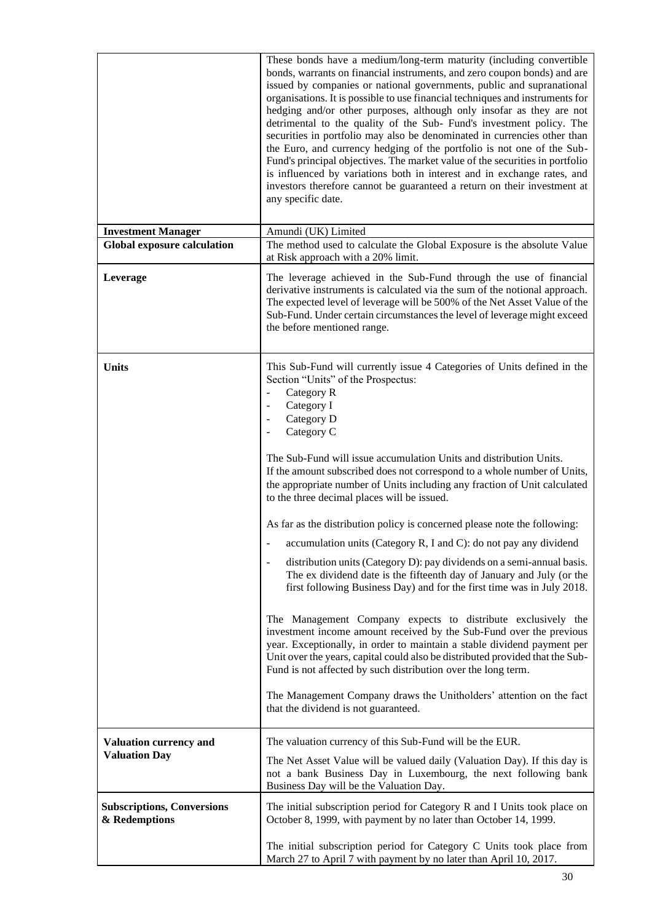| | |
|---|---|
| | These bonds have a medium/long-term maturity (including convertible bonds, warrants on financial instruments, and zero coupon bonds) and are issued by companies or national governments, public and supranational organisations. It is possible to use financial techniques and instruments for hedging and/or other purposes, although only insofar as they are not detrimental to the quality of the Sub- Fund's investment policy. The securities in portfolio may also be denominated in currencies other than the Euro, and currency hedging of the portfolio is not one of the Sub-Fund's principal objectives. The market value of the securities in portfolio is influenced by variations both in interest and in exchange rates, and investors therefore cannot be guaranteed a return on their investment at any specific date. |
| **Investment Manager** | Amundi (UK) Limited |
| **Global exposure calculation** | The method used to calculate the Global Exposure is the absolute Value at Risk approach with a 20% limit. |
| **Leverage** | The leverage achieved in the Sub-Fund through the use of financial derivative instruments is calculated via the sum of the notional approach. The expected level of leverage will be 500% of the Net Asset Value of the Sub-Fund. Under certain circumstances the level of leverage might exceed the before mentioned range. |
| **Units** | This Sub-Fund will currently issue 4 Categories of Units defined in the Section "Units" of the Prospectus:<br>- Category R<br>- Category I<br>- Category D<br>- Category C<br><br>The Sub-Fund will issue accumulation Units and distribution Units.<br>If the amount subscribed does not correspond to a whole number of Units, the appropriate number of Units including any fraction of Unit calculated to the three decimal places will be issued.<br><br>As far as the distribution policy is concerned please note the following:<br>- accumulation units (Category R, I and C): do not pay any dividend<br>- distribution units (Category D): pay dividends on a semi-annual basis. The ex dividend date is the fifteenth day of January and July (or the first following Business Day) and for the first time was in July 2018.<br><br>The Management Company expects to distribute exclusively the investment income amount received by the Sub-Fund over the previous year. Exceptionally, in order to maintain a stable dividend payment per Unit over the years, capital could also be distributed provided that the Sub-Fund is not affected by such distribution over the long term.<br><br>The Management Company draws the Unitholders' attention on the fact that the dividend is not guaranteed. |
| **Valuation currency and Valuation Day** | The valuation currency of this Sub-Fund will be the EUR.<br><br>The Net Asset Value will be valued daily (Valuation Day). If this day is not a bank Business Day in Luxembourg, the next following bank Business Day will be the Valuation Day. |
| **Subscriptions, Conversions & Redemptions** | The initial subscription period for Category R and I Units took place on October 8, 1999, with payment by no later than October 14, 1999.<br><br>The initial subscription period for Category C Units took place from March 27 to April 7 with payment by no later than April 10, 2017. |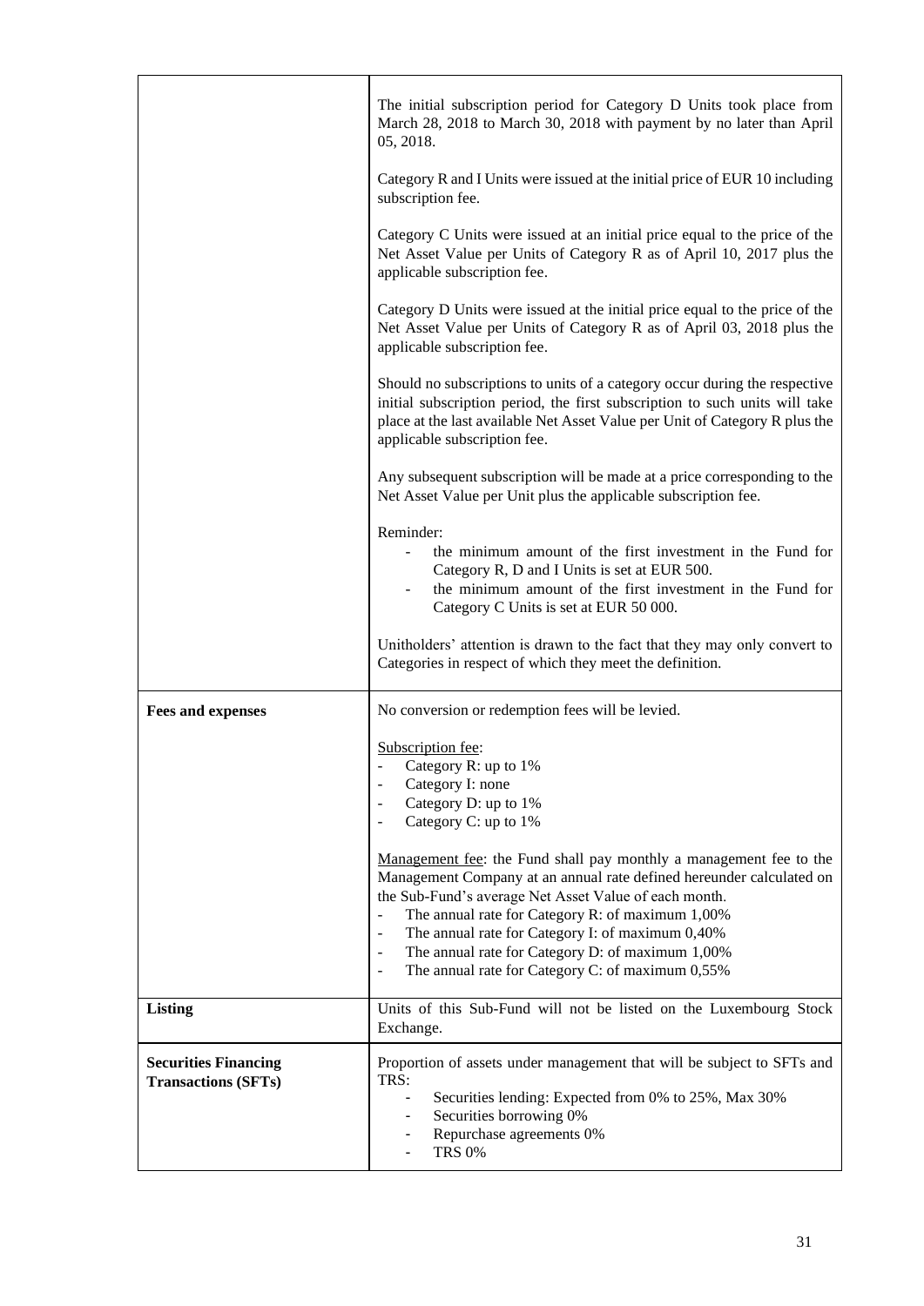| | |
|---|---|
| | The initial subscription period for Category D Units took place from March 28, 2018 to March 30, 2018 with payment by no later than April 05, 2018.<br><br>Category R and I Units were issued at the initial price of EUR 10 including subscription fee.<br><br>Category C Units were issued at an initial price equal to the price of the Net Asset Value per Units of Category R as of April 10, 2017 plus the applicable subscription fee.<br><br>Category D Units were issued at the initial price equal to the price of the Net Asset Value per Units of Category R as of April 03, 2018 plus the applicable subscription fee.<br><br>Should no subscriptions to units of a category occur during the respective initial subscription period, the first subscription to such units will take place at the last available Net Asset Value per Unit of Category R plus the applicable subscription fee.<br><br>Any subsequent subscription will be made at a price corresponding to the Net Asset Value per Unit plus the applicable subscription fee.<br><br>Reminder:<br>- the minimum amount of the first investment in the Fund for Category R, D and I Units is set at EUR 500.<br>- the minimum amount of the first investment in the Fund for Category C Units is set at EUR 50 000.<br><br>Unitholders' attention is drawn to the fact that they may only convert to Categories in respect of which they meet the definition. |
| **Fees and expenses** | No conversion or redemption fees will be levied.<br><br>Subscription fee:<br>- Category R: up to 1%<br>- Category I: none<br>- Category D: up to 1%<br>- Category C: up to 1%<br><br>Management fee: the Fund shall pay monthly a management fee to the Management Company at an annual rate defined hereunder calculated on the Sub-Fund's average Net Asset Value of each month.<br>- The annual rate for Category R: of maximum 1,00%<br>- The annual rate for Category I: of maximum 0,40%<br>- The annual rate for Category D: of maximum 1,00%<br>- The annual rate for Category C: of maximum 0,55% |
| **Listing** | Units of this Sub-Fund will not be listed on the Luxembourg Stock Exchange. |
| **Securities Financing Transactions (SFTs)** | Proportion of assets under management that will be subject to SFTs and TRS:<br>- Securities lending: Expected from 0% to 25%, Max 30%<br>- Securities borrowing 0%<br>- Repurchase agreements 0%<br>- TRS 0% |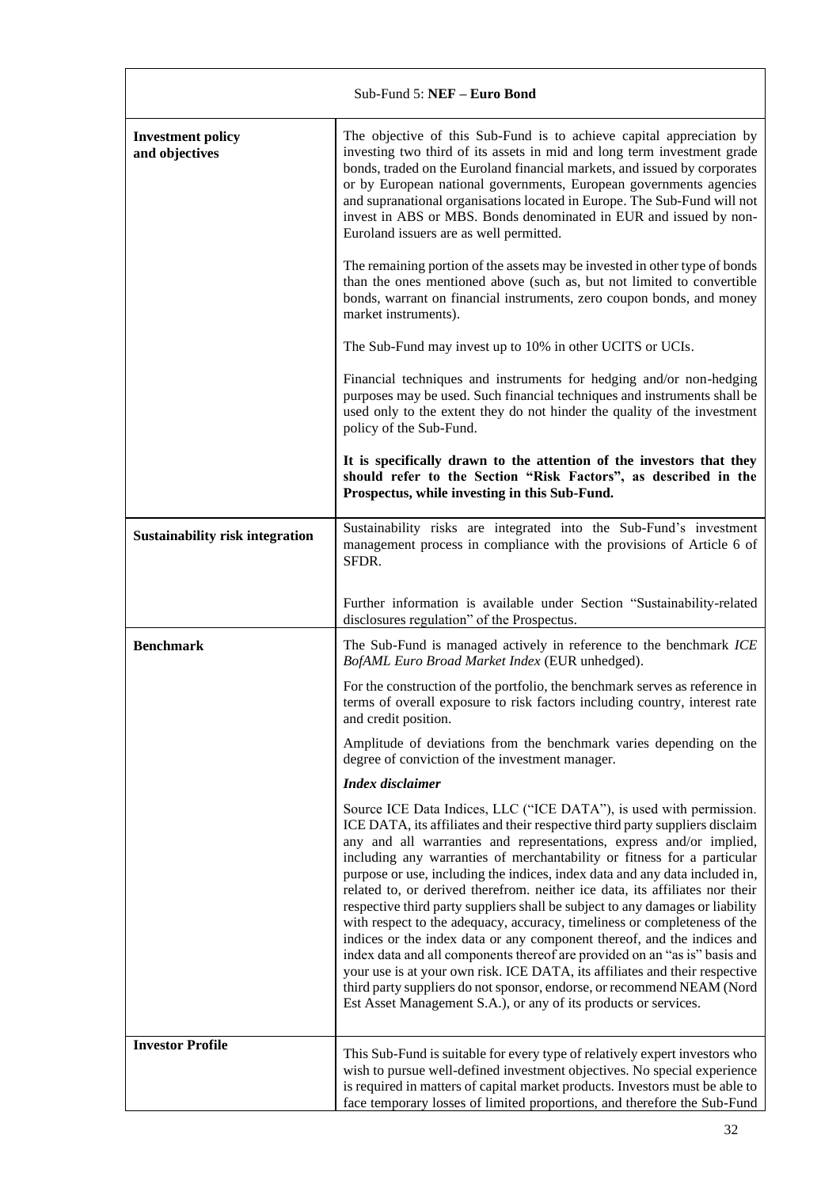| Sub-Fund 5: **NEF – Euro Bond** | |
|---|---|
| **Investment policy and objectives** | The objective of this Sub-Fund is to achieve capital appreciation by investing two third of its assets in mid and long term investment grade bonds, traded on the Euroland financial markets, and issued by corporates or by European national governments, European governments agencies and supranational organisations located in Europe. The Sub-Fund will not invest in ABS or MBS. Bonds denominated in EUR and issued by non-Euroland issuers are as well permitted.<br><br>The remaining portion of the assets may be invested in other type of bonds than the ones mentioned above (such as, but not limited to convertible bonds, warrant on financial instruments, zero coupon bonds, and money market instruments).<br><br>The Sub-Fund may invest up to 10% in other UCITS or UCIs.<br><br>Financial techniques and instruments for hedging and/or non-hedging purposes may be used. Such financial techniques and instruments shall be used only to the extent they do not hinder the quality of the investment policy of the Sub-Fund.<br><br>**It is specifically drawn to the attention of the investors that they should refer to the Section "Risk Factors", as described in the Prospectus, while investing in this Sub-Fund.** |
| **Sustainability risk integration** | Sustainability risks are integrated into the Sub-Fund's investment management process in compliance with the provisions of Article 6 of SFDR.<br><br>Further information is available under Section "Sustainability-related disclosures regulation" of the Prospectus. |
| **Benchmark** | The Sub-Fund is managed actively in reference to the benchmark *ICE BofAML Euro Broad Market Index* (EUR unhedged).<br><br>For the construction of the portfolio, the benchmark serves as reference in terms of overall exposure to risk factors including country, interest rate and credit position.<br><br>Amplitude of deviations from the benchmark varies depending on the degree of conviction of the investment manager.<br><br>***Index disclaimer***<br><br>Source ICE Data Indices, LLC ("ICE DATA"), is used with permission. ICE DATA, its affiliates and their respective third party suppliers disclaim any and all warranties and representations, express and/or implied, including any warranties of merchantability or fitness for a particular purpose or use, including the indices, index data and any data included in, related to, or derived therefrom. neither ice data, its affiliates nor their respective third party suppliers shall be subject to any damages or liability with respect to the adequacy, accuracy, timeliness or completeness of the indices or the index data or any component thereof, and the indices and index data and all components thereof are provided on an "as is" basis and your use is at your own risk. ICE DATA, its affiliates and their respective third party suppliers do not sponsor, endorse, or recommend NEAM (Nord Est Asset Management S.A.), or any of its products or services. |
| **Investor Profile** | This Sub-Fund is suitable for every type of relatively expert investors who wish to pursue well-defined investment objectives. No special experience is required in matters of capital market products. Investors must be able to face temporary losses of limited proportions, and therefore the Sub-Fund |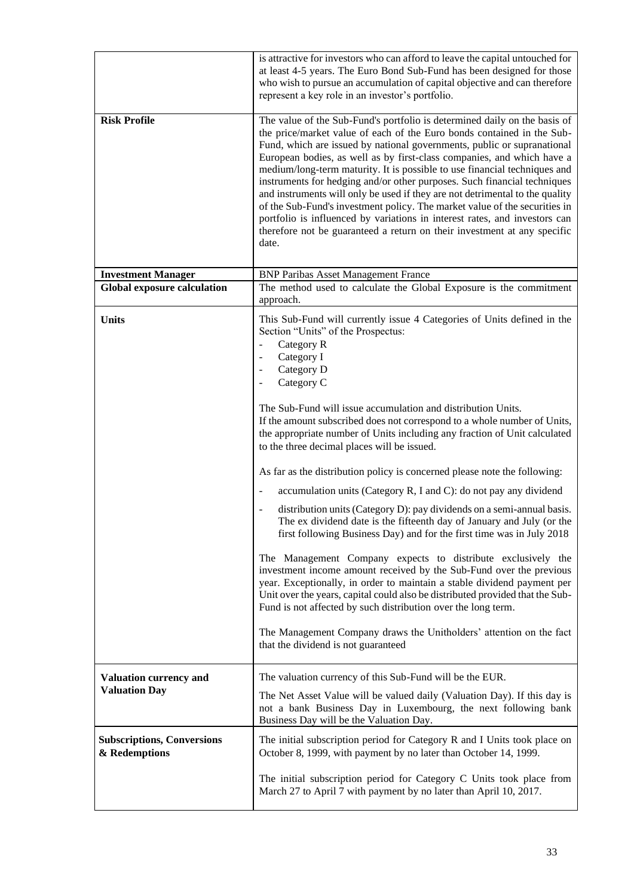| | |
|---|---|
| | is attractive for investors who can afford to leave the capital untouched for at least 4-5 years. The Euro Bond Sub-Fund has been designed for those who wish to pursue an accumulation of capital objective and can therefore represent a key role in an investor's portfolio. |
| **Risk Profile** | The value of the Sub-Fund's portfolio is determined daily on the basis of the price/market value of each of the Euro bonds contained in the Sub-Fund, which are issued by national governments, public or supranational European bodies, as well as by first-class companies, and which have a medium/long-term maturity. It is possible to use financial techniques and instruments for hedging and/or other purposes. Such financial techniques and instruments will only be used if they are not detrimental to the quality of the Sub-Fund's investment policy. The market value of the securities in portfolio is influenced by variations in interest rates, and investors can therefore not be guaranteed a return on their investment at any specific date. |
| **Investment Manager** | BNP Paribas Asset Management France |
| **Global exposure calculation** | The method used to calculate the Global Exposure is the commitment approach. |
| **Units** | This Sub-Fund will currently issue 4 Categories of Units defined in the Section "Units" of the Prospectus:<br>- Category R<br>- Category I<br>- Category D<br>- Category C<br><br>The Sub-Fund will issue accumulation and distribution Units.<br>If the amount subscribed does not correspond to a whole number of Units, the appropriate number of Units including any fraction of Unit calculated to the three decimal places will be issued.<br><br>As far as the distribution policy is concerned please note the following:<br>- accumulation units (Category R, I and C): do not pay any dividend<br>- distribution units (Category D): pay dividends on a semi-annual basis. The ex dividend date is the fifteenth day of January and July (or the first following Business Day) and for the first time was in July 2018<br><br>The Management Company expects to distribute exclusively the investment income amount received by the Sub-Fund over the previous year. Exceptionally, in order to maintain a stable dividend payment per Unit over the years, capital could also be distributed provided that the Sub-Fund is not affected by such distribution over the long term.<br><br>The Management Company draws the Unitholders' attention on the fact that the dividend is not guaranteed |
| **Valuation currency and Valuation Day** | The valuation currency of this Sub-Fund will be the EUR.<br><br>The Net Asset Value will be valued daily (Valuation Day). If this day is not a bank Business Day in Luxembourg, the next following bank Business Day will be the Valuation Day. |
| **Subscriptions, Conversions & Redemptions** | The initial subscription period for Category R and I Units took place on October 8, 1999, with payment by no later than October 14, 1999.<br><br>The initial subscription period for Category C Units took place from March 27 to April 7 with payment by no later than April 10, 2017. |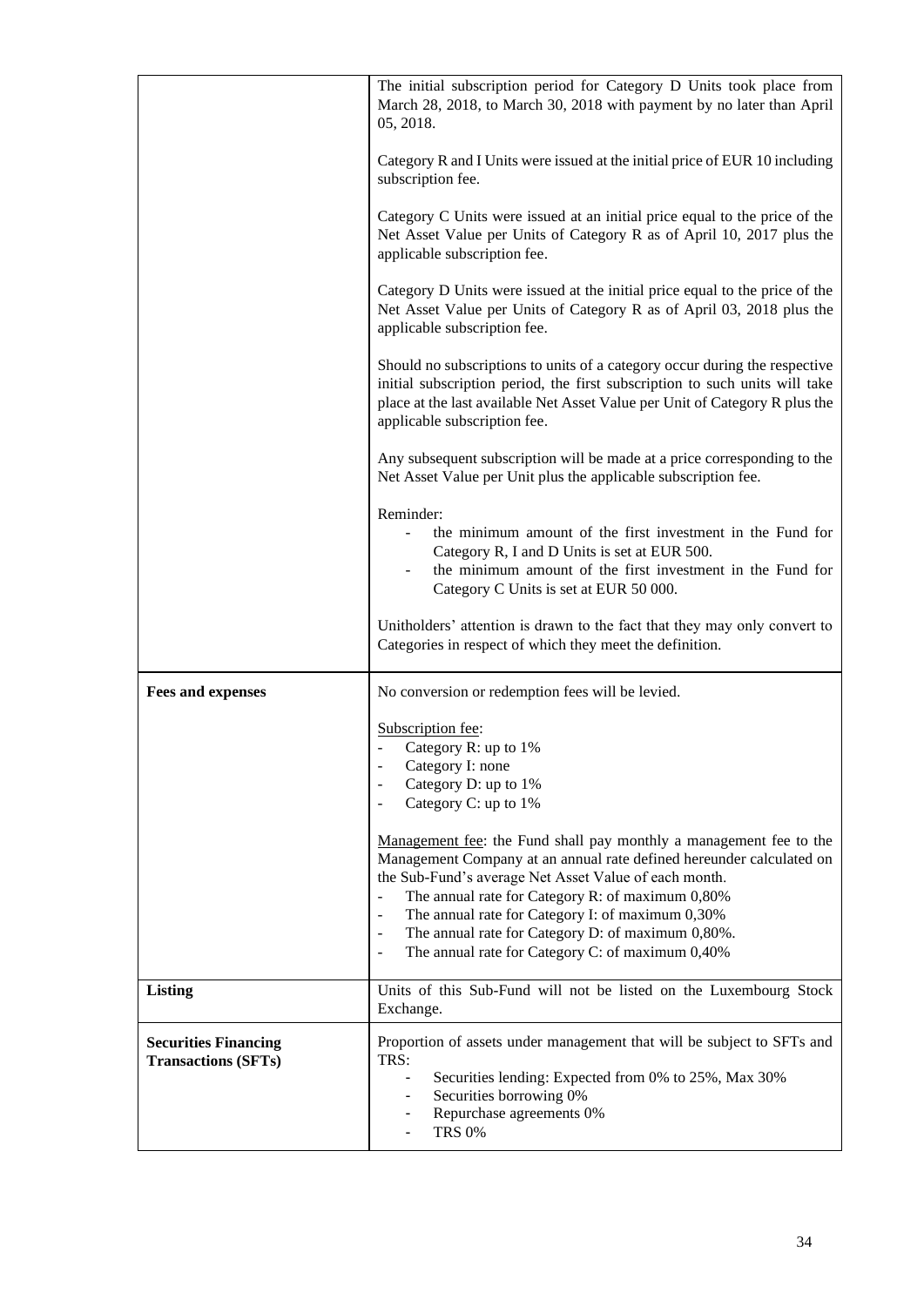| | |
|---|---|
| | The initial subscription period for Category D Units took place from March 28, 2018, to March 30, 2018 with payment by no later than April 05, 2018.<br><br>Category R and I Units were issued at the initial price of EUR 10 including subscription fee.<br><br>Category C Units were issued at an initial price equal to the price of the Net Asset Value per Units of Category R as of April 10, 2017 plus the applicable subscription fee.<br><br>Category D Units were issued at the initial price equal to the price of the Net Asset Value per Units of Category R as of April 03, 2018 plus the applicable subscription fee.<br><br>Should no subscriptions to units of a category occur during the respective initial subscription period, the first subscription to such units will take place at the last available Net Asset Value per Unit of Category R plus the applicable subscription fee.<br><br>Any subsequent subscription will be made at a price corresponding to the Net Asset Value per Unit plus the applicable subscription fee.<br><br>Reminder:<br>- the minimum amount of the first investment in the Fund for Category R, I and D Units is set at EUR 500.<br>- the minimum amount of the first investment in the Fund for Category C Units is set at EUR 50 000.<br><br>Unitholders' attention is drawn to the fact that they may only convert to Categories in respect of which they meet the definition. |
| **Fees and expenses** | No conversion or redemption fees will be levied.<br><br><u>Subscription fee</u>:<br>- Category R: up to 1%<br>- Category I: none<br>- Category D: up to 1%<br>- Category C: up to 1%<br><br><u>Management fee</u>: the Fund shall pay monthly a management fee to the Management Company at an annual rate defined hereunder calculated on the Sub-Fund's average Net Asset Value of each month.<br>- The annual rate for Category R: of maximum 0,80%<br>- The annual rate for Category I: of maximum 0,30%<br>- The annual rate for Category D: of maximum 0,80%.<br>- The annual rate for Category C: of maximum 0,40% |
| **Listing** | Units of this Sub-Fund will not be listed on the Luxembourg Stock Exchange. |
| **Securities Financing Transactions (SFTs)** | Proportion of assets under management that will be subject to SFTs and TRS:<br>- Securities lending: Expected from 0% to 25%, Max 30%<br>- Securities borrowing 0%<br>- Repurchase agreements 0%<br>- TRS 0% |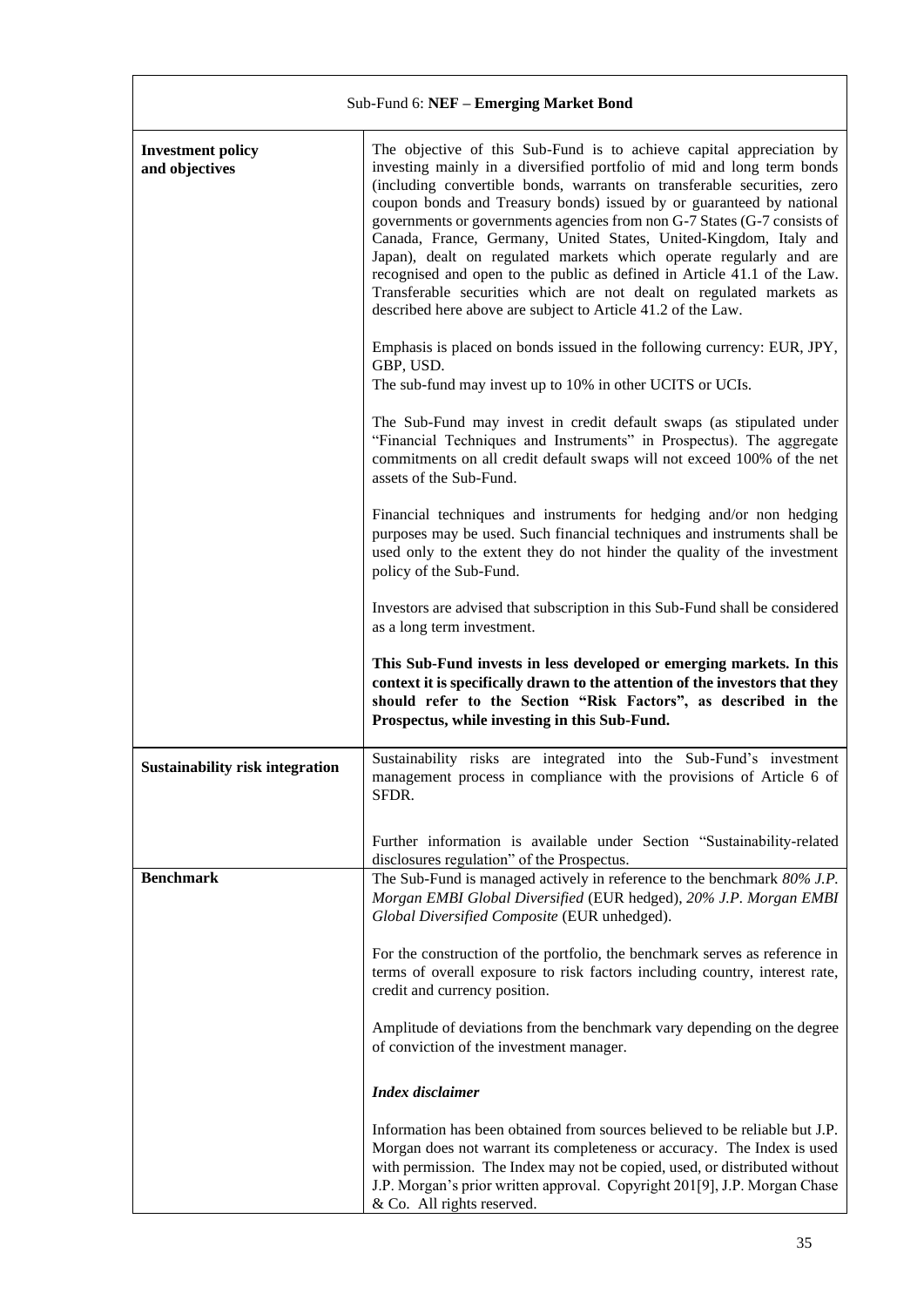| Sub-Fund 6: **NEF – Emerging Market Bond** | |
|---|---|
| **Investment policy and objectives** | The objective of this Sub-Fund is to achieve capital appreciation by investing mainly in a diversified portfolio of mid and long term bonds (including convertible bonds, warrants on transferable securities, zero coupon bonds and Treasury bonds) issued by or guaranteed by national governments or governments agencies from non G-7 States (G-7 consists of Canada, France, Germany, United States, United-Kingdom, Italy and Japan), dealt on regulated markets which operate regularly and are recognised and open to the public as defined in Article 41.1 of the Law. Transferable securities which are not dealt on regulated markets as described here above are subject to Article 41.2 of the Law.<br><br>Emphasis is placed on bonds issued in the following currency: EUR, JPY, GBP, USD.<br>The sub-fund may invest up to 10% in other UCITS or UCIs.<br><br>The Sub-Fund may invest in credit default swaps (as stipulated under "Financial Techniques and Instruments" in Prospectus). The aggregate commitments on all credit default swaps will not exceed 100% of the net assets of the Sub-Fund.<br><br>Financial techniques and instruments for hedging and/or non hedging purposes may be used. Such financial techniques and instruments shall be used only to the extent they do not hinder the quality of the investment policy of the Sub-Fund.<br><br>Investors are advised that subscription in this Sub-Fund shall be considered as a long term investment.<br><br>**This Sub-Fund invests in less developed or emerging markets. In this context it is specifically drawn to the attention of the investors that they should refer to the Section "Risk Factors", as described in the Prospectus, while investing in this Sub-Fund.** |
| **Sustainability risk integration** | Sustainability risks are integrated into the Sub-Fund's investment management process in compliance with the provisions of Article 6 of SFDR.<br><br>Further information is available under Section "Sustainability-related disclosures regulation" of the Prospectus. |
| **Benchmark** | The Sub-Fund is managed actively in reference to the benchmark *80% J.P. Morgan EMBI Global Diversified* (EUR hedged), *20% J.P. Morgan EMBI Global Diversified Composite* (EUR unhedged).<br><br>For the construction of the portfolio, the benchmark serves as reference in terms of overall exposure to risk factors including country, interest rate, credit and currency position.<br><br>Amplitude of deviations from the benchmark vary depending on the degree of conviction of the investment manager.<br><br>***Index disclaimer***<br><br>Information has been obtained from sources believed to be reliable but J.P. Morgan does not warrant its completeness or accuracy. The Index is used with permission. The Index may not be copied, used, or distributed without J.P. Morgan's prior written approval. Copyright 201[9], J.P. Morgan Chase & Co. All rights reserved. |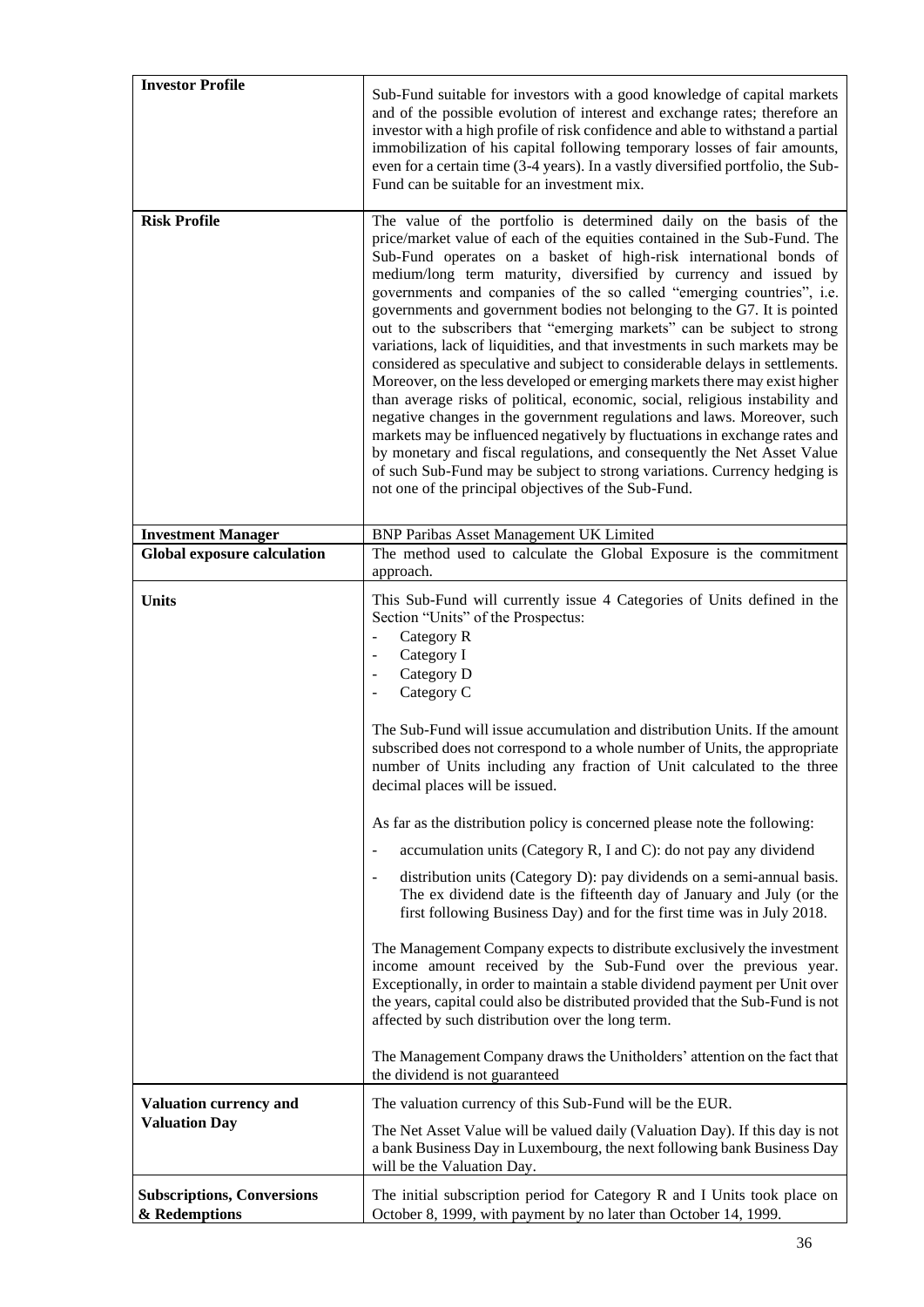| | |
|---|---|
| **Investor Profile** | Sub-Fund suitable for investors with a good knowledge of capital markets and of the possible evolution of interest and exchange rates; therefore an investor with a high profile of risk confidence and able to withstand a partial immobilization of his capital following temporary losses of fair amounts, even for a certain time (3-4 years). In a vastly diversified portfolio, the Sub-Fund can be suitable for an investment mix. |
| **Risk Profile** | The value of the portfolio is determined daily on the basis of the price/market value of each of the equities contained in the Sub-Fund. The Sub-Fund operates on a basket of high-risk international bonds of medium/long term maturity, diversified by currency and issued by governments and companies of the so called "emerging countries", i.e. governments and government bodies not belonging to the G7. It is pointed out to the subscribers that "emerging markets" can be subject to strong variations, lack of liquidities, and that investments in such markets may be considered as speculative and subject to considerable delays in settlements. Moreover, on the less developed or emerging markets there may exist higher than average risks of political, economic, social, religious instability and negative changes in the government regulations and laws. Moreover, such markets may be influenced negatively by fluctuations in exchange rates and by monetary and fiscal regulations, and consequently the Net Asset Value of such Sub-Fund may be subject to strong variations. Currency hedging is not one of the principal objectives of the Sub-Fund. |
| **Investment Manager** | BNP Paribas Asset Management UK Limited |
| **Global exposure calculation** | The method used to calculate the Global Exposure is the commitment approach. |
| **Units** | This Sub-Fund will currently issue 4 Categories of Units defined in the Section "Units" of the Prospectus:<br>- Category R<br>- Category I<br>- Category D<br>- Category C<br><br>The Sub-Fund will issue accumulation and distribution Units. If the amount subscribed does not correspond to a whole number of Units, the appropriate number of Units including any fraction of Unit calculated to the three decimal places will be issued.<br><br>As far as the distribution policy is concerned please note the following:<br>- accumulation units (Category R, I and C): do not pay any dividend<br>- distribution units (Category D): pay dividends on a semi-annual basis. The ex dividend date is the fifteenth day of January and July (or the first following Business Day) and for the first time was in July 2018.<br><br>The Management Company expects to distribute exclusively the investment income amount received by the Sub-Fund over the previous year. Exceptionally, in order to maintain a stable dividend payment per Unit over the years, capital could also be distributed provided that the Sub-Fund is not affected by such distribution over the long term.<br><br>The Management Company draws the Unitholders' attention on the fact that the dividend is not guaranteed |
| **Valuation currency and Valuation Day** | The valuation currency of this Sub-Fund will be the EUR.<br><br>The Net Asset Value will be valued daily (Valuation Day). If this day is not a bank Business Day in Luxembourg, the next following bank Business Day will be the Valuation Day. |
| **Subscriptions, Conversions & Redemptions** | The initial subscription period for Category R and I Units took place on October 8, 1999, with payment by no later than October 14, 1999. |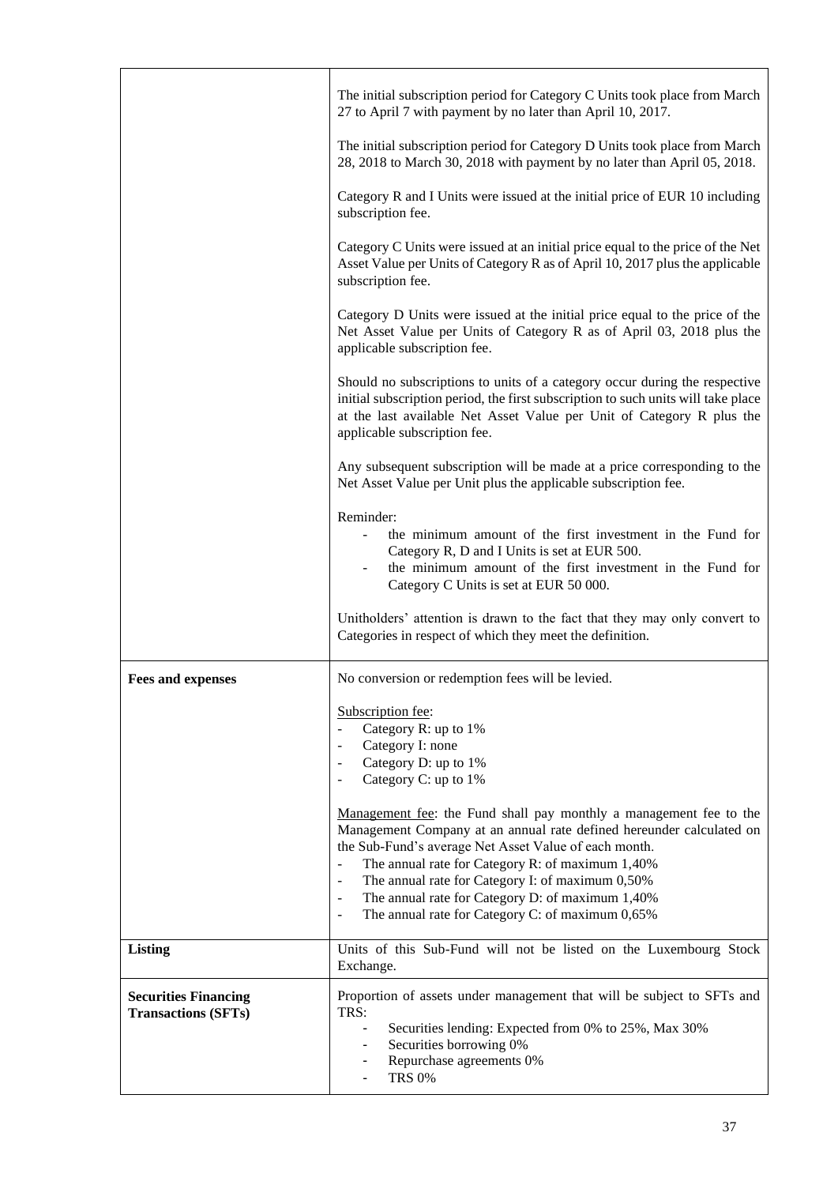| | |
|---|---|
| | The initial subscription period for Category C Units took place from March 27 to April 7 with payment by no later than April 10, 2017.<br><br>The initial subscription period for Category D Units took place from March 28, 2018 to March 30, 2018 with payment by no later than April 05, 2018.<br><br>Category R and I Units were issued at the initial price of EUR 10 including subscription fee.<br><br>Category C Units were issued at an initial price equal to the price of the Net Asset Value per Units of Category R as of April 10, 2017 plus the applicable subscription fee.<br><br>Category D Units were issued at the initial price equal to the price of the Net Asset Value per Units of Category R as of April 03, 2018 plus the applicable subscription fee.<br><br>Should no subscriptions to units of a category occur during the respective initial subscription period, the first subscription to such units will take place at the last available Net Asset Value per Unit of Category R plus the applicable subscription fee.<br><br>Any subsequent subscription will be made at a price corresponding to the Net Asset Value per Unit plus the applicable subscription fee.<br><br>Reminder:<br>- the minimum amount of the first investment in the Fund for Category R, D and I Units is set at EUR 500.<br>- the minimum amount of the first investment in the Fund for Category C Units is set at EUR 50 000.<br><br>Unitholders' attention is drawn to the fact that they may only convert to Categories in respect of which they meet the definition. |
| **Fees and expenses** | No conversion or redemption fees will be levied.<br><br>Subscription fee:<br>- Category R: up to 1%<br>- Category I: none<br>- Category D: up to 1%<br>- Category C: up to 1%<br><br>Management fee: the Fund shall pay monthly a management fee to the Management Company at an annual rate defined hereunder calculated on the Sub-Fund's average Net Asset Value of each month.<br>- The annual rate for Category R: of maximum 1,40%<br>- The annual rate for Category I: of maximum 0,50%<br>- The annual rate for Category D: of maximum 1,40%<br>- The annual rate for Category C: of maximum 0,65% |
| **Listing** | Units of this Sub-Fund will not be listed on the Luxembourg Stock Exchange. |
| **Securities Financing Transactions (SFTs)** | Proportion of assets under management that will be subject to SFTs and TRS:<br>- Securities lending: Expected from 0% to 25%, Max 30%<br>- Securities borrowing 0%<br>- Repurchase agreements 0%<br>- TRS 0% |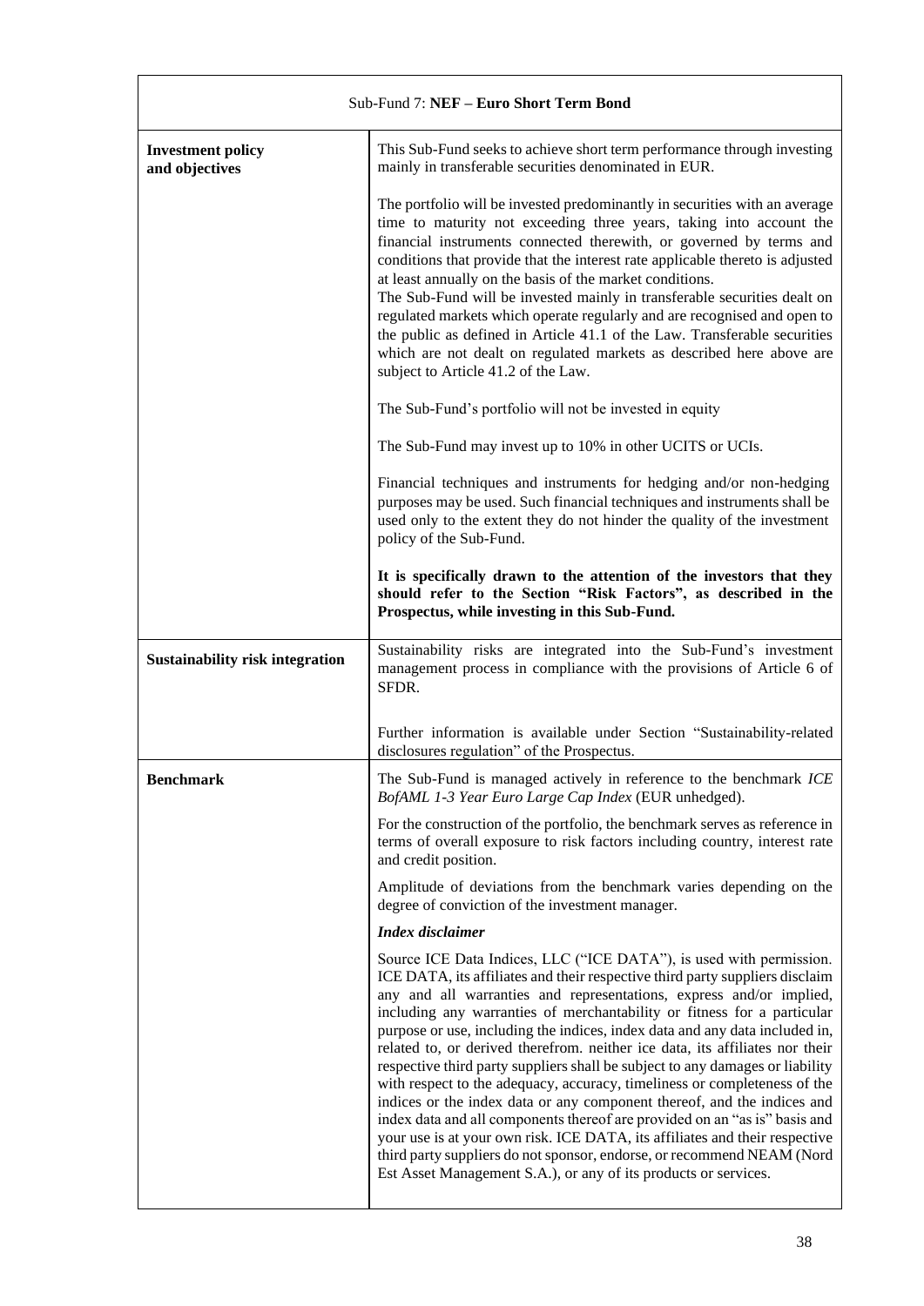| Sub-Fund 7: **NEF – Euro Short Term Bond** | |
|---|---|
| **Investment policy and objectives** | This Sub-Fund seeks to achieve short term performance through investing mainly in transferable securities denominated in EUR.<br><br>The portfolio will be invested predominantly in securities with an average time to maturity not exceeding three years, taking into account the financial instruments connected therewith, or governed by terms and conditions that provide that the interest rate applicable thereto is adjusted at least annually on the basis of the market conditions.<br>The Sub-Fund will be invested mainly in transferable securities dealt on regulated markets which operate regularly and are recognised and open to the public as defined in Article 41.1 of the Law. Transferable securities which are not dealt on regulated markets as described here above are subject to Article 41.2 of the Law.<br><br>The Sub-Fund's portfolio will not be invested in equity<br><br>The Sub-Fund may invest up to 10% in other UCITS or UCIs.<br><br>Financial techniques and instruments for hedging and/or non-hedging purposes may be used. Such financial techniques and instruments shall be used only to the extent they do not hinder the quality of the investment policy of the Sub-Fund.<br><br>**It is specifically drawn to the attention of the investors that they should refer to the Section "Risk Factors", as described in the Prospectus, while investing in this Sub-Fund.** |
| **Sustainability risk integration** | Sustainability risks are integrated into the Sub-Fund's investment management process in compliance with the provisions of Article 6 of SFDR.<br><br>Further information is available under Section "Sustainability-related disclosures regulation" of the Prospectus. |
| **Benchmark** | The Sub-Fund is managed actively in reference to the benchmark *ICE BofAML 1-3 Year Euro Large Cap Index* (EUR unhedged).<br><br>For the construction of the portfolio, the benchmark serves as reference in terms of overall exposure to risk factors including country, interest rate and credit position.<br><br>Amplitude of deviations from the benchmark varies depending on the degree of conviction of the investment manager.<br><br>***Index disclaimer***<br><br>Source ICE Data Indices, LLC ("ICE DATA"), is used with permission. ICE DATA, its affiliates and their respective third party suppliers disclaim any and all warranties and representations, express and/or implied, including any warranties of merchantability or fitness for a particular purpose or use, including the indices, index data and any data included in, related to, or derived therefrom. neither ice data, its affiliates nor their respective third party suppliers shall be subject to any damages or liability with respect to the adequacy, accuracy, timeliness or completeness of the indices or the index data or any component thereof, and the indices and index data and all components thereof are provided on an "as is" basis and your use is at your own risk. ICE DATA, its affiliates and their respective third party suppliers do not sponsor, endorse, or recommend NEAM (Nord Est Asset Management S.A.), or any of its products or services. |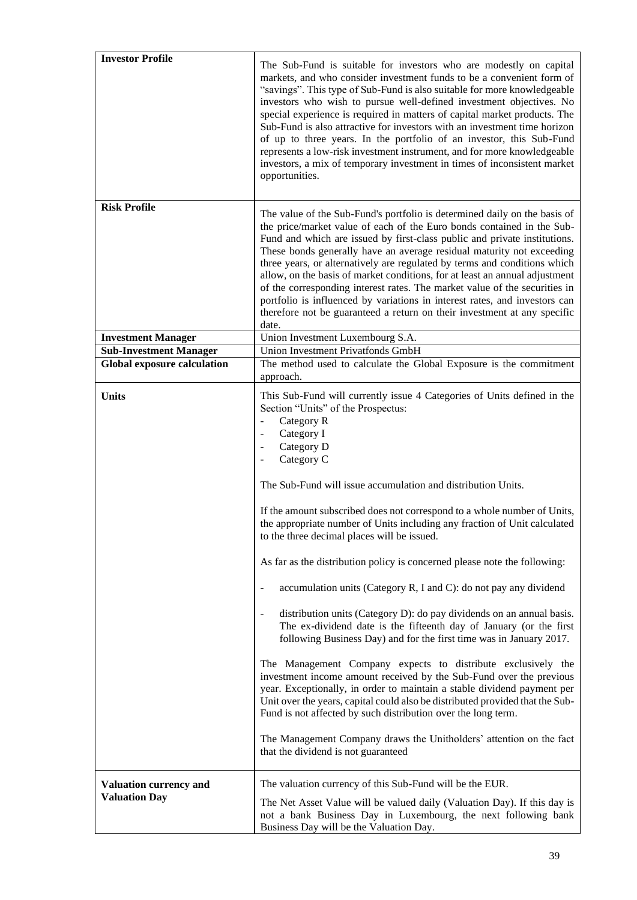| | |
|---|---|
| **Investor Profile** | The Sub-Fund is suitable for investors who are modestly on capital markets, and who consider investment funds to be a convenient form of "savings". This type of Sub-Fund is also suitable for more knowledgeable investors who wish to pursue well-defined investment objectives. No special experience is required in matters of capital market products. The Sub-Fund is also attractive for investors with an investment time horizon of up to three years. In the portfolio of an investor, this Sub-Fund represents a low-risk investment instrument, and for more knowledgeable investors, a mix of temporary investment in times of inconsistent market opportunities. |
| **Risk Profile** | The value of the Sub-Fund's portfolio is determined daily on the basis of the price/market value of each of the Euro bonds contained in the Sub-Fund and which are issued by first-class public and private institutions. These bonds generally have an average residual maturity not exceeding three years, or alternatively are regulated by terms and conditions which allow, on the basis of market conditions, for at least an annual adjustment of the corresponding interest rates. The market value of the securities in portfolio is influenced by variations in interest rates, and investors can therefore not be guaranteed a return on their investment at any specific date. |
| **Investment Manager** | Union Investment Luxembourg S.A. |
| **Sub-Investment Manager** | Union Investment Privatfonds GmbH |
| **Global exposure calculation** | The method used to calculate the Global Exposure is the commitment approach. |
| **Units** | This Sub-Fund will currently issue 4 Categories of Units defined in the Section "Units" of the Prospectus:<br>- Category R<br>- Category I<br>- Category D<br>- Category C<br><br>The Sub-Fund will issue accumulation and distribution Units.<br><br>If the amount subscribed does not correspond to a whole number of Units, the appropriate number of Units including any fraction of Unit calculated to the three decimal places will be issued.<br><br>As far as the distribution policy is concerned please note the following:<br><br>- accumulation units (Category R, I and C): do not pay any dividend<br><br>- distribution units (Category D): do pay dividends on an annual basis. The ex-dividend date is the fifteenth day of January (or the first following Business Day) and for the first time was in January 2017.<br><br>The Management Company expects to distribute exclusively the investment income amount received by the Sub-Fund over the previous year. Exceptionally, in order to maintain a stable dividend payment per Unit over the years, capital could also be distributed provided that the Sub-Fund is not affected by such distribution over the long term.<br><br>The Management Company draws the Unitholders' attention on the fact that the dividend is not guaranteed |
| **Valuation currency and Valuation Day** | The valuation currency of this Sub-Fund will be the EUR.<br><br>The Net Asset Value will be valued daily (Valuation Day). If this day is not a bank Business Day in Luxembourg, the next following bank Business Day will be the Valuation Day. |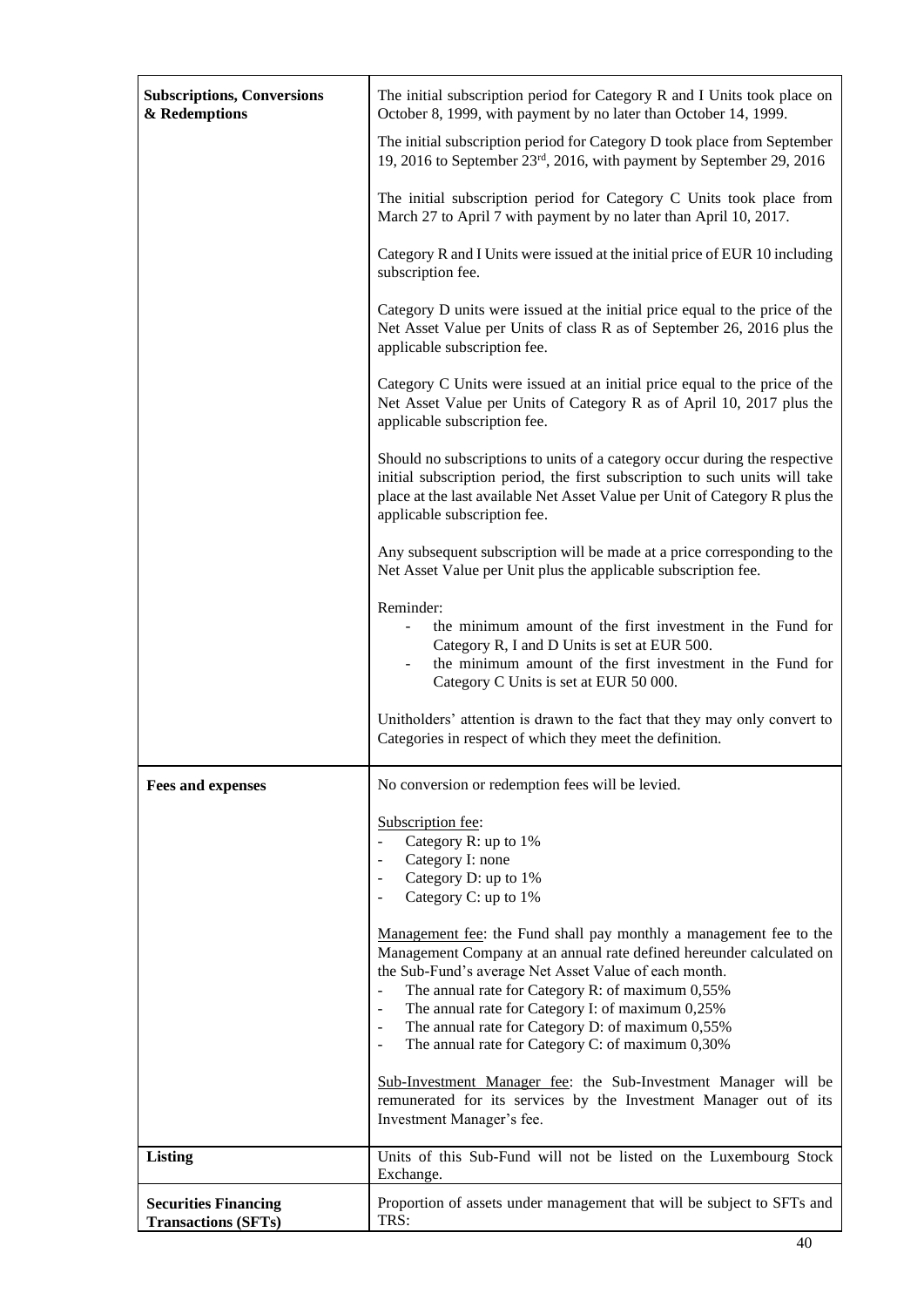| | |
|---|---|
| **Subscriptions, Conversions & Redemptions** | The initial subscription period for Category R and I Units took place on October 8, 1999, with payment by no later than October 14, 1999.<br><br>The initial subscription period for Category D took place from September 19, 2016 to September 23rd, 2016, with payment by September 29, 2016<br><br>The initial subscription period for Category C Units took place from March 27 to April 7 with payment by no later than April 10, 2017.<br><br>Category R and I Units were issued at the initial price of EUR 10 including subscription fee.<br><br>Category D units were issued at the initial price equal to the price of the Net Asset Value per Units of class R as of September 26, 2016 plus the applicable subscription fee.<br><br>Category C Units were issued at an initial price equal to the price of the Net Asset Value per Units of Category R as of April 10, 2017 plus the applicable subscription fee.<br><br>Should no subscriptions to units of a category occur during the respective initial subscription period, the first subscription to such units will take place at the last available Net Asset Value per Unit of Category R plus the applicable subscription fee.<br><br>Any subsequent subscription will be made at a price corresponding to the Net Asset Value per Unit plus the applicable subscription fee.<br><br>Reminder:<br>- the minimum amount of the first investment in the Fund for Category R, I and D Units is set at EUR 500.<br>- the minimum amount of the first investment in the Fund for Category C Units is set at EUR 50 000.<br><br>Unitholders' attention is drawn to the fact that they may only convert to Categories in respect of which they meet the definition. |
| **Fees and expenses** | No conversion or redemption fees will be levied.<br><br>Subscription fee:<br>- Category R: up to 1%<br>- Category I: none<br>- Category D: up to 1%<br>- Category C: up to 1%<br><br>Management fee: the Fund shall pay monthly a management fee to the Management Company at an annual rate defined hereunder calculated on the Sub-Fund's average Net Asset Value of each month.<br>- The annual rate for Category R: of maximum 0,55%<br>- The annual rate for Category I: of maximum 0,25%<br>- The annual rate for Category D: of maximum 0,55%<br>- The annual rate for Category C: of maximum 0,30%<br><br>Sub-Investment Manager fee: the Sub-Investment Manager will be remunerated for its services by the Investment Manager out of its Investment Manager's fee. |
| **Listing** | Units of this Sub-Fund will not be listed on the Luxembourg Stock Exchange. |
| **Securities Financing Transactions (SFTs)** | Proportion of assets under management that will be subject to SFTs and TRS: |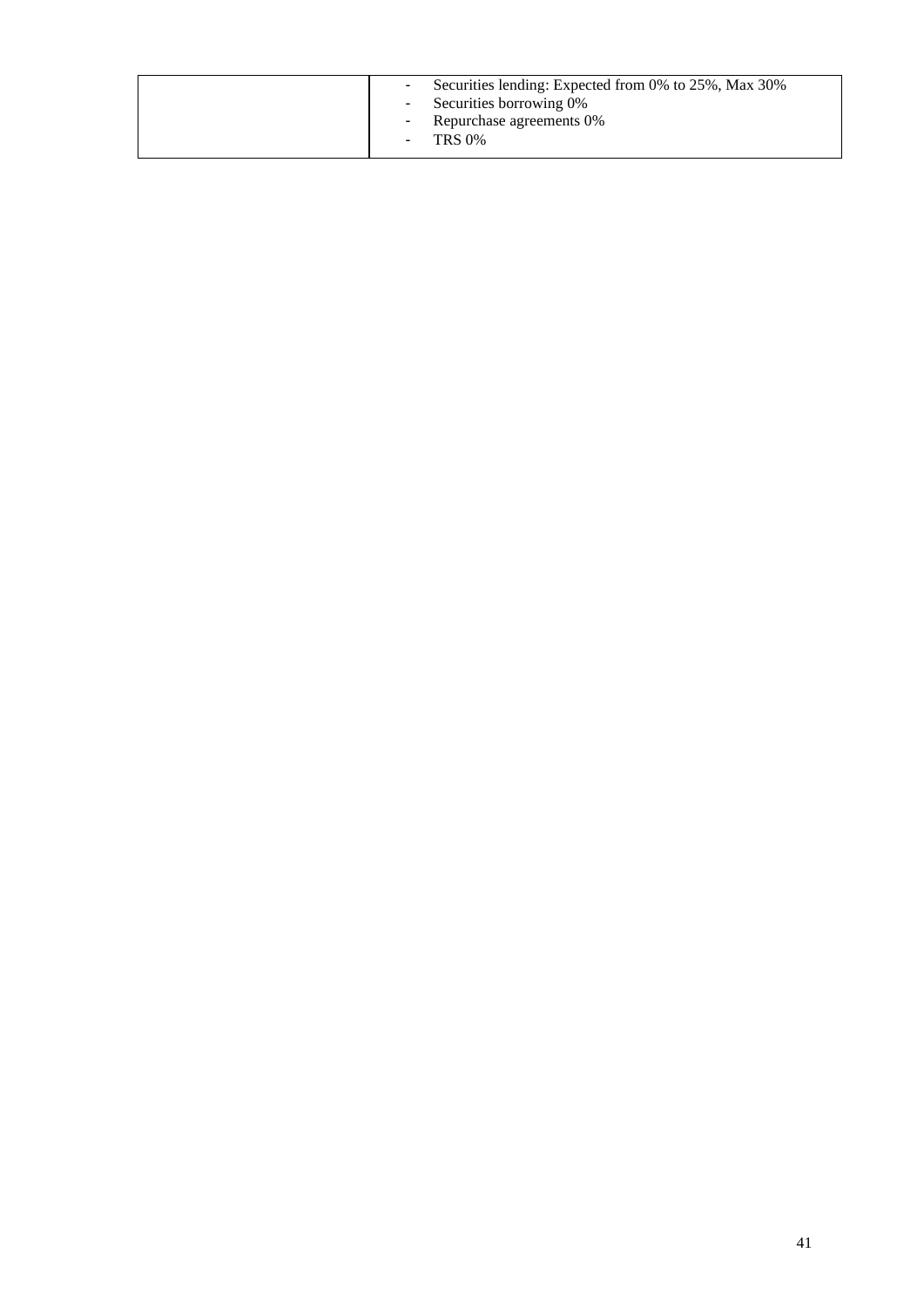|  | - Securities lending: Expected from 0% to 25%, Max 30%<br>- Securities borrowing 0%<br>- Repurchase agreements 0%<br>- TRS 0% |
| --- | --- |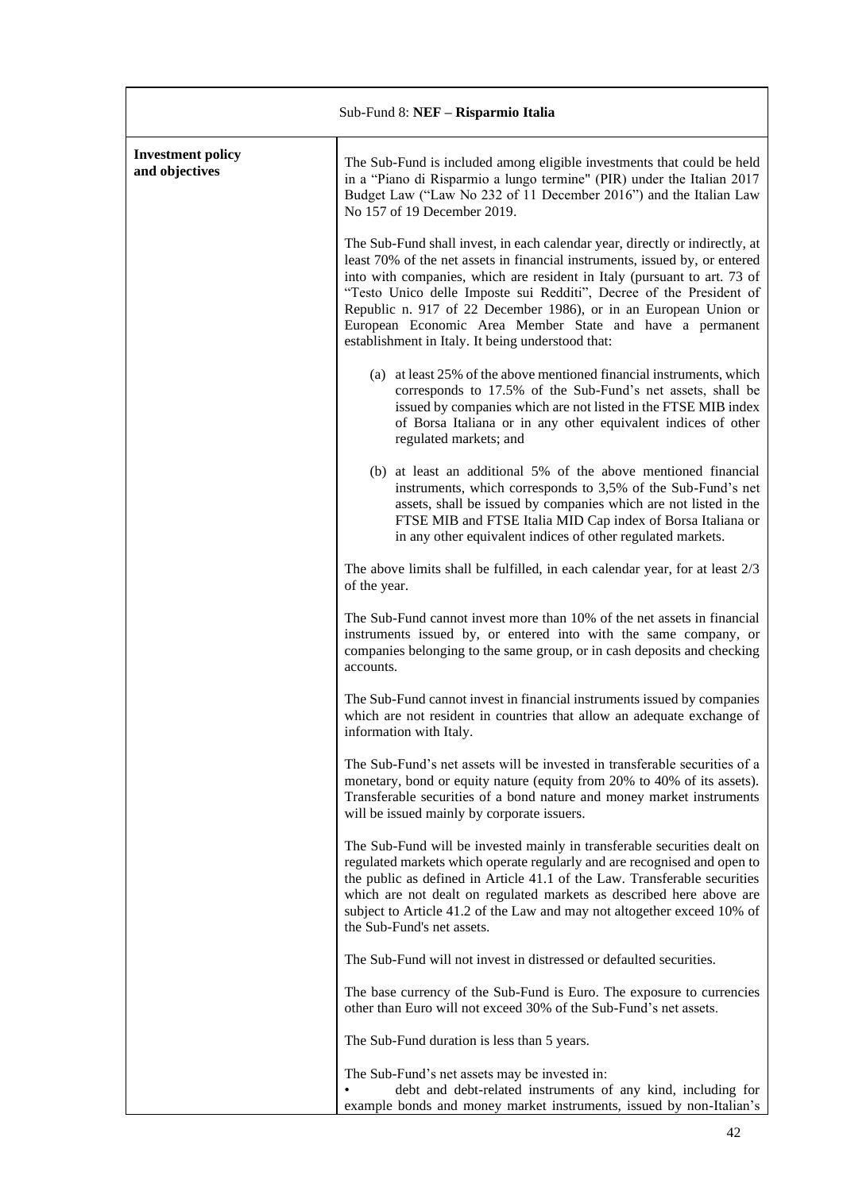| Sub-Fund 8: **NEF – Risparmio Italia** | |
|---|---|
| **Investment policy and objectives** | The Sub-Fund is included among eligible investments that could be held in a "Piano di Risparmio a lungo termine" (PIR) under the Italian 2017 Budget Law ("Law No 232 of 11 December 2016") and the Italian Law No 157 of 19 December 2019.<br><br>The Sub-Fund shall invest, in each calendar year, directly or indirectly, at least 70% of the net assets in financial instruments, issued by, or entered into with companies, which are resident in Italy (pursuant to art. 73 of "Testo Unico delle Imposte sui Redditi", Decree of the President of Republic n. 917 of 22 December 1986), or in an European Union or European Economic Area Member State and have a permanent establishment in Italy. It being understood that:<br><br>(a) at least 25% of the above mentioned financial instruments, which corresponds to 17.5% of the Sub-Fund's net assets, shall be issued by companies which are not listed in the FTSE MIB index of Borsa Italiana or in any other equivalent indices of other regulated markets; and<br><br>(b) at least an additional 5% of the above mentioned financial instruments, which corresponds to 3,5% of the Sub-Fund's net assets, shall be issued by companies which are not listed in the FTSE MIB and FTSE Italia MID Cap index of Borsa Italiana or in any other equivalent indices of other regulated markets.<br><br>The above limits shall be fulfilled, in each calendar year, for at least 2/3 of the year.<br><br>The Sub-Fund cannot invest more than 10% of the net assets in financial instruments issued by, or entered into with the same company, or companies belonging to the same group, or in cash deposits and checking accounts.<br><br>The Sub-Fund cannot invest in financial instruments issued by companies which are not resident in countries that allow an adequate exchange of information with Italy.<br><br>The Sub-Fund's net assets will be invested in transferable securities of a monetary, bond or equity nature (equity from 20% to 40% of its assets). Transferable securities of a bond nature and money market instruments will be issued mainly by corporate issuers.<br><br>The Sub-Fund will be invested mainly in transferable securities dealt on regulated markets which operate regularly and are recognised and open to the public as defined in Article 41.1 of the Law. Transferable securities which are not dealt on regulated markets as described here above are subject to Article 41.2 of the Law and may not altogether exceed 10% of the Sub-Fund's net assets.<br><br>The Sub-Fund will not invest in distressed or defaulted securities.<br><br>The base currency of the Sub-Fund is Euro. The exposure to currencies other than Euro will not exceed 30% of the Sub-Fund's net assets.<br><br>The Sub-Fund duration is less than 5 years.<br><br>The Sub-Fund's net assets may be invested in:<br>• debt and debt-related instruments of any kind, including for example bonds and money market instruments, issued by non-Italian's |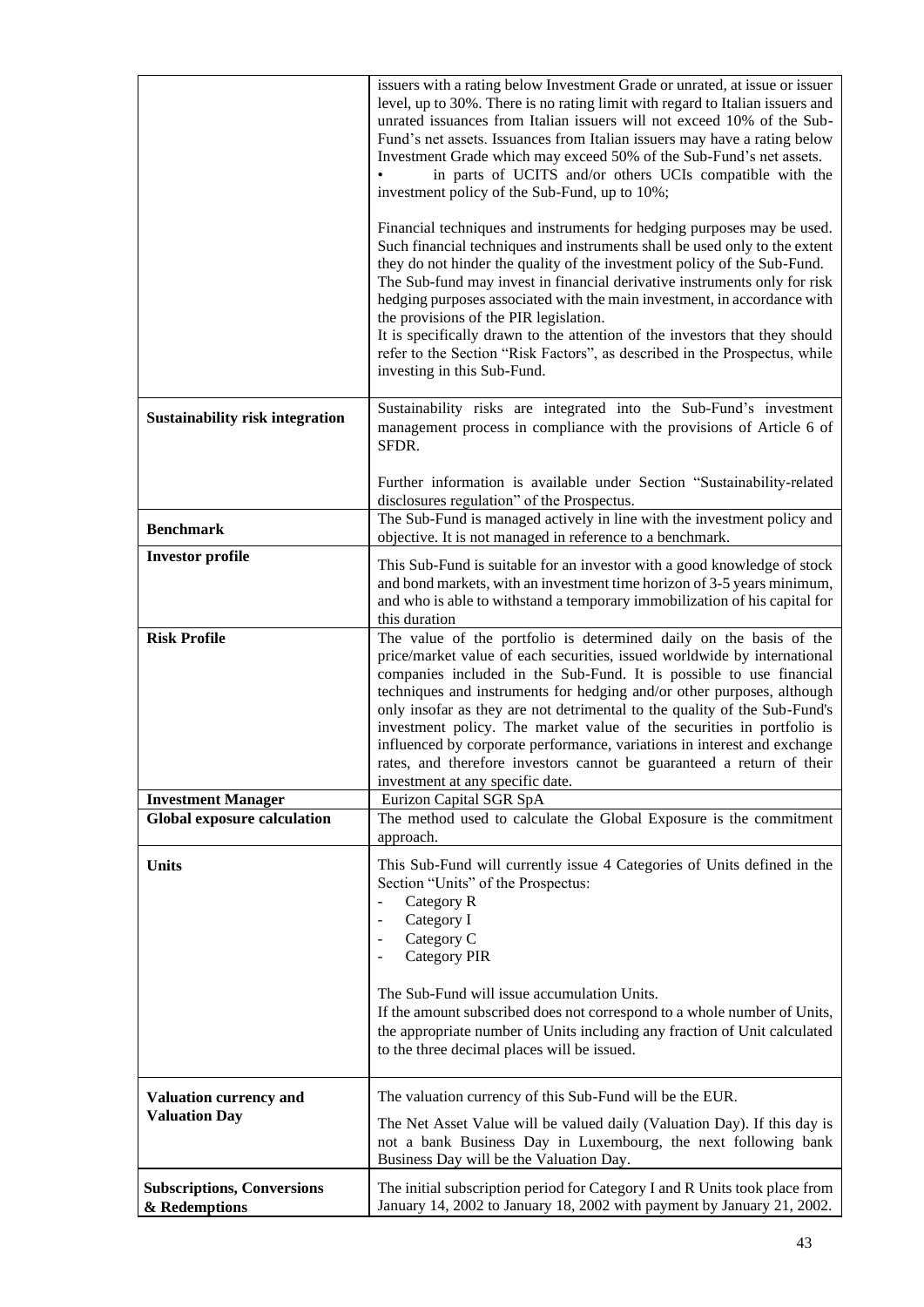| | |
|---|---|
| | issuers with a rating below Investment Grade or unrated, at issue or issuer level, up to 30%. There is no rating limit with regard to Italian issuers and unrated issuances from Italian issuers will not exceed 10% of the Sub-Fund's net assets. Issuances from Italian issuers may have a rating below Investment Grade which may exceed 50% of the Sub-Fund's net assets.<br>• in parts of UCITS and/or others UCIs compatible with the investment policy of the Sub-Fund, up to 10%;<br><br>Financial techniques and instruments for hedging purposes may be used. Such financial techniques and instruments shall be used only to the extent they do not hinder the quality of the investment policy of the Sub-Fund. The Sub-fund may invest in financial derivative instruments only for risk hedging purposes associated with the main investment, in accordance with the provisions of the PIR legislation.<br>It is specifically drawn to the attention of the investors that they should refer to the Section "Risk Factors", as described in the Prospectus, while investing in this Sub-Fund. |
| **Sustainability risk integration** | Sustainability risks are integrated into the Sub-Fund's investment management process in compliance with the provisions of Article 6 of SFDR.<br><br>Further information is available under Section "Sustainability-related disclosures regulation" of the Prospectus. |
| **Benchmark** | The Sub-Fund is managed actively in line with the investment policy and objective. It is not managed in reference to a benchmark. |
| **Investor profile** | This Sub-Fund is suitable for an investor with a good knowledge of stock and bond markets, with an investment time horizon of 3-5 years minimum, and who is able to withstand a temporary immobilization of his capital for this duration |
| **Risk Profile** | The value of the portfolio is determined daily on the basis of the price/market value of each securities, issued worldwide by international companies included in the Sub-Fund. It is possible to use financial techniques and instruments for hedging and/or other purposes, although only insofar as they are not detrimental to the quality of the Sub-Fund's investment policy. The market value of the securities in portfolio is influenced by corporate performance, variations in interest and exchange rates, and therefore investors cannot be guaranteed a return of their investment at any specific date. |
| **Investment Manager** | Eurizon Capital SGR SpA |
| **Global exposure calculation** | The method used to calculate the Global Exposure is the commitment approach. |
| **Units** | This Sub-Fund will currently issue 4 Categories of Units defined in the Section "Units" of the Prospectus:<br>- Category R<br>- Category I<br>- Category C<br>- Category PIR<br><br>The Sub-Fund will issue accumulation Units.<br>If the amount subscribed does not correspond to a whole number of Units, the appropriate number of Units including any fraction of Unit calculated to the three decimal places will be issued. |
| **Valuation currency and Valuation Day** | The valuation currency of this Sub-Fund will be the EUR.<br><br>The Net Asset Value will be valued daily (Valuation Day). If this day is not a bank Business Day in Luxembourg, the next following bank Business Day will be the Valuation Day. |
| **Subscriptions, Conversions & Redemptions** | The initial subscription period for Category I and R Units took place from January 14, 2002 to January 18, 2002 with payment by January 21, 2002. |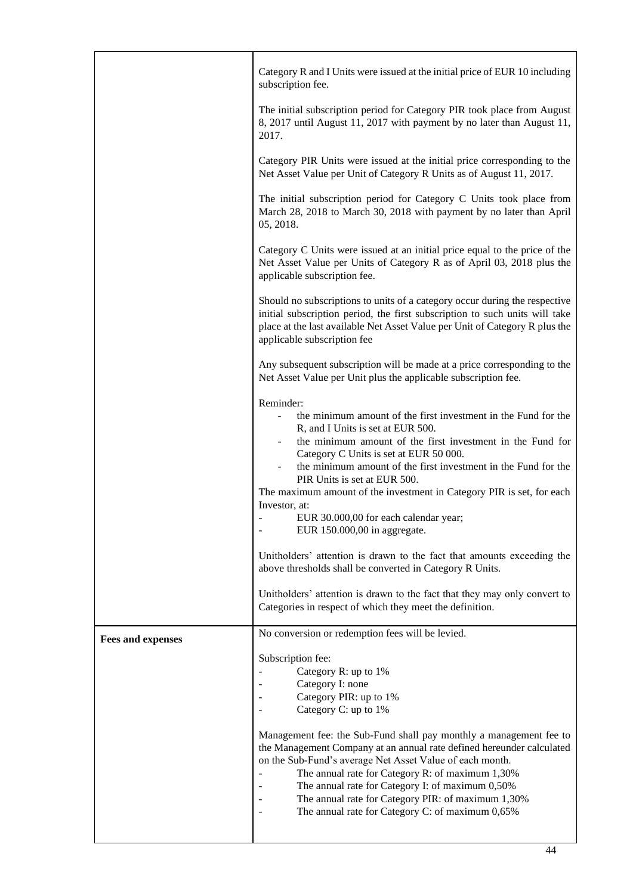| | |
|---|---|
| | Category R and I Units were issued at the initial price of EUR 10 including subscription fee.<br><br>The initial subscription period for Category PIR took place from August 8, 2017 until August 11, 2017 with payment by no later than August 11, 2017.<br><br>Category PIR Units were issued at the initial price corresponding to the Net Asset Value per Unit of Category R Units as of August 11, 2017.<br><br>The initial subscription period for Category C Units took place from March 28, 2018 to March 30, 2018 with payment by no later than April 05, 2018.<br><br>Category C Units were issued at an initial price equal to the price of the Net Asset Value per Units of Category R as of April 03, 2018 plus the applicable subscription fee.<br><br>Should no subscriptions to units of a category occur during the respective initial subscription period, the first subscription to such units will take place at the last available Net Asset Value per Unit of Category R plus the applicable subscription fee<br><br>Any subsequent subscription will be made at a price corresponding to the Net Asset Value per Unit plus the applicable subscription fee.<br><br>Reminder:<br>- the minimum amount of the first investment in the Fund for the R, and I Units is set at EUR 500.<br>- the minimum amount of the first investment in the Fund for Category C Units is set at EUR 50 000.<br>- the minimum amount of the first investment in the Fund for the PIR Units is set at EUR 500.<br>The maximum amount of the investment in Category PIR is set, for each Investor, at:<br>- EUR 30.000,00 for each calendar year;<br>- EUR 150.000,00 in aggregate.<br><br>Unitholders' attention is drawn to the fact that amounts exceeding the above thresholds shall be converted in Category R Units.<br><br>Unitholders' attention is drawn to the fact that they may only convert to Categories in respect of which they meet the definition. |
| **Fees and expenses** | No conversion or redemption fees will be levied.<br><br>Subscription fee:<br>- Category R: up to 1%<br>- Category I: none<br>- Category PIR: up to 1%<br>- Category C: up to 1%<br><br>Management fee: the Sub-Fund shall pay monthly a management fee to the Management Company at an annual rate defined hereunder calculated on the Sub-Fund's average Net Asset Value of each month.<br>- The annual rate for Category R: of maximum 1,30%<br>- The annual rate for Category I: of maximum 0,50%<br>- The annual rate for Category PIR: of maximum 1,30%<br>- The annual rate for Category C: of maximum 0,65% |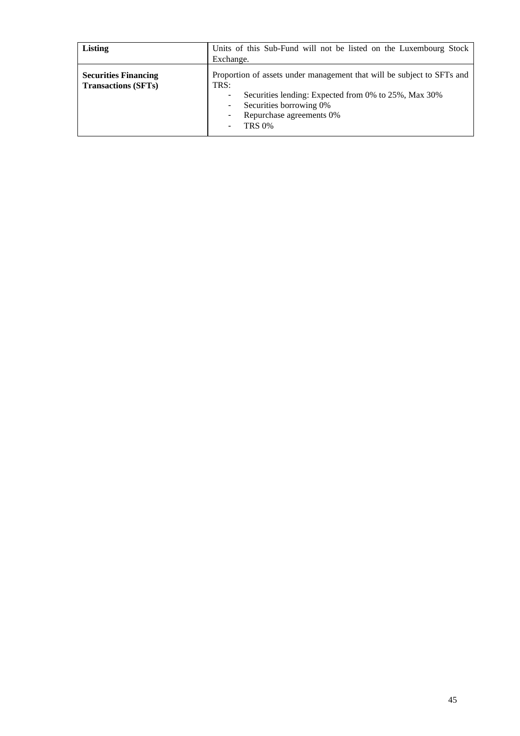| **Listing** | Units of this Sub-Fund will not be listed on the Luxembourg Stock Exchange. |
|---|---|
| **Securities Financing Transactions (SFTs)** | Proportion of assets under management that will be subject to SFTs and TRS:<br>- Securities lending: Expected from 0% to 25%, Max 30%<br>- Securities borrowing 0%<br>- Repurchase agreements 0%<br>- TRS 0% |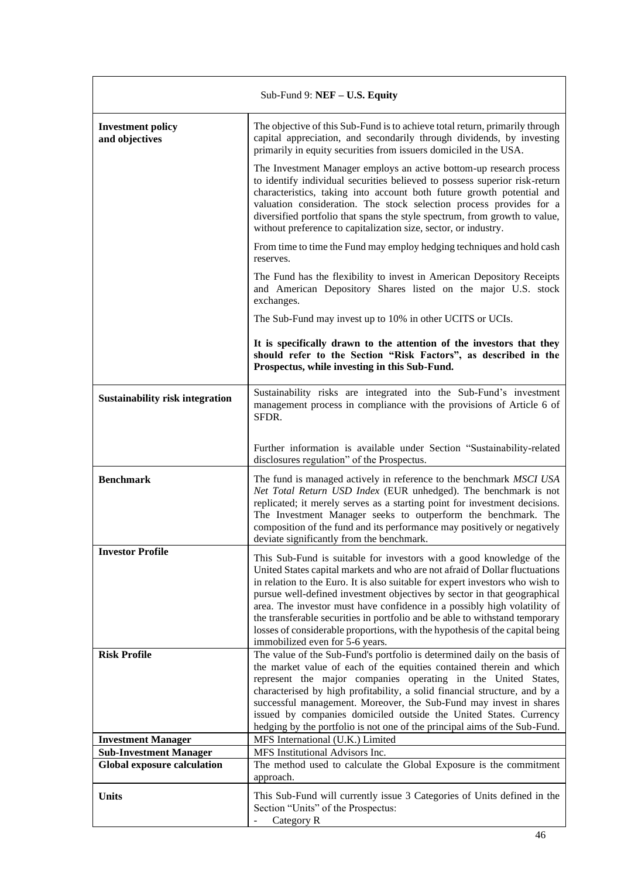| Sub-Fund 9: **NEF – U.S. Equity** | |
|---|---|
| **Investment policy and objectives** | The objective of this Sub-Fund is to achieve total return, primarily through capital appreciation, and secondarily through dividends, by investing primarily in equity securities from issuers domiciled in the USA.<br><br>The Investment Manager employs an active bottom-up research process to identify individual securities believed to possess superior risk-return characteristics, taking into account both future growth potential and valuation consideration. The stock selection process provides for a diversified portfolio that spans the style spectrum, from growth to value, without preference to capitalization size, sector, or industry.<br><br>From time to time the Fund may employ hedging techniques and hold cash reserves.<br><br>The Fund has the flexibility to invest in American Depository Receipts and American Depository Shares listed on the major U.S. stock exchanges.<br><br>The Sub-Fund may invest up to 10% in other UCITS or UCIs.<br><br>**It is specifically drawn to the attention of the investors that they should refer to the Section "Risk Factors", as described in the Prospectus, while investing in this Sub-Fund.** |
| **Sustainability risk integration** | Sustainability risks are integrated into the Sub-Fund's investment management process in compliance with the provisions of Article 6 of SFDR.<br><br>Further information is available under Section "Sustainability-related disclosures regulation" of the Prospectus. |
| **Benchmark** | The fund is managed actively in reference to the benchmark *MSCI USA Net Total Return USD Index* (EUR unhedged). The benchmark is not replicated; it merely serves as a starting point for investment decisions. The Investment Manager seeks to outperform the benchmark. The composition of the fund and its performance may positively or negatively deviate significantly from the benchmark. |
| **Investor Profile** | This Sub-Fund is suitable for investors with a good knowledge of the United States capital markets and who are not afraid of Dollar fluctuations in relation to the Euro. It is also suitable for expert investors who wish to pursue well-defined investment objectives by sector in that geographical area. The investor must have confidence in a possibly high volatility of the transferable securities in portfolio and be able to withstand temporary losses of considerable proportions, with the hypothesis of the capital being immobilized even for 5-6 years. |
| **Risk Profile** | The value of the Sub-Fund's portfolio is determined daily on the basis of the market value of each of the equities contained therein and which represent the major companies operating in the United States, characterised by high profitability, a solid financial structure, and by a successful management. Moreover, the Sub-Fund may invest in shares issued by companies domiciled outside the United States. Currency hedging by the portfolio is not one of the principal aims of the Sub-Fund. |
| **Investment Manager** | MFS International (U.K.) Limited |
| **Sub-Investment Manager** | MFS Institutional Advisors Inc. |
| **Global exposure calculation** | The method used to calculate the Global Exposure is the commitment approach. |
| **Units** | This Sub-Fund will currently issue 3 Categories of Units defined in the Section "Units" of the Prospectus:<br>- Category R |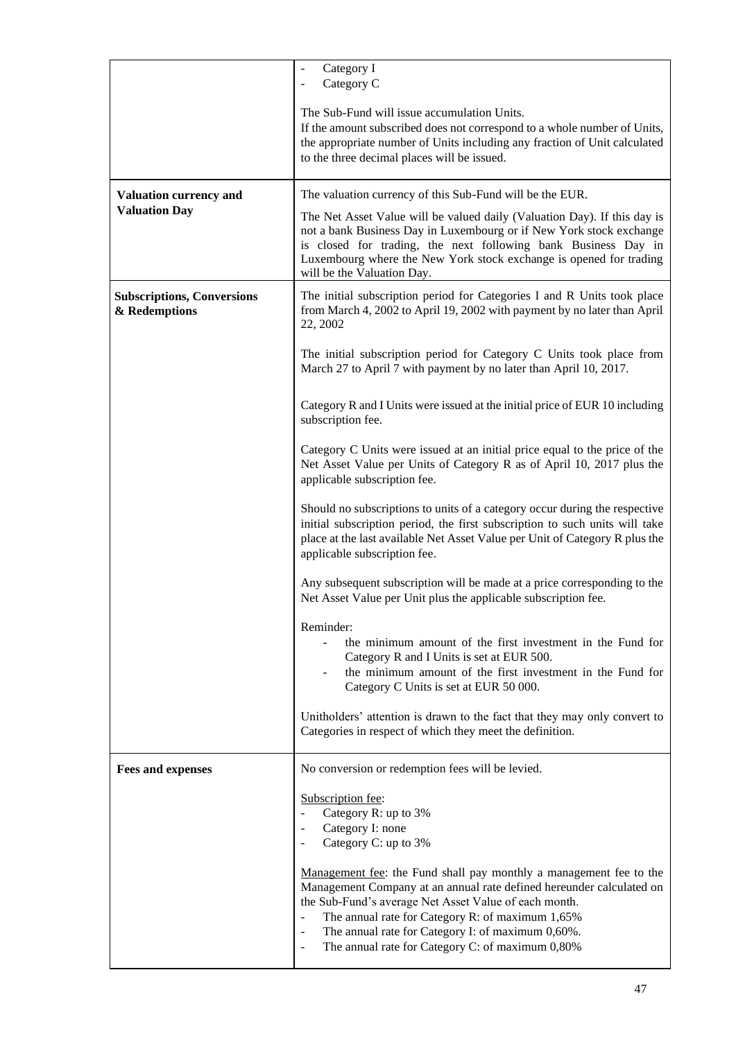| | |
|---|---|
| | - Category I<br>- Category C<br><br>The Sub-Fund will issue accumulation Units.<br>If the amount subscribed does not correspond to a whole number of Units, the appropriate number of Units including any fraction of Unit calculated to the three decimal places will be issued. |
| **Valuation currency and Valuation Day** | The valuation currency of this Sub-Fund will be the EUR.<br><br>The Net Asset Value will be valued daily (Valuation Day). If this day is not a bank Business Day in Luxembourg or if New York stock exchange is closed for trading, the next following bank Business Day in Luxembourg where the New York stock exchange is opened for trading will be the Valuation Day. |
| **Subscriptions, Conversions & Redemptions** | The initial subscription period for Categories I and R Units took place from March 4, 2002 to April 19, 2002 with payment by no later than April 22, 2002<br><br>The initial subscription period for Category C Units took place from March 27 to April 7 with payment by no later than April 10, 2017.<br><br>Category R and I Units were issued at the initial price of EUR 10 including subscription fee.<br><br>Category C Units were issued at an initial price equal to the price of the Net Asset Value per Units of Category R as of April 10, 2017 plus the applicable subscription fee.<br><br>Should no subscriptions to units of a category occur during the respective initial subscription period, the first subscription to such units will take place at the last available Net Asset Value per Unit of Category R plus the applicable subscription fee.<br><br>Any subsequent subscription will be made at a price corresponding to the Net Asset Value per Unit plus the applicable subscription fee.<br><br>Reminder:<br>- the minimum amount of the first investment in the Fund for Category R and I Units is set at EUR 500.<br>- the minimum amount of the first investment in the Fund for Category C Units is set at EUR 50 000.<br><br>Unitholders' attention is drawn to the fact that they may only convert to Categories in respect of which they meet the definition. |
| **Fees and expenses** | No conversion or redemption fees will be levied.<br><br>Subscription fee:<br>- Category R: up to 3%<br>- Category I: none<br>- Category C: up to 3%<br><br>Management fee: the Fund shall pay monthly a management fee to the Management Company at an annual rate defined hereunder calculated on the Sub-Fund's average Net Asset Value of each month.<br>- The annual rate for Category R: of maximum 1,65%<br>- The annual rate for Category I: of maximum 0,60%.<br>- The annual rate for Category C: of maximum 0,80% |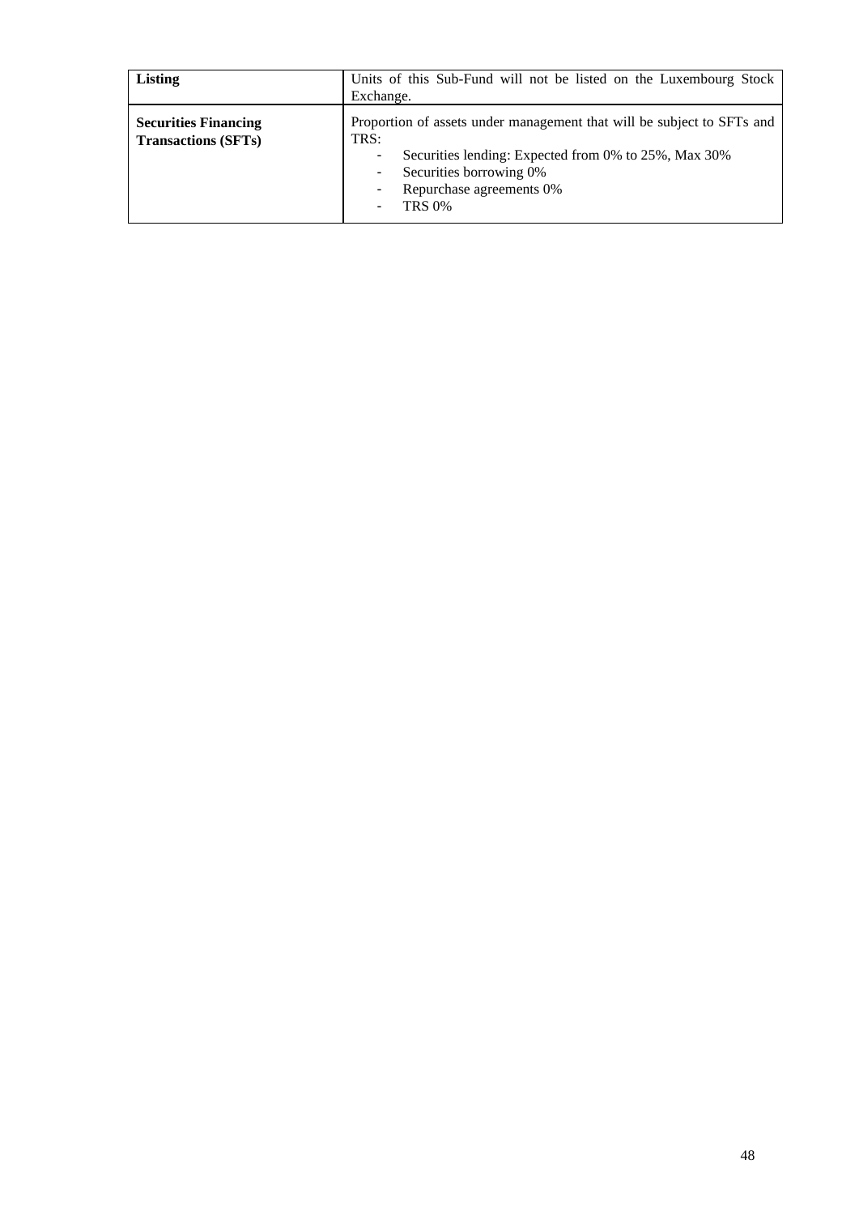| **Listing** | Units of this Sub-Fund will not be listed on the Luxembourg Stock Exchange. |
|---|---|
| **Securities Financing Transactions (SFTs)** | Proportion of assets under management that will be subject to SFTs and TRS:<br>- Securities lending: Expected from 0% to 25%, Max 30%<br>- Securities borrowing 0%<br>- Repurchase agreements 0%<br>- TRS 0% |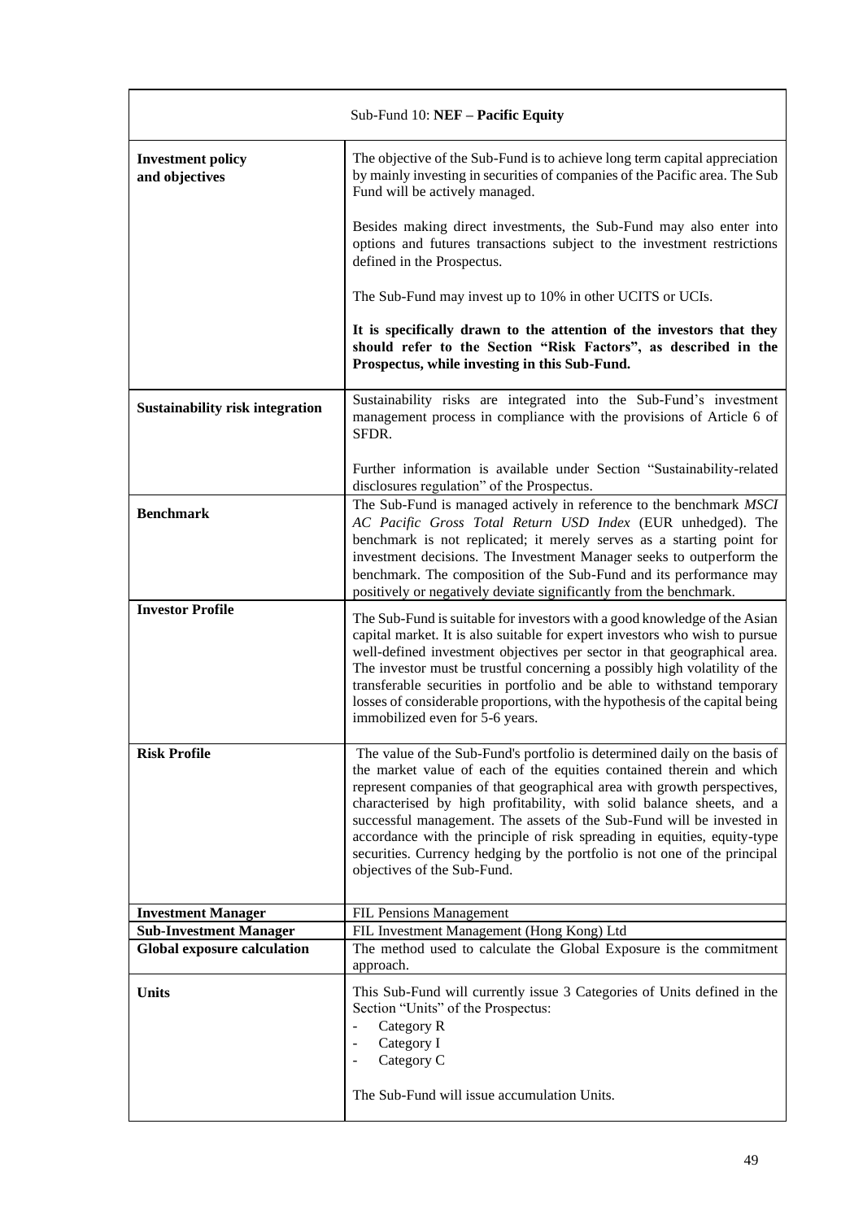| Sub-Fund 10: **NEF – Pacific Equity** | |
|---|---|
| **Investment policy and objectives** | The objective of the Sub-Fund is to achieve long term capital appreciation by mainly investing in securities of companies of the Pacific area. The Sub Fund will be actively managed.<br><br>Besides making direct investments, the Sub-Fund may also enter into options and futures transactions subject to the investment restrictions defined in the Prospectus.<br><br>The Sub-Fund may invest up to 10% in other UCITS or UCIs.<br><br>**It is specifically drawn to the attention of the investors that they should refer to the Section "Risk Factors", as described in the Prospectus, while investing in this Sub-Fund.** |
| **Sustainability risk integration** | Sustainability risks are integrated into the Sub-Fund's investment management process in compliance with the provisions of Article 6 of SFDR.<br><br>Further information is available under Section "Sustainability-related disclosures regulation" of the Prospectus. |
| **Benchmark** | The Sub-Fund is managed actively in reference to the benchmark *MSCI AC Pacific Gross Total Return USD Index* (EUR unhedged). The benchmark is not replicated; it merely serves as a starting point for investment decisions. The Investment Manager seeks to outperform the benchmark. The composition of the Sub-Fund and its performance may positively or negatively deviate significantly from the benchmark. |
| **Investor Profile** | The Sub-Fund is suitable for investors with a good knowledge of the Asian capital market. It is also suitable for expert investors who wish to pursue well-defined investment objectives per sector in that geographical area. The investor must be trustful concerning a possibly high volatility of the transferable securities in portfolio and be able to withstand temporary losses of considerable proportions, with the hypothesis of the capital being immobilized even for 5-6 years. |
| **Risk Profile** | The value of the Sub-Fund's portfolio is determined daily on the basis of the market value of each of the equities contained therein and which represent companies of that geographical area with growth perspectives, characterised by high profitability, with solid balance sheets, and a successful management. The assets of the Sub-Fund will be invested in accordance with the principle of risk spreading in equities, equity-type securities. Currency hedging by the portfolio is not one of the principal objectives of the Sub-Fund. |
| **Investment Manager** | FIL Pensions Management |
| **Sub-Investment Manager** | FIL Investment Management (Hong Kong) Ltd |
| **Global exposure calculation** | The method used to calculate the Global Exposure is the commitment approach. |
| **Units** | This Sub-Fund will currently issue 3 Categories of Units defined in the Section "Units" of the Prospectus:<br>- Category R<br>- Category I<br>- Category C<br><br>The Sub-Fund will issue accumulation Units. |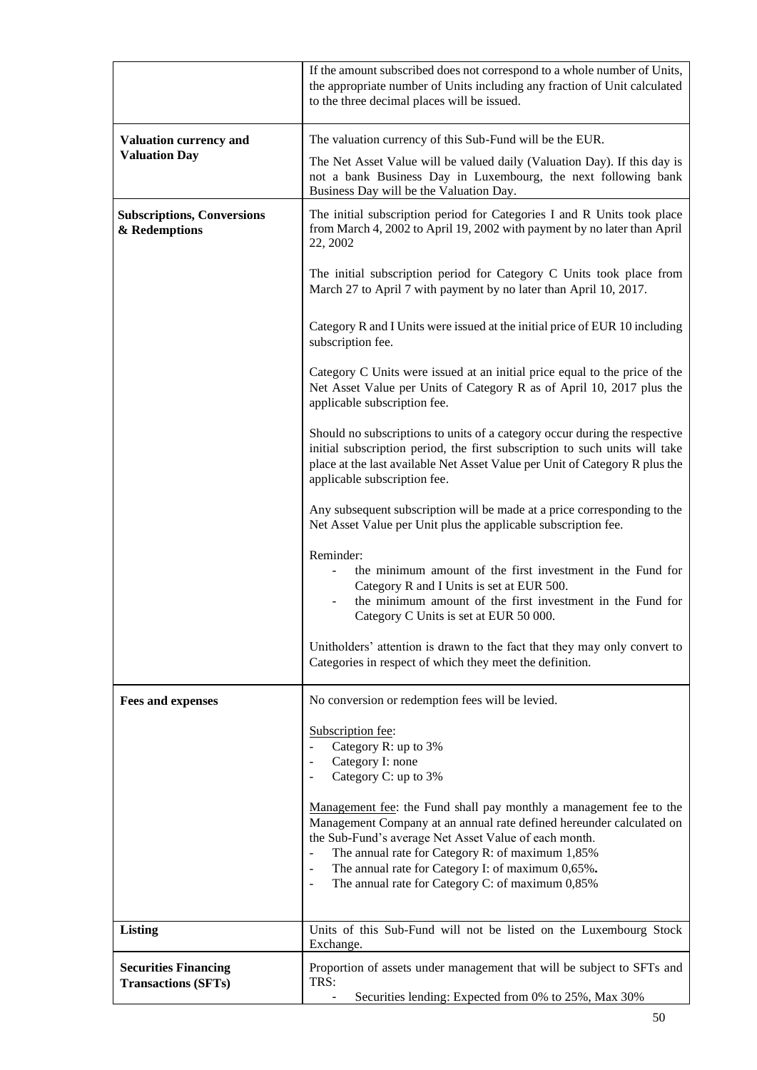| | |
|---|---|
| | If the amount subscribed does not correspond to a whole number of Units, the appropriate number of Units including any fraction of Unit calculated to the three decimal places will be issued. |
| **Valuation currency and Valuation Day** | The valuation currency of this Sub-Fund will be the EUR.<br><br>The Net Asset Value will be valued daily (Valuation Day). If this day is not a bank Business Day in Luxembourg, the next following bank Business Day will be the Valuation Day. |
| **Subscriptions, Conversions & Redemptions** | The initial subscription period for Categories I and R Units took place from March 4, 2002 to April 19, 2002 with payment by no later than April 22, 2002<br><br>The initial subscription period for Category C Units took place from March 27 to April 7 with payment by no later than April 10, 2017.<br><br>Category R and I Units were issued at the initial price of EUR 10 including subscription fee.<br><br>Category C Units were issued at an initial price equal to the price of the Net Asset Value per Units of Category R as of April 10, 2017 plus the applicable subscription fee.<br><br>Should no subscriptions to units of a category occur during the respective initial subscription period, the first subscription to such units will take place at the last available Net Asset Value per Unit of Category R plus the applicable subscription fee.<br><br>Any subsequent subscription will be made at a price corresponding to the Net Asset Value per Unit plus the applicable subscription fee.<br><br>Reminder:<br>- the minimum amount of the first investment in the Fund for Category R and I Units is set at EUR 500.<br>- the minimum amount of the first investment in the Fund for Category C Units is set at EUR 50 000.<br><br>Unitholders' attention is drawn to the fact that they may only convert to Categories in respect of which they meet the definition. |
| **Fees and expenses** | No conversion or redemption fees will be levied.<br><br>Subscription fee:<br>- Category R: up to 3%<br>- Category I: none<br>- Category C: up to 3%<br><br>Management fee: the Fund shall pay monthly a management fee to the Management Company at an annual rate defined hereunder calculated on the Sub-Fund's average Net Asset Value of each month.<br>- The annual rate for Category R: of maximum 1,85%<br>- The annual rate for Category I: of maximum 0,65%.<br>- The annual rate for Category C: of maximum 0,85% |
| **Listing** | Units of this Sub-Fund will not be listed on the Luxembourg Stock Exchange. |
| **Securities Financing Transactions (SFTs)** | Proportion of assets under management that will be subject to SFTs and TRS:<br>- Securities lending: Expected from 0% to 25%, Max 30% |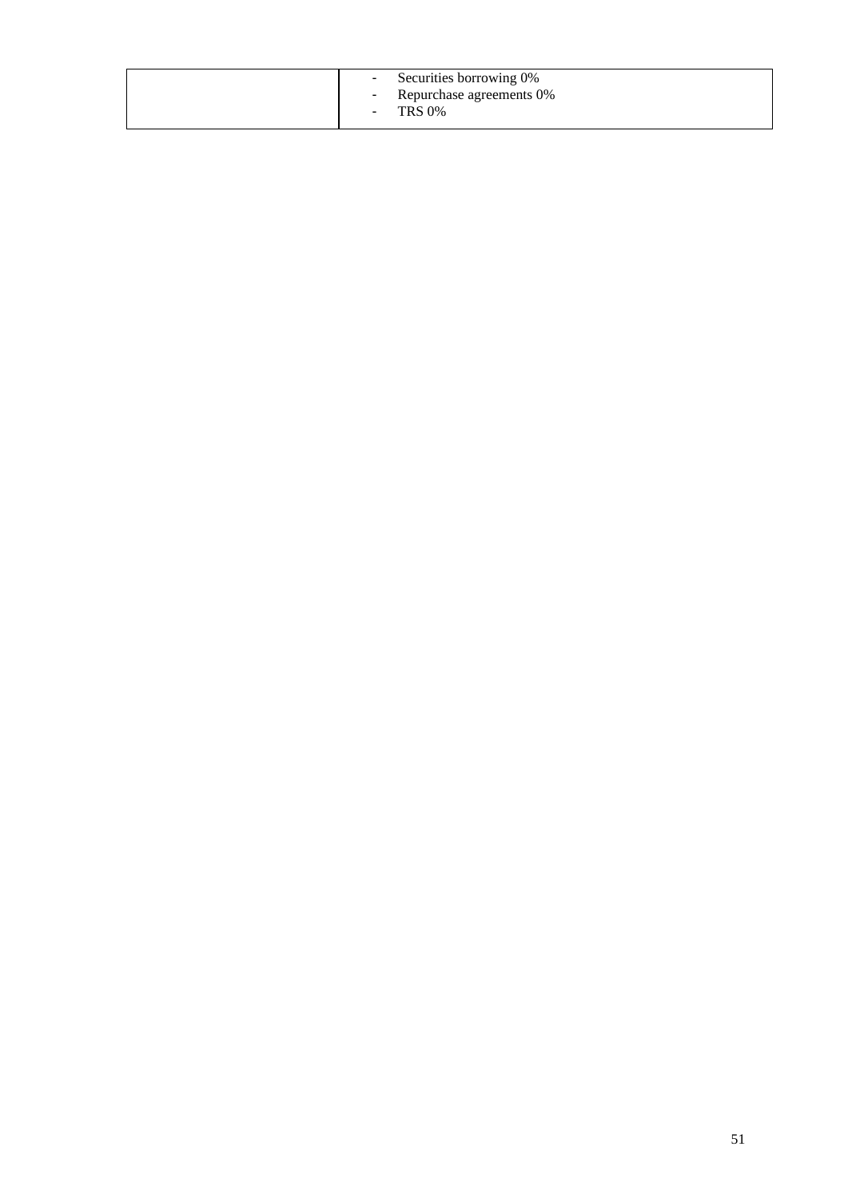| | |
|---|---|
| | - Securities borrowing 0%<br>- Repurchase agreements 0%<br>- TRS 0% |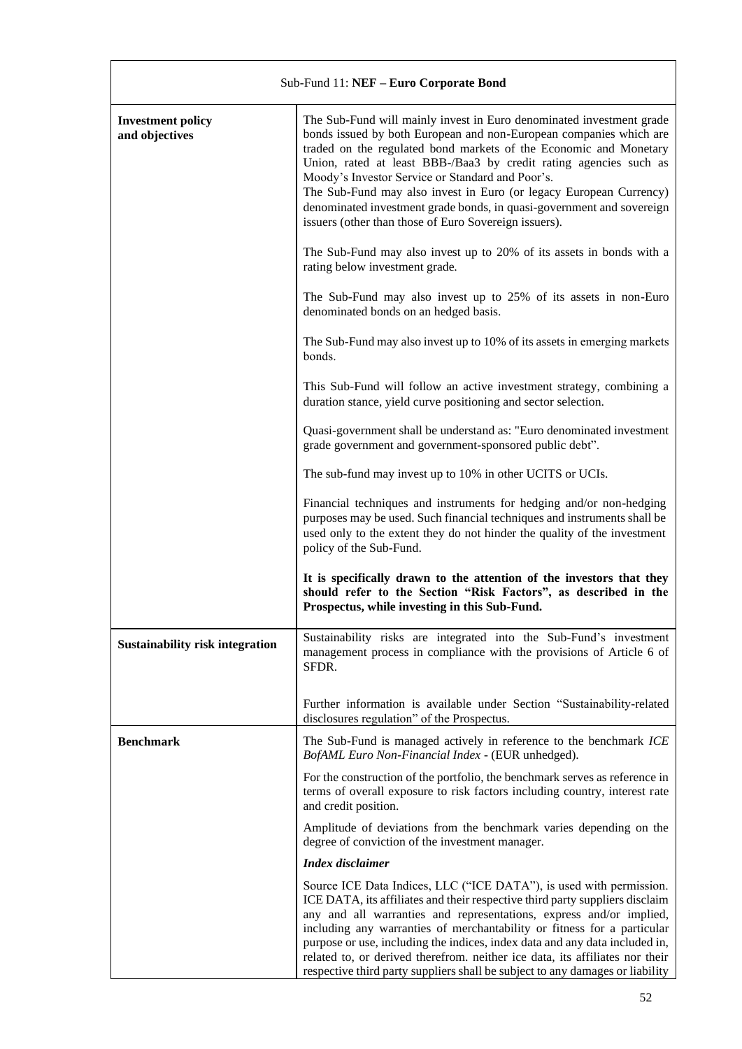| Sub-Fund 11: **NEF – Euro Corporate Bond** | |
|---|---|
| **Investment policy and objectives** | The Sub-Fund will mainly invest in Euro denominated investment grade bonds issued by both European and non-European companies which are traded on the regulated bond markets of the Economic and Monetary Union, rated at least BBB-/Baa3 by credit rating agencies such as Moody's Investor Service or Standard and Poor's.<br>The Sub-Fund may also invest in Euro (or legacy European Currency) denominated investment grade bonds, in quasi-government and sovereign issuers (other than those of Euro Sovereign issuers).<br><br>The Sub-Fund may also invest up to 20% of its assets in bonds with a rating below investment grade.<br><br>The Sub-Fund may also invest up to 25% of its assets in non-Euro denominated bonds on an hedged basis.<br><br>The Sub-Fund may also invest up to 10% of its assets in emerging markets bonds.<br><br>This Sub-Fund will follow an active investment strategy, combining a duration stance, yield curve positioning and sector selection.<br><br>Quasi-government shall be understand as: "Euro denominated investment grade government and government-sponsored public debt".<br><br>The sub-fund may invest up to 10% in other UCITS or UCIs.<br><br>Financial techniques and instruments for hedging and/or non-hedging purposes may be used. Such financial techniques and instruments shall be used only to the extent they do not hinder the quality of the investment policy of the Sub-Fund.<br><br>**It is specifically drawn to the attention of the investors that they should refer to the Section "Risk Factors", as described in the Prospectus, while investing in this Sub-Fund.** |
| **Sustainability risk integration** | Sustainability risks are integrated into the Sub-Fund's investment management process in compliance with the provisions of Article 6 of SFDR.<br><br>Further information is available under Section "Sustainability-related disclosures regulation" of the Prospectus. |
| **Benchmark** | The Sub-Fund is managed actively in reference to the benchmark *ICE BofAML Euro Non-Financial Index* - (EUR unhedged).<br><br>For the construction of the portfolio, the benchmark serves as reference in terms of overall exposure to risk factors including country, interest rate and credit position.<br><br>Amplitude of deviations from the benchmark varies depending on the degree of conviction of the investment manager.<br><br>***Index disclaimer***<br><br>Source ICE Data Indices, LLC ("ICE DATA"), is used with permission. ICE DATA, its affiliates and their respective third party suppliers disclaim any and all warranties and representations, express and/or implied, including any warranties of merchantability or fitness for a particular purpose or use, including the indices, index data and any data included in, related to, or derived therefrom. neither ice data, its affiliates nor their respective third party suppliers shall be subject to any damages or liability |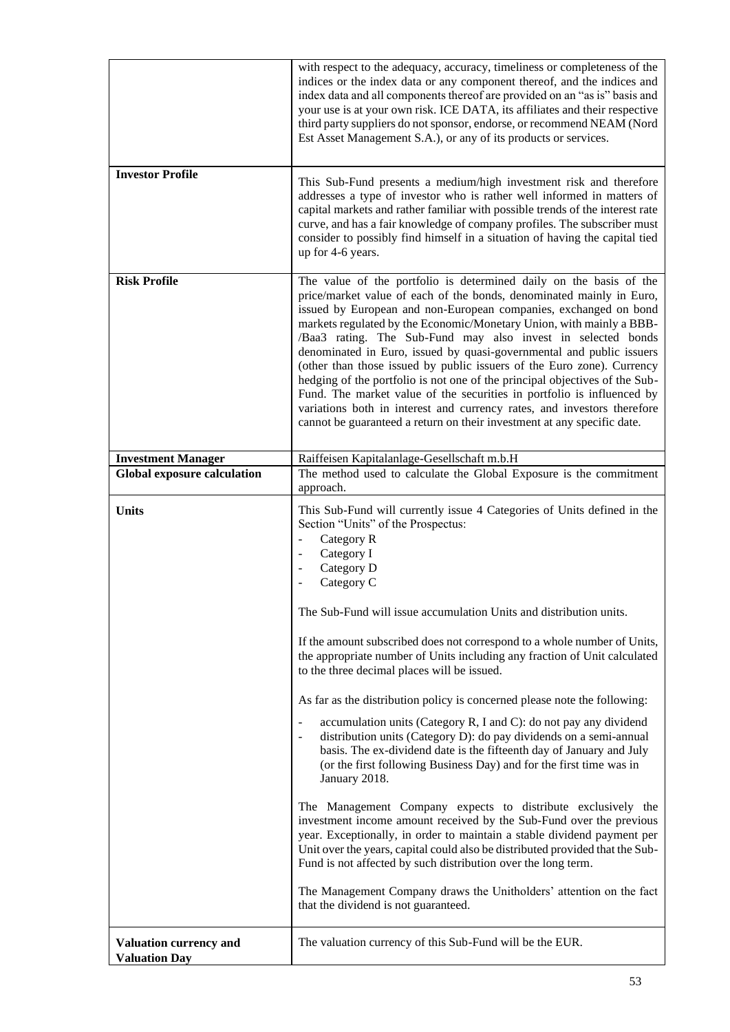| | |
|---|---|
| | with respect to the adequacy, accuracy, timeliness or completeness of the indices or the index data or any component thereof, and the indices and index data and all components thereof are provided on an "as is" basis and your use is at your own risk. ICE DATA, its affiliates and their respective third party suppliers do not sponsor, endorse, or recommend NEAM (Nord Est Asset Management S.A.), or any of its products or services. |
| **Investor Profile** | This Sub-Fund presents a medium/high investment risk and therefore addresses a type of investor who is rather well informed in matters of capital markets and rather familiar with possible trends of the interest rate curve, and has a fair knowledge of company profiles. The subscriber must consider to possibly find himself in a situation of having the capital tied up for 4-6 years. |
| **Risk Profile** | The value of the portfolio is determined daily on the basis of the price/market value of each of the bonds, denominated mainly in Euro, issued by European and non-European companies, exchanged on bond markets regulated by the Economic/Monetary Union, with mainly a BBB-/Baa3 rating. The Sub-Fund may also invest in selected bonds denominated in Euro, issued by quasi-governmental and public issuers (other than those issued by public issuers of the Euro zone). Currency hedging of the portfolio is not one of the principal objectives of the Sub-Fund. The market value of the securities in portfolio is influenced by variations both in interest and currency rates, and investors therefore cannot be guaranteed a return on their investment at any specific date. |
| **Investment Manager** | Raiffeisen Kapitalanlage-Gesellschaft m.b.H |
| **Global exposure calculation** | The method used to calculate the Global Exposure is the commitment approach. |
| **Units** | This Sub-Fund will currently issue 4 Categories of Units defined in the Section "Units" of the Prospectus:<br>- Category R<br>- Category I<br>- Category D<br>- Category C<br><br>The Sub-Fund will issue accumulation Units and distribution units.<br><br>If the amount subscribed does not correspond to a whole number of Units, the appropriate number of Units including any fraction of Unit calculated to the three decimal places will be issued.<br><br>As far as the distribution policy is concerned please note the following:<br>- accumulation units (Category R, I and C): do not pay any dividend<br>- distribution units (Category D): do pay dividends on a semi-annual basis. The ex-dividend date is the fifteenth day of January and July (or the first following Business Day) and for the first time was in January 2018.<br><br>The Management Company expects to distribute exclusively the investment income amount received by the Sub-Fund over the previous year. Exceptionally, in order to maintain a stable dividend payment per Unit over the years, capital could also be distributed provided that the Sub-Fund is not affected by such distribution over the long term.<br><br>The Management Company draws the Unitholders' attention on the fact that the dividend is not guaranteed. |
| **Valuation currency and Valuation Day** | The valuation currency of this Sub-Fund will be the EUR. |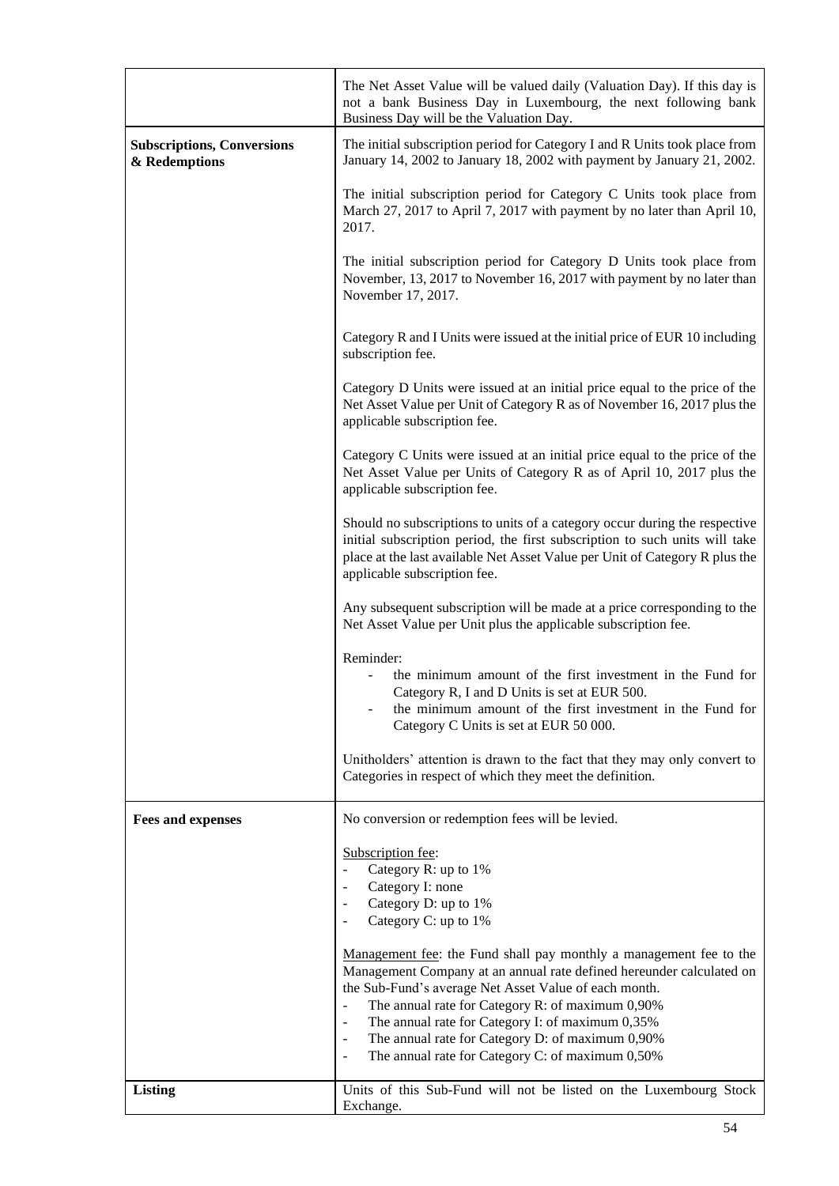| | |
|---|---|
| | The Net Asset Value will be valued daily (Valuation Day). If this day is not a bank Business Day in Luxembourg, the next following bank Business Day will be the Valuation Day. |
| **Subscriptions, Conversions & Redemptions** | The initial subscription period for Category I and R Units took place from January 14, 2002 to January 18, 2002 with payment by January 21, 2002.<br><br>The initial subscription period for Category C Units took place from March 27, 2017 to April 7, 2017 with payment by no later than April 10, 2017.<br><br>The initial subscription period for Category D Units took place from November, 13, 2017 to November 16, 2017 with payment by no later than November 17, 2017.<br><br>Category R and I Units were issued at the initial price of EUR 10 including subscription fee.<br><br>Category D Units were issued at an initial price equal to the price of the Net Asset Value per Unit of Category R as of November 16, 2017 plus the applicable subscription fee.<br><br>Category C Units were issued at an initial price equal to the price of the Net Asset Value per Units of Category R as of April 10, 2017 plus the applicable subscription fee.<br><br>Should no subscriptions to units of a category occur during the respective initial subscription period, the first subscription to such units will take place at the last available Net Asset Value per Unit of Category R plus the applicable subscription fee.<br><br>Any subsequent subscription will be made at a price corresponding to the Net Asset Value per Unit plus the applicable subscription fee.<br><br>Reminder:<br>- the minimum amount of the first investment in the Fund for Category R, I and D Units is set at EUR 500.<br>- the minimum amount of the first investment in the Fund for Category C Units is set at EUR 50 000.<br><br>Unitholders' attention is drawn to the fact that they may only convert to Categories in respect of which they meet the definition. |
| **Fees and expenses** | No conversion or redemption fees will be levied.<br><br>Subscription fee:<br>- Category R: up to 1%<br>- Category I: none<br>- Category D: up to 1%<br>- Category C: up to 1%<br><br>Management fee: the Fund shall pay monthly a management fee to the Management Company at an annual rate defined hereunder calculated on the Sub-Fund's average Net Asset Value of each month.<br>- The annual rate for Category R: of maximum 0,90%<br>- The annual rate for Category I: of maximum 0,35%<br>- The annual rate for Category D: of maximum 0,90%<br>- The annual rate for Category C: of maximum 0,50% |
| **Listing** | Units of this Sub-Fund will not be listed on the Luxembourg Stock Exchange. |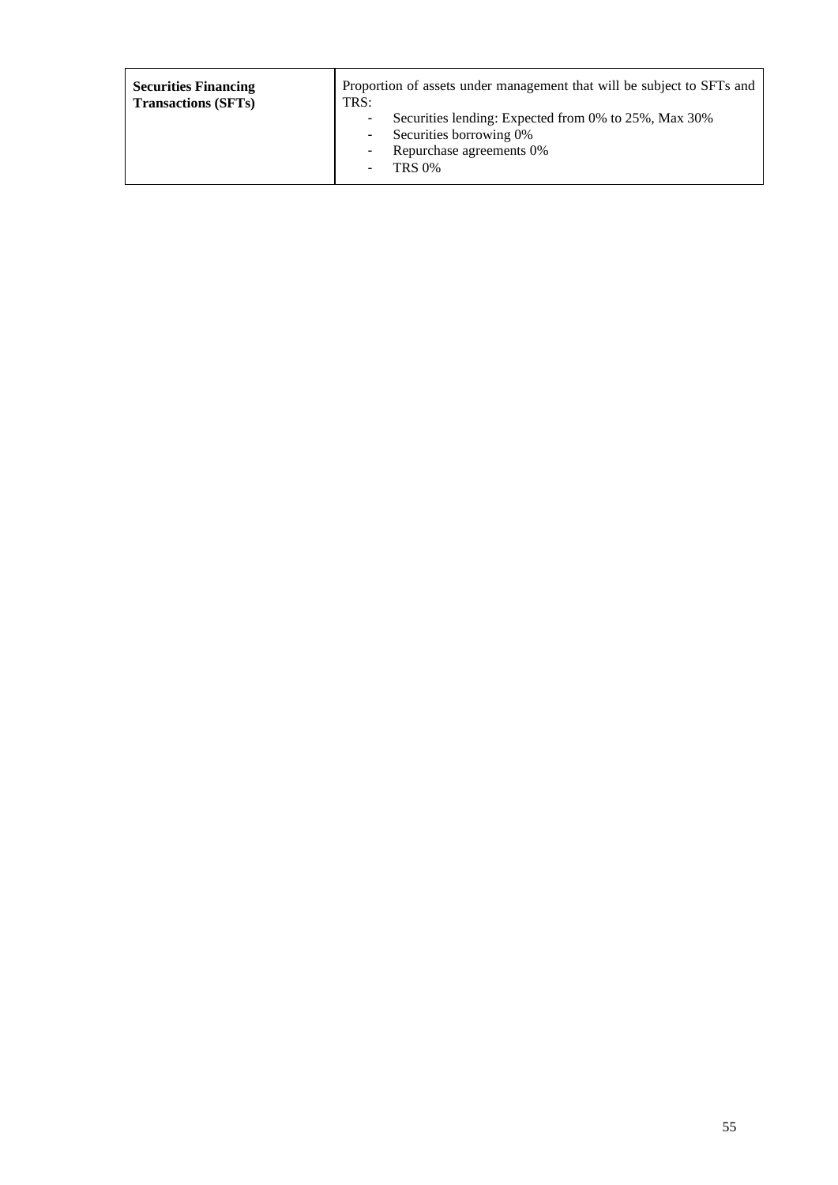| **Securities Financing Transactions (SFTs)** | Proportion of assets under management that will be subject to SFTs and TRS:<br>- Securities lending: Expected from 0% to 25%, Max 30%<br>- Securities borrowing 0%<br>- Repurchase agreements 0%<br>- TRS 0% |
|---|---|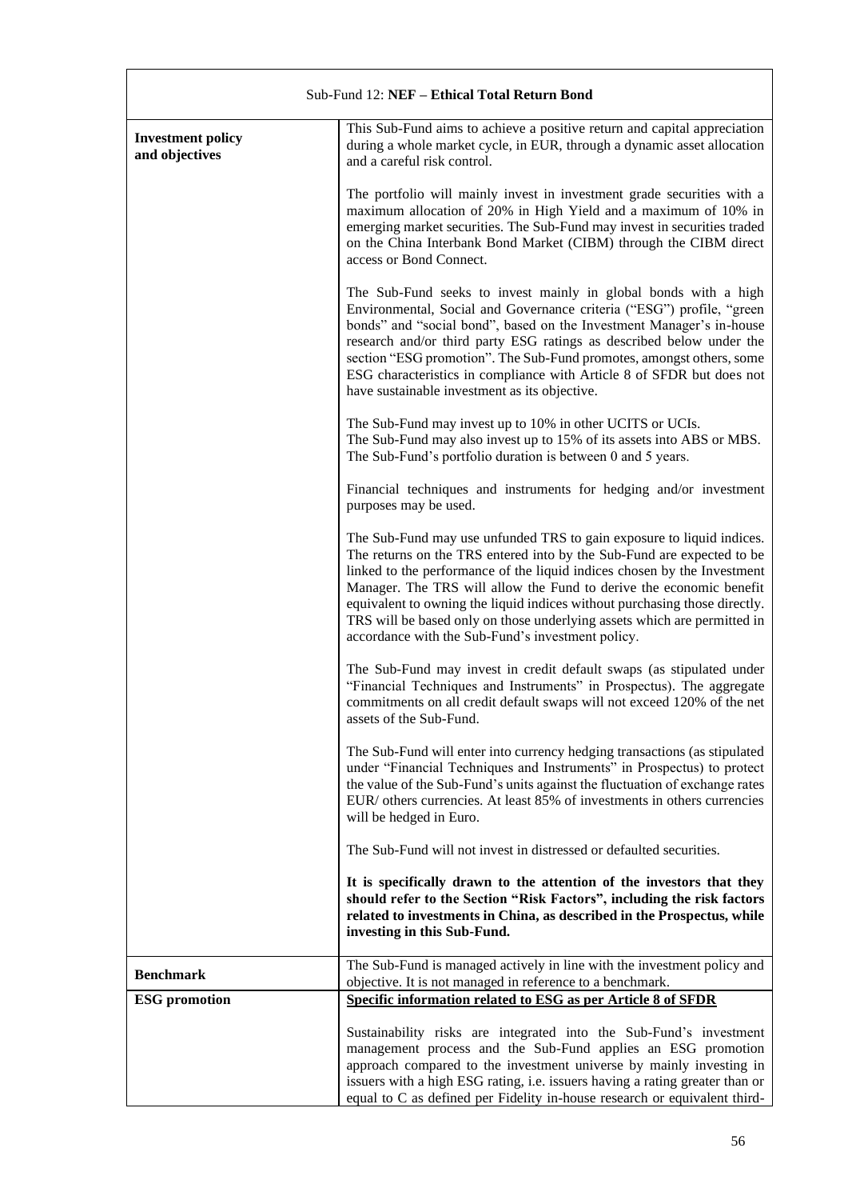| Sub-Fund 12: **NEF – Ethical Total Return Bond** | |
|---|---|
| **Investment policy and objectives** | This Sub-Fund aims to achieve a positive return and capital appreciation during a whole market cycle, in EUR, through a dynamic asset allocation and a careful risk control.<br><br>The portfolio will mainly invest in investment grade securities with a maximum allocation of 20% in High Yield and a maximum of 10% in emerging market securities. The Sub-Fund may invest in securities traded on the China Interbank Bond Market (CIBM) through the CIBM direct access or Bond Connect.<br><br>The Sub-Fund seeks to invest mainly in global bonds with a high Environmental, Social and Governance criteria ("ESG") profile, "green bonds" and "social bond", based on the Investment Manager's in-house research and/or third party ESG ratings as described below under the section "ESG promotion". The Sub-Fund promotes, amongst others, some ESG characteristics in compliance with Article 8 of SFDR but does not have sustainable investment as its objective.<br><br>The Sub-Fund may invest up to 10% in other UCITS or UCIs.<br>The Sub-Fund may also invest up to 15% of its assets into ABS or MBS.<br>The Sub-Fund's portfolio duration is between 0 and 5 years.<br><br>Financial techniques and instruments for hedging and/or investment purposes may be used.<br><br>The Sub-Fund may use unfunded TRS to gain exposure to liquid indices. The returns on the TRS entered into by the Sub-Fund are expected to be linked to the performance of the liquid indices chosen by the Investment Manager. The TRS will allow the Fund to derive the economic benefit equivalent to owning the liquid indices without purchasing those directly. TRS will be based only on those underlying assets which are permitted in accordance with the Sub-Fund's investment policy.<br><br>The Sub-Fund may invest in credit default swaps (as stipulated under "Financial Techniques and Instruments" in Prospectus). The aggregate commitments on all credit default swaps will not exceed 120% of the net assets of the Sub-Fund.<br><br>The Sub-Fund will enter into currency hedging transactions (as stipulated under "Financial Techniques and Instruments" in Prospectus) to protect the value of the Sub-Fund's units against the fluctuation of exchange rates EUR/ others currencies. At least 85% of investments in others currencies will be hedged in Euro.<br><br>The Sub-Fund will not invest in distressed or defaulted securities.<br><br>**It is specifically drawn to the attention of the investors that they should refer to the Section "Risk Factors", including the risk factors related to investments in China, as described in the Prospectus, while investing in this Sub-Fund.** |
| **Benchmark** | The Sub-Fund is managed actively in line with the investment policy and objective. It is not managed in reference to a benchmark. |
| **ESG promotion** | **Specific information related to ESG as per Article 8 of SFDR**<br><br>Sustainability risks are integrated into the Sub-Fund's investment management process and the Sub-Fund applies an ESG promotion approach compared to the investment universe by mainly investing in issuers with a high ESG rating, i.e. issuers having a rating greater than or equal to C as defined per Fidelity in-house research or equivalent third- |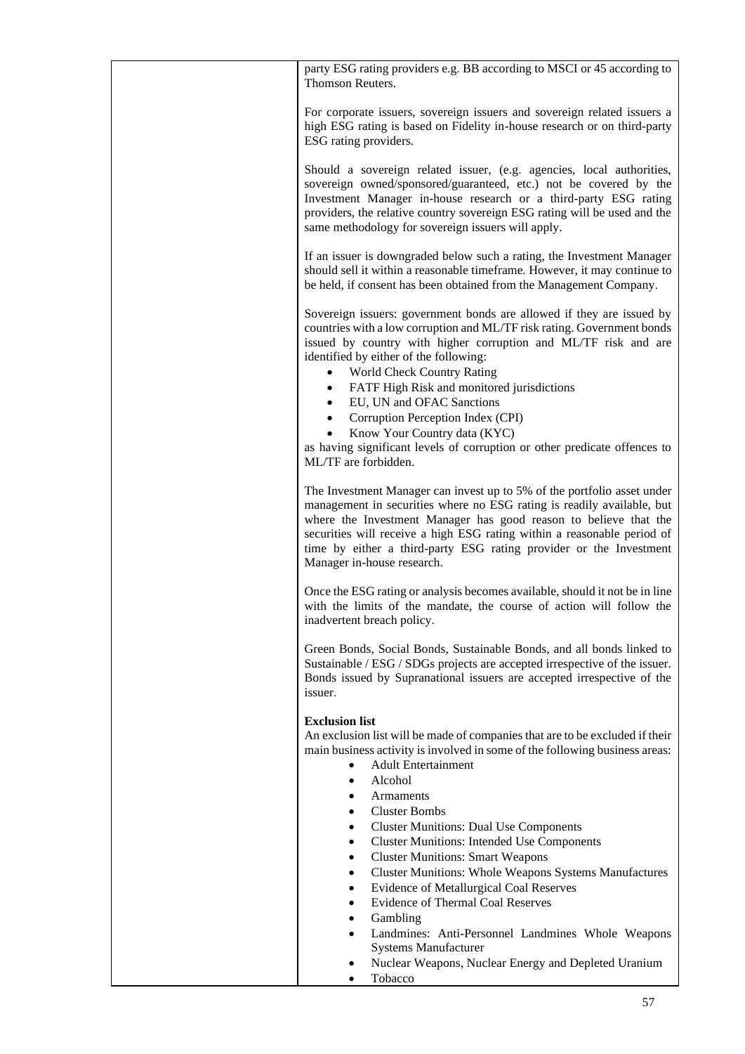| | party ESG rating providers e.g. BB according to MSCI or 45 according to Thomson Reuters.<br><br>For corporate issuers, sovereign issuers and sovereign related issuers a high ESG rating is based on Fidelity in-house research or on third-party ESG rating providers.<br><br>Should a sovereign related issuer, (e.g. agencies, local authorities, sovereign owned/sponsored/guaranteed, etc.) not be covered by the Investment Manager in-house research or a third-party ESG rating providers, the relative country sovereign ESG rating will be used and the same methodology for sovereign issuers will apply.<br><br>If an issuer is downgraded below such a rating, the Investment Manager should sell it within a reasonable timeframe. However, it may continue to be held, if consent has been obtained from the Management Company.<br><br>Sovereign issuers: government bonds are allowed if they are issued by countries with a low corruption and ML/TF risk rating. Government bonds issued by country with higher corruption and ML/TF risk and are identified by either of the following:<br>• World Check Country Rating<br>• FATF High Risk and monitored jurisdictions<br>• EU, UN and OFAC Sanctions<br>• Corruption Perception Index (CPI)<br>• Know Your Country data (KYC)<br>as having significant levels of corruption or other predicate offences to ML/TF are forbidden.<br><br>The Investment Manager can invest up to 5% of the portfolio asset under management in securities where no ESG rating is readily available, but where the Investment Manager has good reason to believe that the securities will receive a high ESG rating within a reasonable period of time by either a third-party ESG rating provider or the Investment Manager in-house research.<br><br>Once the ESG rating or analysis becomes available, should it not be in line with the limits of the mandate, the course of action will follow the inadvertent breach policy.<br><br>Green Bonds, Social Bonds, Sustainable Bonds, and all bonds linked to Sustainable / ESG / SDGs projects are accepted irrespective of the issuer. Bonds issued by Supranational issuers are accepted irrespective of the issuer.<br><br>**Exclusion list**<br>An exclusion list will be made of companies that are to be excluded if their main business activity is involved in some of the following business areas:<br>• Adult Entertainment<br>• Alcohol<br>• Armaments<br>• Cluster Bombs<br>• Cluster Munitions: Dual Use Components<br>• Cluster Munitions: Intended Use Components<br>• Cluster Munitions: Smart Weapons<br>• Cluster Munitions: Whole Weapons Systems Manufactures<br>• Evidence of Metallurgical Coal Reserves<br>• Evidence of Thermal Coal Reserves<br>• Gambling<br>• Landmines: Anti-Personnel Landmines Whole Weapons Systems Manufacturer<br>• Nuclear Weapons, Nuclear Energy and Depleted Uranium<br>• Tobacco |
|---|---|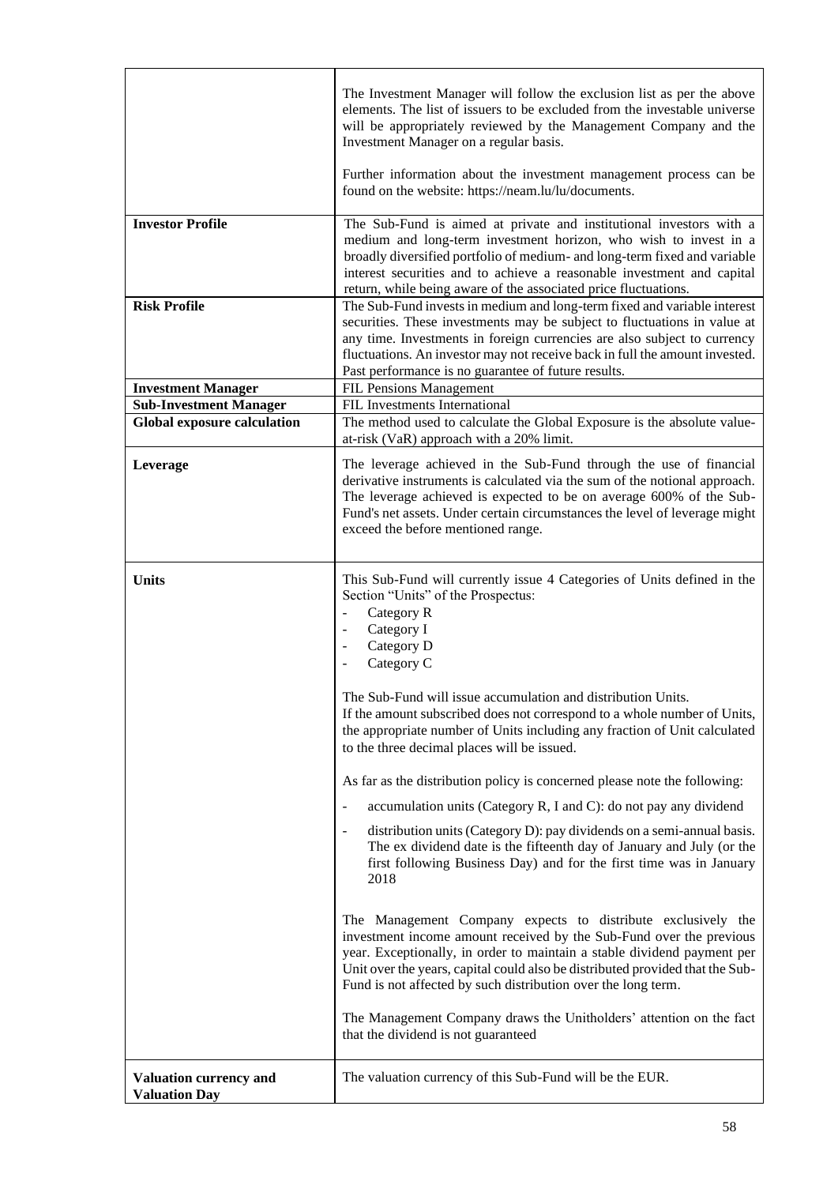| | |
|---|---|
| | The Investment Manager will follow the exclusion list as per the above elements. The list of issuers to be excluded from the investable universe will be appropriately reviewed by the Management Company and the Investment Manager on a regular basis.<br><br>Further information about the investment management process can be found on the website: https://neam.lu/lu/documents. |
| **Investor Profile** | The Sub-Fund is aimed at private and institutional investors with a medium and long-term investment horizon, who wish to invest in a broadly diversified portfolio of medium- and long-term fixed and variable interest securities and to achieve a reasonable investment and capital return, while being aware of the associated price fluctuations. |
| **Risk Profile** | The Sub-Fund invests in medium and long-term fixed and variable interest securities. These investments may be subject to fluctuations in value at any time. Investments in foreign currencies are also subject to currency fluctuations. An investor may not receive back in full the amount invested. Past performance is no guarantee of future results. |
| **Investment Manager** | FIL Pensions Management |
| **Sub-Investment Manager** | FIL Investments International |
| **Global exposure calculation** | The method used to calculate the Global Exposure is the absolute value-at-risk (VaR) approach with a 20% limit. |
| **Leverage** | The leverage achieved in the Sub-Fund through the use of financial derivative instruments is calculated via the sum of the notional approach. The leverage achieved is expected to be on average 600% of the Sub-Fund's net assets. Under certain circumstances the level of leverage might exceed the before mentioned range. |
| **Units** | This Sub-Fund will currently issue 4 Categories of Units defined in the Section "Units" of the Prospectus:<br>- Category R<br>- Category I<br>- Category D<br>- Category C<br><br>The Sub-Fund will issue accumulation and distribution Units.<br>If the amount subscribed does not correspond to a whole number of Units, the appropriate number of Units including any fraction of Unit calculated to the three decimal places will be issued.<br><br>As far as the distribution policy is concerned please note the following:<br>- accumulation units (Category R, I and C): do not pay any dividend<br>- distribution units (Category D): pay dividends on a semi-annual basis. The ex dividend date is the fifteenth day of January and July (or the first following Business Day) and for the first time was in January 2018<br><br>The Management Company expects to distribute exclusively the investment income amount received by the Sub-Fund over the previous year. Exceptionally, in order to maintain a stable dividend payment per Unit over the years, capital could also be distributed provided that the Sub-Fund is not affected by such distribution over the long term.<br><br>The Management Company draws the Unitholders' attention on the fact that the dividend is not guaranteed |
| **Valuation currency and Valuation Day** | The valuation currency of this Sub-Fund will be the EUR. |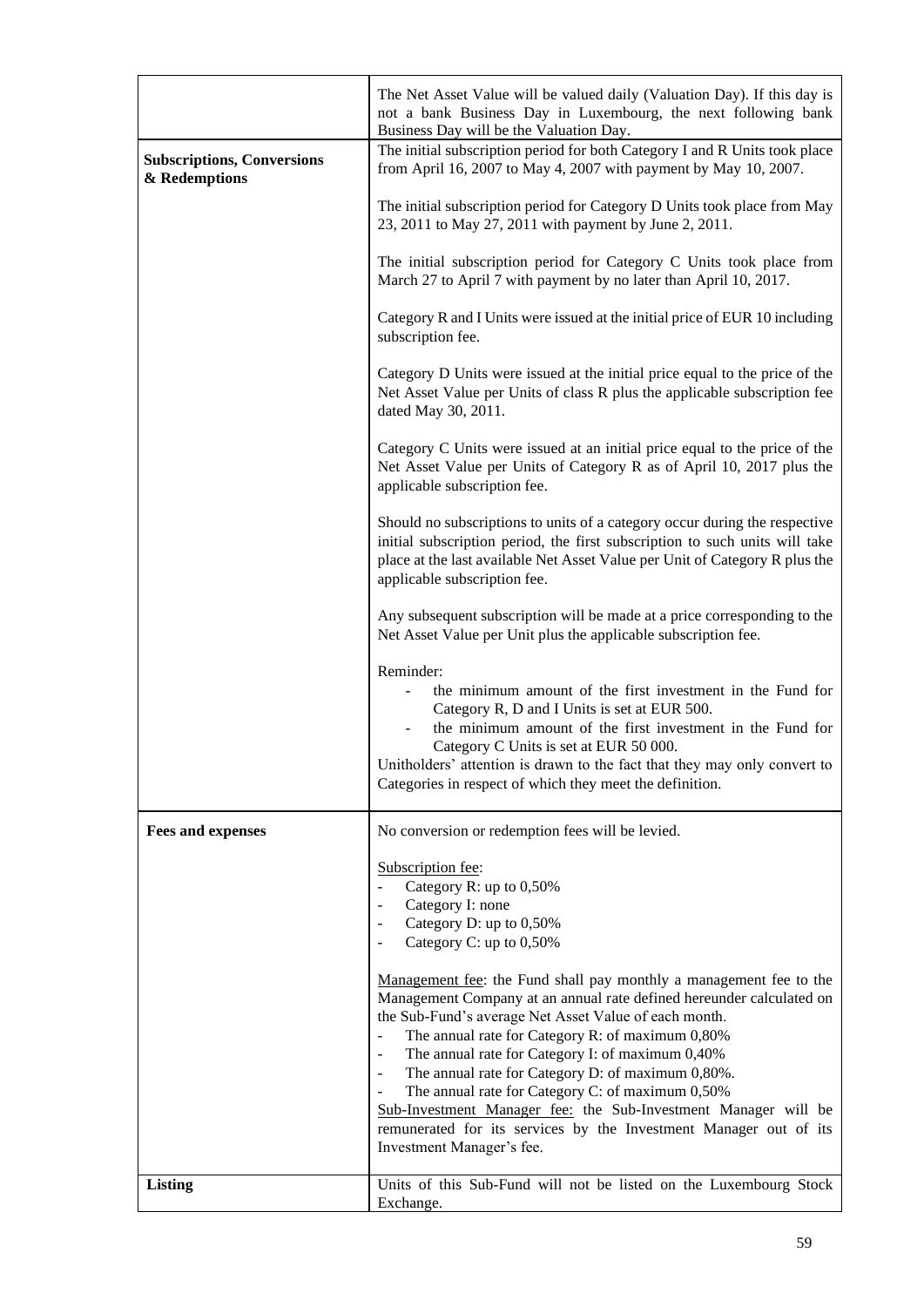| | |
|---|---|
| | The Net Asset Value will be valued daily (Valuation Day). If this day is not a bank Business Day in Luxembourg, the next following bank Business Day will be the Valuation Day. |
| **Subscriptions, Conversions & Redemptions** | The initial subscription period for both Category I and R Units took place from April 16, 2007 to May 4, 2007 with payment by May 10, 2007.<br><br>The initial subscription period for Category D Units took place from May 23, 2011 to May 27, 2011 with payment by June 2, 2011.<br><br>The initial subscription period for Category C Units took place from March 27 to April 7 with payment by no later than April 10, 2017.<br><br>Category R and I Units were issued at the initial price of EUR 10 including subscription fee.<br><br>Category D Units were issued at the initial price equal to the price of the Net Asset Value per Units of class R plus the applicable subscription fee dated May 30, 2011.<br><br>Category C Units were issued at an initial price equal to the price of the Net Asset Value per Units of Category R as of April 10, 2017 plus the applicable subscription fee.<br><br>Should no subscriptions to units of a category occur during the respective initial subscription period, the first subscription to such units will take place at the last available Net Asset Value per Unit of Category R plus the applicable subscription fee.<br><br>Any subsequent subscription will be made at a price corresponding to the Net Asset Value per Unit plus the applicable subscription fee.<br><br>Reminder:<br>- the minimum amount of the first investment in the Fund for Category R, D and I Units is set at EUR 500.<br>- the minimum amount of the first investment in the Fund for Category C Units is set at EUR 50 000.<br>Unitholders' attention is drawn to the fact that they may only convert to Categories in respect of which they meet the definition. |
| **Fees and expenses** | No conversion or redemption fees will be levied.<br><br><u>Subscription fee</u>:<br>- Category R: up to 0,50%<br>- Category I: none<br>- Category D: up to 0,50%<br>- Category C: up to 0,50%<br><br><u>Management fee</u>: the Fund shall pay monthly a management fee to the Management Company at an annual rate defined hereunder calculated on the Sub-Fund's average Net Asset Value of each month.<br>- The annual rate for Category R: of maximum 0,80%<br>- The annual rate for Category I: of maximum 0,40%<br>- The annual rate for Category D: of maximum 0,80%.<br>- The annual rate for Category C: of maximum 0,50%<br><u>Sub-Investment Manager fee:</u> the Sub-Investment Manager will be remunerated for its services by the Investment Manager out of its Investment Manager's fee. |
| **Listing** | Units of this Sub-Fund will not be listed on the Luxembourg Stock Exchange. |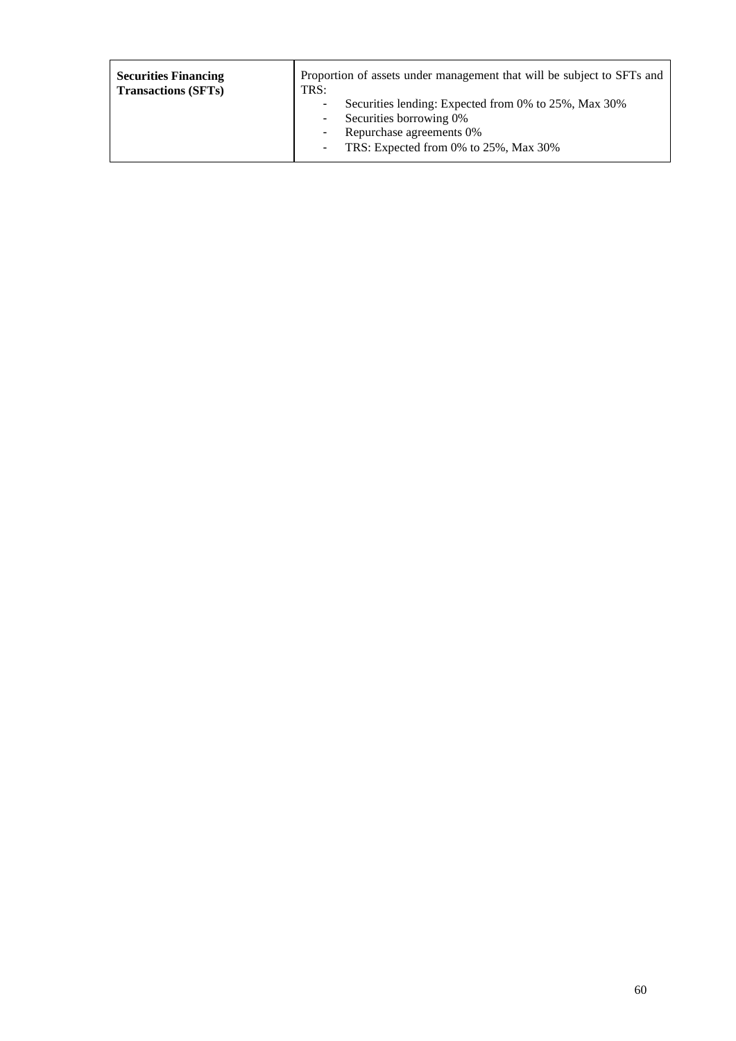| **Securities Financing Transactions (SFTs)** | Proportion of assets under management that will be subject to SFTs and TRS:<br>- Securities lending: Expected from 0% to 25%, Max 30%<br>- Securities borrowing 0%<br>- Repurchase agreements 0%<br>- TRS: Expected from 0% to 25%, Max 30% |
|---|---|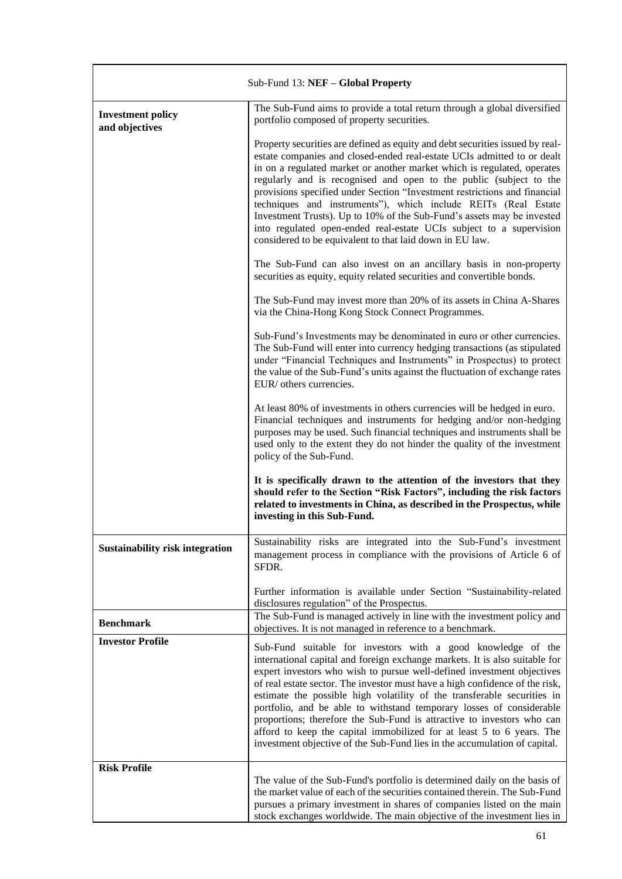| Sub-Fund 13: **NEF – Global Property** | |
|---|---|
| **Investment policy and objectives** | The Sub-Fund aims to provide a total return through a global diversified portfolio composed of property securities.<br><br>Property securities are defined as equity and debt securities issued by real-estate companies and closed-ended real-estate UCIs admitted to or dealt in on a regulated market or another market which is regulated, operates regularly and is recognised and open to the public (subject to the provisions specified under Section "Investment restrictions and financial techniques and instruments"), which include REITs (Real Estate Investment Trusts). Up to 10% of the Sub-Fund's assets may be invested into regulated open-ended real-estate UCIs subject to a supervision considered to be equivalent to that laid down in EU law.<br><br>The Sub-Fund can also invest on an ancillary basis in non-property securities as equity, equity related securities and convertible bonds.<br><br>The Sub-Fund may invest more than 20% of its assets in China A-Shares via the China-Hong Kong Stock Connect Programmes.<br><br>Sub-Fund's Investments may be denominated in euro or other currencies. The Sub-Fund will enter into currency hedging transactions (as stipulated under "Financial Techniques and Instruments" in Prospectus) to protect the value of the Sub-Fund's units against the fluctuation of exchange rates EUR/ others currencies.<br><br>At least 80% of investments in others currencies will be hedged in euro. Financial techniques and instruments for hedging and/or non-hedging purposes may be used. Such financial techniques and instruments shall be used only to the extent they do not hinder the quality of the investment policy of the Sub-Fund.<br><br>**It is specifically drawn to the attention of the investors that they should refer to the Section "Risk Factors", including the risk factors related to investments in China, as described in the Prospectus, while investing in this Sub-Fund.** |
| **Sustainability risk integration** | Sustainability risks are integrated into the Sub-Fund's investment management process in compliance with the provisions of Article 6 of SFDR.<br><br>Further information is available under Section "Sustainability-related disclosures regulation" of the Prospectus. |
| **Benchmark** | The Sub-Fund is managed actively in line with the investment policy and objectives. It is not managed in reference to a benchmark. |
| **Investor Profile** | Sub-Fund suitable for investors with a good knowledge of the international capital and foreign exchange markets. It is also suitable for expert investors who wish to pursue well-defined investment objectives of real estate sector. The investor must have a high confidence of the risk, estimate the possible high volatility of the transferable securities in portfolio, and be able to withstand temporary losses of considerable proportions; therefore the Sub-Fund is attractive to investors who can afford to keep the capital immobilized for at least 5 to 6 years. The investment objective of the Sub-Fund lies in the accumulation of capital. |
| **Risk Profile** | The value of the Sub-Fund's portfolio is determined daily on the basis of the market value of each of the securities contained therein. The Sub-Fund pursues a primary investment in shares of companies listed on the main stock exchanges worldwide. The main objective of the investment lies in |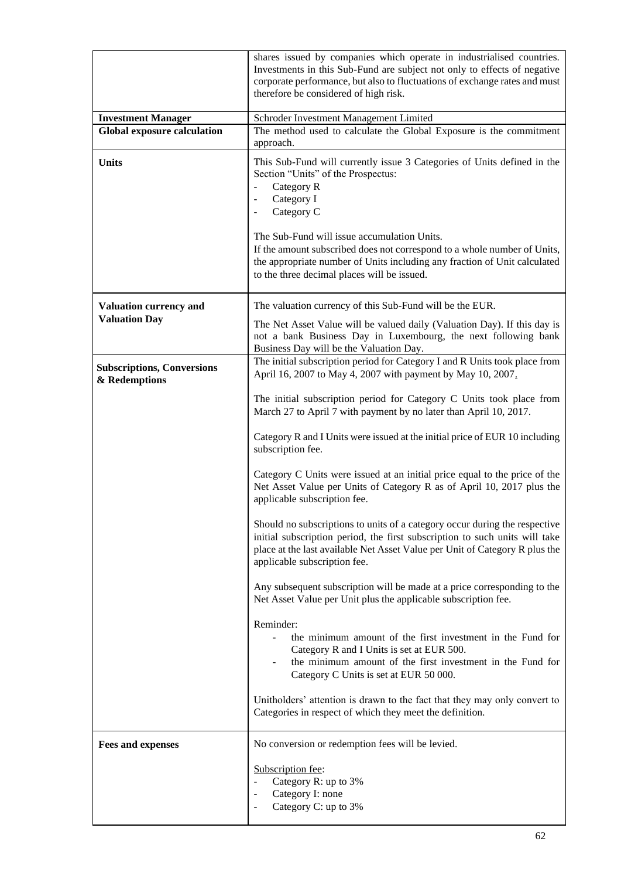| | |
|---|---|
| | shares issued by companies which operate in industrialised countries. Investments in this Sub-Fund are subject not only to effects of negative corporate performance, but also to fluctuations of exchange rates and must therefore be considered of high risk. |
| **Investment Manager** | Schroder Investment Management Limited |
| **Global exposure calculation** | The method used to calculate the Global Exposure is the commitment approach. |
| **Units** | This Sub-Fund will currently issue 3 Categories of Units defined in the Section "Units" of the Prospectus:<br>- Category R<br>- Category I<br>- Category C<br><br>The Sub-Fund will issue accumulation Units.<br>If the amount subscribed does not correspond to a whole number of Units, the appropriate number of Units including any fraction of Unit calculated to the three decimal places will be issued. |
| **Valuation currency and Valuation Day** | The valuation currency of this Sub-Fund will be the EUR.<br><br>The Net Asset Value will be valued daily (Valuation Day). If this day is not a bank Business Day in Luxembourg, the next following bank Business Day will be the Valuation Day. |
| **Subscriptions, Conversions & Redemptions** | The initial subscription period for Category I and R Units took place from April 16, 2007 to May 4, 2007 with payment by May 10, 2007.<br><br>The initial subscription period for Category C Units took place from March 27 to April 7 with payment by no later than April 10, 2017.<br><br>Category R and I Units were issued at the initial price of EUR 10 including subscription fee.<br><br>Category C Units were issued at an initial price equal to the price of the Net Asset Value per Units of Category R as of April 10, 2017 plus the applicable subscription fee.<br><br>Should no subscriptions to units of a category occur during the respective initial subscription period, the first subscription to such units will take place at the last available Net Asset Value per Unit of Category R plus the applicable subscription fee.<br><br>Any subsequent subscription will be made at a price corresponding to the Net Asset Value per Unit plus the applicable subscription fee.<br><br>Reminder:<br>- the minimum amount of the first investment in the Fund for Category R and I Units is set at EUR 500.<br>- the minimum amount of the first investment in the Fund for Category C Units is set at EUR 50 000.<br><br>Unitholders' attention is drawn to the fact that they may only convert to Categories in respect of which they meet the definition. |
| **Fees and expenses** | No conversion or redemption fees will be levied.<br><br>Subscription fee:<br>- Category R: up to 3%<br>- Category I: none<br>- Category C: up to 3% |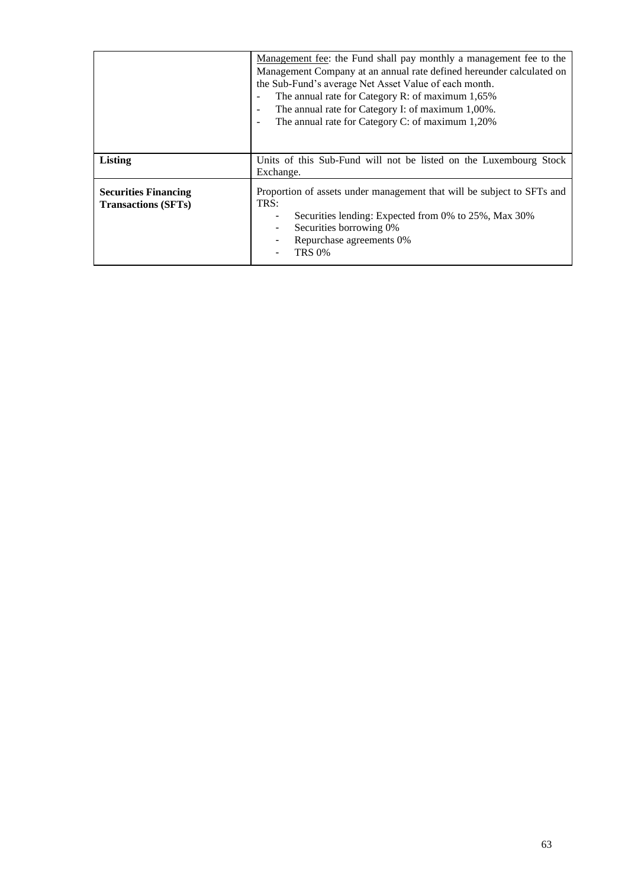| | |
|---|---|
| | Management fee: the Fund shall pay monthly a management fee to the Management Company at an annual rate defined hereunder calculated on the Sub-Fund's average Net Asset Value of each month.<br>- The annual rate for Category R: of maximum 1,65%<br>- The annual rate for Category I: of maximum 1,00%.<br>- The annual rate for Category C: of maximum 1,20% |
| **Listing** | Units of this Sub-Fund will not be listed on the Luxembourg Stock Exchange. |
| **Securities Financing Transactions (SFTs)** | Proportion of assets under management that will be subject to SFTs and TRS:<br>- Securities lending: Expected from 0% to 25%, Max 30%<br>- Securities borrowing 0%<br>- Repurchase agreements 0%<br>- TRS 0% |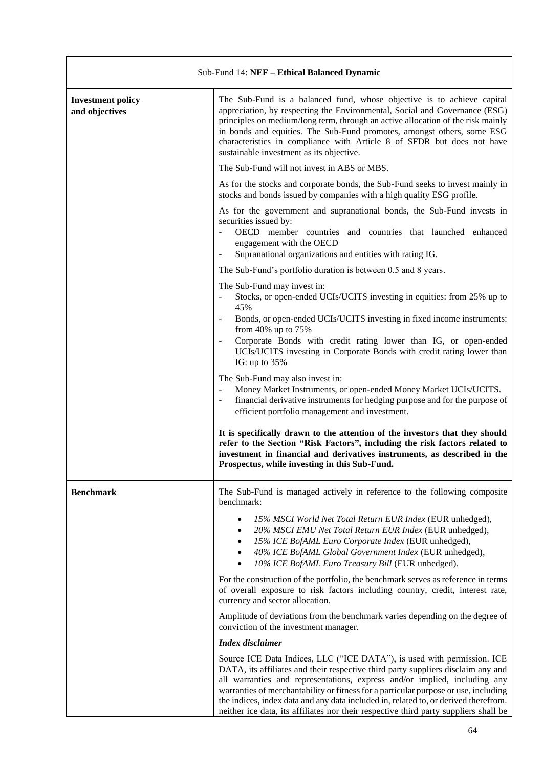| Sub-Fund 14: **NEF – Ethical Balanced Dynamic** | |
|---|---|
| **Investment policy and objectives** | The Sub-Fund is a balanced fund, whose objective is to achieve capital appreciation, by respecting the Environmental, Social and Governance (ESG) principles on medium/long term, through an active allocation of the risk mainly in bonds and equities. The Sub-Fund promotes, amongst others, some ESG characteristics in compliance with Article 8 of SFDR but does not have sustainable investment as its objective.<br><br>The Sub-Fund will not invest in ABS or MBS.<br><br>As for the stocks and corporate bonds, the Sub-Fund seeks to invest mainly in stocks and bonds issued by companies with a high quality ESG profile.<br><br>As for the government and supranational bonds, the Sub-Fund invests in securities issued by:<br>- OECD member countries and countries that launched enhanced engagement with the OECD<br>- Supranational organizations and entities with rating IG.<br><br>The Sub-Fund's portfolio duration is between 0.5 and 8 years.<br><br>The Sub-Fund may invest in:<br>- Stocks, or open-ended UCIs/UCITS investing in equities: from 25% up to 45%<br>- Bonds, or open-ended UCIs/UCITS investing in fixed income instruments: from 40% up to 75%<br>- Corporate Bonds with credit rating lower than IG, or open-ended UCIs/UCITS investing in Corporate Bonds with credit rating lower than IG: up to 35%<br><br>The Sub-Fund may also invest in:<br>- Money Market Instruments, or open-ended Money Market UCIs/UCITS.<br>- financial derivative instruments for hedging purpose and for the purpose of efficient portfolio management and investment.<br><br>**It is specifically drawn to the attention of the investors that they should refer to the Section "Risk Factors", including the risk factors related to investment in financial and derivatives instruments, as described in the Prospectus, while investing in this Sub-Fund.** |
| **Benchmark** | The Sub-Fund is managed actively in reference to the following composite benchmark:<br><br>• *15% MSCI World Net Total Return EUR Index* (EUR unhedged),<br>• *20% MSCI EMU Net Total Return EUR Index* (EUR unhedged),<br>• *15% ICE BofAML Euro Corporate Index* (EUR unhedged),<br>• *40% ICE BofAML Global Government Index* (EUR unhedged),<br>• *10% ICE BofAML Euro Treasury Bill* (EUR unhedged).<br><br>For the construction of the portfolio, the benchmark serves as reference in terms of overall exposure to risk factors including country, credit, interest rate, currency and sector allocation.<br><br>Amplitude of deviations from the benchmark varies depending on the degree of conviction of the investment manager.<br><br>***Index disclaimer***<br><br>Source ICE Data Indices, LLC ("ICE DATA"), is used with permission. ICE DATA, its affiliates and their respective third party suppliers disclaim any and all warranties and representations, express and/or implied, including any warranties of merchantability or fitness for a particular purpose or use, including the indices, index data and any data included in, related to, or derived therefrom. neither ice data, its affiliates nor their respective third party suppliers shall be |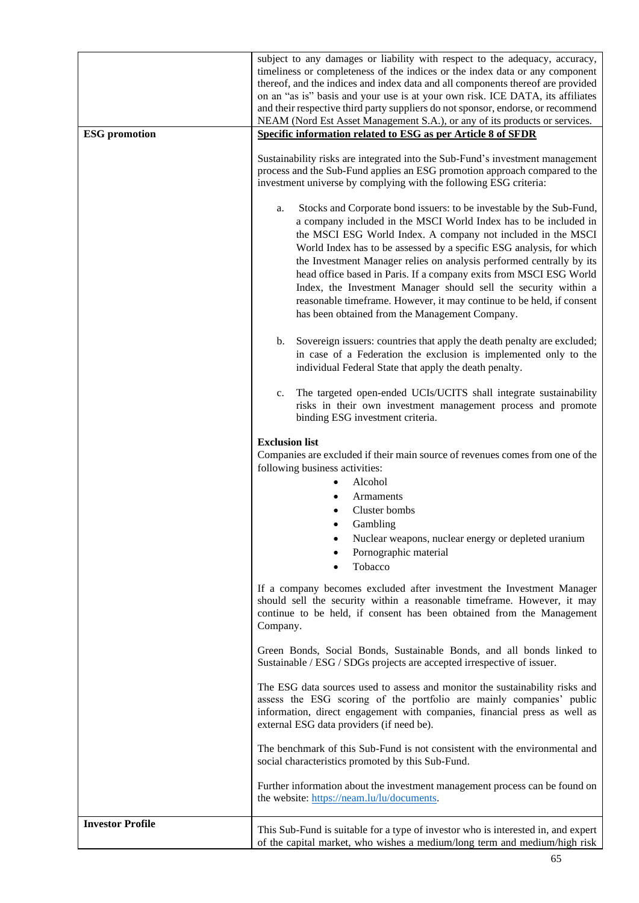| | |
|---|---|
| | subject to any damages or liability with respect to the adequacy, accuracy, timeliness or completeness of the indices or the index data or any component thereof, and the indices and index data and all components thereof are provided on an "as is" basis and your use is at your own risk. ICE DATA, its affiliates and their respective third party suppliers do not sponsor, endorse, or recommend NEAM (Nord Est Asset Management S.A.), or any of its products or services. |
| **ESG promotion** | **<u>Specific information related to ESG as per Article 8 of SFDR</u>**<br><br>Sustainability risks are integrated into the Sub-Fund's investment management process and the Sub-Fund applies an ESG promotion approach compared to the investment universe by complying with the following ESG criteria:<br><br>a. Stocks and Corporate bond issuers: to be investable by the Sub-Fund, a company included in the MSCI World Index has to be included in the MSCI ESG World Index. A company not included in the MSCI World Index has to be assessed by a specific ESG analysis, for which the Investment Manager relies on analysis performed centrally by its head office based in Paris. If a company exits from MSCI ESG World Index, the Investment Manager should sell the security within a reasonable timeframe. However, it may continue to be held, if consent has been obtained from the Management Company.<br><br>b. Sovereign issuers: countries that apply the death penalty are excluded; in case of a Federation the exclusion is implemented only to the individual Federal State that apply the death penalty.<br><br>c. The targeted open-ended UCIs/UCITS shall integrate sustainability risks in their own investment management process and promote binding ESG investment criteria.<br><br>**Exclusion list**<br>Companies are excluded if their main source of revenues comes from one of the following business activities:<br>• Alcohol<br>• Armaments<br>• Cluster bombs<br>• Gambling<br>• Nuclear weapons, nuclear energy or depleted uranium<br>• Pornographic material<br>• Tobacco<br><br>If a company becomes excluded after investment the Investment Manager should sell the security within a reasonable timeframe. However, it may continue to be held, if consent has been obtained from the Management Company.<br><br>Green Bonds, Social Bonds, Sustainable Bonds, and all bonds linked to Sustainable / ESG / SDGs projects are accepted irrespective of issuer.<br><br>The ESG data sources used to assess and monitor the sustainability risks and assess the ESG scoring of the portfolio are mainly companies' public information, direct engagement with companies, financial press as well as external ESG data providers (if need be).<br><br>The benchmark of this Sub-Fund is not consistent with the environmental and social characteristics promoted by this Sub-Fund.<br><br>Further information about the investment management process can be found on the website: https://neam.lu/lu/documents. |
| **Investor Profile** | This Sub-Fund is suitable for a type of investor who is interested in, and expert of the capital market, who wishes a medium/long term and medium/high risk |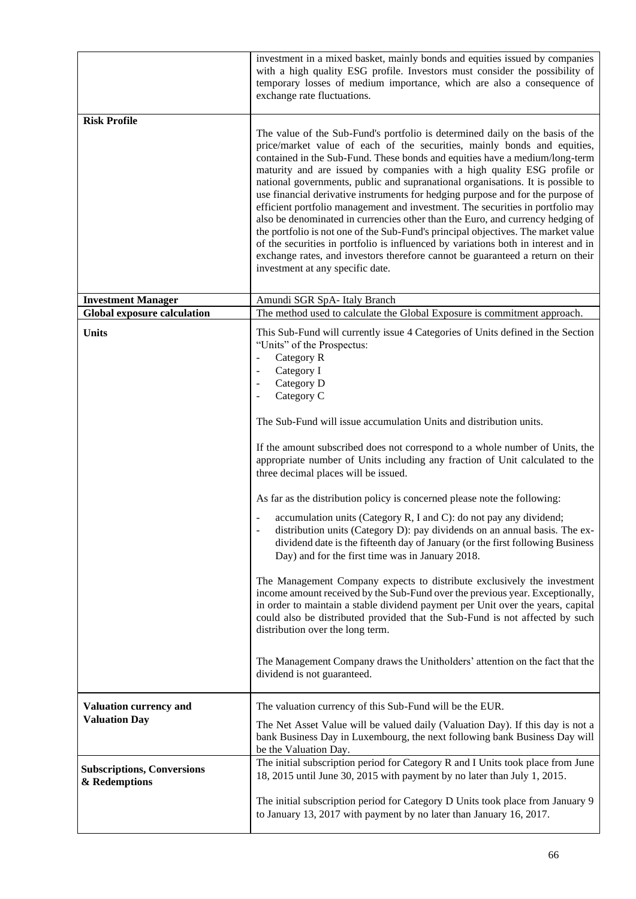| | |
|---|---|
| | investment in a mixed basket, mainly bonds and equities issued by companies with a high quality ESG profile. Investors must consider the possibility of temporary losses of medium importance, which are also a consequence of exchange rate fluctuations. |
| **Risk Profile** | The value of the Sub-Fund's portfolio is determined daily on the basis of the price/market value of each of the securities, mainly bonds and equities, contained in the Sub-Fund. These bonds and equities have a medium/long-term maturity and are issued by companies with a high quality ESG profile or national governments, public and supranational organisations. It is possible to use financial derivative instruments for hedging purpose and for the purpose of efficient portfolio management and investment. The securities in portfolio may also be denominated in currencies other than the Euro, and currency hedging of the portfolio is not one of the Sub-Fund's principal objectives. The market value of the securities in portfolio is influenced by variations both in interest and in exchange rates, and investors therefore cannot be guaranteed a return on their investment at any specific date. |
| **Investment Manager** | Amundi SGR SpA- Italy Branch |
| **Global exposure calculation** | The method used to calculate the Global Exposure is commitment approach. |
| **Units** | This Sub-Fund will currently issue 4 Categories of Units defined in the Section "Units" of the Prospectus:<br>- Category R<br>- Category I<br>- Category D<br>- Category C<br><br>The Sub-Fund will issue accumulation Units and distribution units.<br><br>If the amount subscribed does not correspond to a whole number of Units, the appropriate number of Units including any fraction of Unit calculated to the three decimal places will be issued.<br><br>As far as the distribution policy is concerned please note the following:<br>- accumulation units (Category R, I and C): do not pay any dividend;<br>- distribution units (Category D): pay dividends on an annual basis. The ex-dividend date is the fifteenth day of January (or the first following Business Day) and for the first time was in January 2018.<br><br>The Management Company expects to distribute exclusively the investment income amount received by the Sub-Fund over the previous year. Exceptionally, in order to maintain a stable dividend payment per Unit over the years, capital could also be distributed provided that the Sub-Fund is not affected by such distribution over the long term.<br><br>The Management Company draws the Unitholders' attention on the fact that the dividend is not guaranteed. |
| **Valuation currency and Valuation Day** | The valuation currency of this Sub-Fund will be the EUR.<br><br>The Net Asset Value will be valued daily (Valuation Day). If this day is not a bank Business Day in Luxembourg, the next following bank Business Day will be the Valuation Day. |
| **Subscriptions, Conversions & Redemptions** | The initial subscription period for Category R and I Units took place from June 18, 2015 until June 30, 2015 with payment by no later than July 1, 2015.<br><br>The initial subscription period for Category D Units took place from January 9 to January 13, 2017 with payment by no later than January 16, 2017. |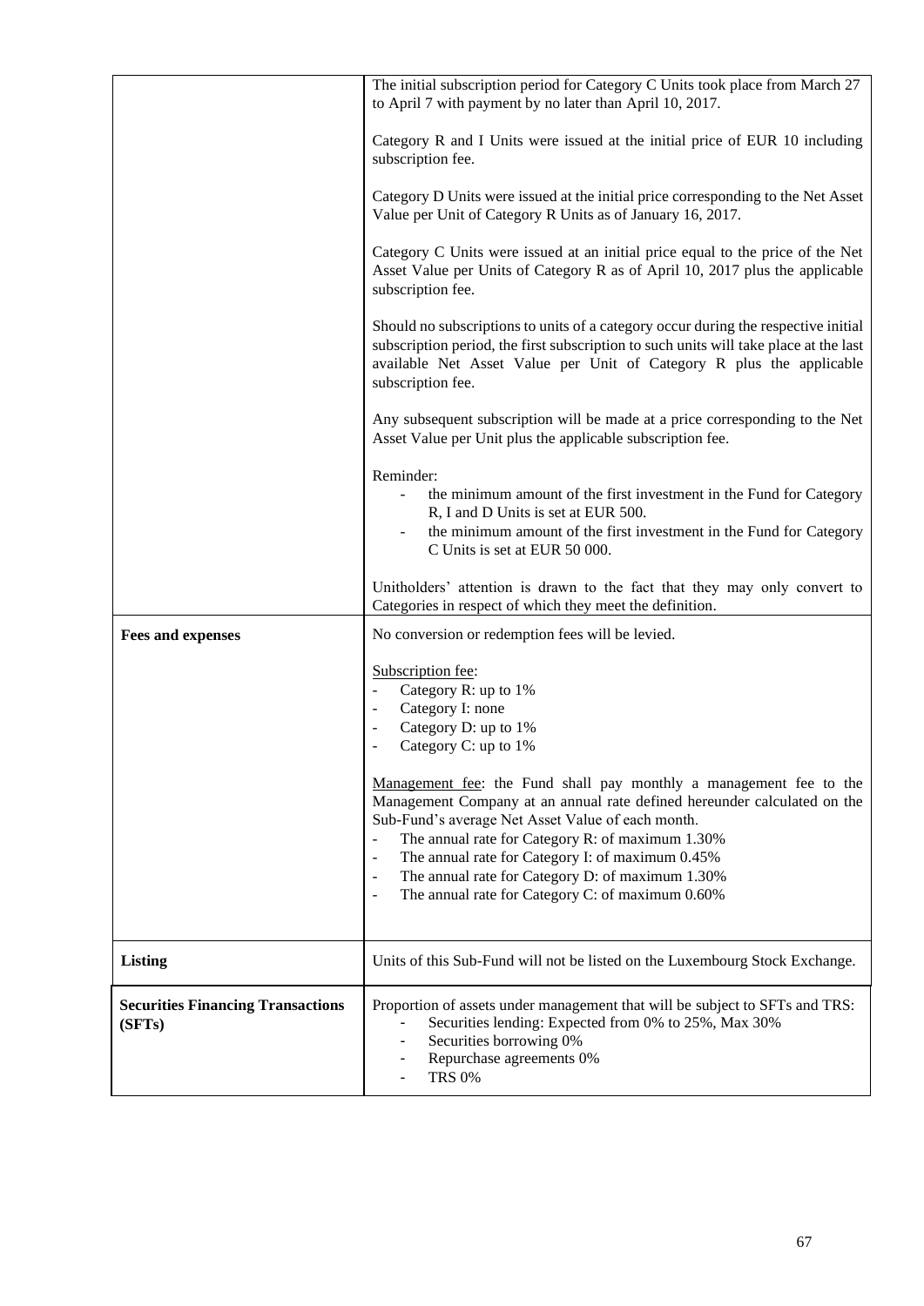| | |
|---|---|
| | The initial subscription period for Category C Units took place from March 27 to April 7 with payment by no later than April 10, 2017.<br><br>Category R and I Units were issued at the initial price of EUR 10 including subscription fee.<br><br>Category D Units were issued at the initial price corresponding to the Net Asset Value per Unit of Category R Units as of January 16, 2017.<br><br>Category C Units were issued at an initial price equal to the price of the Net Asset Value per Units of Category R as of April 10, 2017 plus the applicable subscription fee.<br><br>Should no subscriptions to units of a category occur during the respective initial subscription period, the first subscription to such units will take place at the last available Net Asset Value per Unit of Category R plus the applicable subscription fee.<br><br>Any subsequent subscription will be made at a price corresponding to the Net Asset Value per Unit plus the applicable subscription fee.<br><br>Reminder:<br>- the minimum amount of the first investment in the Fund for Category R, I and D Units is set at EUR 500.<br>- the minimum amount of the first investment in the Fund for Category C Units is set at EUR 50 000.<br><br>Unitholders' attention is drawn to the fact that they may only convert to Categories in respect of which they meet the definition. |
| **Fees and expenses** | No conversion or redemption fees will be levied.<br><br><u>Subscription fee</u>:<br>- Category R: up to 1%<br>- Category I: none<br>- Category D: up to 1%<br>- Category C: up to 1%<br><br><u>Management fee</u>: the Fund shall pay monthly a management fee to the Management Company at an annual rate defined hereunder calculated on the Sub-Fund's average Net Asset Value of each month.<br>- The annual rate for Category R: of maximum 1.30%<br>- The annual rate for Category I: of maximum 0.45%<br>- The annual rate for Category D: of maximum 1.30%<br>- The annual rate for Category C: of maximum 0.60% |
| **Listing** | Units of this Sub-Fund will not be listed on the Luxembourg Stock Exchange. |
| **Securities Financing Transactions (SFTs)** | Proportion of assets under management that will be subject to SFTs and TRS:<br>- Securities lending: Expected from 0% to 25%, Max 30%<br>- Securities borrowing 0%<br>- Repurchase agreements 0%<br>- TRS 0% |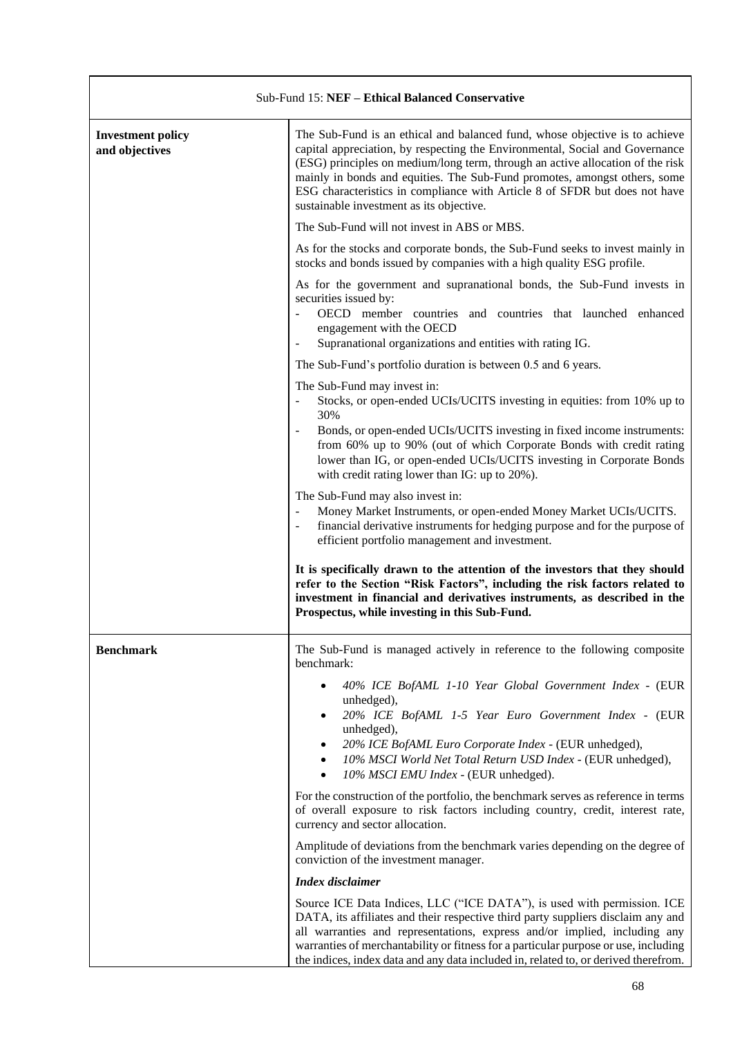| Sub-Fund 15: **NEF – Ethical Balanced Conservative** | |
|---|---|
| **Investment policy and objectives** | The Sub-Fund is an ethical and balanced fund, whose objective is to achieve capital appreciation, by respecting the Environmental, Social and Governance (ESG) principles on medium/long term, through an active allocation of the risk mainly in bonds and equities. The Sub-Fund promotes, amongst others, some ESG characteristics in compliance with Article 8 of SFDR but does not have sustainable investment as its objective.<br><br>The Sub-Fund will not invest in ABS or MBS.<br><br>As for the stocks and corporate bonds, the Sub-Fund seeks to invest mainly in stocks and bonds issued by companies with a high quality ESG profile.<br><br>As for the government and supranational bonds, the Sub-Fund invests in securities issued by:<br>- OECD member countries and countries that launched enhanced engagement with the OECD<br>- Supranational organizations and entities with rating IG.<br><br>The Sub-Fund's portfolio duration is between 0.5 and 6 years.<br><br>The Sub-Fund may invest in:<br>- Stocks, or open-ended UCIs/UCITS investing in equities: from 10% up to 30%<br>- Bonds, or open-ended UCIs/UCITS investing in fixed income instruments: from 60% up to 90% (out of which Corporate Bonds with credit rating lower than IG, or open-ended UCIs/UCITS investing in Corporate Bonds with credit rating lower than IG: up to 20%).<br><br>The Sub-Fund may also invest in:<br>- Money Market Instruments, or open-ended Money Market UCIs/UCITS.<br>- financial derivative instruments for hedging purpose and for the purpose of efficient portfolio management and investment.<br><br>**It is specifically drawn to the attention of the investors that they should refer to the Section "Risk Factors", including the risk factors related to investment in financial and derivatives instruments, as described in the Prospectus, while investing in this Sub-Fund.** |
| **Benchmark** | The Sub-Fund is managed actively in reference to the following composite benchmark:<br><br>• *40% ICE BofAML 1-10 Year Global Government Index* - (EUR unhedged),<br>• *20% ICE BofAML 1-5 Year Euro Government Index* - (EUR unhedged),<br>• *20% ICE BofAML Euro Corporate Index* - (EUR unhedged),<br>• *10% MSCI World Net Total Return USD Index* - (EUR unhedged),<br>• *10% MSCI EMU Index* - (EUR unhedged).<br><br>For the construction of the portfolio, the benchmark serves as reference in terms of overall exposure to risk factors including country, credit, interest rate, currency and sector allocation.<br><br>Amplitude of deviations from the benchmark varies depending on the degree of conviction of the investment manager.<br><br>***Index disclaimer***<br><br>Source ICE Data Indices, LLC ("ICE DATA"), is used with permission. ICE DATA, its affiliates and their respective third party suppliers disclaim any and all warranties and representations, express and/or implied, including any warranties of merchantability or fitness for a particular purpose or use, including the indices, index data and any data included in, related to, or derived therefrom. |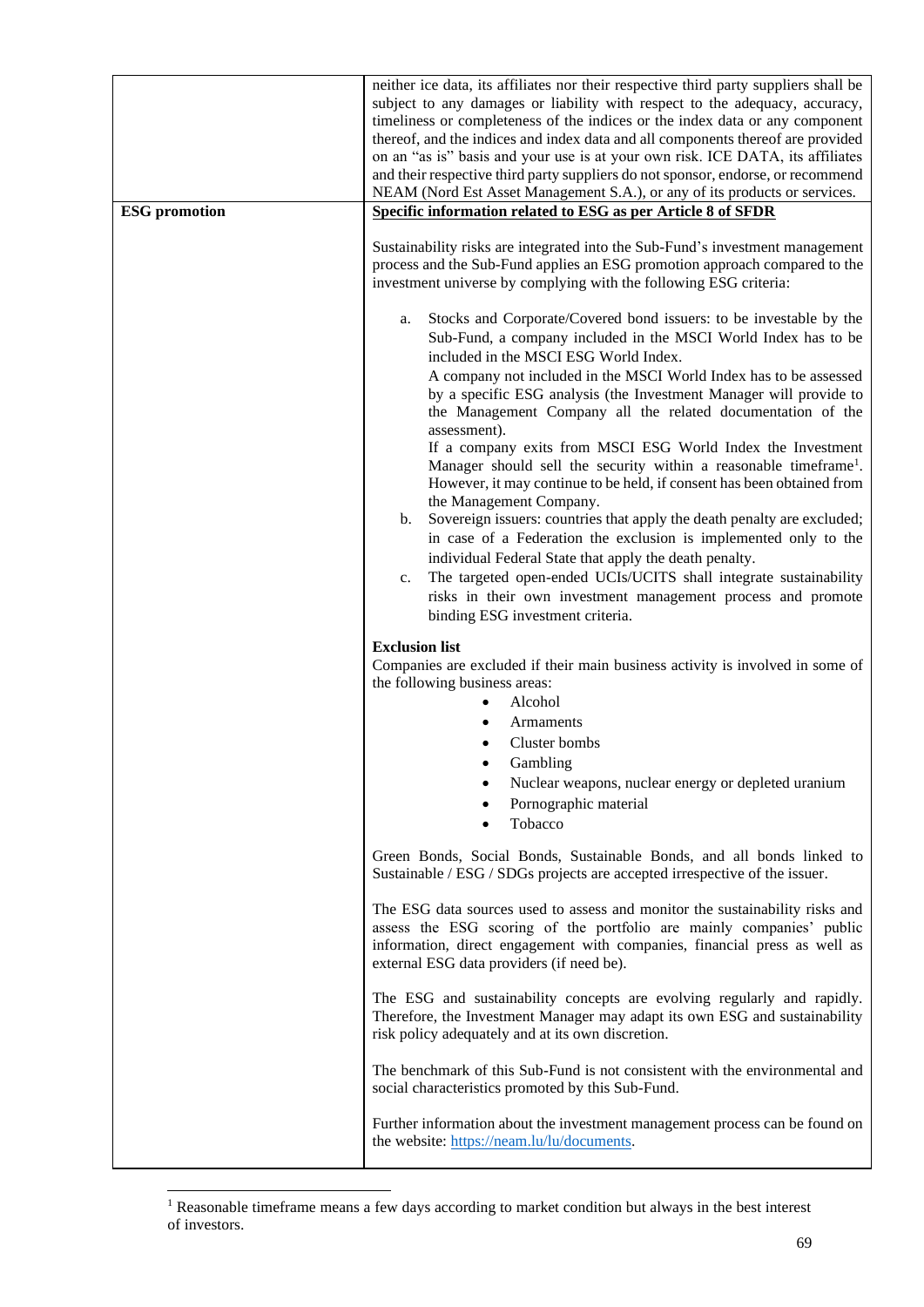| | |
|---|---|
| | neither ice data, its affiliates nor their respective third party suppliers shall be subject to any damages or liability with respect to the adequacy, accuracy, timeliness or completeness of the indices or the index data or any component thereof, and the indices and index data and all components thereof are provided on an "as is" basis and your use is at your own risk. ICE DATA, its affiliates and their respective third party suppliers do not sponsor, endorse, or recommend NEAM (Nord Est Asset Management S.A.), or any of its products or services. |
| **ESG promotion** | **Specific information related to ESG as per Article 8 of SFDR**<br><br>Sustainability risks are integrated into the Sub-Fund's investment management process and the Sub-Fund applies an ESG promotion approach compared to the investment universe by complying with the following ESG criteria:<br><br>a. Stocks and Corporate/Covered bond issuers: to be investable by the Sub-Fund, a company included in the MSCI World Index has to be included in the MSCI ESG World Index.<br>A company not included in the MSCI World Index has to be assessed by a specific ESG analysis (the Investment Manager will provide to the Management Company all the related documentation of the assessment).<br>If a company exits from MSCI ESG World Index the Investment Manager should sell the security within a reasonable timeframe[1]. However, it may continue to be held, if consent has been obtained from the Management Company.<br>b. Sovereign issuers: countries that apply the death penalty are excluded; in case of a Federation the exclusion is implemented only to the individual Federal State that apply the death penalty.<br>c. The targeted open-ended UCIs/UCITS shall integrate sustainability risks in their own investment management process and promote binding ESG investment criteria.<br><br>**Exclusion list**<br>Companies are excluded if their main business activity is involved in some of the following business areas:<br>• Alcohol<br>• Armaments<br>• Cluster bombs<br>• Gambling<br>• Nuclear weapons, nuclear energy or depleted uranium<br>• Pornographic material<br>• Tobacco<br><br>Green Bonds, Social Bonds, Sustainable Bonds, and all bonds linked to Sustainable / ESG / SDGs projects are accepted irrespective of the issuer.<br><br>The ESG data sources used to assess and monitor the sustainability risks and assess the ESG scoring of the portfolio are mainly companies' public information, direct engagement with companies, financial press as well as external ESG data providers (if need be).<br><br>The ESG and sustainability concepts are evolving regularly and rapidly. Therefore, the Investment Manager may adapt its own ESG and sustainability risk policy adequately and at its own discretion.<br><br>The benchmark of this Sub-Fund is not consistent with the environmental and social characteristics promoted by this Sub-Fund.<br><br>Further information about the investment management process can be found on the website: https://neam.lu/lu/documents. |

[1] Reasonable timeframe means a few days according to market condition but always in the best interest of investors.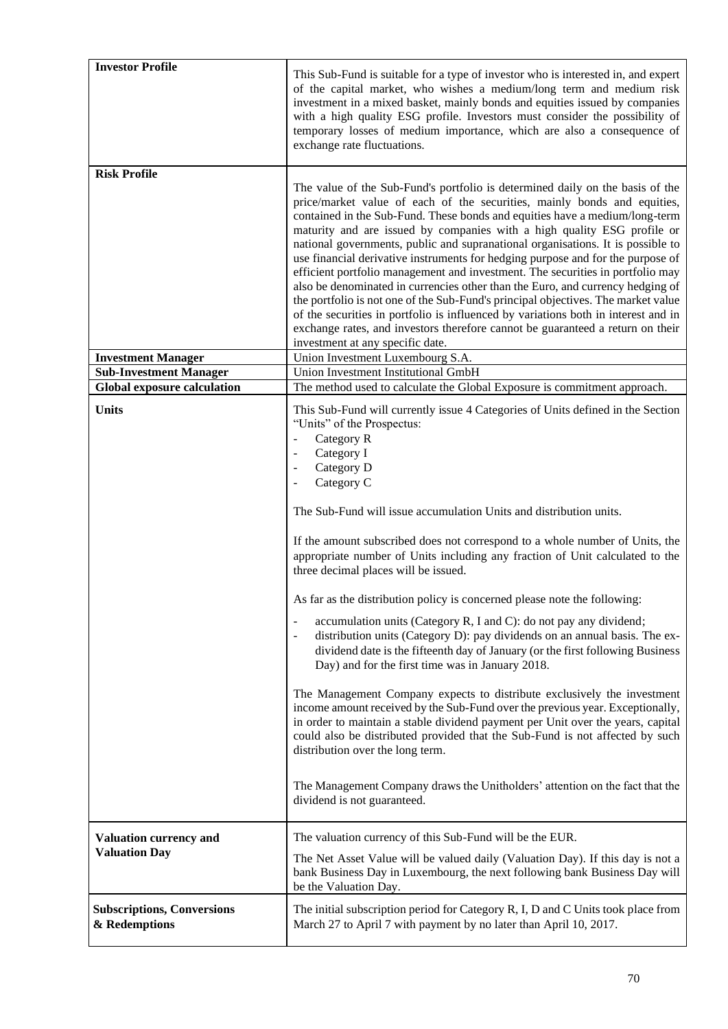| | |
|---|---|
| **Investor Profile** | This Sub-Fund is suitable for a type of investor who is interested in, and expert of the capital market, who wishes a medium/long term and medium risk investment in a mixed basket, mainly bonds and equities issued by companies with a high quality ESG profile. Investors must consider the possibility of temporary losses of medium importance, which are also a consequence of exchange rate fluctuations. |
| **Risk Profile** | The value of the Sub-Fund's portfolio is determined daily on the basis of the price/market value of each of the securities, mainly bonds and equities, contained in the Sub-Fund. These bonds and equities have a medium/long-term maturity and are issued by companies with a high quality ESG profile or national governments, public and supranational organisations. It is possible to use financial derivative instruments for hedging purpose and for the purpose of efficient portfolio management and investment. The securities in portfolio may also be denominated in currencies other than the Euro, and currency hedging of the portfolio is not one of the Sub-Fund's principal objectives. The market value of the securities in portfolio is influenced by variations both in interest and in exchange rates, and investors therefore cannot be guaranteed a return on their investment at any specific date. |
| **Investment Manager** | Union Investment Luxembourg S.A. |
| **Sub-Investment Manager** | Union Investment Institutional GmbH |
| **Global exposure calculation** | The method used to calculate the Global Exposure is commitment approach. |
| **Units** | This Sub-Fund will currently issue 4 Categories of Units defined in the Section "Units" of the Prospectus:<br>- Category R<br>- Category I<br>- Category D<br>- Category C<br><br>The Sub-Fund will issue accumulation Units and distribution units.<br><br>If the amount subscribed does not correspond to a whole number of Units, the appropriate number of Units including any fraction of Unit calculated to the three decimal places will be issued.<br><br>As far as the distribution policy is concerned please note the following:<br>- accumulation units (Category R, I and C): do not pay any dividend;<br>- distribution units (Category D): pay dividends on an annual basis. The ex-dividend date is the fifteenth day of January (or the first following Business Day) and for the first time was in January 2018.<br><br>The Management Company expects to distribute exclusively the investment income amount received by the Sub-Fund over the previous year. Exceptionally, in order to maintain a stable dividend payment per Unit over the years, capital could also be distributed provided that the Sub-Fund is not affected by such distribution over the long term.<br><br>The Management Company draws the Unitholders' attention on the fact that the dividend is not guaranteed. |
| **Valuation currency and Valuation Day** | The valuation currency of this Sub-Fund will be the EUR.<br><br>The Net Asset Value will be valued daily (Valuation Day). If this day is not a bank Business Day in Luxembourg, the next following bank Business Day will be the Valuation Day. |
| **Subscriptions, Conversions & Redemptions** | The initial subscription period for Category R, I, D and C Units took place from March 27 to April 7 with payment by no later than April 10, 2017. |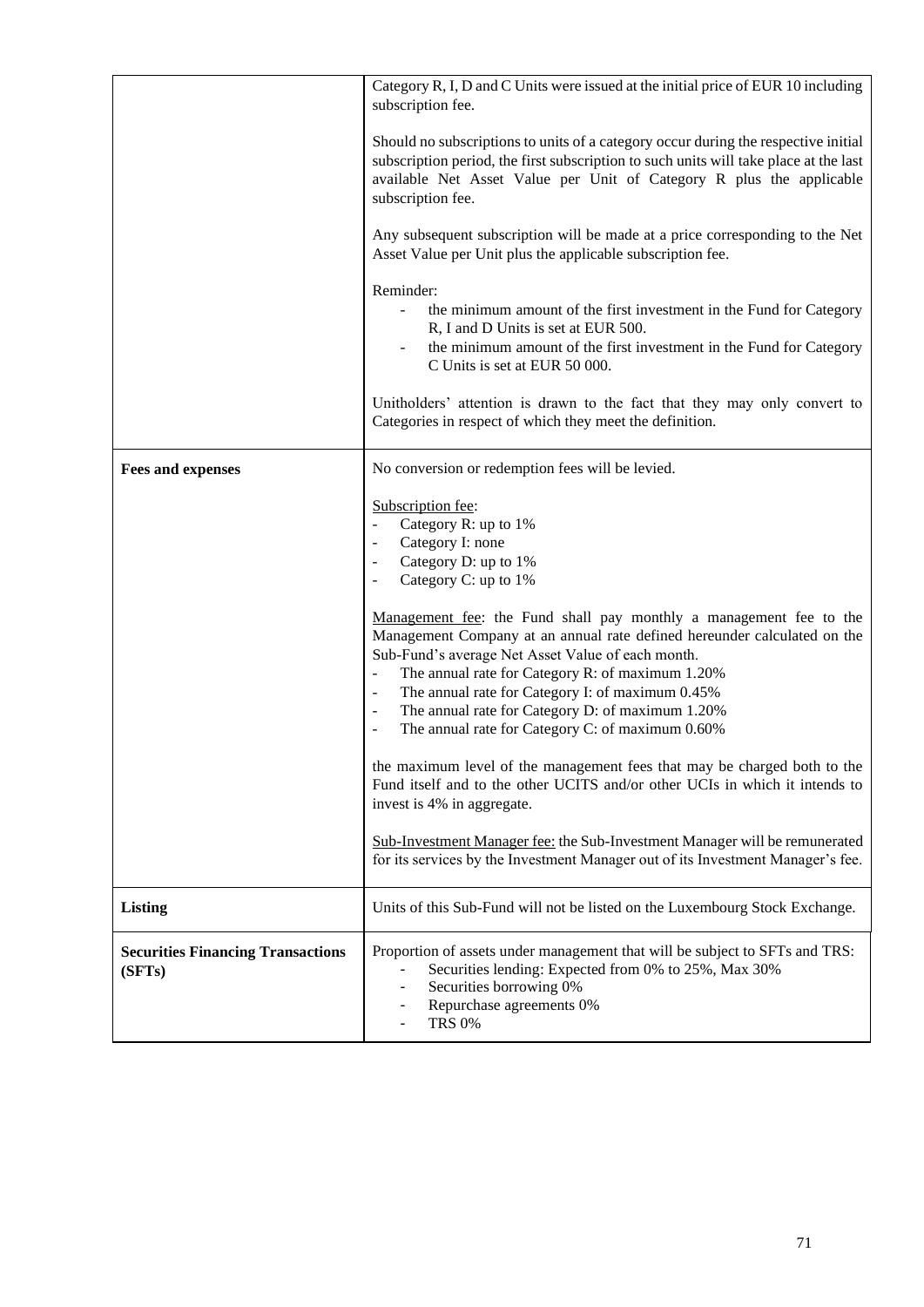| | |
|---|---|
| | Category R, I, D and C Units were issued at the initial price of EUR 10 including subscription fee.<br><br>Should no subscriptions to units of a category occur during the respective initial subscription period, the first subscription to such units will take place at the last available Net Asset Value per Unit of Category R plus the applicable subscription fee.<br><br>Any subsequent subscription will be made at a price corresponding to the Net Asset Value per Unit plus the applicable subscription fee.<br><br>Reminder:<br>- the minimum amount of the first investment in the Fund for Category R, I and D Units is set at EUR 500.<br>- the minimum amount of the first investment in the Fund for Category C Units is set at EUR 50 000.<br><br>Unitholders' attention is drawn to the fact that they may only convert to Categories in respect of which they meet the definition. |
| **Fees and expenses** | No conversion or redemption fees will be levied.<br><br><u>Subscription fee</u>:<br>- Category R: up to 1%<br>- Category I: none<br>- Category D: up to 1%<br>- Category C: up to 1%<br><br><u>Management fee</u>: the Fund shall pay monthly a management fee to the Management Company at an annual rate defined hereunder calculated on the Sub-Fund's average Net Asset Value of each month.<br>- The annual rate for Category R: of maximum 1.20%<br>- The annual rate for Category I: of maximum 0.45%<br>- The annual rate for Category D: of maximum 1.20%<br>- The annual rate for Category C: of maximum 0.60%<br><br>the maximum level of the management fees that may be charged both to the Fund itself and to the other UCITS and/or other UCIs in which it intends to invest is 4% in aggregate.<br><br><u>Sub-Investment Manager fee:</u> the Sub-Investment Manager will be remunerated for its services by the Investment Manager out of its Investment Manager's fee. |
| **Listing** | Units of this Sub-Fund will not be listed on the Luxembourg Stock Exchange. |
| **Securities Financing Transactions (SFTs)** | Proportion of assets under management that will be subject to SFTs and TRS:<br>- Securities lending: Expected from 0% to 25%, Max 30%<br>- Securities borrowing 0%<br>- Repurchase agreements 0%<br>- TRS 0% |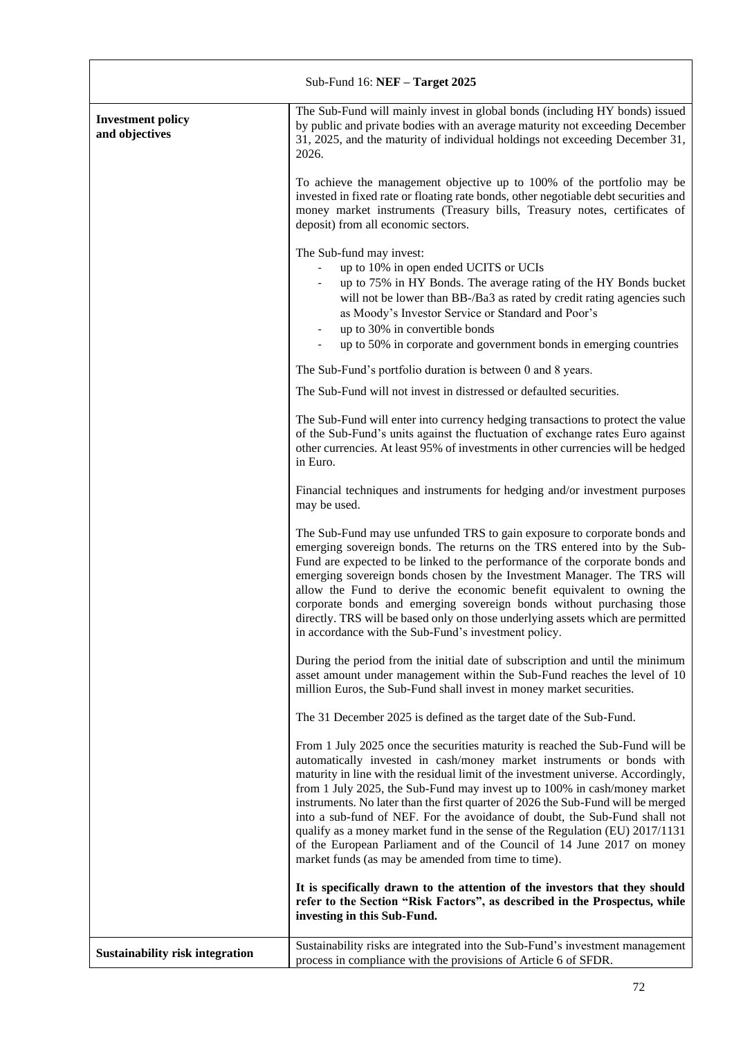| Sub-Fund 16: **NEF – Target 2025** | |
|---|---|
| **Investment policy and objectives** | The Sub-Fund will mainly invest in global bonds (including HY bonds) issued by public and private bodies with an average maturity not exceeding December 31, 2025, and the maturity of individual holdings not exceeding December 31, 2026.<br><br>To achieve the management objective up to 100% of the portfolio may be invested in fixed rate or floating rate bonds, other negotiable debt securities and money market instruments (Treasury bills, Treasury notes, certificates of deposit) from all economic sectors.<br><br>The Sub-fund may invest:<br>- up to 10% in open ended UCITS or UCIs<br>- up to 75% in HY Bonds. The average rating of the HY Bonds bucket will not be lower than BB-/Ba3 as rated by credit rating agencies such as Moody's Investor Service or Standard and Poor's<br>- up to 30% in convertible bonds<br>- up to 50% in corporate and government bonds in emerging countries<br><br>The Sub-Fund's portfolio duration is between 0 and 8 years.<br><br>The Sub-Fund will not invest in distressed or defaulted securities.<br><br>The Sub-Fund will enter into currency hedging transactions to protect the value of the Sub-Fund's units against the fluctuation of exchange rates Euro against other currencies. At least 95% of investments in other currencies will be hedged in Euro.<br><br>Financial techniques and instruments for hedging and/or investment purposes may be used.<br><br>The Sub-Fund may use unfunded TRS to gain exposure to corporate bonds and emerging sovereign bonds. The returns on the TRS entered into by the Sub-Fund are expected to be linked to the performance of the corporate bonds and emerging sovereign bonds chosen by the Investment Manager. The TRS will allow the Fund to derive the economic benefit equivalent to owning the corporate bonds and emerging sovereign bonds without purchasing those directly. TRS will be based only on those underlying assets which are permitted in accordance with the Sub-Fund's investment policy.<br><br>During the period from the initial date of subscription and until the minimum asset amount under management within the Sub-Fund reaches the level of 10 million Euros, the Sub-Fund shall invest in money market securities.<br><br>The 31 December 2025 is defined as the target date of the Sub-Fund.<br><br>From 1 July 2025 once the securities maturity is reached the Sub-Fund will be automatically invested in cash/money market instruments or bonds with maturity in line with the residual limit of the investment universe. Accordingly, from 1 July 2025, the Sub-Fund may invest up to 100% in cash/money market instruments. No later than the first quarter of 2026 the Sub-Fund will be merged into a sub-fund of NEF. For the avoidance of doubt, the Sub-Fund shall not qualify as a money market fund in the sense of the Regulation (EU) 2017/1131 of the European Parliament and of the Council of 14 June 2017 on money market funds (as may be amended from time to time).<br><br>**It is specifically drawn to the attention of the investors that they should refer to the Section "Risk Factors", as described in the Prospectus, while investing in this Sub-Fund.** |
| **Sustainability risk integration** | Sustainability risks are integrated into the Sub-Fund's investment management process in compliance with the provisions of Article 6 of SFDR. |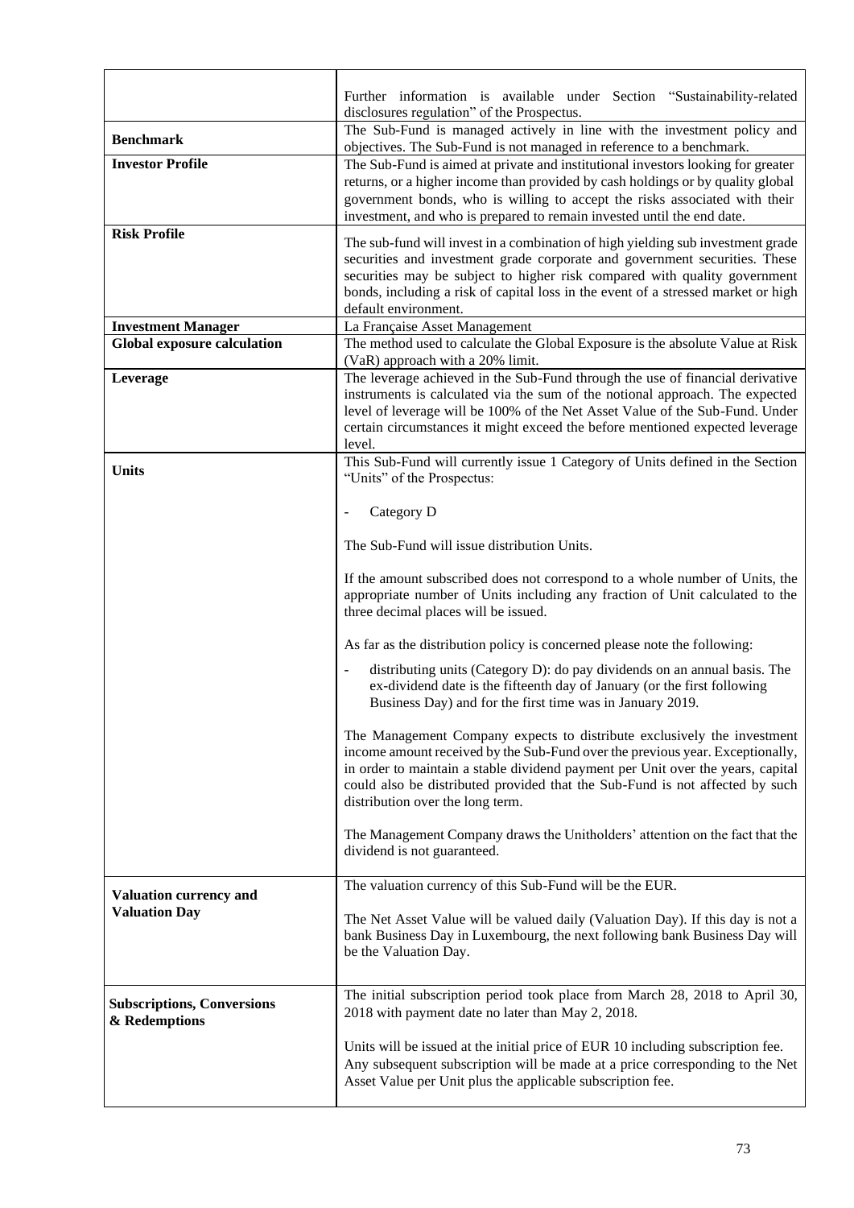| | |
|---|---|
| | Further information is available under Section "Sustainability-related disclosures regulation" of the Prospectus. |
| **Benchmark** | The Sub-Fund is managed actively in line with the investment policy and objectives. The Sub-Fund is not managed in reference to a benchmark. |
| **Investor Profile** | The Sub-Fund is aimed at private and institutional investors looking for greater returns, or a higher income than provided by cash holdings or by quality global government bonds, who is willing to accept the risks associated with their investment, and who is prepared to remain invested until the end date. |
| **Risk Profile** | The sub-fund will invest in a combination of high yielding sub investment grade securities and investment grade corporate and government securities. These securities may be subject to higher risk compared with quality government bonds, including a risk of capital loss in the event of a stressed market or high default environment. |
| **Investment Manager** | La Française Asset Management |
| **Global exposure calculation** | The method used to calculate the Global Exposure is the absolute Value at Risk (VaR) approach with a 20% limit. |
| **Leverage** | The leverage achieved in the Sub-Fund through the use of financial derivative instruments is calculated via the sum of the notional approach. The expected level of leverage will be 100% of the Net Asset Value of the Sub-Fund. Under certain circumstances it might exceed the before mentioned expected leverage level. |
| **Units** | This Sub-Fund will currently issue 1 Category of Units defined in the Section "Units" of the Prospectus:<br><br>- Category D<br><br>The Sub-Fund will issue distribution Units.<br><br>If the amount subscribed does not correspond to a whole number of Units, the appropriate number of Units including any fraction of Unit calculated to the three decimal places will be issued.<br><br>As far as the distribution policy is concerned please note the following:<br><br>- distributing units (Category D): do pay dividends on an annual basis. The ex-dividend date is the fifteenth day of January (or the first following Business Day) and for the first time was in January 2019.<br><br>The Management Company expects to distribute exclusively the investment income amount received by the Sub-Fund over the previous year. Exceptionally, in order to maintain a stable dividend payment per Unit over the years, capital could also be distributed provided that the Sub-Fund is not affected by such distribution over the long term.<br><br>The Management Company draws the Unitholders' attention on the fact that the dividend is not guaranteed. |
| **Valuation currency and Valuation Day** | The valuation currency of this Sub-Fund will be the EUR.<br><br>The Net Asset Value will be valued daily (Valuation Day). If this day is not a bank Business Day in Luxembourg, the next following bank Business Day will be the Valuation Day. |
| **Subscriptions, Conversions & Redemptions** | The initial subscription period took place from March 28, 2018 to April 30, 2018 with payment date no later than May 2, 2018.<br><br>Units will be issued at the initial price of EUR 10 including subscription fee. Any subsequent subscription will be made at a price corresponding to the Net Asset Value per Unit plus the applicable subscription fee. |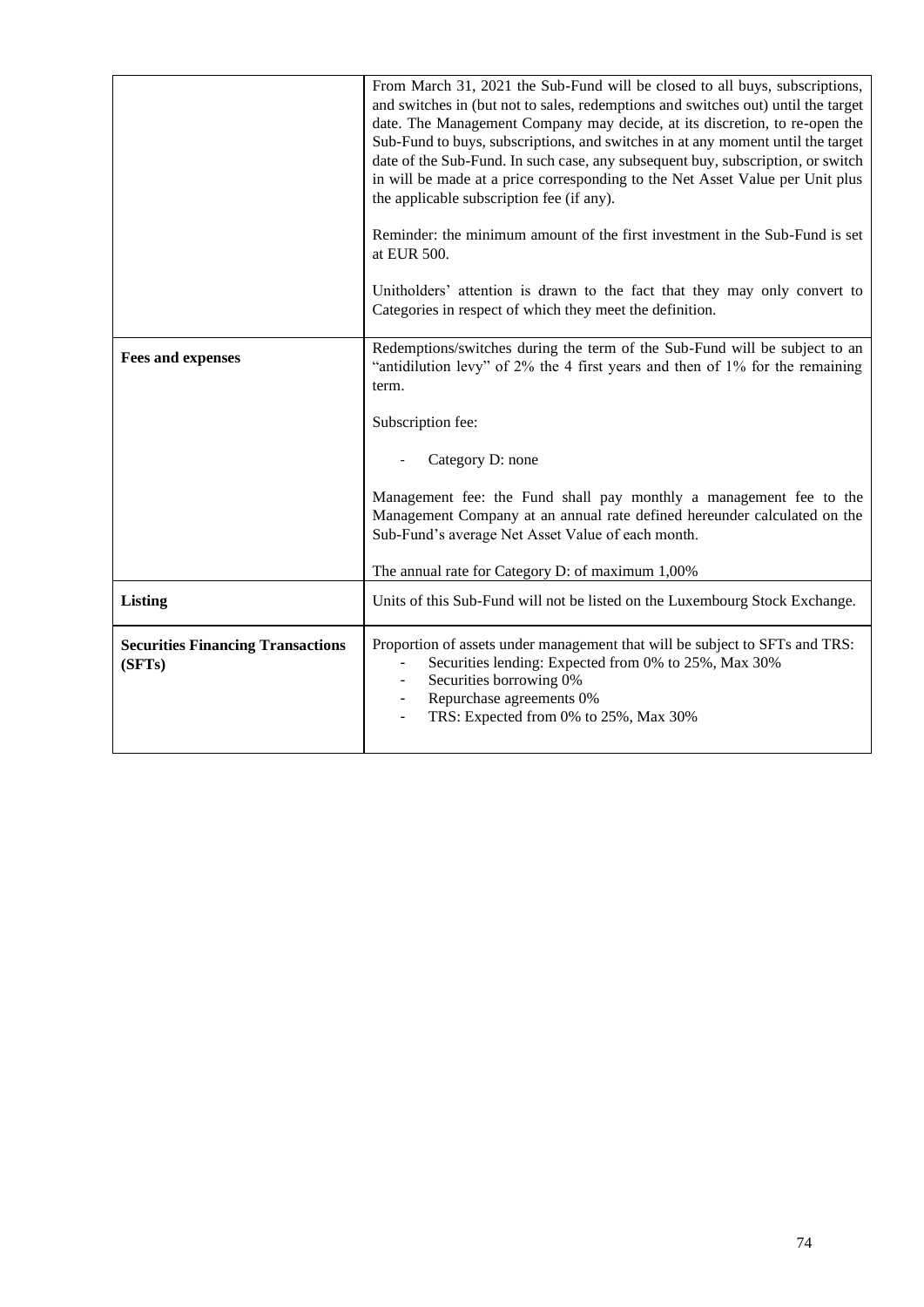| | |
|---|---|
| | From March 31, 2021 the Sub-Fund will be closed to all buys, subscriptions, and switches in (but not to sales, redemptions and switches out) until the target date. The Management Company may decide, at its discretion, to re-open the Sub-Fund to buys, subscriptions, and switches in at any moment until the target date of the Sub-Fund. In such case, any subsequent buy, subscription, or switch in will be made at a price corresponding to the Net Asset Value per Unit plus the applicable subscription fee (if any).<br><br>Reminder: the minimum amount of the first investment in the Sub-Fund is set at EUR 500.<br><br>Unitholders' attention is drawn to the fact that they may only convert to Categories in respect of which they meet the definition. |
| **Fees and expenses** | Redemptions/switches during the term of the Sub-Fund will be subject to an "antidilution levy" of 2% the 4 first years and then of 1% for the remaining term.<br><br>Subscription fee:<br><br>- Category D: none<br><br>Management fee: the Fund shall pay monthly a management fee to the Management Company at an annual rate defined hereunder calculated on the Sub-Fund's average Net Asset Value of each month.<br><br>The annual rate for Category D: of maximum 1,00% |
| **Listing** | Units of this Sub-Fund will not be listed on the Luxembourg Stock Exchange. |
| **Securities Financing Transactions (SFTs)** | Proportion of assets under management that will be subject to SFTs and TRS:<br>- Securities lending: Expected from 0% to 25%, Max 30%<br>- Securities borrowing 0%<br>- Repurchase agreements 0%<br>- TRS: Expected from 0% to 25%, Max 30% |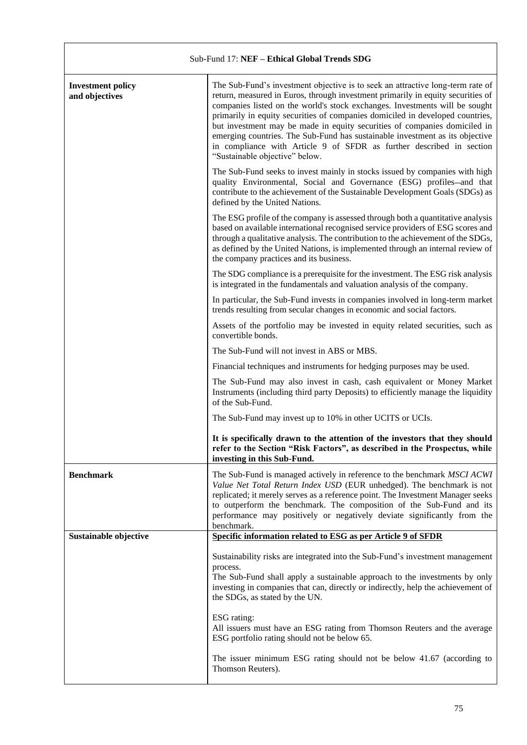| Sub-Fund 17: **NEF – Ethical Global Trends SDG** | |
|---|---|
| **Investment policy and objectives** | The Sub-Fund's investment objective is to seek an attractive long-term rate of return, measured in Euros, through investment primarily in equity securities of companies listed on the world's stock exchanges. Investments will be sought primarily in equity securities of companies domiciled in developed countries, but investment may be made in equity securities of companies domiciled in emerging countries. The Sub-Fund has sustainable investment as its objective in compliance with Article 9 of SFDR as further described in section "Sustainable objective" below.<br><br>The Sub-Fund seeks to invest mainly in stocks issued by companies with high quality Environmental, Social and Governance (ESG) profiles and that contribute to the achievement of the Sustainable Development Goals (SDGs) as defined by the United Nations.<br><br>The ESG profile of the company is assessed through both a quantitative analysis based on available international recognised service providers of ESG scores and through a qualitative analysis. The contribution to the achievement of the SDGs, as defined by the United Nations, is implemented through an internal review of the company practices and its business.<br><br>The SDG compliance is a prerequisite for the investment. The ESG risk analysis is integrated in the fundamentals and valuation analysis of the company.<br><br>In particular, the Sub-Fund invests in companies involved in long-term market trends resulting from secular changes in economic and social factors.<br><br>Assets of the portfolio may be invested in equity related securities, such as convertible bonds.<br><br>The Sub-Fund will not invest in ABS or MBS.<br><br>Financial techniques and instruments for hedging purposes may be used.<br><br>The Sub-Fund may also invest in cash, cash equivalent or Money Market Instruments (including third party Deposits) to efficiently manage the liquidity of the Sub-Fund.<br><br>The Sub-Fund may invest up to 10% in other UCITS or UCIs.<br><br>**It is specifically drawn to the attention of the investors that they should refer to the Section "Risk Factors", as described in the Prospectus, while investing in this Sub-Fund.** |
| **Benchmark** | The Sub-Fund is managed actively in reference to the benchmark *MSCI ACWI Value Net Total Return Index USD* (EUR unhedged). The benchmark is not replicated; it merely serves as a reference point. The Investment Manager seeks to outperform the benchmark. The composition of the Sub-Fund and its performance may positively or negatively deviate significantly from the benchmark. |
| **Sustainable objective** | **Specific information related to ESG as per Article 9 of SFDR**<br><br>Sustainability risks are integrated into the Sub-Fund's investment management process.<br>The Sub-Fund shall apply a sustainable approach to the investments by only investing in companies that can, directly or indirectly, help the achievement of the SDGs, as stated by the UN.<br><br>ESG rating:<br>All issuers must have an ESG rating from Thomson Reuters and the average ESG portfolio rating should not be below 65.<br><br>The issuer minimum ESG rating should not be below 41.67 (according to Thomson Reuters). |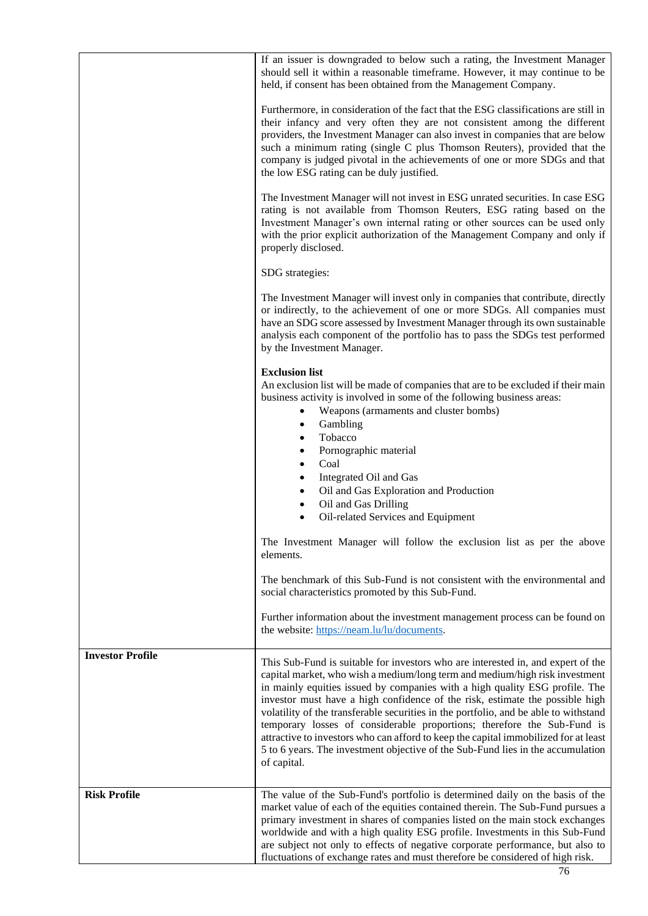| | |
|---|---|
| | If an issuer is downgraded to below such a rating, the Investment Manager should sell it within a reasonable timeframe. However, it may continue to be held, if consent has been obtained from the Management Company.<br><br>Furthermore, in consideration of the fact that the ESG classifications are still in their infancy and very often they are not consistent among the different providers, the Investment Manager can also invest in companies that are below such a minimum rating (single C plus Thomson Reuters), provided that the company is judged pivotal in the achievements of one or more SDGs and that the low ESG rating can be duly justified.<br><br>The Investment Manager will not invest in ESG unrated securities. In case ESG rating is not available from Thomson Reuters, ESG rating based on the Investment Manager's own internal rating or other sources can be used only with the prior explicit authorization of the Management Company and only if properly disclosed.<br><br>SDG strategies:<br><br>The Investment Manager will invest only in companies that contribute, directly or indirectly, to the achievement of one or more SDGs. All companies must have an SDG score assessed by Investment Manager through its own sustainable analysis each component of the portfolio has to pass the SDGs test performed by the Investment Manager.<br><br>**Exclusion list**<br>An exclusion list will be made of companies that are to be excluded if their main business activity is involved in some of the following business areas:<br>• Weapons (armaments and cluster bombs)<br>• Gambling<br>• Tobacco<br>• Pornographic material<br>• Coal<br>• Integrated Oil and Gas<br>• Oil and Gas Exploration and Production<br>• Oil and Gas Drilling<br>• Oil-related Services and Equipment<br><br>The Investment Manager will follow the exclusion list as per the above elements.<br><br>The benchmark of this Sub-Fund is not consistent with the environmental and social characteristics promoted by this Sub-Fund.<br><br>Further information about the investment management process can be found on the website: https://neam.lu/lu/documents. |
| **Investor Profile** | This Sub-Fund is suitable for investors who are interested in, and expert of the capital market, who wish a medium/long term and medium/high risk investment in mainly equities issued by companies with a high quality ESG profile. The investor must have a high confidence of the risk, estimate the possible high volatility of the transferable securities in the portfolio, and be able to withstand temporary losses of considerable proportions; therefore the Sub-Fund is attractive to investors who can afford to keep the capital immobilized for at least 5 to 6 years. The investment objective of the Sub-Fund lies in the accumulation of capital. |
| **Risk Profile** | The value of the Sub-Fund's portfolio is determined daily on the basis of the market value of each of the equities contained therein. The Sub-Fund pursues a primary investment in shares of companies listed on the main stock exchanges worldwide and with a high quality ESG profile. Investments in this Sub-Fund are subject not only to effects of negative corporate performance, but also to fluctuations of exchange rates and must therefore be considered of high risk. |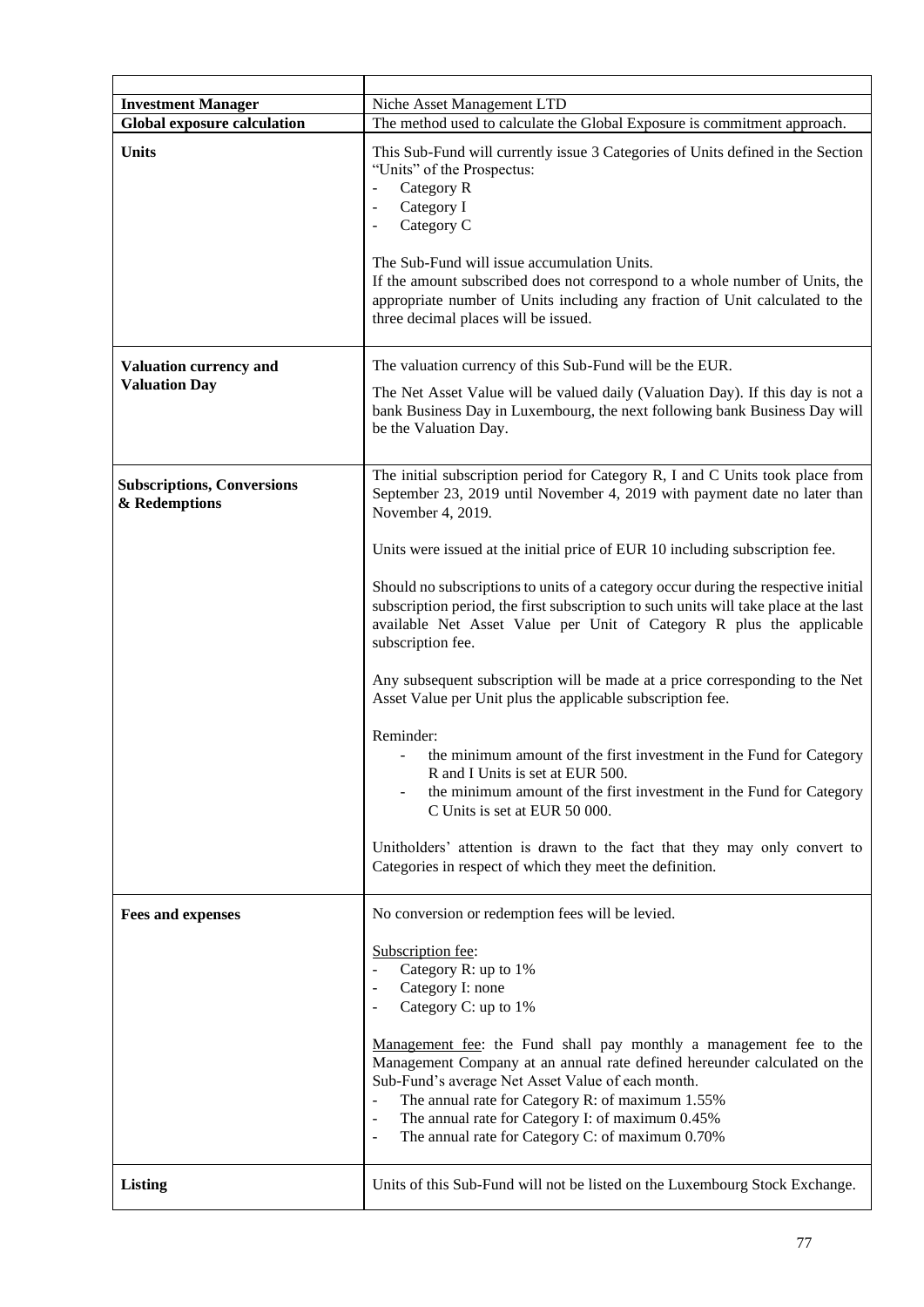| | |
|---|---|
| **Investment Manager** | Niche Asset Management LTD |
| **Global exposure calculation** | The method used to calculate the Global Exposure is commitment approach. |
| **Units** | This Sub-Fund will currently issue 3 Categories of Units defined in the Section "Units" of the Prospectus:<br>- Category R<br>- Category I<br>- Category C<br><br>The Sub-Fund will issue accumulation Units.<br>If the amount subscribed does not correspond to a whole number of Units, the appropriate number of Units including any fraction of Unit calculated to the three decimal places will be issued. |
| **Valuation currency and Valuation Day** | The valuation currency of this Sub-Fund will be the EUR.<br><br>The Net Asset Value will be valued daily (Valuation Day). If this day is not a bank Business Day in Luxembourg, the next following bank Business Day will be the Valuation Day. |
| **Subscriptions, Conversions & Redemptions** | The initial subscription period for Category R, I and C Units took place from September 23, 2019 until November 4, 2019 with payment date no later than November 4, 2019.<br><br>Units were issued at the initial price of EUR 10 including subscription fee.<br><br>Should no subscriptions to units of a category occur during the respective initial subscription period, the first subscription to such units will take place at the last available Net Asset Value per Unit of Category R plus the applicable subscription fee.<br><br>Any subsequent subscription will be made at a price corresponding to the Net Asset Value per Unit plus the applicable subscription fee.<br><br>Reminder:<br>- the minimum amount of the first investment in the Fund for Category R and I Units is set at EUR 500.<br>- the minimum amount of the first investment in the Fund for Category C Units is set at EUR 50 000.<br><br>Unitholders' attention is drawn to the fact that they may only convert to Categories in respect of which they meet the definition. |
| **Fees and expenses** | No conversion or redemption fees will be levied.<br><br><u>Subscription fee</u>:<br>- Category R: up to 1%<br>- Category I: none<br>- Category C: up to 1%<br><br><u>Management fee</u>: the Fund shall pay monthly a management fee to the Management Company at an annual rate defined hereunder calculated on the Sub-Fund's average Net Asset Value of each month.<br>- The annual rate for Category R: of maximum 1.55%<br>- The annual rate for Category I: of maximum 0.45%<br>- The annual rate for Category C: of maximum 0.70% |
| **Listing** | Units of this Sub-Fund will not be listed on the Luxembourg Stock Exchange. |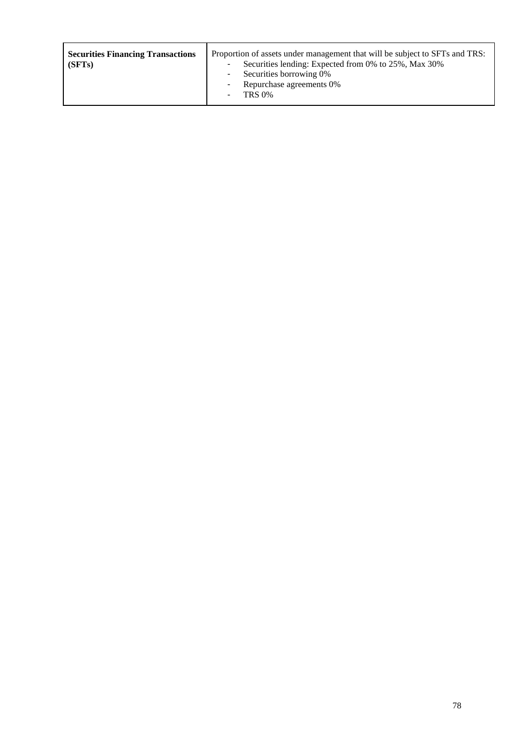| **Securities Financing Transactions (SFTs)** | Proportion of assets under management that will be subject to SFTs and TRS:<br>- Securities lending: Expected from 0% to 25%, Max 30%<br>- Securities borrowing 0%<br>- Repurchase agreements 0%<br>- TRS 0% |
|---|---|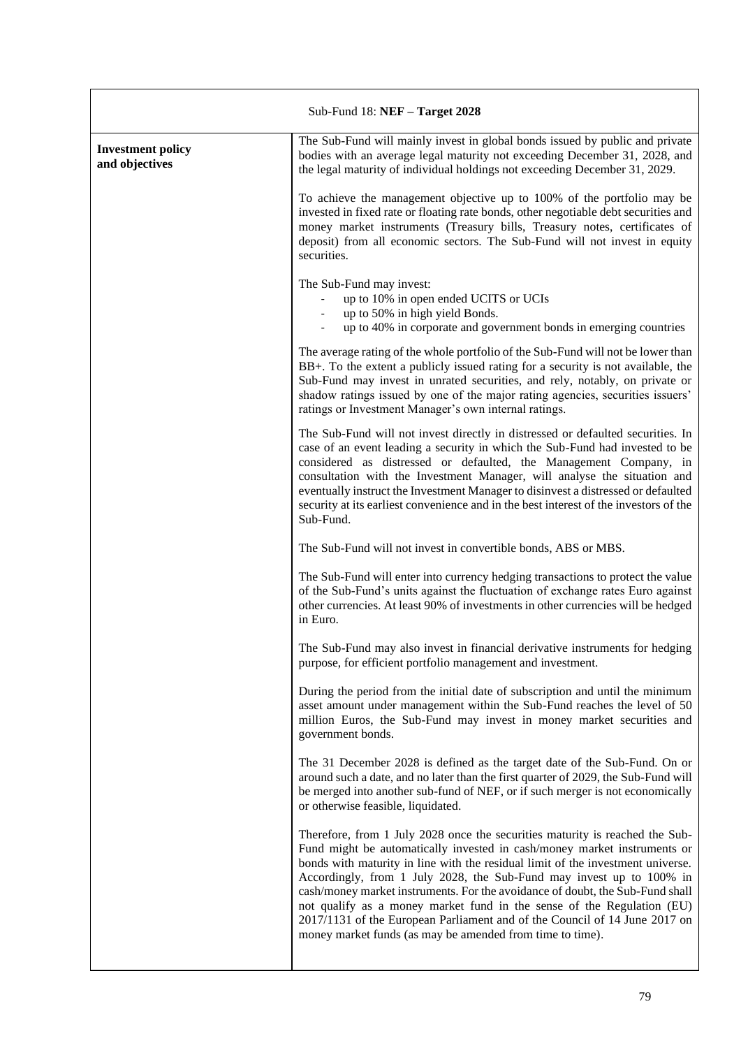| Sub-Fund 18: **NEF – Target 2028** | |
|---|---|
| **Investment policy and objectives** | The Sub-Fund will mainly invest in global bonds issued by public and private bodies with an average legal maturity not exceeding December 31, 2028, and the legal maturity of individual holdings not exceeding December 31, 2029.<br><br>To achieve the management objective up to 100% of the portfolio may be invested in fixed rate or floating rate bonds, other negotiable debt securities and money market instruments (Treasury bills, Treasury notes, certificates of deposit) from all economic sectors. The Sub-Fund will not invest in equity securities.<br><br>The Sub-Fund may invest:<br>- up to 10% in open ended UCITS or UCIs<br>- up to 50% in high yield Bonds.<br>- up to 40% in corporate and government bonds in emerging countries<br><br>The average rating of the whole portfolio of the Sub-Fund will not be lower than BB+. To the extent a publicly issued rating for a security is not available, the Sub-Fund may invest in unrated securities, and rely, notably, on private or shadow ratings issued by one of the major rating agencies, securities issuers' ratings or Investment Manager's own internal ratings.<br><br>The Sub-Fund will not invest directly in distressed or defaulted securities. In case of an event leading a security in which the Sub-Fund had invested to be considered as distressed or defaulted, the Management Company, in consultation with the Investment Manager, will analyse the situation and eventually instruct the Investment Manager to disinvest a distressed or defaulted security at its earliest convenience and in the best interest of the investors of the Sub-Fund.<br><br>The Sub-Fund will not invest in convertible bonds, ABS or MBS.<br><br>The Sub-Fund will enter into currency hedging transactions to protect the value of the Sub-Fund's units against the fluctuation of exchange rates Euro against other currencies. At least 90% of investments in other currencies will be hedged in Euro.<br><br>The Sub-Fund may also invest in financial derivative instruments for hedging purpose, for efficient portfolio management and investment.<br><br>During the period from the initial date of subscription and until the minimum asset amount under management within the Sub-Fund reaches the level of 50 million Euros, the Sub-Fund may invest in money market securities and government bonds.<br><br>The 31 December 2028 is defined as the target date of the Sub-Fund. On or around such a date, and no later than the first quarter of 2029, the Sub-Fund will be merged into another sub-fund of NEF, or if such merger is not economically or otherwise feasible, liquidated.<br><br>Therefore, from 1 July 2028 once the securities maturity is reached the Sub-Fund might be automatically invested in cash/money market instruments or bonds with maturity in line with the residual limit of the investment universe. Accordingly, from 1 July 2028, the Sub-Fund may invest up to 100% in cash/money market instruments. For the avoidance of doubt, the Sub-Fund shall not qualify as a money market fund in the sense of the Regulation (EU) 2017/1131 of the European Parliament and of the Council of 14 June 2017 on money market funds (as may be amended from time to time). |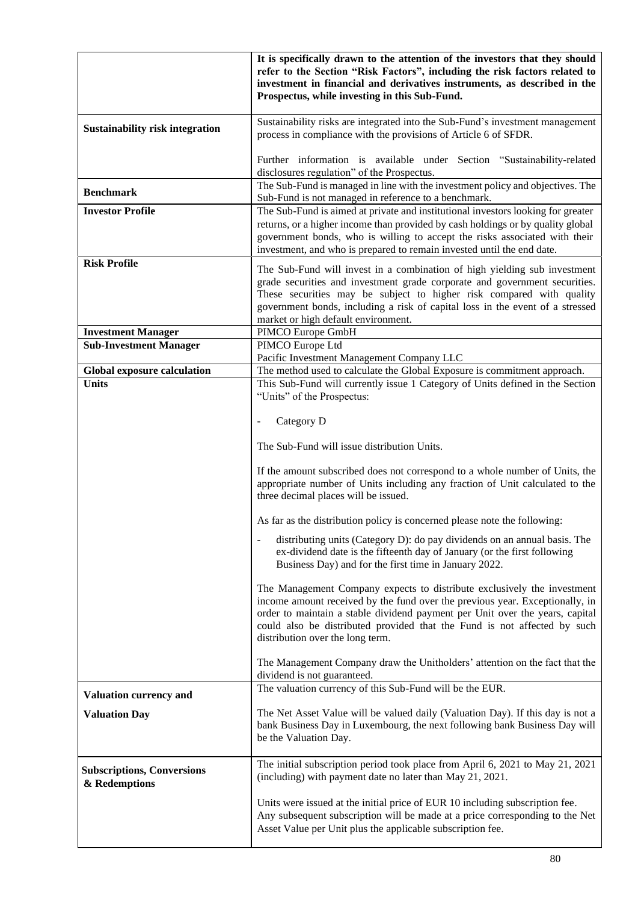| | |
|---|---|
| | **It is specifically drawn to the attention of the investors that they should refer to the Section "Risk Factors", including the risk factors related to investment in financial and derivatives instruments, as described in the Prospectus, while investing in this Sub-Fund.** |
| **Sustainability risk integration** | Sustainability risks are integrated into the Sub-Fund's investment management process in compliance with the provisions of Article 6 of SFDR.<br><br>Further information is available under Section "Sustainability-related disclosures regulation" of the Prospectus. |
| **Benchmark** | The Sub-Fund is managed in line with the investment policy and objectives. The Sub-Fund is not managed in reference to a benchmark. |
| **Investor Profile** | The Sub-Fund is aimed at private and institutional investors looking for greater returns, or a higher income than provided by cash holdings or by quality global government bonds, who is willing to accept the risks associated with their investment, and who is prepared to remain invested until the end date. |
| **Risk Profile** | The Sub-Fund will invest in a combination of high yielding sub investment grade securities and investment grade corporate and government securities. These securities may be subject to higher risk compared with quality government bonds, including a risk of capital loss in the event of a stressed market or high default environment. |
| **Investment Manager** | PIMCO Europe GmbH |
| **Sub-Investment Manager** | PIMCO Europe Ltd<br>Pacific Investment Management Company LLC |
| **Global exposure calculation** | The method used to calculate the Global Exposure is commitment approach. |
| **Units** | This Sub-Fund will currently issue 1 Category of Units defined in the Section "Units" of the Prospectus:<br><br>- Category D<br><br>The Sub-Fund will issue distribution Units.<br><br>If the amount subscribed does not correspond to a whole number of Units, the appropriate number of Units including any fraction of Unit calculated to the three decimal places will be issued.<br><br>As far as the distribution policy is concerned please note the following:<br><br>- distributing units (Category D): do pay dividends on an annual basis. The ex-dividend date is the fifteenth day of January (or the first following Business Day) and for the first time in January 2022.<br><br>The Management Company expects to distribute exclusively the investment income amount received by the fund over the previous year. Exceptionally, in order to maintain a stable dividend payment per Unit over the years, capital could also be distributed provided that the Fund is not affected by such distribution over the long term.<br><br>The Management Company draw the Unitholders' attention on the fact that the dividend is not guaranteed. |
| **Valuation currency and**<br><br>**Valuation Day** | The valuation currency of this Sub-Fund will be the EUR.<br><br>The Net Asset Value will be valued daily (Valuation Day). If this day is not a bank Business Day in Luxembourg, the next following bank Business Day will be the Valuation Day. |
| **Subscriptions, Conversions & Redemptions** | The initial subscription period took place from April 6, 2021 to May 21, 2021 (including) with payment date no later than May 21, 2021.<br><br>Units were issued at the initial price of EUR 10 including subscription fee. Any subsequent subscription will be made at a price corresponding to the Net Asset Value per Unit plus the applicable subscription fee. |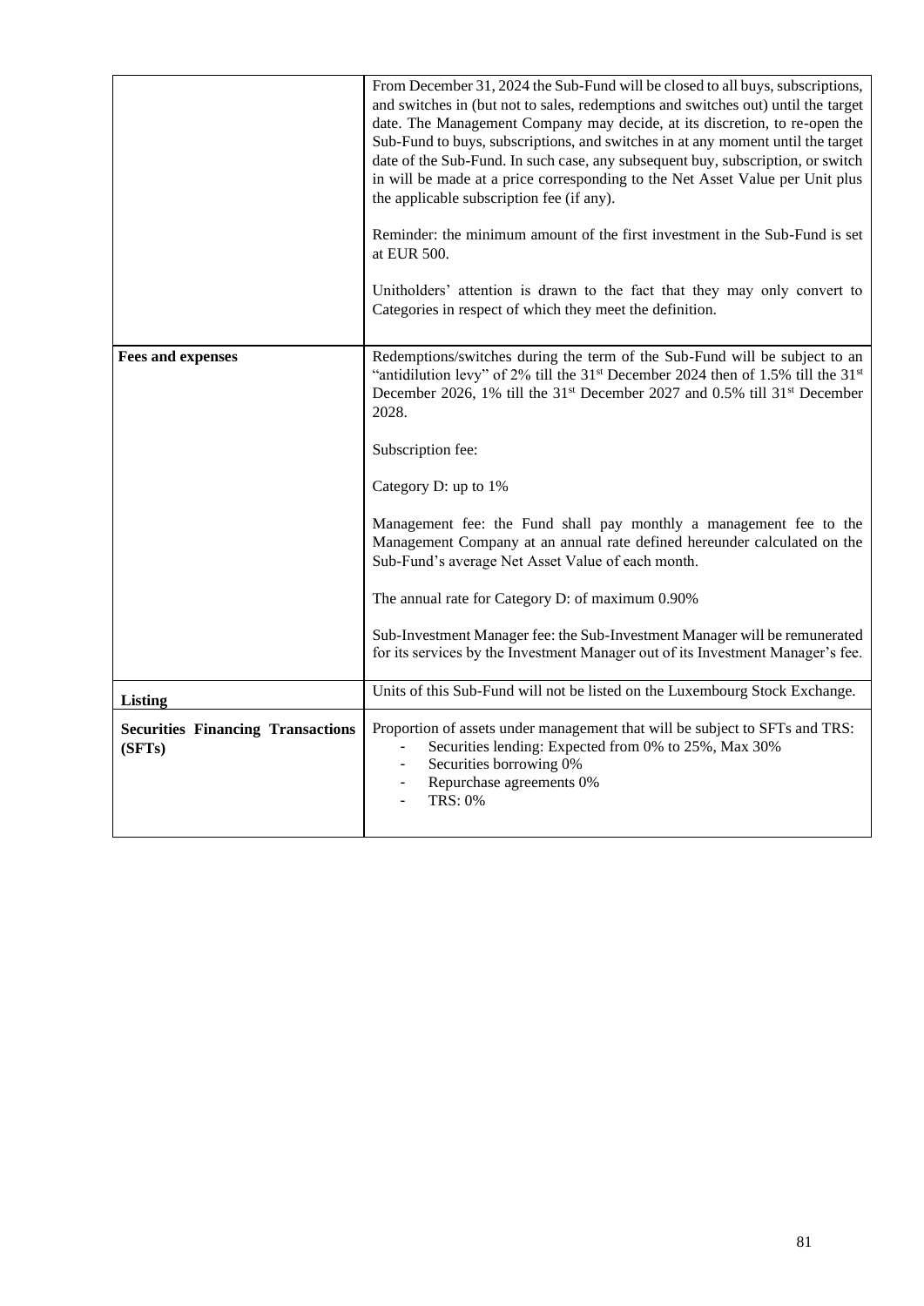| | |
|---|---|
| | From December 31, 2024 the Sub-Fund will be closed to all buys, subscriptions, and switches in (but not to sales, redemptions and switches out) until the target date. The Management Company may decide, at its discretion, to re-open the Sub-Fund to buys, subscriptions, and switches in at any moment until the target date of the Sub-Fund. In such case, any subsequent buy, subscription, or switch in will be made at a price corresponding to the Net Asset Value per Unit plus the applicable subscription fee (if any).<br><br>Reminder: the minimum amount of the first investment in the Sub-Fund is set at EUR 500.<br><br>Unitholders' attention is drawn to the fact that they may only convert to Categories in respect of which they meet the definition. |
| **Fees and expenses** | Redemptions/switches during the term of the Sub-Fund will be subject to an "antidilution levy" of 2% till the 31st December 2024 then of 1.5% till the 31st December 2026, 1% till the 31st December 2027 and 0.5% till 31st December 2028.<br><br>Subscription fee:<br><br>Category D: up to 1%<br><br>Management fee: the Fund shall pay monthly a management fee to the Management Company at an annual rate defined hereunder calculated on the Sub-Fund's average Net Asset Value of each month.<br><br>The annual rate for Category D: of maximum 0.90%<br><br>Sub-Investment Manager fee: the Sub-Investment Manager will be remunerated for its services by the Investment Manager out of its Investment Manager's fee. |
| **Listing** | Units of this Sub-Fund will not be listed on the Luxembourg Stock Exchange. |
| **Securities Financing Transactions (SFTs)** | Proportion of assets under management that will be subject to SFTs and TRS:<br>- Securities lending: Expected from 0% to 25%, Max 30%<br>- Securities borrowing 0%<br>- Repurchase agreements 0%<br>- TRS: 0% |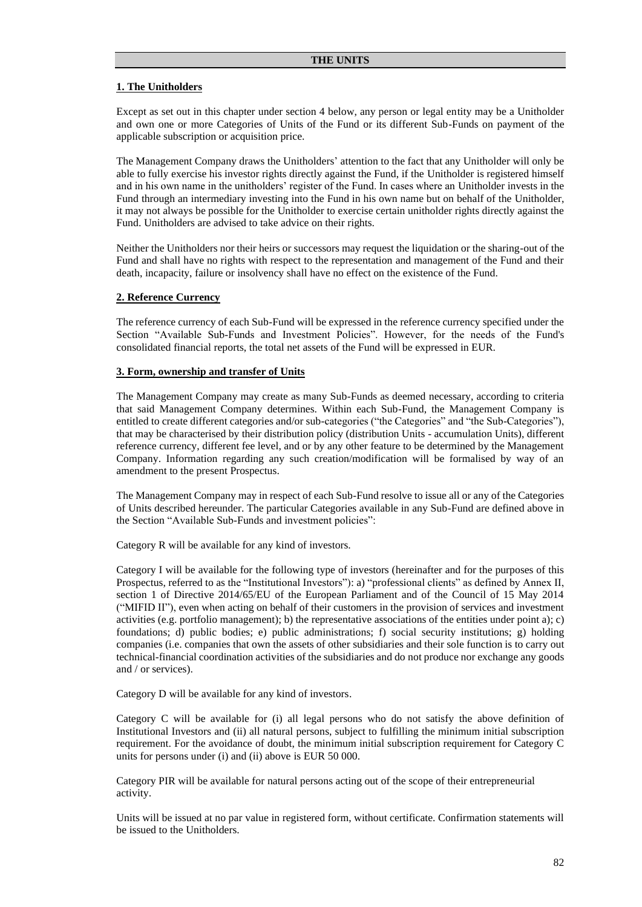## THE UNITS

### 1. The Unitholders

Except as set out in this chapter under section 4 below, any person or legal entity may be a Unitholder and own one or more Categories of Units of the Fund or its different Sub-Funds on payment of the applicable subscription or acquisition price.

The Management Company draws the Unitholders' attention to the fact that any Unitholder will only be able to fully exercise his investor rights directly against the Fund, if the Unitholder is registered himself and in his own name in the unitholders' register of the Fund. In cases where an Unitholder invests in the Fund through an intermediary investing into the Fund in his own name but on behalf of the Unitholder, it may not always be possible for the Unitholder to exercise certain unitholder rights directly against the Fund. Unitholders are advised to take advice on their rights.

Neither the Unitholders nor their heirs or successors may request the liquidation or the sharing-out of the Fund and shall have no rights with respect to the representation and management of the Fund and their death, incapacity, failure or insolvency shall have no effect on the existence of the Fund.

### 2. Reference Currency

The reference currency of each Sub-Fund will be expressed in the reference currency specified under the Section "Available Sub-Funds and Investment Policies". However, for the needs of the Fund's consolidated financial reports, the total net assets of the Fund will be expressed in EUR.

### 3. Form, ownership and transfer of Units

The Management Company may create as many Sub-Funds as deemed necessary, according to criteria that said Management Company determines. Within each Sub-Fund, the Management Company is entitled to create different categories and/or sub-categories ("the Categories" and "the Sub-Categories"), that may be characterised by their distribution policy (distribution Units - accumulation Units), different reference currency, different fee level, and or by any other feature to be determined by the Management Company. Information regarding any such creation/modification will be formalised by way of an amendment to the present Prospectus.

The Management Company may in respect of each Sub-Fund resolve to issue all or any of the Categories of Units described hereunder. The particular Categories available in any Sub-Fund are defined above in the Section "Available Sub-Funds and investment policies":

Category R will be available for any kind of investors.

Category I will be available for the following type of investors (hereinafter and for the purposes of this Prospectus, referred to as the "Institutional Investors"): a) "professional clients" as defined by Annex II, section 1 of Directive 2014/65/EU of the European Parliament and of the Council of 15 May 2014 ("MIFID II"), even when acting on behalf of their customers in the provision of services and investment activities (e.g. portfolio management); b) the representative associations of the entities under point a); c) foundations; d) public bodies; e) public administrations; f) social security institutions; g) holding companies (i.e. companies that own the assets of other subsidiaries and their sole function is to carry out technical-financial coordination activities of the subsidiaries and do not produce nor exchange any goods and / or services).

Category D will be available for any kind of investors.

Category C will be available for (i) all legal persons who do not satisfy the above definition of Institutional Investors and (ii) all natural persons, subject to fulfilling the minimum initial subscription requirement. For the avoidance of doubt, the minimum initial subscription requirement for Category C units for persons under (i) and (ii) above is EUR 50 000.

Category PIR will be available for natural persons acting out of the scope of their entrepreneurial activity.

Units will be issued at no par value in registered form, without certificate. Confirmation statements will be issued to the Unitholders.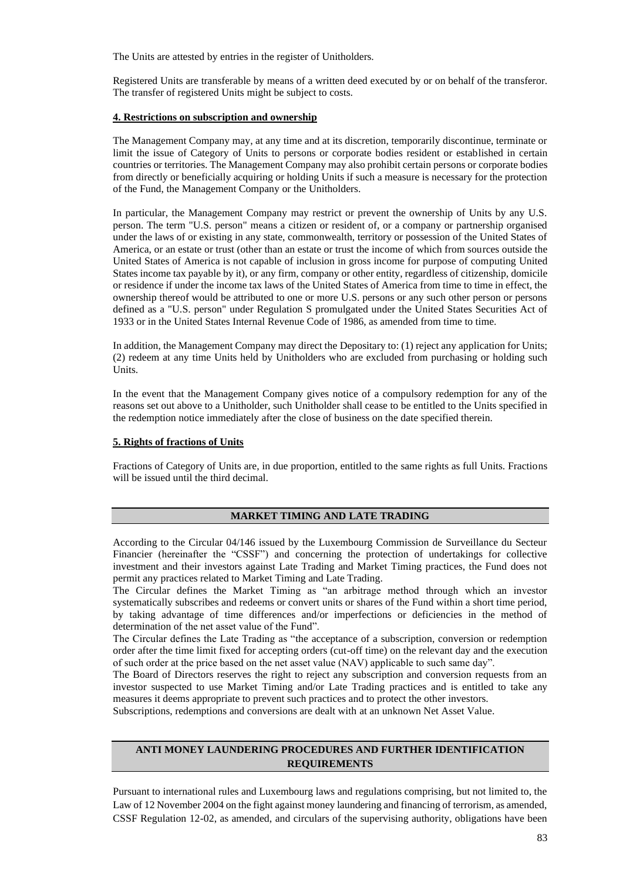The Units are attested by entries in the register of Unitholders.

Registered Units are transferable by means of a written deed executed by or on behalf of the transferor. The transfer of registered Units might be subject to costs.

**4. Restrictions on subscription and ownership**

The Management Company may, at any time and at its discretion, temporarily discontinue, terminate or limit the issue of Category of Units to persons or corporate bodies resident or established in certain countries or territories. The Management Company may also prohibit certain persons or corporate bodies from directly or beneficially acquiring or holding Units if such a measure is necessary for the protection of the Fund, the Management Company or the Unitholders.

In particular, the Management Company may restrict or prevent the ownership of Units by any U.S. person. The term "U.S. person" means a citizen or resident of, or a company or partnership organised under the laws of or existing in any state, commonwealth, territory or possession of the United States of America, or an estate or trust (other than an estate or trust the income of which from sources outside the United States of America is not capable of inclusion in gross income for purpose of computing United States income tax payable by it), or any firm, company or other entity, regardless of citizenship, domicile or residence if under the income tax laws of the United States of America from time to time in effect, the ownership thereof would be attributed to one or more U.S. persons or any such other person or persons defined as a "U.S. person" under Regulation S promulgated under the United States Securities Act of 1933 or in the United States Internal Revenue Code of 1986, as amended from time to time.

In addition, the Management Company may direct the Depositary to: (1) reject any application for Units; (2) redeem at any time Units held by Unitholders who are excluded from purchasing or holding such Units.

In the event that the Management Company gives notice of a compulsory redemption for any of the reasons set out above to a Unitholder, such Unitholder shall cease to be entitled to the Units specified in the redemption notice immediately after the close of business on the date specified therein.

**5. Rights of fractions of Units**

Fractions of Category of Units are, in due proportion, entitled to the same rights as full Units. Fractions will be issued until the third decimal.

## MARKET TIMING AND LATE TRADING

According to the Circular 04/146 issued by the Luxembourg Commission de Surveillance du Secteur Financier (hereinafter the "CSSF") and concerning the protection of undertakings for collective investment and their investors against Late Trading and Market Timing practices, the Fund does not permit any practices related to Market Timing and Late Trading.

The Circular defines the Market Timing as "an arbitrage method through which an investor systematically subscribes and redeems or convert units or shares of the Fund within a short time period, by taking advantage of time differences and/or imperfections or deficiencies in the method of determination of the net asset value of the Fund".

The Circular defines the Late Trading as "the acceptance of a subscription, conversion or redemption order after the time limit fixed for accepting orders (cut-off time) on the relevant day and the execution of such order at the price based on the net asset value (NAV) applicable to such same day".

The Board of Directors reserves the right to reject any subscription and conversion requests from an investor suspected to use Market Timing and/or Late Trading practices and is entitled to take any measures it deems appropriate to prevent such practices and to protect the other investors.

Subscriptions, redemptions and conversions are dealt with at an unknown Net Asset Value.

## ANTI MONEY LAUNDERING PROCEDURES AND FURTHER IDENTIFICATION REQUIREMENTS

Pursuant to international rules and Luxembourg laws and regulations comprising, but not limited to, the Law of 12 November 2004 on the fight against money laundering and financing of terrorism, as amended, CSSF Regulation 12-02, as amended, and circulars of the supervising authority, obligations have been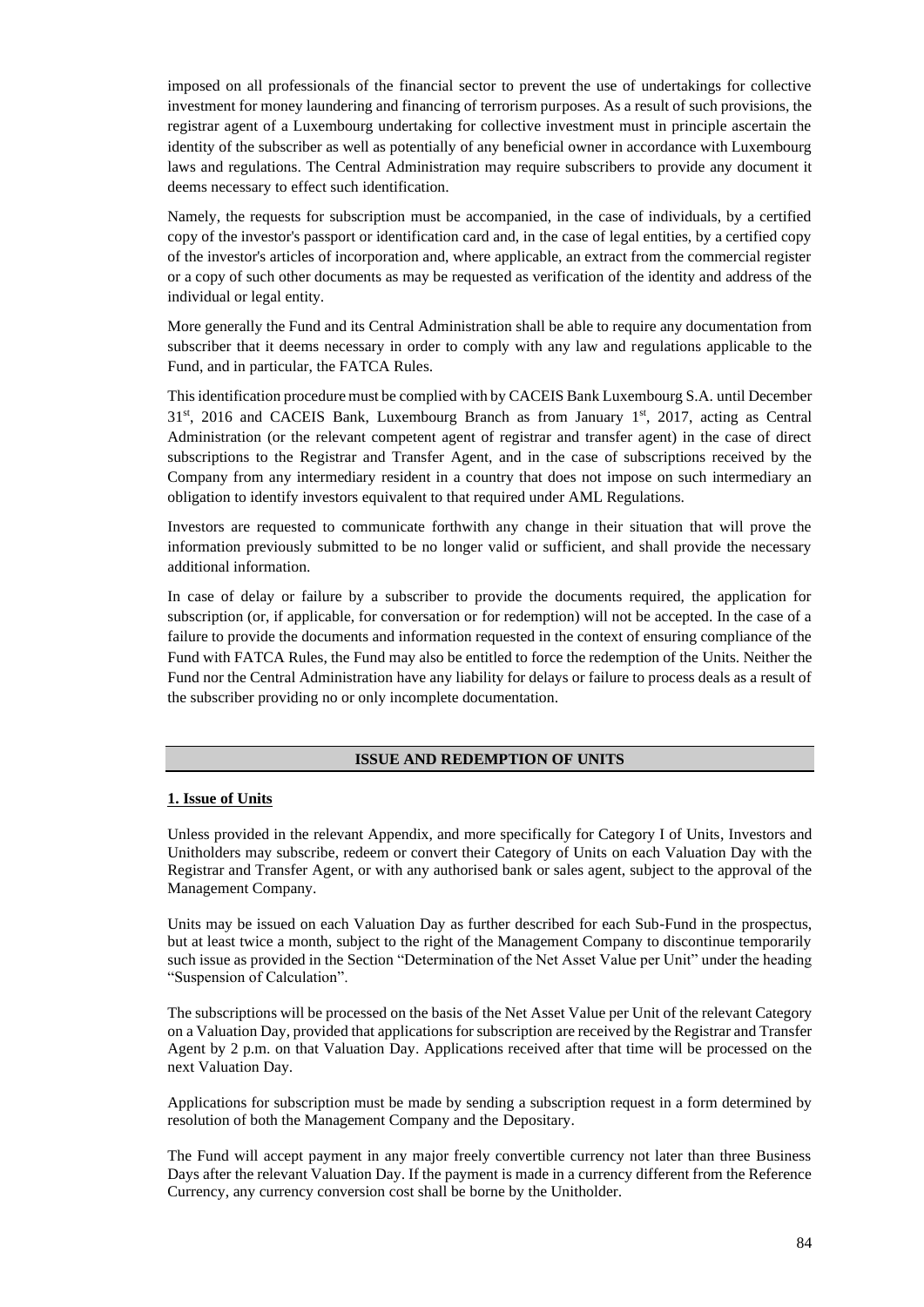imposed on all professionals of the financial sector to prevent the use of undertakings for collective investment for money laundering and financing of terrorism purposes. As a result of such provisions, the registrar agent of a Luxembourg undertaking for collective investment must in principle ascertain the identity of the subscriber as well as potentially of any beneficial owner in accordance with Luxembourg laws and regulations. The Central Administration may require subscribers to provide any document it deems necessary to effect such identification.

Namely, the requests for subscription must be accompanied, in the case of individuals, by a certified copy of the investor's passport or identification card and, in the case of legal entities, by a certified copy of the investor's articles of incorporation and, where applicable, an extract from the commercial register or a copy of such other documents as may be requested as verification of the identity and address of the individual or legal entity.

More generally the Fund and its Central Administration shall be able to require any documentation from subscriber that it deems necessary in order to comply with any law and regulations applicable to the Fund, and in particular, the FATCA Rules.

This identification procedure must be complied with by CACEIS Bank Luxembourg S.A. until December 31st, 2016 and CACEIS Bank, Luxembourg Branch as from January 1st, 2017, acting as Central Administration (or the relevant competent agent of registrar and transfer agent) in the case of direct subscriptions to the Registrar and Transfer Agent, and in the case of subscriptions received by the Company from any intermediary resident in a country that does not impose on such intermediary an obligation to identify investors equivalent to that required under AML Regulations.

Investors are requested to communicate forthwith any change in their situation that will prove the information previously submitted to be no longer valid or sufficient, and shall provide the necessary additional information.

In case of delay or failure by a subscriber to provide the documents required, the application for subscription (or, if applicable, for conversation or for redemption) will not be accepted. In the case of a failure to provide the documents and information requested in the context of ensuring compliance of the Fund with FATCA Rules, the Fund may also be entitled to force the redemption of the Units. Neither the Fund nor the Central Administration have any liability for delays or failure to process deals as a result of the subscriber providing no or only incomplete documentation.

## ISSUE AND REDEMPTION OF UNITS

### 1. Issue of Units

Unless provided in the relevant Appendix, and more specifically for Category I of Units, Investors and Unitholders may subscribe, redeem or convert their Category of Units on each Valuation Day with the Registrar and Transfer Agent, or with any authorised bank or sales agent, subject to the approval of the Management Company.

Units may be issued on each Valuation Day as further described for each Sub-Fund in the prospectus, but at least twice a month, subject to the right of the Management Company to discontinue temporarily such issue as provided in the Section "Determination of the Net Asset Value per Unit" under the heading "Suspension of Calculation".

The subscriptions will be processed on the basis of the Net Asset Value per Unit of the relevant Category on a Valuation Day, provided that applications for subscription are received by the Registrar and Transfer Agent by 2 p.m. on that Valuation Day. Applications received after that time will be processed on the next Valuation Day.

Applications for subscription must be made by sending a subscription request in a form determined by resolution of both the Management Company and the Depositary.

The Fund will accept payment in any major freely convertible currency not later than three Business Days after the relevant Valuation Day. If the payment is made in a currency different from the Reference Currency, any currency conversion cost shall be borne by the Unitholder.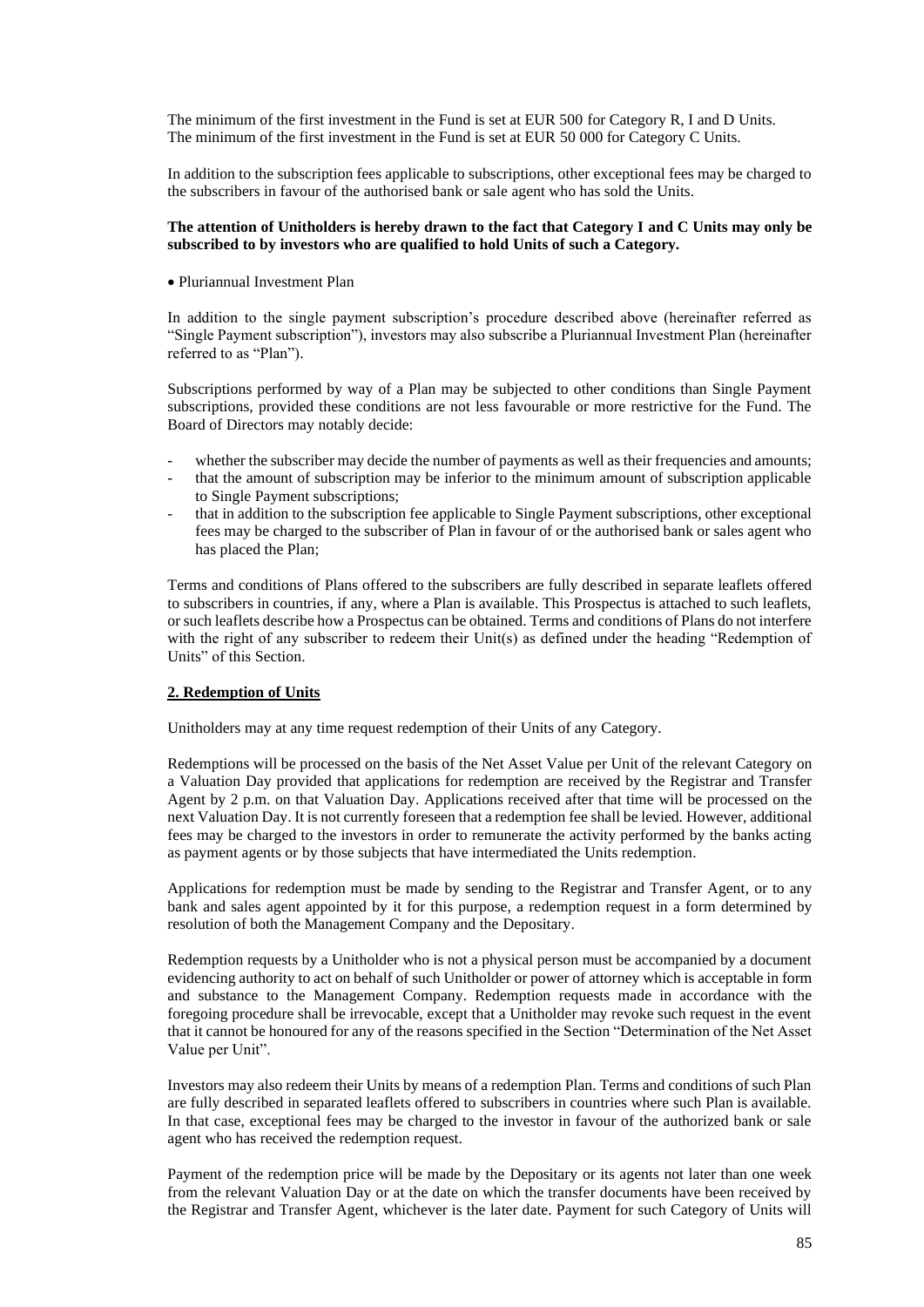The minimum of the first investment in the Fund is set at EUR 500 for Category R, I and D Units.
The minimum of the first investment in the Fund is set at EUR 50 000 for Category C Units.

In addition to the subscription fees applicable to subscriptions, other exceptional fees may be charged to the subscribers in favour of the authorised bank or sale agent who has sold the Units.

**The attention of Unitholders is hereby drawn to the fact that Category I and C Units may only be subscribed to by investors who are qualified to hold Units of such a Category.**

- Pluriannual Investment Plan

In addition to the single payment subscription's procedure described above (hereinafter referred as "Single Payment subscription"), investors may also subscribe a Pluriannual Investment Plan (hereinafter referred to as "Plan").

Subscriptions performed by way of a Plan may be subjected to other conditions than Single Payment subscriptions, provided these conditions are not less favourable or more restrictive for the Fund. The Board of Directors may notably decide:

- whether the subscriber may decide the number of payments as well as their frequencies and amounts;
- that the amount of subscription may be inferior to the minimum amount of subscription applicable to Single Payment subscriptions;
- that in addition to the subscription fee applicable to Single Payment subscriptions, other exceptional fees may be charged to the subscriber of Plan in favour of or the authorised bank or sales agent who has placed the Plan;

Terms and conditions of Plans offered to the subscribers are fully described in separate leaflets offered to subscribers in countries, if any, where a Plan is available. This Prospectus is attached to such leaflets, or such leaflets describe how a Prospectus can be obtained. Terms and conditions of Plans do not interfere with the right of any subscriber to redeem their Unit(s) as defined under the heading "Redemption of Units" of this Section.

## 2. Redemption of Units

Unitholders may at any time request redemption of their Units of any Category.

Redemptions will be processed on the basis of the Net Asset Value per Unit of the relevant Category on a Valuation Day provided that applications for redemption are received by the Registrar and Transfer Agent by 2 p.m. on that Valuation Day. Applications received after that time will be processed on the next Valuation Day. It is not currently foreseen that a redemption fee shall be levied. However, additional fees may be charged to the investors in order to remunerate the activity performed by the banks acting as payment agents or by those subjects that have intermediated the Units redemption.

Applications for redemption must be made by sending to the Registrar and Transfer Agent, or to any bank and sales agent appointed by it for this purpose, a redemption request in a form determined by resolution of both the Management Company and the Depositary.

Redemption requests by a Unitholder who is not a physical person must be accompanied by a document evidencing authority to act on behalf of such Unitholder or power of attorney which is acceptable in form and substance to the Management Company. Redemption requests made in accordance with the foregoing procedure shall be irrevocable, except that a Unitholder may revoke such request in the event that it cannot be honoured for any of the reasons specified in the Section "Determination of the Net Asset Value per Unit".

Investors may also redeem their Units by means of a redemption Plan. Terms and conditions of such Plan are fully described in separated leaflets offered to subscribers in countries where such Plan is available. In that case, exceptional fees may be charged to the investor in favour of the authorized bank or sale agent who has received the redemption request.

Payment of the redemption price will be made by the Depositary or its agents not later than one week from the relevant Valuation Day or at the date on which the transfer documents have been received by the Registrar and Transfer Agent, whichever is the later date. Payment for such Category of Units will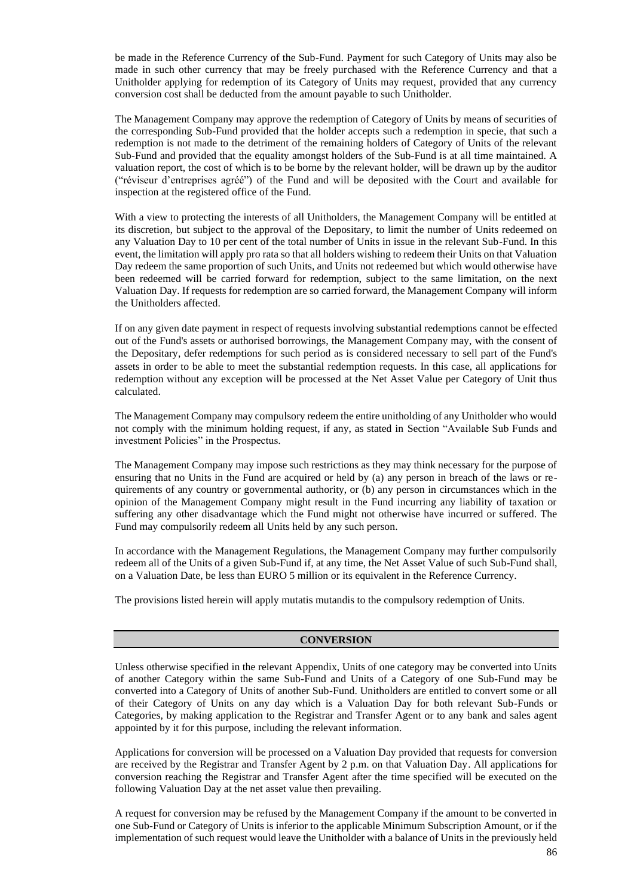be made in the Reference Currency of the Sub-Fund. Payment for such Category of Units may also be made in such other currency that may be freely purchased with the Reference Currency and that a Unitholder applying for redemption of its Category of Units may request, provided that any currency conversion cost shall be deducted from the amount payable to such Unitholder.

The Management Company may approve the redemption of Category of Units by means of securities of the corresponding Sub-Fund provided that the holder accepts such a redemption in specie, that such a redemption is not made to the detriment of the remaining holders of Category of Units of the relevant Sub-Fund and provided that the equality amongst holders of the Sub-Fund is at all time maintained. A valuation report, the cost of which is to be borne by the relevant holder, will be drawn up by the auditor ("réviseur d'entreprises agréé") of the Fund and will be deposited with the Court and available for inspection at the registered office of the Fund.

With a view to protecting the interests of all Unitholders, the Management Company will be entitled at its discretion, but subject to the approval of the Depositary, to limit the number of Units redeemed on any Valuation Day to 10 per cent of the total number of Units in issue in the relevant Sub-Fund. In this event, the limitation will apply pro rata so that all holders wishing to redeem their Units on that Valuation Day redeem the same proportion of such Units, and Units not redeemed but which would otherwise have been redeemed will be carried forward for redemption, subject to the same limitation, on the next Valuation Day. If requests for redemption are so carried forward, the Management Company will inform the Unitholders affected.

If on any given date payment in respect of requests involving substantial redemptions cannot be effected out of the Fund's assets or authorised borrowings, the Management Company may, with the consent of the Depositary, defer redemptions for such period as is considered necessary to sell part of the Fund's assets in order to be able to meet the substantial redemption requests. In this case, all applications for redemption without any exception will be processed at the Net Asset Value per Category of Unit thus calculated.

The Management Company may compulsory redeem the entire unitholding of any Unitholder who would not comply with the minimum holding request, if any, as stated in Section "Available Sub Funds and investment Policies" in the Prospectus.

The Management Company may impose such restrictions as they may think necessary for the purpose of ensuring that no Units in the Fund are acquired or held by (a) any person in breach of the laws or requirements of any country or governmental authority, or (b) any person in circumstances which in the opinion of the Management Company might result in the Fund incurring any liability of taxation or suffering any other disadvantage which the Fund might not otherwise have incurred or suffered. The Fund may compulsorily redeem all Units held by any such person.

In accordance with the Management Regulations, the Management Company may further compulsorily redeem all of the Units of a given Sub-Fund if, at any time, the Net Asset Value of such Sub-Fund shall, on a Valuation Date, be less than EURO 5 million or its equivalent in the Reference Currency.

The provisions listed herein will apply mutatis mutandis to the compulsory redemption of Units.

## CONVERSION

Unless otherwise specified in the relevant Appendix, Units of one category may be converted into Units of another Category within the same Sub-Fund and Units of a Category of one Sub-Fund may be converted into a Category of Units of another Sub-Fund. Unitholders are entitled to convert some or all of their Category of Units on any day which is a Valuation Day for both relevant Sub-Funds or Categories, by making application to the Registrar and Transfer Agent or to any bank and sales agent appointed by it for this purpose, including the relevant information.

Applications for conversion will be processed on a Valuation Day provided that requests for conversion are received by the Registrar and Transfer Agent by 2 p.m. on that Valuation Day. All applications for conversion reaching the Registrar and Transfer Agent after the time specified will be executed on the following Valuation Day at the net asset value then prevailing.

A request for conversion may be refused by the Management Company if the amount to be converted in one Sub-Fund or Category of Units is inferior to the applicable Minimum Subscription Amount, or if the implementation of such request would leave the Unitholder with a balance of Units in the previously held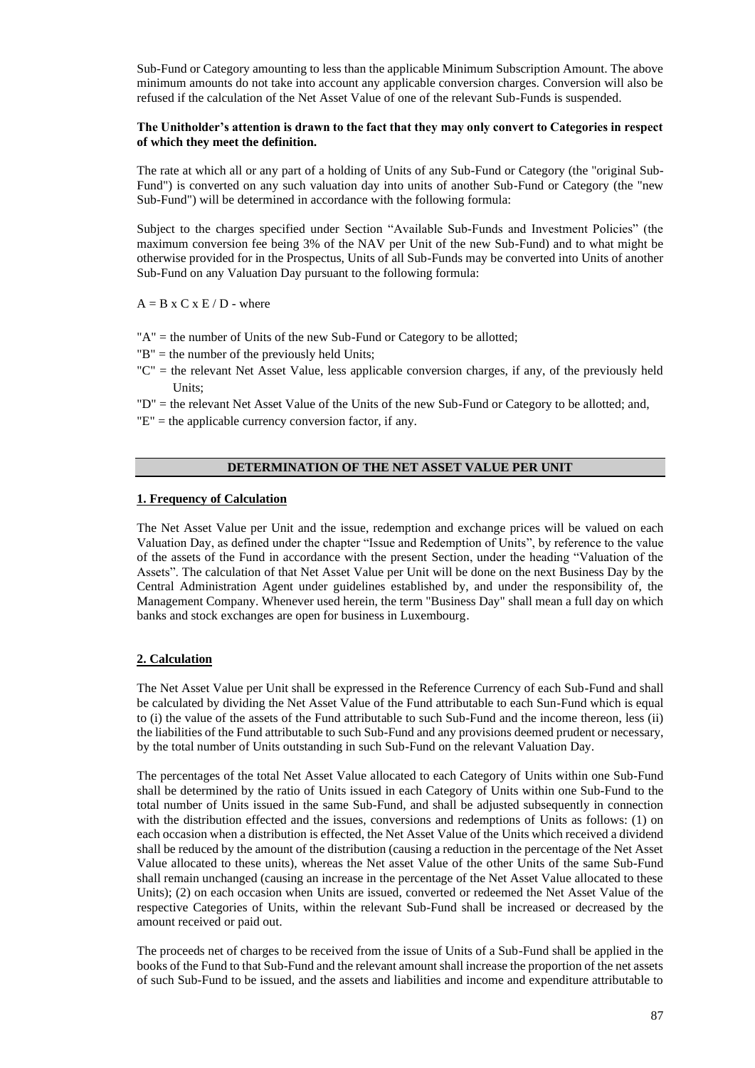Sub-Fund or Category amounting to less than the applicable Minimum Subscription Amount. The above minimum amounts do not take into account any applicable conversion charges. Conversion will also be refused if the calculation of the Net Asset Value of one of the relevant Sub-Funds is suspended.

**The Unitholder's attention is drawn to the fact that they may only convert to Categories in respect of which they meet the definition.**

The rate at which all or any part of a holding of Units of any Sub-Fund or Category (the "original Sub-Fund") is converted on any such valuation day into units of another Sub-Fund or Category (the "new Sub-Fund") will be determined in accordance with the following formula:

Subject to the charges specified under Section "Available Sub-Funds and Investment Policies" (the maximum conversion fee being 3% of the NAV per Unit of the new Sub-Fund) and to what might be otherwise provided for in the Prospectus, Units of all Sub-Funds may be converted into Units of another Sub-Fund on any Valuation Day pursuant to the following formula:

$A = B \times C \times E / D$ - where

"A" = the number of Units of the new Sub-Fund or Category to be allotted;

"B" = the number of the previously held Units;

"C" = the relevant Net Asset Value, less applicable conversion charges, if any, of the previously held Units;

"D" = the relevant Net Asset Value of the Units of the new Sub-Fund or Category to be allotted; and,

"E" = the applicable currency conversion factor, if any.

## DETERMINATION OF THE NET ASSET VALUE PER UNIT

### 1. Frequency of Calculation

The Net Asset Value per Unit and the issue, redemption and exchange prices will be valued on each Valuation Day, as defined under the chapter "Issue and Redemption of Units", by reference to the value of the assets of the Fund in accordance with the present Section, under the heading "Valuation of the Assets". The calculation of that Net Asset Value per Unit will be done on the next Business Day by the Central Administration Agent under guidelines established by, and under the responsibility of, the Management Company. Whenever used herein, the term "Business Day" shall mean a full day on which banks and stock exchanges are open for business in Luxembourg.

### 2. Calculation

The Net Asset Value per Unit shall be expressed in the Reference Currency of each Sub-Fund and shall be calculated by dividing the Net Asset Value of the Fund attributable to each Sun-Fund which is equal to (i) the value of the assets of the Fund attributable to such Sub-Fund and the income thereon, less (ii) the liabilities of the Fund attributable to such Sub-Fund and any provisions deemed prudent or necessary, by the total number of Units outstanding in such Sub-Fund on the relevant Valuation Day.

The percentages of the total Net Asset Value allocated to each Category of Units within one Sub-Fund shall be determined by the ratio of Units issued in each Category of Units within one Sub-Fund to the total number of Units issued in the same Sub-Fund, and shall be adjusted subsequently in connection with the distribution effected and the issues, conversions and redemptions of Units as follows: (1) on each occasion when a distribution is effected, the Net Asset Value of the Units which received a dividend shall be reduced by the amount of the distribution (causing a reduction in the percentage of the Net Asset Value allocated to these units), whereas the Net asset Value of the other Units of the same Sub-Fund shall remain unchanged (causing an increase in the percentage of the Net Asset Value allocated to these Units); (2) on each occasion when Units are issued, converted or redeemed the Net Asset Value of the respective Categories of Units, within the relevant Sub-Fund shall be increased or decreased by the amount received or paid out.

The proceeds net of charges to be received from the issue of Units of a Sub-Fund shall be applied in the books of the Fund to that Sub-Fund and the relevant amount shall increase the proportion of the net assets of such Sub-Fund to be issued, and the assets and liabilities and income and expenditure attributable to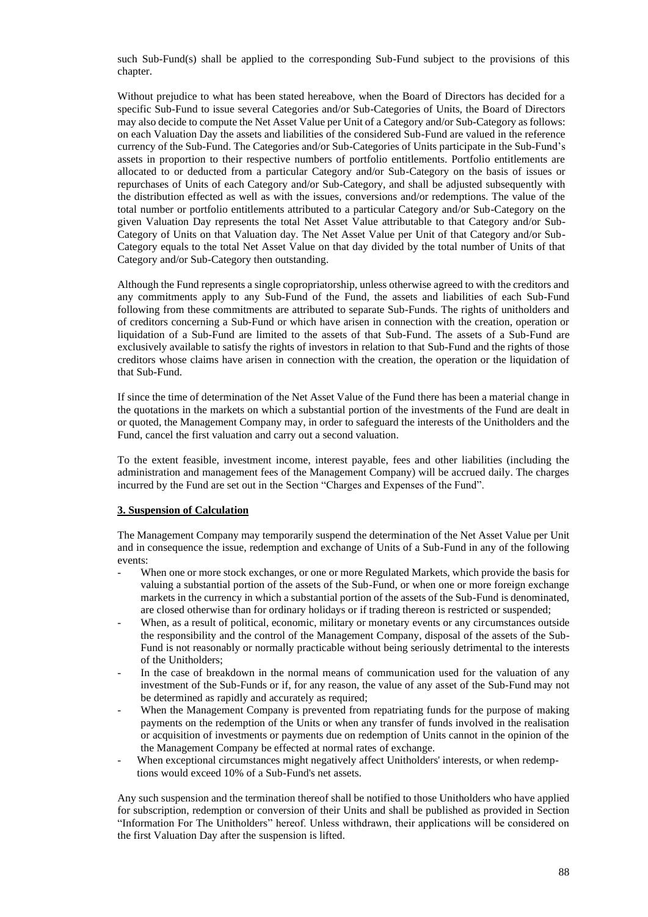such Sub-Fund(s) shall be applied to the corresponding Sub-Fund subject to the provisions of this chapter.

Without prejudice to what has been stated hereabove, when the Board of Directors has decided for a specific Sub-Fund to issue several Categories and/or Sub-Categories of Units, the Board of Directors may also decide to compute the Net Asset Value per Unit of a Category and/or Sub-Category as follows: on each Valuation Day the assets and liabilities of the considered Sub-Fund are valued in the reference currency of the Sub-Fund. The Categories and/or Sub-Categories of Units participate in the Sub-Fund's assets in proportion to their respective numbers of portfolio entitlements. Portfolio entitlements are allocated to or deducted from a particular Category and/or Sub-Category on the basis of issues or repurchases of Units of each Category and/or Sub-Category, and shall be adjusted subsequently with the distribution effected as well as with the issues, conversions and/or redemptions. The value of the total number or portfolio entitlements attributed to a particular Category and/or Sub-Category on the given Valuation Day represents the total Net Asset Value attributable to that Category and/or Sub-Category of Units on that Valuation day. The Net Asset Value per Unit of that Category and/or Sub-Category equals to the total Net Asset Value on that day divided by the total number of Units of that Category and/or Sub-Category then outstanding.

Although the Fund represents a single copropriatorship, unless otherwise agreed to with the creditors and any commitments apply to any Sub-Fund of the Fund, the assets and liabilities of each Sub-Fund following from these commitments are attributed to separate Sub-Funds. The rights of unitholders and of creditors concerning a Sub-Fund or which have arisen in connection with the creation, operation or liquidation of a Sub-Fund are limited to the assets of that Sub-Fund. The assets of a Sub-Fund are exclusively available to satisfy the rights of investors in relation to that Sub-Fund and the rights of those creditors whose claims have arisen in connection with the creation, the operation or the liquidation of that Sub-Fund.

If since the time of determination of the Net Asset Value of the Fund there has been a material change in the quotations in the markets on which a substantial portion of the investments of the Fund are dealt in or quoted, the Management Company may, in order to safeguard the interests of the Unitholders and the Fund, cancel the first valuation and carry out a second valuation.

To the extent feasible, investment income, interest payable, fees and other liabilities (including the administration and management fees of the Management Company) will be accrued daily. The charges incurred by the Fund are set out in the Section "Charges and Expenses of the Fund".

**3. Suspension of Calculation**

The Management Company may temporarily suspend the determination of the Net Asset Value per Unit and in consequence the issue, redemption and exchange of Units of a Sub-Fund in any of the following events:

- When one or more stock exchanges, or one or more Regulated Markets, which provide the basis for valuing a substantial portion of the assets of the Sub-Fund, or when one or more foreign exchange markets in the currency in which a substantial portion of the assets of the Sub-Fund is denominated, are closed otherwise than for ordinary holidays or if trading thereon is restricted or suspended;
- When, as a result of political, economic, military or monetary events or any circumstances outside the responsibility and the control of the Management Company, disposal of the assets of the Sub-Fund is not reasonably or normally practicable without being seriously detrimental to the interests of the Unitholders;
- In the case of breakdown in the normal means of communication used for the valuation of any investment of the Sub-Funds or if, for any reason, the value of any asset of the Sub-Fund may not be determined as rapidly and accurately as required;
- When the Management Company is prevented from repatriating funds for the purpose of making payments on the redemption of the Units or when any transfer of funds involved in the realisation or acquisition of investments or payments due on redemption of Units cannot in the opinion of the the Management Company be effected at normal rates of exchange.
- When exceptional circumstances might negatively affect Unitholders' interests, or when redemptions would exceed 10% of a Sub-Fund's net assets.

Any such suspension and the termination thereof shall be notified to those Unitholders who have applied for subscription, redemption or conversion of their Units and shall be published as provided in Section "Information For The Unitholders" hereof. Unless withdrawn, their applications will be considered on the first Valuation Day after the suspension is lifted.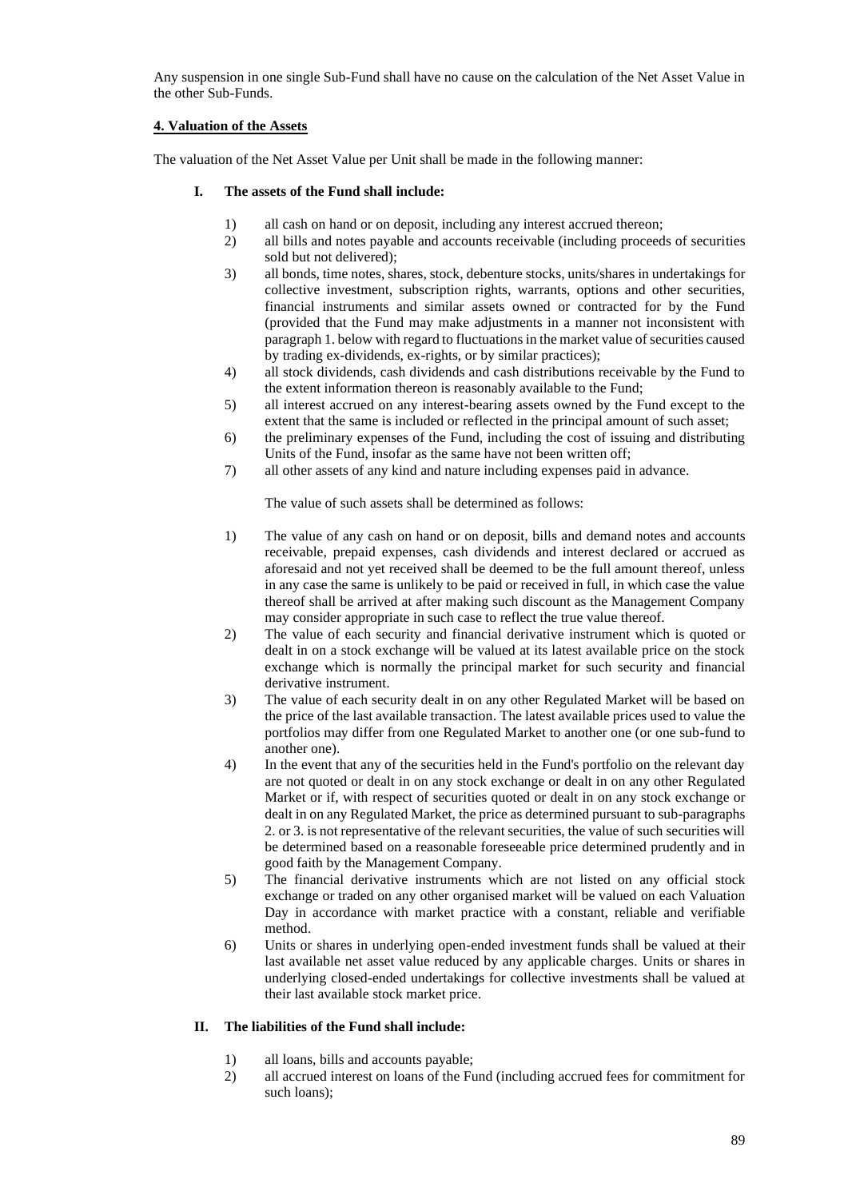Any suspension in one single Sub-Fund shall have no cause on the calculation of the Net Asset Value in the other Sub-Funds.

**4. Valuation of the Assets**

The valuation of the Net Asset Value per Unit shall be made in the following manner:

**I. The assets of the Fund shall include:**

1) all cash on hand or on deposit, including any interest accrued thereon;
2) all bills and notes payable and accounts receivable (including proceeds of securities sold but not delivered);
3) all bonds, time notes, shares, stock, debenture stocks, units/shares in undertakings for collective investment, subscription rights, warrants, options and other securities, financial instruments and similar assets owned or contracted for by the Fund (provided that the Fund may make adjustments in a manner not inconsistent with paragraph 1. below with regard to fluctuations in the market value of securities caused by trading ex-dividends, ex-rights, or by similar practices);
4) all stock dividends, cash dividends and cash distributions receivable by the Fund to the extent information thereon is reasonably available to the Fund;
5) all interest accrued on any interest-bearing assets owned by the Fund except to the extent that the same is included or reflected in the principal amount of such asset;
6) the preliminary expenses of the Fund, including the cost of issuing and distributing Units of the Fund, insofar as the same have not been written off;
7) all other assets of any kind and nature including expenses paid in advance.

The value of such assets shall be determined as follows:

1) The value of any cash on hand or on deposit, bills and demand notes and accounts receivable, prepaid expenses, cash dividends and interest declared or accrued as aforesaid and not yet received shall be deemed to be the full amount thereof, unless in any case the same is unlikely to be paid or received in full, in which case the value thereof shall be arrived at after making such discount as the Management Company may consider appropriate in such case to reflect the true value thereof.
2) The value of each security and financial derivative instrument which is quoted or dealt in on a stock exchange will be valued at its latest available price on the stock exchange which is normally the principal market for such security and financial derivative instrument.
3) The value of each security dealt in on any other Regulated Market will be based on the price of the last available transaction. The latest available prices used to value the portfolios may differ from one Regulated Market to another one (or one sub-fund to another one).
4) In the event that any of the securities held in the Fund's portfolio on the relevant day are not quoted or dealt in on any stock exchange or dealt in on any other Regulated Market or if, with respect of securities quoted or dealt in on any stock exchange or dealt in on any Regulated Market, the price as determined pursuant to sub-paragraphs 2. or 3. is not representative of the relevant securities, the value of such securities will be determined based on a reasonable foreseeable price determined prudently and in good faith by the Management Company.
5) The financial derivative instruments which are not listed on any official stock exchange or traded on any other organised market will be valued on each Valuation Day in accordance with market practice with a constant, reliable and verifiable method.
6) Units or shares in underlying open-ended investment funds shall be valued at their last available net asset value reduced by any applicable charges. Units or shares in underlying closed-ended undertakings for collective investments shall be valued at their last available stock market price.

**II. The liabilities of the Fund shall include:**

1) all loans, bills and accounts payable;
2) all accrued interest on loans of the Fund (including accrued fees for commitment for such loans);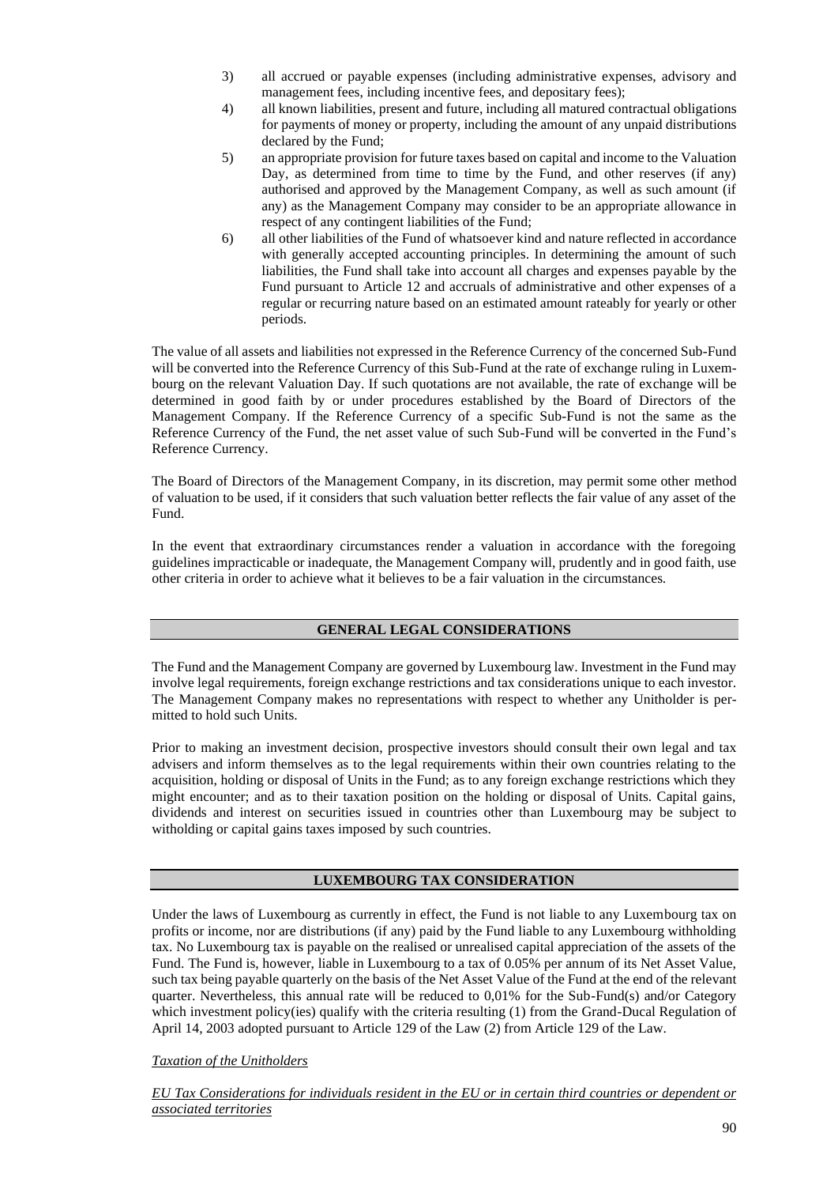3) all accrued or payable expenses (including administrative expenses, advisory and management fees, including incentive fees, and depositary fees);
4) all known liabilities, present and future, including all matured contractual obligations for payments of money or property, including the amount of any unpaid distributions declared by the Fund;
5) an appropriate provision for future taxes based on capital and income to the Valuation Day, as determined from time to time by the Fund, and other reserves (if any) authorised and approved by the Management Company, as well as such amount (if any) as the Management Company may consider to be an appropriate allowance in respect of any contingent liabilities of the Fund;
6) all other liabilities of the Fund of whatsoever kind and nature reflected in accordance with generally accepted accounting principles. In determining the amount of such liabilities, the Fund shall take into account all charges and expenses payable by the Fund pursuant to Article 12 and accruals of administrative and other expenses of a regular or recurring nature based on an estimated amount rateably for yearly or other periods.

The value of all assets and liabilities not expressed in the Reference Currency of the concerned Sub-Fund will be converted into the Reference Currency of this Sub-Fund at the rate of exchange ruling in Luxembourg on the relevant Valuation Day. If such quotations are not available, the rate of exchange will be determined in good faith by or under procedures established by the Board of Directors of the Management Company. If the Reference Currency of a specific Sub-Fund is not the same as the Reference Currency of the Fund, the net asset value of such Sub-Fund will be converted in the Fund's Reference Currency.

The Board of Directors of the Management Company, in its discretion, may permit some other method of valuation to be used, if it considers that such valuation better reflects the fair value of any asset of the Fund.

In the event that extraordinary circumstances render a valuation in accordance with the foregoing guidelines impracticable or inadequate, the Management Company will, prudently and in good faith, use other criteria in order to achieve what it believes to be a fair valuation in the circumstances.

## GENERAL LEGAL CONSIDERATIONS

The Fund and the Management Company are governed by Luxembourg law. Investment in the Fund may involve legal requirements, foreign exchange restrictions and tax considerations unique to each investor. The Management Company makes no representations with respect to whether any Unitholder is permitted to hold such Units.

Prior to making an investment decision, prospective investors should consult their own legal and tax advisers and inform themselves as to the legal requirements within their own countries relating to the acquisition, holding or disposal of Units in the Fund; as to any foreign exchange restrictions which they might encounter; and as to their taxation position on the holding or disposal of Units. Capital gains, dividends and interest on securities issued in countries other than Luxembourg may be subject to witholding or capital gains taxes imposed by such countries.

## LUXEMBOURG TAX CONSIDERATION

Under the laws of Luxembourg as currently in effect, the Fund is not liable to any Luxembourg tax on profits or income, nor are distributions (if any) paid by the Fund liable to any Luxembourg withholding tax. No Luxembourg tax is payable on the realised or unrealised capital appreciation of the assets of the Fund. The Fund is, however, liable in Luxembourg to a tax of 0.05% per annum of its Net Asset Value, such tax being payable quarterly on the basis of the Net Asset Value of the Fund at the end of the relevant quarter. Nevertheless, this annual rate will be reduced to 0,01% for the Sub-Fund(s) and/or Category which investment policy(ies) qualify with the criteria resulting (1) from the Grand-Ducal Regulation of April 14, 2003 adopted pursuant to Article 129 of the Law (2) from Article 129 of the Law.

*Taxation of the Unitholders*

*EU Tax Considerations for individuals resident in the EU or in certain third countries or dependent or associated territories*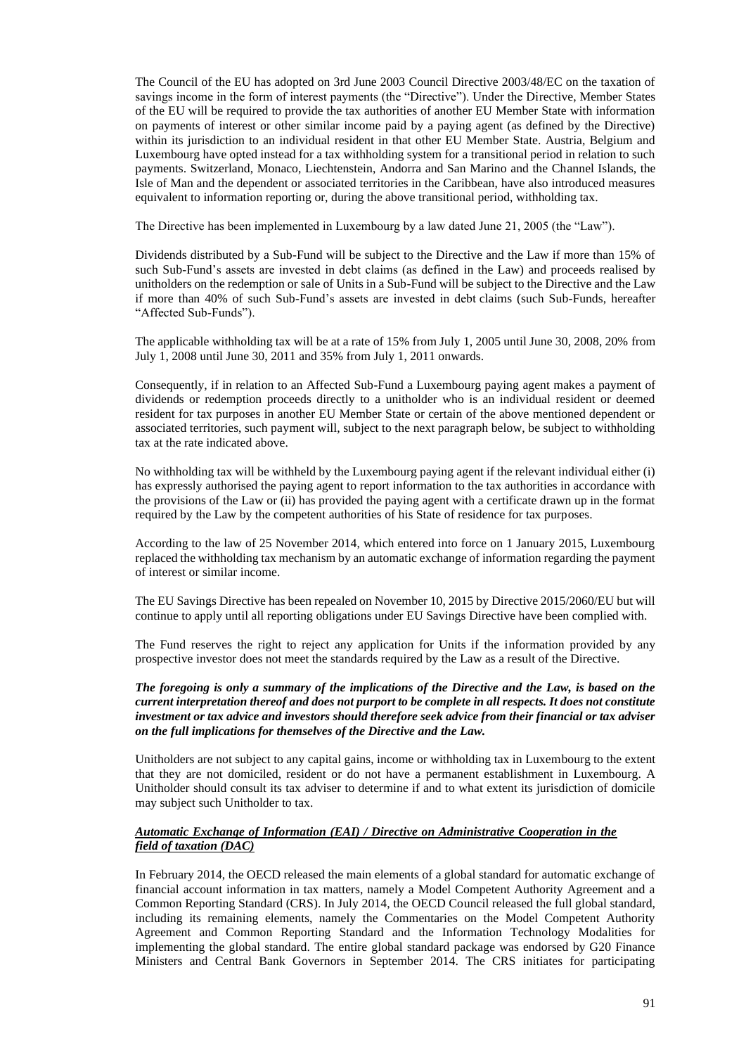The Council of the EU has adopted on 3rd June 2003 Council Directive 2003/48/EC on the taxation of savings income in the form of interest payments (the "Directive"). Under the Directive, Member States of the EU will be required to provide the tax authorities of another EU Member State with information on payments of interest or other similar income paid by a paying agent (as defined by the Directive) within its jurisdiction to an individual resident in that other EU Member State. Austria, Belgium and Luxembourg have opted instead for a tax withholding system for a transitional period in relation to such payments. Switzerland, Monaco, Liechtenstein, Andorra and San Marino and the Channel Islands, the Isle of Man and the dependent or associated territories in the Caribbean, have also introduced measures equivalent to information reporting or, during the above transitional period, withholding tax.

The Directive has been implemented in Luxembourg by a law dated June 21, 2005 (the "Law").

Dividends distributed by a Sub-Fund will be subject to the Directive and the Law if more than 15% of such Sub-Fund's assets are invested in debt claims (as defined in the Law) and proceeds realised by unitholders on the redemption or sale of Units in a Sub-Fund will be subject to the Directive and the Law if more than 40% of such Sub-Fund's assets are invested in debt claims (such Sub-Funds, hereafter "Affected Sub-Funds").

The applicable withholding tax will be at a rate of 15% from July 1, 2005 until June 30, 2008, 20% from July 1, 2008 until June 30, 2011 and 35% from July 1, 2011 onwards.

Consequently, if in relation to an Affected Sub-Fund a Luxembourg paying agent makes a payment of dividends or redemption proceeds directly to a unitholder who is an individual resident or deemed resident for tax purposes in another EU Member State or certain of the above mentioned dependent or associated territories, such payment will, subject to the next paragraph below, be subject to withholding tax at the rate indicated above.

No withholding tax will be withheld by the Luxembourg paying agent if the relevant individual either (i) has expressly authorised the paying agent to report information to the tax authorities in accordance with the provisions of the Law or (ii) has provided the paying agent with a certificate drawn up in the format required by the Law by the competent authorities of his State of residence for tax purposes.

According to the law of 25 November 2014, which entered into force on 1 January 2015, Luxembourg replaced the withholding tax mechanism by an automatic exchange of information regarding the payment of interest or similar income.

The EU Savings Directive has been repealed on November 10, 2015 by Directive 2015/2060/EU but will continue to apply until all reporting obligations under EU Savings Directive have been complied with.

The Fund reserves the right to reject any application for Units if the information provided by any prospective investor does not meet the standards required by the Law as a result of the Directive.

***The foregoing is only a summary of the implications of the Directive and the Law, is based on the current interpretation thereof and does not purport to be complete in all respects. It does not constitute investment or tax advice and investors should therefore seek advice from their financial or tax adviser on the full implications for themselves of the Directive and the Law.***

Unitholders are not subject to any capital gains, income or withholding tax in Luxembourg to the extent that they are not domiciled, resident or do not have a permanent establishment in Luxembourg. A Unitholder should consult its tax adviser to determine if and to what extent its jurisdiction of domicile may subject such Unitholder to tax.

***Automatic Exchange of Information (EAI) / Directive on Administrative Cooperation in the field of taxation (DAC)***

In February 2014, the OECD released the main elements of a global standard for automatic exchange of financial account information in tax matters, namely a Model Competent Authority Agreement and a Common Reporting Standard (CRS). In July 2014, the OECD Council released the full global standard, including its remaining elements, namely the Commentaries on the Model Competent Authority Agreement and Common Reporting Standard and the Information Technology Modalities for implementing the global standard. The entire global standard package was endorsed by G20 Finance Ministers and Central Bank Governors in September 2014. The CRS initiates for participating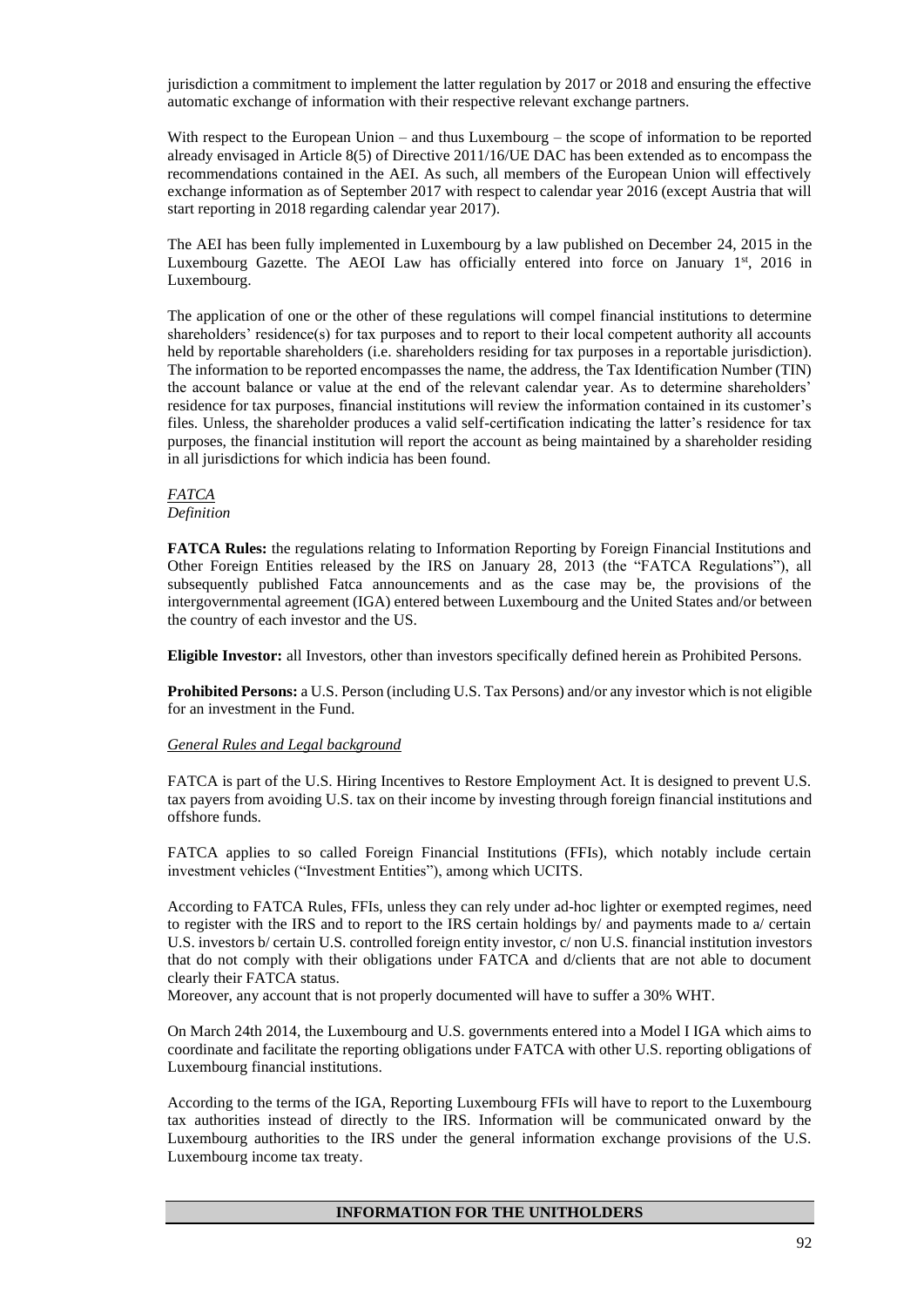jurisdiction a commitment to implement the latter regulation by 2017 or 2018 and ensuring the effective automatic exchange of information with their respective relevant exchange partners.

With respect to the European Union – and thus Luxembourg – the scope of information to be reported already envisaged in Article 8(5) of Directive 2011/16/UE DAC has been extended as to encompass the recommendations contained in the AEI. As such, all members of the European Union will effectively exchange information as of September 2017 with respect to calendar year 2016 (except Austria that will start reporting in 2018 regarding calendar year 2017).

The AEI has been fully implemented in Luxembourg by a law published on December 24, 2015 in the Luxembourg Gazette. The AEOI Law has officially entered into force on January 1st, 2016 in Luxembourg.

The application of one or the other of these regulations will compel financial institutions to determine shareholders' residence(s) for tax purposes and to report to their local competent authority all accounts held by reportable shareholders (i.e. shareholders residing for tax purposes in a reportable jurisdiction). The information to be reported encompasses the name, the address, the Tax Identification Number (TIN) the account balance or value at the end of the relevant calendar year. As to determine shareholders' residence for tax purposes, financial institutions will review the information contained in its customer's files. Unless, the shareholder produces a valid self-certification indicating the latter's residence for tax purposes, the financial institution will report the account as being maintained by a shareholder residing in all jurisdictions for which indicia has been found.

*FATCA*

*Definition*

**FATCA Rules:** the regulations relating to Information Reporting by Foreign Financial Institutions and Other Foreign Entities released by the IRS on January 28, 2013 (the "FATCA Regulations"), all subsequently published Fatca announcements and as the case may be, the provisions of the intergovernmental agreement (IGA) entered between Luxembourg and the United States and/or between the country of each investor and the US.

**Eligible Investor:** all Investors, other than investors specifically defined herein as Prohibited Persons.

**Prohibited Persons:** a U.S. Person (including U.S. Tax Persons) and/or any investor which is not eligible for an investment in the Fund.

*General Rules and Legal background*

FATCA is part of the U.S. Hiring Incentives to Restore Employment Act. It is designed to prevent U.S. tax payers from avoiding U.S. tax on their income by investing through foreign financial institutions and offshore funds.

FATCA applies to so called Foreign Financial Institutions (FFIs), which notably include certain investment vehicles ("Investment Entities"), among which UCITS.

According to FATCA Rules, FFIs, unless they can rely under ad-hoc lighter or exempted regimes, need to register with the IRS and to report to the IRS certain holdings by/ and payments made to a/ certain U.S. investors b/ certain U.S. controlled foreign entity investor, c/ non U.S. financial institution investors that do not comply with their obligations under FATCA and d/clients that are not able to document clearly their FATCA status.
Moreover, any account that is not properly documented will have to suffer a 30% WHT.

On March 24th 2014, the Luxembourg and U.S. governments entered into a Model I IGA which aims to coordinate and facilitate the reporting obligations under FATCA with other U.S. reporting obligations of Luxembourg financial institutions.

According to the terms of the IGA, Reporting Luxembourg FFIs will have to report to the Luxembourg tax authorities instead of directly to the IRS. Information will be communicated onward by the Luxembourg authorities to the IRS under the general information exchange provisions of the U.S. Luxembourg income tax treaty.

## INFORMATION FOR THE UNITHOLDERS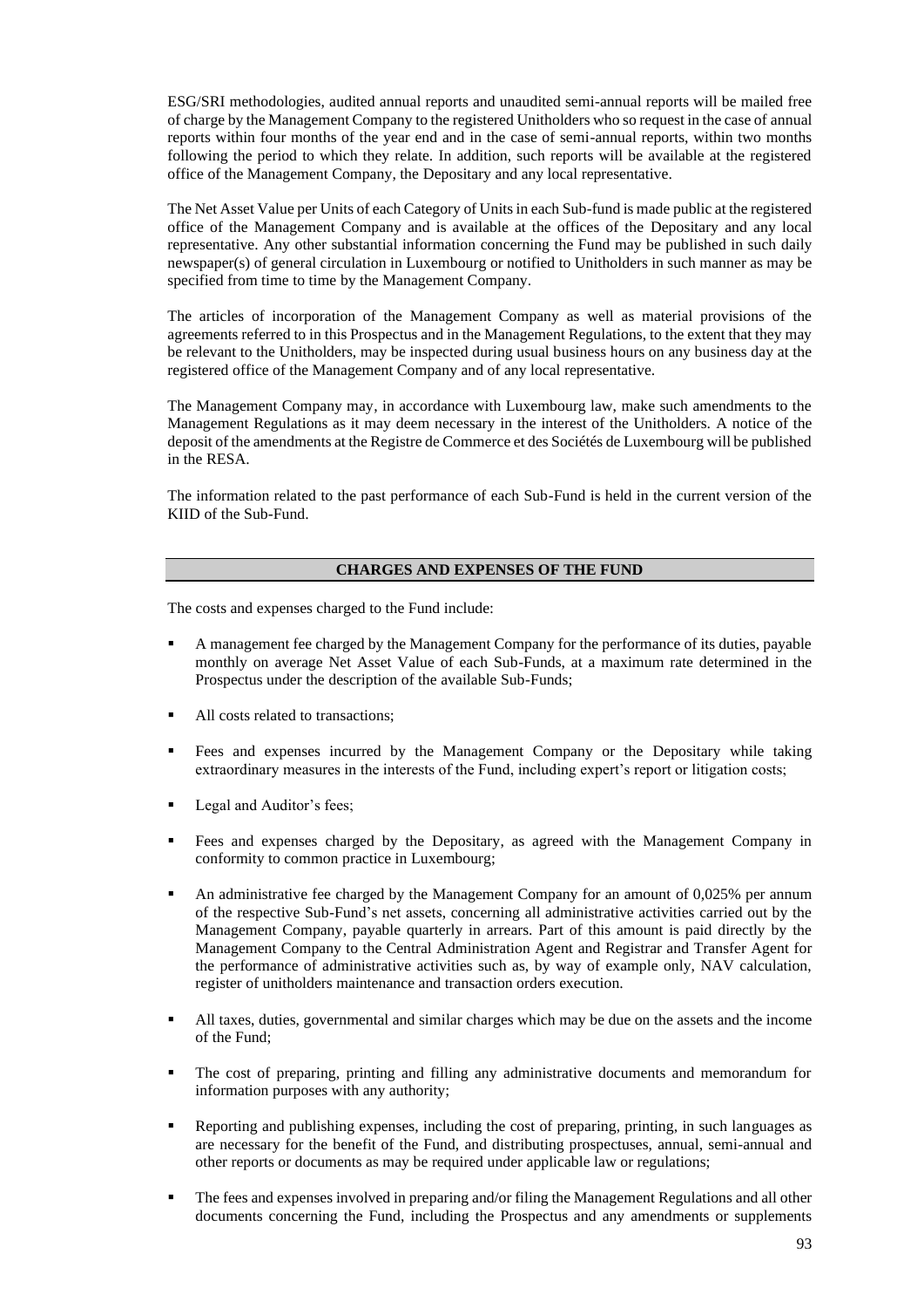ESG/SRI methodologies, audited annual reports and unaudited semi-annual reports will be mailed free of charge by the Management Company to the registered Unitholders who so request in the case of annual reports within four months of the year end and in the case of semi-annual reports, within two months following the period to which they relate. In addition, such reports will be available at the registered office of the Management Company, the Depositary and any local representative.

The Net Asset Value per Units of each Category of Units in each Sub-fund is made public at the registered office of the Management Company and is available at the offices of the Depositary and any local representative. Any other substantial information concerning the Fund may be published in such daily newspaper(s) of general circulation in Luxembourg or notified to Unitholders in such manner as may be specified from time to time by the Management Company.

The articles of incorporation of the Management Company as well as material provisions of the agreements referred to in this Prospectus and in the Management Regulations, to the extent that they may be relevant to the Unitholders, may be inspected during usual business hours on any business day at the registered office of the Management Company and of any local representative.

The Management Company may, in accordance with Luxembourg law, make such amendments to the Management Regulations as it may deem necessary in the interest of the Unitholders. A notice of the deposit of the amendments at the Registre de Commerce et des Sociétés de Luxembourg will be published in the RESA.

The information related to the past performance of each Sub-Fund is held in the current version of the KIID of the Sub-Fund.

## CHARGES AND EXPENSES OF THE FUND

The costs and expenses charged to the Fund include:

- A management fee charged by the Management Company for the performance of its duties, payable monthly on average Net Asset Value of each Sub-Funds, at a maximum rate determined in the Prospectus under the description of the available Sub-Funds;
- All costs related to transactions;
- Fees and expenses incurred by the Management Company or the Depositary while taking extraordinary measures in the interests of the Fund, including expert's report or litigation costs;
- Legal and Auditor's fees;
- Fees and expenses charged by the Depositary, as agreed with the Management Company in conformity to common practice in Luxembourg;
- An administrative fee charged by the Management Company for an amount of 0,025% per annum of the respective Sub-Fund's net assets, concerning all administrative activities carried out by the Management Company, payable quarterly in arrears. Part of this amount is paid directly by the Management Company to the Central Administration Agent and Registrar and Transfer Agent for the performance of administrative activities such as, by way of example only, NAV calculation, register of unitholders maintenance and transaction orders execution.
- All taxes, duties, governmental and similar charges which may be due on the assets and the income of the Fund;
- The cost of preparing, printing and filling any administrative documents and memorandum for information purposes with any authority;
- Reporting and publishing expenses, including the cost of preparing, printing, in such languages as are necessary for the benefit of the Fund, and distributing prospectuses, annual, semi-annual and other reports or documents as may be required under applicable law or regulations;
- The fees and expenses involved in preparing and/or filing the Management Regulations and all other documents concerning the Fund, including the Prospectus and any amendments or supplements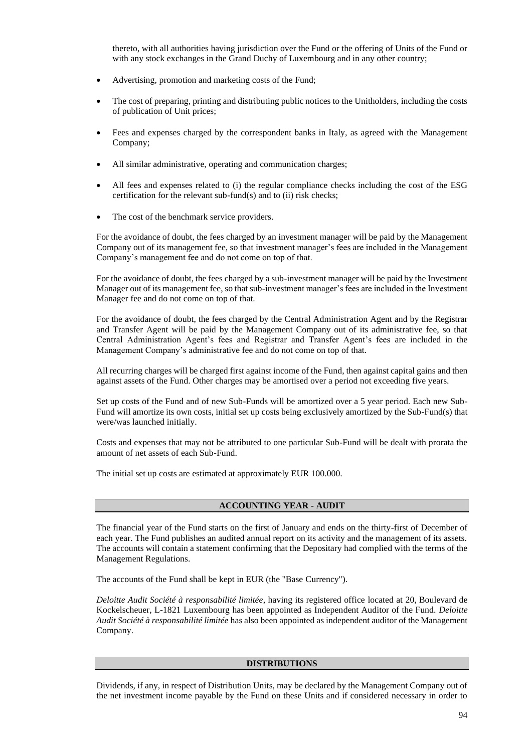thereto, with all authorities having jurisdiction over the Fund or the offering of Units of the Fund or with any stock exchanges in the Grand Duchy of Luxembourg and in any other country;

- Advertising, promotion and marketing costs of the Fund;
- The cost of preparing, printing and distributing public notices to the Unitholders, including the costs of publication of Unit prices;
- Fees and expenses charged by the correspondent banks in Italy, as agreed with the Management Company;
- All similar administrative, operating and communication charges;
- All fees and expenses related to (i) the regular compliance checks including the cost of the ESG certification for the relevant sub-fund(s) and to (ii) risk checks;
- The cost of the benchmark service providers.

For the avoidance of doubt, the fees charged by an investment manager will be paid by the Management Company out of its management fee, so that investment manager's fees are included in the Management Company's management fee and do not come on top of that.

For the avoidance of doubt, the fees charged by a sub-investment manager will be paid by the Investment Manager out of its management fee, so that sub-investment manager's fees are included in the Investment Manager fee and do not come on top of that.

For the avoidance of doubt, the fees charged by the Central Administration Agent and by the Registrar and Transfer Agent will be paid by the Management Company out of its administrative fee, so that Central Administration Agent's fees and Registrar and Transfer Agent's fees are included in the Management Company's administrative fee and do not come on top of that.

All recurring charges will be charged first against income of the Fund, then against capital gains and then against assets of the Fund. Other charges may be amortised over a period not exceeding five years.

Set up costs of the Fund and of new Sub-Funds will be amortized over a 5 year period. Each new Sub-Fund will amortize its own costs, initial set up costs being exclusively amortized by the Sub-Fund(s) that were/was launched initially.

Costs and expenses that may not be attributed to one particular Sub-Fund will be dealt with prorata the amount of net assets of each Sub-Fund.

The initial set up costs are estimated at approximately EUR 100.000.

## ACCOUNTING YEAR - AUDIT

The financial year of the Fund starts on the first of January and ends on the thirty-first of December of each year. The Fund publishes an audited annual report on its activity and the management of its assets. The accounts will contain a statement confirming that the Depositary had complied with the terms of the Management Regulations.

The accounts of the Fund shall be kept in EUR (the "Base Currency").

*Deloitte Audit Société à responsabilité limitée*, having its registered office located at 20, Boulevard de Kockelscheuer, L-1821 Luxembourg has been appointed as Independent Auditor of the Fund. *Deloitte Audit Société à responsabilité limitée* has also been appointed as independent auditor of the Management Company.

## DISTRIBUTIONS

Dividends, if any, in respect of Distribution Units, may be declared by the Management Company out of the net investment income payable by the Fund on these Units and if considered necessary in order to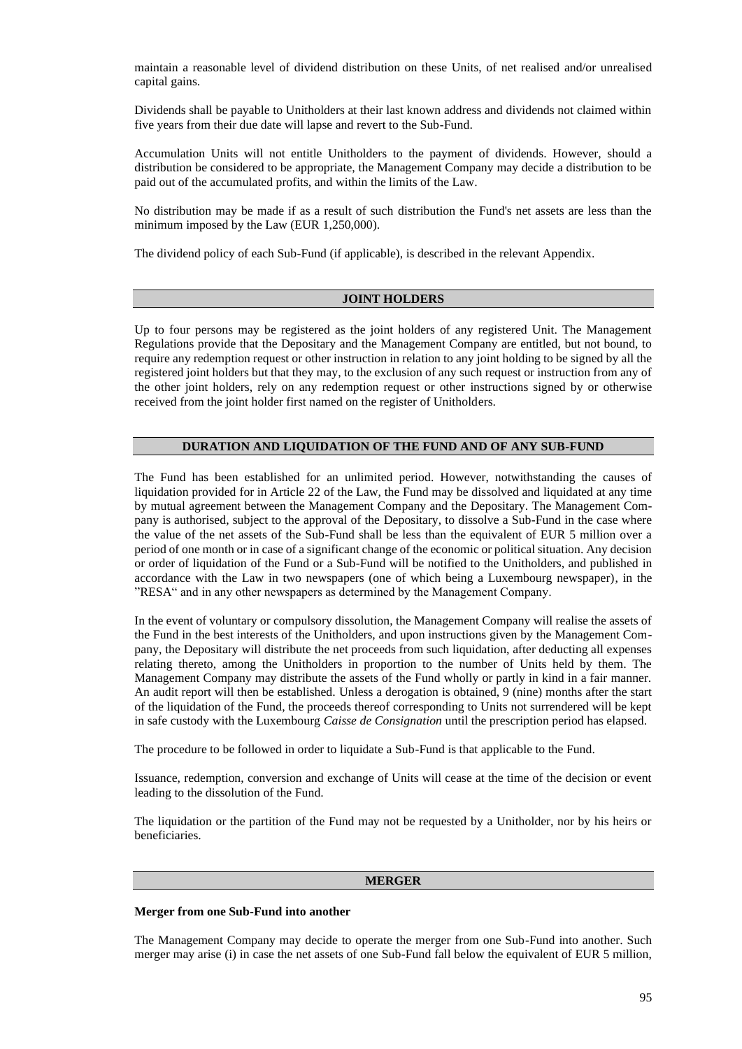maintain a reasonable level of dividend distribution on these Units, of net realised and/or unrealised capital gains.

Dividends shall be payable to Unitholders at their last known address and dividends not claimed within five years from their due date will lapse and revert to the Sub-Fund.

Accumulation Units will not entitle Unitholders to the payment of dividends. However, should a distribution be considered to be appropriate, the Management Company may decide a distribution to be paid out of the accumulated profits, and within the limits of the Law.

No distribution may be made if as a result of such distribution the Fund's net assets are less than the minimum imposed by the Law (EUR 1,250,000).

The dividend policy of each Sub-Fund (if applicable), is described in the relevant Appendix.

## JOINT HOLDERS

Up to four persons may be registered as the joint holders of any registered Unit. The Management Regulations provide that the Depositary and the Management Company are entitled, but not bound, to require any redemption request or other instruction in relation to any joint holding to be signed by all the registered joint holders but that they may, to the exclusion of any such request or instruction from any of the other joint holders, rely on any redemption request or other instructions signed by or otherwise received from the joint holder first named on the register of Unitholders.

## DURATION AND LIQUIDATION OF THE FUND AND OF ANY SUB-FUND

The Fund has been established for an unlimited period. However, notwithstanding the causes of liquidation provided for in Article 22 of the Law, the Fund may be dissolved and liquidated at any time by mutual agreement between the Management Company and the Depositary. The Management Company is authorised, subject to the approval of the Depositary, to dissolve a Sub-Fund in the case where the value of the net assets of the Sub-Fund shall be less than the equivalent of EUR 5 million over a period of one month or in case of a significant change of the economic or political situation. Any decision or order of liquidation of the Fund or a Sub-Fund will be notified to the Unitholders, and published in accordance with the Law in two newspapers (one of which being a Luxembourg newspaper), in the "RESA" and in any other newspapers as determined by the Management Company.

In the event of voluntary or compulsory dissolution, the Management Company will realise the assets of the Fund in the best interests of the Unitholders, and upon instructions given by the Management Company, the Depositary will distribute the net proceeds from such liquidation, after deducting all expenses relating thereto, among the Unitholders in proportion to the number of Units held by them. The Management Company may distribute the assets of the Fund wholly or partly in kind in a fair manner. An audit report will then be established. Unless a derogation is obtained, 9 (nine) months after the start of the liquidation of the Fund, the proceeds thereof corresponding to Units not surrendered will be kept in safe custody with the Luxembourg *Caisse de Consignation* until the prescription period has elapsed.

The procedure to be followed in order to liquidate a Sub-Fund is that applicable to the Fund.

Issuance, redemption, conversion and exchange of Units will cease at the time of the decision or event leading to the dissolution of the Fund.

The liquidation or the partition of the Fund may not be requested by a Unitholder, nor by his heirs or beneficiaries.

## MERGER

**Merger from one Sub-Fund into another**

The Management Company may decide to operate the merger from one Sub-Fund into another. Such merger may arise (i) in case the net assets of one Sub-Fund fall below the equivalent of EUR 5 million,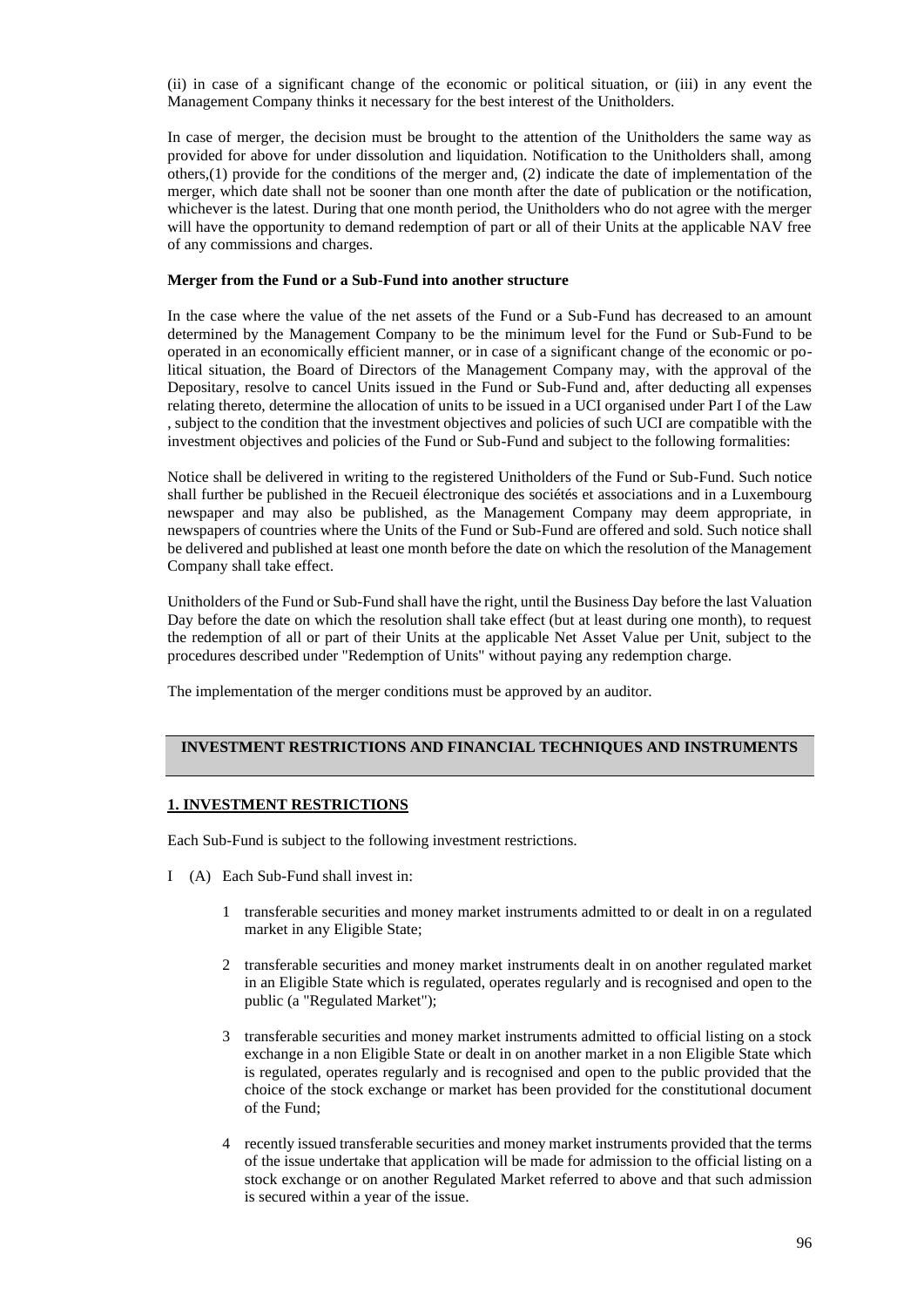(ii) in case of a significant change of the economic or political situation, or (iii) in any event the Management Company thinks it necessary for the best interest of the Unitholders.

In case of merger, the decision must be brought to the attention of the Unitholders the same way as provided for above for under dissolution and liquidation. Notification to the Unitholders shall, among others,(1) provide for the conditions of the merger and, (2) indicate the date of implementation of the merger, which date shall not be sooner than one month after the date of publication or the notification, whichever is the latest. During that one month period, the Unitholders who do not agree with the merger will have the opportunity to demand redemption of part or all of their Units at the applicable NAV free of any commissions and charges.

**Merger from the Fund or a Sub-Fund into another structure**

In the case where the value of the net assets of the Fund or a Sub-Fund has decreased to an amount determined by the Management Company to be the minimum level for the Fund or Sub-Fund to be operated in an economically efficient manner, or in case of a significant change of the economic or political situation, the Board of Directors of the Management Company may, with the approval of the Depositary, resolve to cancel Units issued in the Fund or Sub-Fund and, after deducting all expenses relating thereto, determine the allocation of units to be issued in a UCI organised under Part I of the Law , subject to the condition that the investment objectives and policies of such UCI are compatible with the investment objectives and policies of the Fund or Sub-Fund and subject to the following formalities:

Notice shall be delivered in writing to the registered Unitholders of the Fund or Sub-Fund. Such notice shall further be published in the Recueil électronique des sociétés et associations and in a Luxembourg newspaper and may also be published, as the Management Company may deem appropriate, in newspapers of countries where the Units of the Fund or Sub-Fund are offered and sold. Such notice shall be delivered and published at least one month before the date on which the resolution of the Management Company shall take effect.

Unitholders of the Fund or Sub-Fund shall have the right, until the Business Day before the last Valuation Day before the date on which the resolution shall take effect (but at least during one month), to request the redemption of all or part of their Units at the applicable Net Asset Value per Unit, subject to the procedures described under "Redemption of Units" without paying any redemption charge.

The implementation of the merger conditions must be approved by an auditor.

## INVESTMENT RESTRICTIONS AND FINANCIAL TECHNIQUES AND INSTRUMENTS

### 1. INVESTMENT RESTRICTIONS

Each Sub-Fund is subject to the following investment restrictions.

I (A) Each Sub-Fund shall invest in:

1 transferable securities and money market instruments admitted to or dealt in on a regulated market in any Eligible State;

2 transferable securities and money market instruments dealt in on another regulated market in an Eligible State which is regulated, operates regularly and is recognised and open to the public (a "Regulated Market");

3 transferable securities and money market instruments admitted to official listing on a stock exchange in a non Eligible State or dealt in on another market in a non Eligible State which is regulated, operates regularly and is recognised and open to the public provided that the choice of the stock exchange or market has been provided for the constitutional document of the Fund;

4 recently issued transferable securities and money market instruments provided that the terms of the issue undertake that application will be made for admission to the official listing on a stock exchange or on another Regulated Market referred to above and that such admission is secured within a year of the issue.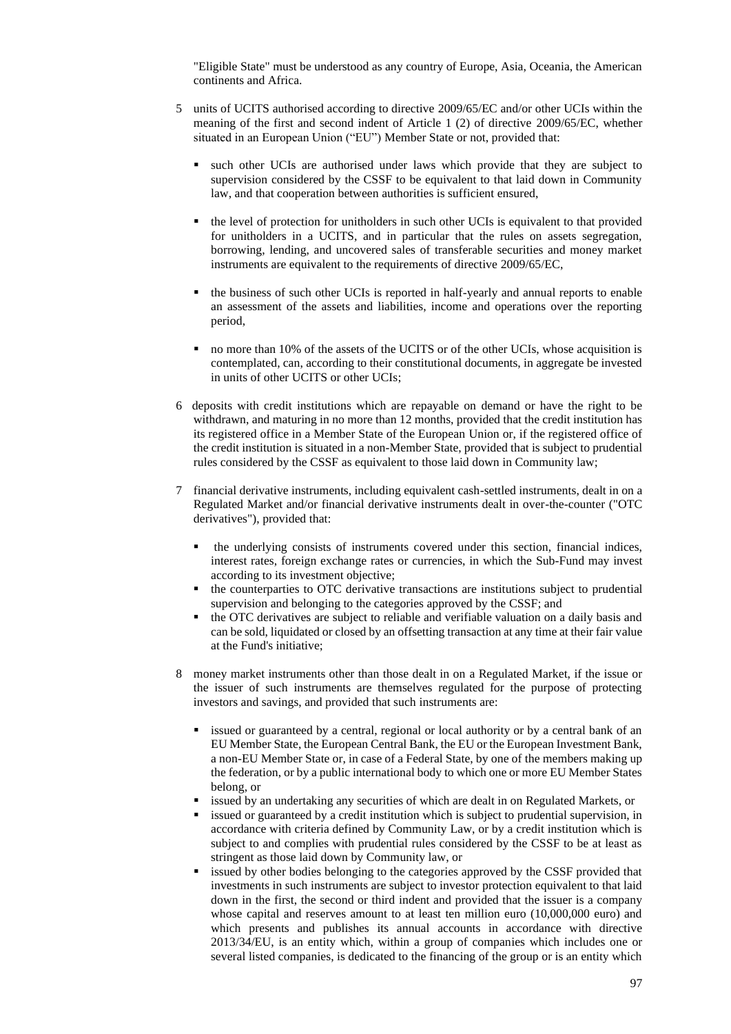"Eligible State" must be understood as any country of Europe, Asia, Oceania, the American continents and Africa.

5 units of UCITS authorised according to directive 2009/65/EC and/or other UCIs within the meaning of the first and second indent of Article 1 (2) of directive 2009/65/EC, whether situated in an European Union ("EU") Member State or not, provided that:

   - such other UCIs are authorised under laws which provide that they are subject to supervision considered by the CSSF to be equivalent to that laid down in Community law, and that cooperation between authorities is sufficient ensured,
   - the level of protection for unitholders in such other UCIs is equivalent to that provided for unitholders in a UCITS, and in particular that the rules on assets segregation, borrowing, lending, and uncovered sales of transferable securities and money market instruments are equivalent to the requirements of directive 2009/65/EC,
   - the business of such other UCIs is reported in half-yearly and annual reports to enable an assessment of the assets and liabilities, income and operations over the reporting period,
   - no more than 10% of the assets of the UCITS or of the other UCIs, whose acquisition is contemplated, can, according to their constitutional documents, in aggregate be invested in units of other UCITS or other UCIs;

6 deposits with credit institutions which are repayable on demand or have the right to be withdrawn, and maturing in no more than 12 months, provided that the credit institution has its registered office in a Member State of the European Union or, if the registered office of the credit institution is situated in a non-Member State, provided that is subject to prudential rules considered by the CSSF as equivalent to those laid down in Community law;

7 financial derivative instruments, including equivalent cash-settled instruments, dealt in on a Regulated Market and/or financial derivative instruments dealt in over-the-counter ("OTC derivatives"), provided that:

   - the underlying consists of instruments covered under this section, financial indices, interest rates, foreign exchange rates or currencies, in which the Sub-Fund may invest according to its investment objective;
   - the counterparties to OTC derivative transactions are institutions subject to prudential supervision and belonging to the categories approved by the CSSF; and
   - the OTC derivatives are subject to reliable and verifiable valuation on a daily basis and can be sold, liquidated or closed by an offsetting transaction at any time at their fair value at the Fund's initiative;

8 money market instruments other than those dealt in on a Regulated Market, if the issue or the issuer of such instruments are themselves regulated for the purpose of protecting investors and savings, and provided that such instruments are:

   - issued or guaranteed by a central, regional or local authority or by a central bank of an EU Member State, the European Central Bank, the EU or the European Investment Bank, a non-EU Member State or, in case of a Federal State, by one of the members making up the federation, or by a public international body to which one or more EU Member States belong, or
   - issued by an undertaking any securities of which are dealt in on Regulated Markets, or
   - issued or guaranteed by a credit institution which is subject to prudential supervision, in accordance with criteria defined by Community Law, or by a credit institution which is subject to and complies with prudential rules considered by the CSSF to be at least as stringent as those laid down by Community law, or
   - issued by other bodies belonging to the categories approved by the CSSF provided that investments in such instruments are subject to investor protection equivalent to that laid down in the first, the second or third indent and provided that the issuer is a company whose capital and reserves amount to at least ten million euro (10,000,000 euro) and which presents and publishes its annual accounts in accordance with directive 2013/34/EU, is an entity which, within a group of companies which includes one or several listed companies, is dedicated to the financing of the group or is an entity which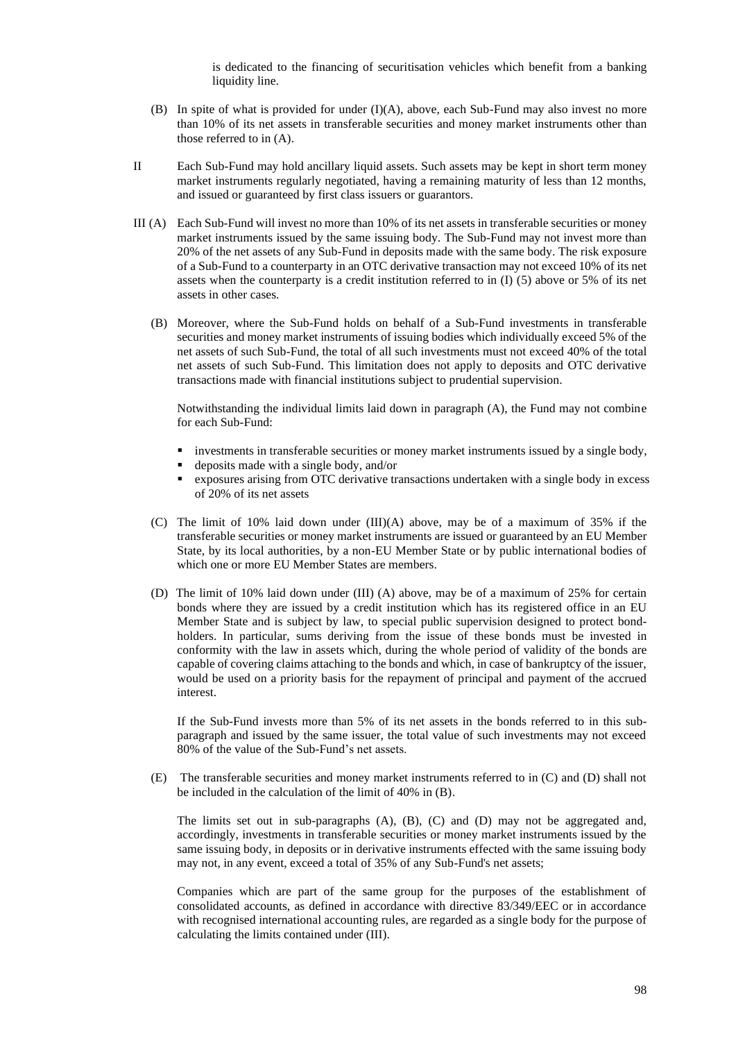is dedicated to the financing of securitisation vehicles which benefit from a banking liquidity line.

(B) In spite of what is provided for under (I)(A), above, each Sub-Fund may also invest no more than 10% of its net assets in transferable securities and money market instruments other than those referred to in (A).

II Each Sub-Fund may hold ancillary liquid assets. Such assets may be kept in short term money market instruments regularly negotiated, having a remaining maturity of less than 12 months, and issued or guaranteed by first class issuers or guarantors.

III (A) Each Sub-Fund will invest no more than 10% of its net assets in transferable securities or money market instruments issued by the same issuing body. The Sub-Fund may not invest more than 20% of the net assets of any Sub-Fund in deposits made with the same body. The risk exposure of a Sub-Fund to a counterparty in an OTC derivative transaction may not exceed 10% of its net assets when the counterparty is a credit institution referred to in (I) (5) above or 5% of its net assets in other cases.

(B) Moreover, where the Sub-Fund holds on behalf of a Sub-Fund investments in transferable securities and money market instruments of issuing bodies which individually exceed 5% of the net assets of such Sub-Fund, the total of all such investments must not exceed 40% of the total net assets of such Sub-Fund. This limitation does not apply to deposits and OTC derivative transactions made with financial institutions subject to prudential supervision.

Notwithstanding the individual limits laid down in paragraph (A), the Fund may not combine for each Sub-Fund:

- investments in transferable securities or money market instruments issued by a single body,
- deposits made with a single body, and/or
- exposures arising from OTC derivative transactions undertaken with a single body in excess of 20% of its net assets

(C) The limit of 10% laid down under (III)(A) above, may be of a maximum of 35% if the transferable securities or money market instruments are issued or guaranteed by an EU Member State, by its local authorities, by a non-EU Member State or by public international bodies of which one or more EU Member States are members.

(D) The limit of 10% laid down under (III) (A) above, may be of a maximum of 25% for certain bonds where they are issued by a credit institution which has its registered office in an EU Member State and is subject by law, to special public supervision designed to protect bond-holders. In particular, sums deriving from the issue of these bonds must be invested in conformity with the law in assets which, during the whole period of validity of the bonds are capable of covering claims attaching to the bonds and which, in case of bankruptcy of the issuer, would be used on a priority basis for the repayment of principal and payment of the accrued interest.

If the Sub-Fund invests more than 5% of its net assets in the bonds referred to in this sub-paragraph and issued by the same issuer, the total value of such investments may not exceed 80% of the value of the Sub-Fund's net assets.

(E) The transferable securities and money market instruments referred to in (C) and (D) shall not be included in the calculation of the limit of 40% in (B).

The limits set out in sub-paragraphs (A), (B), (C) and (D) may not be aggregated and, accordingly, investments in transferable securities or money market instruments issued by the same issuing body, in deposits or in derivative instruments effected with the same issuing body may not, in any event, exceed a total of 35% of any Sub-Fund's net assets;

Companies which are part of the same group for the purposes of the establishment of consolidated accounts, as defined in accordance with directive 83/349/EEC or in accordance with recognised international accounting rules, are regarded as a single body for the purpose of calculating the limits contained under (III).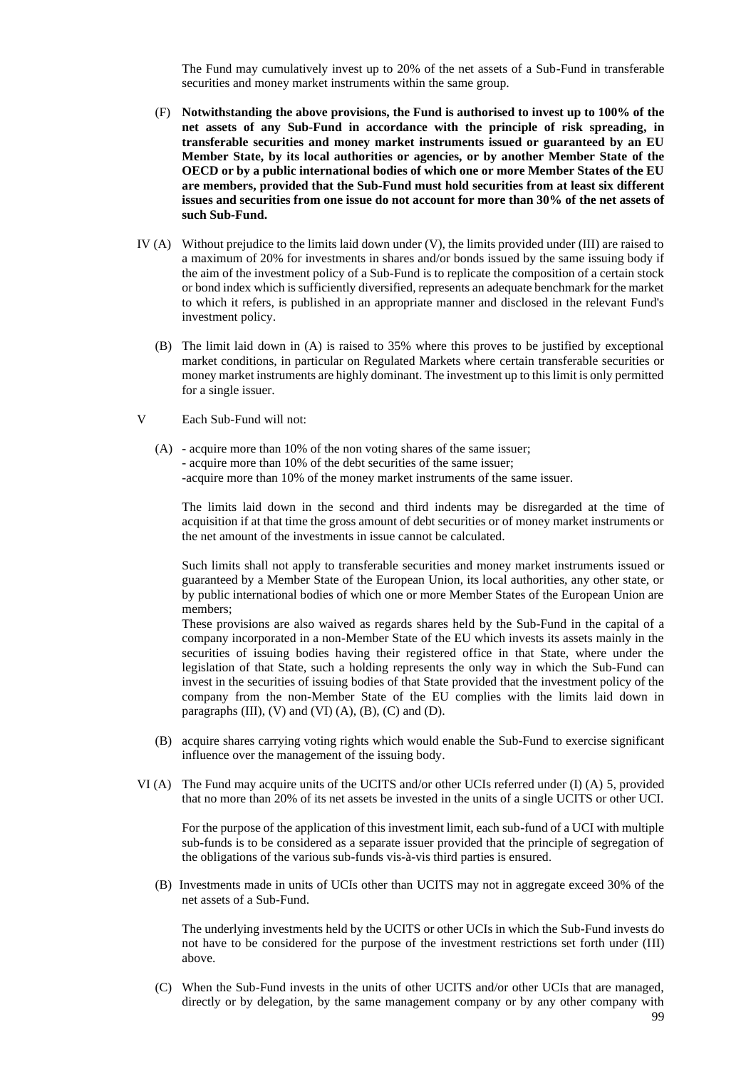The Fund may cumulatively invest up to 20% of the net assets of a Sub-Fund in transferable securities and money market instruments within the same group.

(F) **Notwithstanding the above provisions, the Fund is authorised to invest up to 100% of the net assets of any Sub-Fund in accordance with the principle of risk spreading, in transferable securities and money market instruments issued or guaranteed by an EU Member State, by its local authorities or agencies, or by another Member State of the OECD or by a public international bodies of which one or more Member States of the EU are members, provided that the Sub-Fund must hold securities from at least six different issues and securities from one issue do not account for more than 30% of the net assets of such Sub-Fund.**

IV (A) Without prejudice to the limits laid down under (V), the limits provided under (III) are raised to a maximum of 20% for investments in shares and/or bonds issued by the same issuing body if the aim of the investment policy of a Sub-Fund is to replicate the composition of a certain stock or bond index which is sufficiently diversified, represents an adequate benchmark for the market to which it refers, is published in an appropriate manner and disclosed in the relevant Fund's investment policy.

(B) The limit laid down in (A) is raised to 35% where this proves to be justified by exceptional market conditions, in particular on Regulated Markets where certain transferable securities or money market instruments are highly dominant. The investment up to this limit is only permitted for a single issuer.

V Each Sub-Fund will not:

(A) - acquire more than 10% of the non voting shares of the same issuer;
- acquire more than 10% of the debt securities of the same issuer;
-acquire more than 10% of the money market instruments of the same issuer.

The limits laid down in the second and third indents may be disregarded at the time of acquisition if at that time the gross amount of debt securities or of money market instruments or the net amount of the investments in issue cannot be calculated.

Such limits shall not apply to transferable securities and money market instruments issued or guaranteed by a Member State of the European Union, its local authorities, any other state, or by public international bodies of which one or more Member States of the European Union are members;

These provisions are also waived as regards shares held by the Sub-Fund in the capital of a company incorporated in a non-Member State of the EU which invests its assets mainly in the securities of issuing bodies having their registered office in that State, where under the legislation of that State, such a holding represents the only way in which the Sub-Fund can invest in the securities of issuing bodies of that State provided that the investment policy of the company from the non-Member State of the EU complies with the limits laid down in paragraphs (III), (V) and (VI) (A), (B), (C) and (D).

(B) acquire shares carrying voting rights which would enable the Sub-Fund to exercise significant influence over the management of the issuing body.

VI (A) The Fund may acquire units of the UCITS and/or other UCIs referred under (I) (A) 5, provided that no more than 20% of its net assets be invested in the units of a single UCITS or other UCI.

For the purpose of the application of this investment limit, each sub-fund of a UCI with multiple sub-funds is to be considered as a separate issuer provided that the principle of segregation of the obligations of the various sub-funds vis-à-vis third parties is ensured.

(B) Investments made in units of UCIs other than UCITS may not in aggregate exceed 30% of the net assets of a Sub-Fund.

The underlying investments held by the UCITS or other UCIs in which the Sub-Fund invests do not have to be considered for the purpose of the investment restrictions set forth under (III) above.

(C) When the Sub-Fund invests in the units of other UCITS and/or other UCIs that are managed, directly or by delegation, by the same management company or by any other company with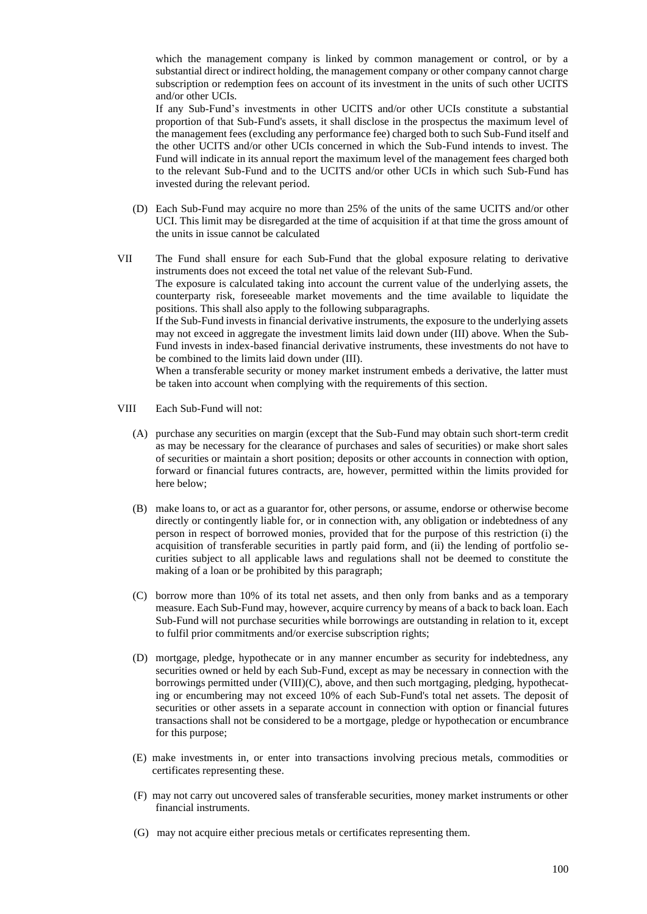which the management company is linked by common management or control, or by a substantial direct or indirect holding, the management company or other company cannot charge subscription or redemption fees on account of its investment in the units of such other UCITS and/or other UCIs.

If any Sub-Fund's investments in other UCITS and/or other UCIs constitute a substantial proportion of that Sub-Fund's assets, it shall disclose in the prospectus the maximum level of the management fees (excluding any performance fee) charged both to such Sub-Fund itself and the other UCITS and/or other UCIs concerned in which the Sub-Fund intends to invest. The Fund will indicate in its annual report the maximum level of the management fees charged both to the relevant Sub-Fund and to the UCITS and/or other UCIs in which such Sub-Fund has invested during the relevant period.

(D) Each Sub-Fund may acquire no more than 25% of the units of the same UCITS and/or other UCI. This limit may be disregarded at the time of acquisition if at that time the gross amount of the units in issue cannot be calculated

VII The Fund shall ensure for each Sub-Fund that the global exposure relating to derivative instruments does not exceed the total net value of the relevant Sub-Fund.

The exposure is calculated taking into account the current value of the underlying assets, the counterparty risk, foreseeable market movements and the time available to liquidate the positions. This shall also apply to the following subparagraphs.

If the Sub-Fund invests in financial derivative instruments, the exposure to the underlying assets may not exceed in aggregate the investment limits laid down under (III) above. When the Sub-Fund invests in index-based financial derivative instruments, these investments do not have to be combined to the limits laid down under (III).

When a transferable security or money market instrument embeds a derivative, the latter must be taken into account when complying with the requirements of this section.

VIII Each Sub-Fund will not:

(A) purchase any securities on margin (except that the Sub-Fund may obtain such short-term credit as may be necessary for the clearance of purchases and sales of securities) or make short sales of securities or maintain a short position; deposits or other accounts in connection with option, forward or financial futures contracts, are, however, permitted within the limits provided for here below;

(B) make loans to, or act as a guarantor for, other persons, or assume, endorse or otherwise become directly or contingently liable for, or in connection with, any obligation or indebtedness of any person in respect of borrowed monies, provided that for the purpose of this restriction (i) the acquisition of transferable securities in partly paid form, and (ii) the lending of portfolio securities subject to all applicable laws and regulations shall not be deemed to constitute the making of a loan or be prohibited by this paragraph;

(C) borrow more than 10% of its total net assets, and then only from banks and as a temporary measure. Each Sub-Fund may, however, acquire currency by means of a back to back loan. Each Sub-Fund will not purchase securities while borrowings are outstanding in relation to it, except to fulfil prior commitments and/or exercise subscription rights;

(D) mortgage, pledge, hypothecate or in any manner encumber as security for indebtedness, any securities owned or held by each Sub-Fund, except as may be necessary in connection with the borrowings permitted under (VIII)(C), above, and then such mortgaging, pledging, hypothecating or encumbering may not exceed 10% of each Sub-Fund's total net assets. The deposit of securities or other assets in a separate account in connection with option or financial futures transactions shall not be considered to be a mortgage, pledge or hypothecation or encumbrance for this purpose;

(E) make investments in, or enter into transactions involving precious metals, commodities or certificates representing these.

(F) may not carry out uncovered sales of transferable securities, money market instruments or other financial instruments.

(G) may not acquire either precious metals or certificates representing them.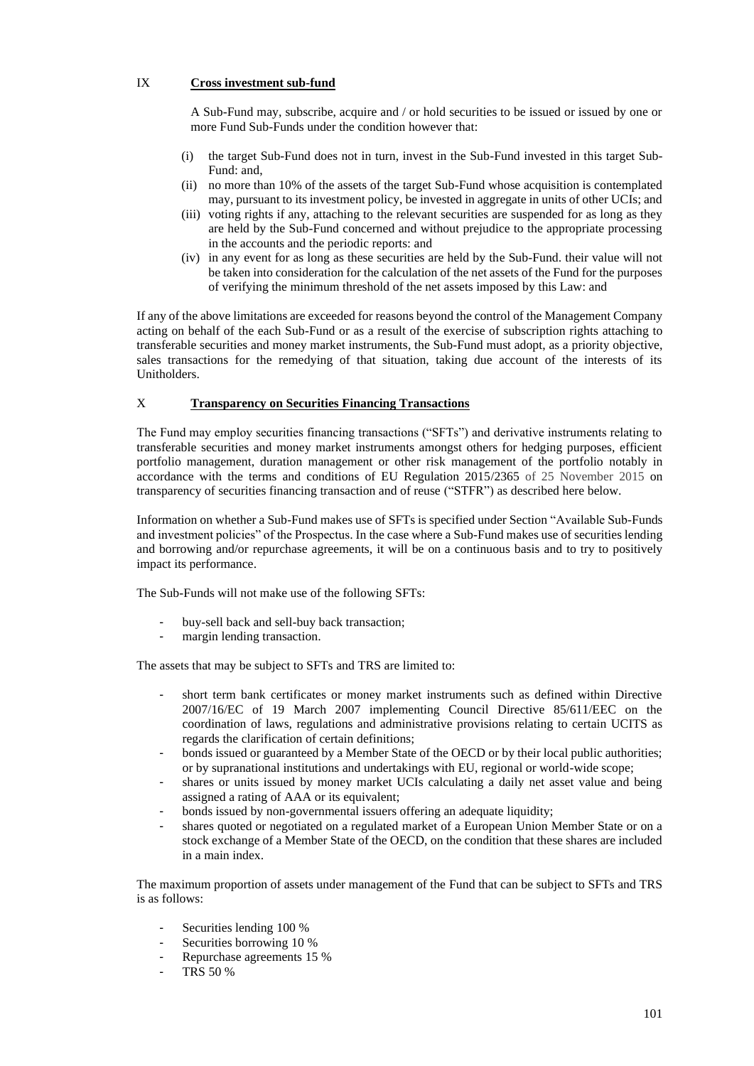## IX **Cross investment sub-fund**

A Sub-Fund may, subscribe, acquire and / or hold securities to be issued or issued by one or more Fund Sub-Funds under the condition however that:

(i) the target Sub-Fund does not in turn, invest in the Sub-Fund invested in this target Sub-Fund: and,
(ii) no more than 10% of the assets of the target Sub-Fund whose acquisition is contemplated may, pursuant to its investment policy, be invested in aggregate in units of other UCIs; and
(iii) voting rights if any, attaching to the relevant securities are suspended for as long as they are held by the Sub-Fund concerned and without prejudice to the appropriate processing in the accounts and the periodic reports: and
(iv) in any event for as long as these securities are held by the Sub-Fund. their value will not be taken into consideration for the calculation of the net assets of the Fund for the purposes of verifying the minimum threshold of the net assets imposed by this Law: and

If any of the above limitations are exceeded for reasons beyond the control of the Management Company acting on behalf of the each Sub-Fund or as a result of the exercise of subscription rights attaching to transferable securities and money market instruments, the Sub-Fund must adopt, as a priority objective, sales transactions for the remedying of that situation, taking due account of the interests of its Unitholders.

## X **Transparency on Securities Financing Transactions**

The Fund may employ securities financing transactions ("SFTs") and derivative instruments relating to transferable securities and money market instruments amongst others for hedging purposes, efficient portfolio management, duration management or other risk management of the portfolio notably in accordance with the terms and conditions of EU Regulation 2015/2365 of 25 November 2015 on transparency of securities financing transaction and of reuse ("STFR") as described here below.

Information on whether a Sub-Fund makes use of SFTs is specified under Section "Available Sub-Funds and investment policies" of the Prospectus. In the case where a Sub-Fund makes use of securities lending and borrowing and/or repurchase agreements, it will be on a continuous basis and to try to positively impact its performance.

The Sub-Funds will not make use of the following SFTs:

- buy-sell back and sell-buy back transaction;
- margin lending transaction.

The assets that may be subject to SFTs and TRS are limited to:

- short term bank certificates or money market instruments such as defined within Directive 2007/16/EC of 19 March 2007 implementing Council Directive 85/611/EEC on the coordination of laws, regulations and administrative provisions relating to certain UCITS as regards the clarification of certain definitions;
- bonds issued or guaranteed by a Member State of the OECD or by their local public authorities; or by supranational institutions and undertakings with EU, regional or world-wide scope;
- shares or units issued by money market UCIs calculating a daily net asset value and being assigned a rating of AAA or its equivalent;
- bonds issued by non-governmental issuers offering an adequate liquidity;
- shares quoted or negotiated on a regulated market of a European Union Member State or on a stock exchange of a Member State of the OECD, on the condition that these shares are included in a main index.

The maximum proportion of assets under management of the Fund that can be subject to SFTs and TRS is as follows:

- Securities lending 100 %
- Securities borrowing 10 %
- Repurchase agreements 15 %
- TRS 50 %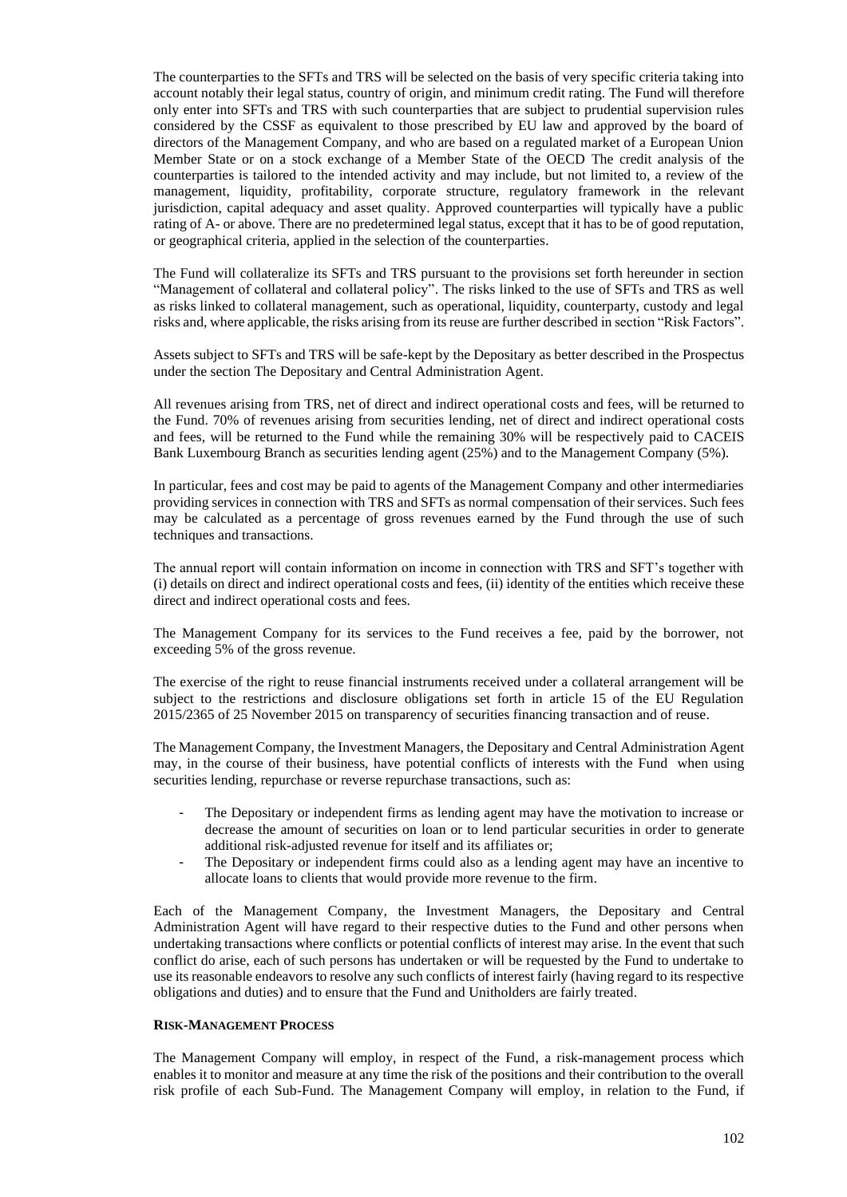The counterparties to the SFTs and TRS will be selected on the basis of very specific criteria taking into account notably their legal status, country of origin, and minimum credit rating. The Fund will therefore only enter into SFTs and TRS with such counterparties that are subject to prudential supervision rules considered by the CSSF as equivalent to those prescribed by EU law and approved by the board of directors of the Management Company, and who are based on a regulated market of a European Union Member State or on a stock exchange of a Member State of the OECD The credit analysis of the counterparties is tailored to the intended activity and may include, but not limited to, a review of the management, liquidity, profitability, corporate structure, regulatory framework in the relevant jurisdiction, capital adequacy and asset quality. Approved counterparties will typically have a public rating of A- or above. There are no predetermined legal status, except that it has to be of good reputation, or geographical criteria, applied in the selection of the counterparties.

The Fund will collateralize its SFTs and TRS pursuant to the provisions set forth hereunder in section "Management of collateral and collateral policy". The risks linked to the use of SFTs and TRS as well as risks linked to collateral management, such as operational, liquidity, counterparty, custody and legal risks and, where applicable, the risks arising from its reuse are further described in section "Risk Factors".

Assets subject to SFTs and TRS will be safe-kept by the Depositary as better described in the Prospectus under the section The Depositary and Central Administration Agent.

All revenues arising from TRS, net of direct and indirect operational costs and fees, will be returned to the Fund. 70% of revenues arising from securities lending, net of direct and indirect operational costs and fees, will be returned to the Fund while the remaining 30% will be respectively paid to CACEIS Bank Luxembourg Branch as securities lending agent (25%) and to the Management Company (5%).

In particular, fees and cost may be paid to agents of the Management Company and other intermediaries providing services in connection with TRS and SFTs as normal compensation of their services. Such fees may be calculated as a percentage of gross revenues earned by the Fund through the use of such techniques and transactions.

The annual report will contain information on income in connection with TRS and SFT's together with (i) details on direct and indirect operational costs and fees, (ii) identity of the entities which receive these direct and indirect operational costs and fees.

The Management Company for its services to the Fund receives a fee, paid by the borrower, not exceeding 5% of the gross revenue.

The exercise of the right to reuse financial instruments received under a collateral arrangement will be subject to the restrictions and disclosure obligations set forth in article 15 of the EU Regulation 2015/2365 of 25 November 2015 on transparency of securities financing transaction and of reuse.

The Management Company, the Investment Managers, the Depositary and Central Administration Agent may, in the course of their business, have potential conflicts of interests with the Fund when using securities lending, repurchase or reverse repurchase transactions, such as:

- The Depositary or independent firms as lending agent may have the motivation to increase or decrease the amount of securities on loan or to lend particular securities in order to generate additional risk-adjusted revenue for itself and its affiliates or;
- The Depositary or independent firms could also as a lending agent may have an incentive to allocate loans to clients that would provide more revenue to the firm.

Each of the Management Company, the Investment Managers, the Depositary and Central Administration Agent will have regard to their respective duties to the Fund and other persons when undertaking transactions where conflicts or potential conflicts of interest may arise. In the event that such conflict do arise, each of such persons has undertaken or will be requested by the Fund to undertake to use its reasonable endeavors to resolve any such conflicts of interest fairly (having regard to its respective obligations and duties) and to ensure that the Fund and Unitholders are fairly treated.

**RISK-MANAGEMENT PROCESS**

The Management Company will employ, in respect of the Fund, a risk-management process which enables it to monitor and measure at any time the risk of the positions and their contribution to the overall risk profile of each Sub-Fund. The Management Company will employ, in relation to the Fund, if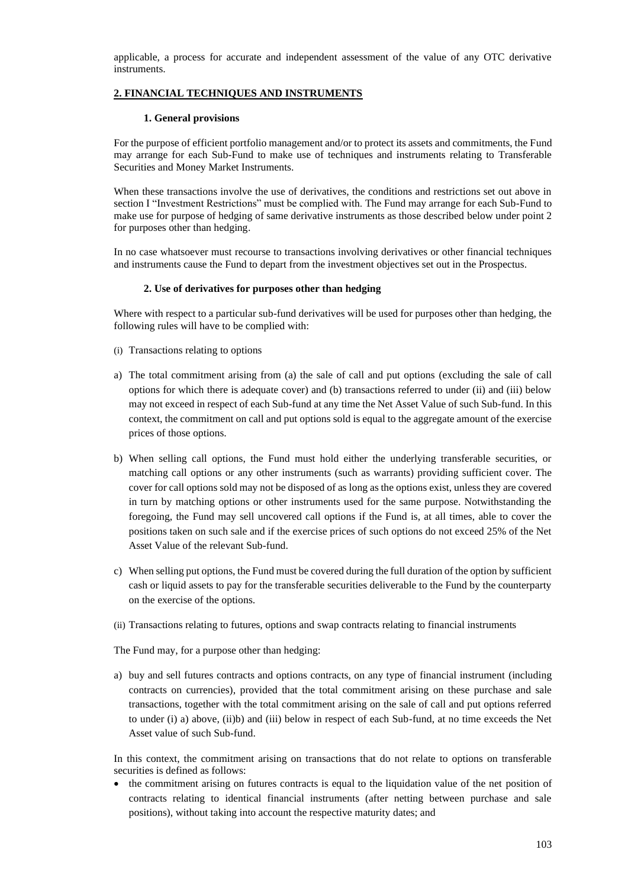applicable, a process for accurate and independent assessment of the value of any OTC derivative instruments.

## 2. FINANCIAL TECHNIQUES AND INSTRUMENTS

### 1. General provisions

For the purpose of efficient portfolio management and/or to protect its assets and commitments, the Fund may arrange for each Sub-Fund to make use of techniques and instruments relating to Transferable Securities and Money Market Instruments.

When these transactions involve the use of derivatives, the conditions and restrictions set out above in section I "Investment Restrictions" must be complied with. The Fund may arrange for each Sub-Fund to make use for purpose of hedging of same derivative instruments as those described below under point 2 for purposes other than hedging.

In no case whatsoever must recourse to transactions involving derivatives or other financial techniques and instruments cause the Fund to depart from the investment objectives set out in the Prospectus.

### 2. Use of derivatives for purposes other than hedging

Where with respect to a particular sub-fund derivatives will be used for purposes other than hedging, the following rules will have to be complied with:

(i) Transactions relating to options

a) The total commitment arising from (a) the sale of call and put options (excluding the sale of call options for which there is adequate cover) and (b) transactions referred to under (ii) and (iii) below may not exceed in respect of each Sub-fund at any time the Net Asset Value of such Sub-fund. In this context, the commitment on call and put options sold is equal to the aggregate amount of the exercise prices of those options.

b) When selling call options, the Fund must hold either the underlying transferable securities, or matching call options or any other instruments (such as warrants) providing sufficient cover. The cover for call options sold may not be disposed of as long as the options exist, unless they are covered in turn by matching options or other instruments used for the same purpose. Notwithstanding the foregoing, the Fund may sell uncovered call options if the Fund is, at all times, able to cover the positions taken on such sale and if the exercise prices of such options do not exceed 25% of the Net Asset Value of the relevant Sub-fund.

c) When selling put options, the Fund must be covered during the full duration of the option by sufficient cash or liquid assets to pay for the transferable securities deliverable to the Fund by the counterparty on the exercise of the options.

(ii) Transactions relating to futures, options and swap contracts relating to financial instruments

The Fund may, for a purpose other than hedging:

a) buy and sell futures contracts and options contracts, on any type of financial instrument (including contracts on currencies), provided that the total commitment arising on these purchase and sale transactions, together with the total commitment arising on the sale of call and put options referred to under (i) a) above, (ii)b) and (iii) below in respect of each Sub-fund, at no time exceeds the Net Asset value of such Sub-fund.

In this context, the commitment arising on transactions that do not relate to options on transferable securities is defined as follows:

- the commitment arising on futures contracts is equal to the liquidation value of the net position of contracts relating to identical financial instruments (after netting between purchase and sale positions), without taking into account the respective maturity dates; and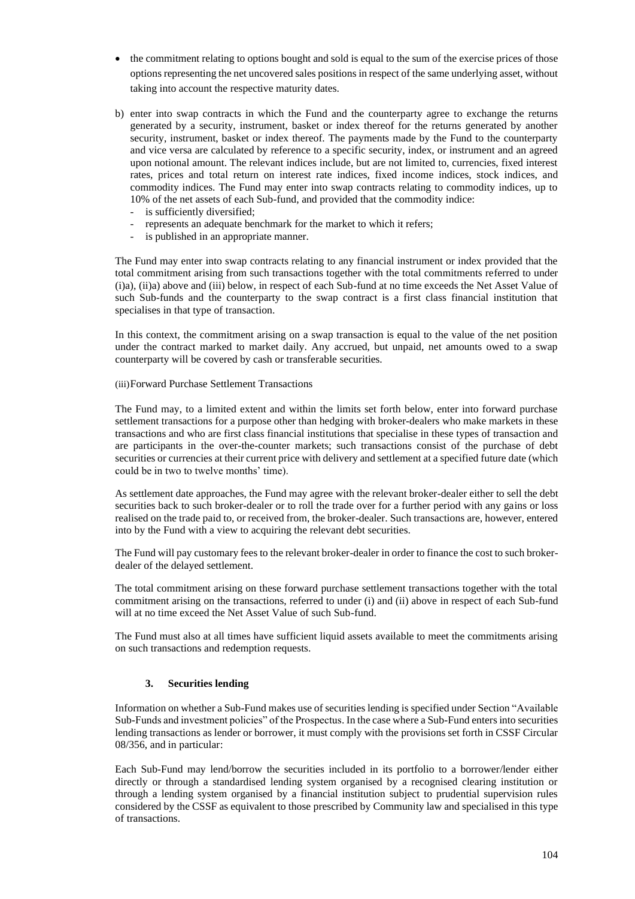- the commitment relating to options bought and sold is equal to the sum of the exercise prices of those options representing the net uncovered sales positions in respect of the same underlying asset, without taking into account the respective maturity dates.

b) enter into swap contracts in which the Fund and the counterparty agree to exchange the returns generated by a security, instrument, basket or index thereof for the returns generated by another security, instrument, basket or index thereof. The payments made by the Fund to the counterparty and vice versa are calculated by reference to a specific security, index, or instrument and an agreed upon notional amount. The relevant indices include, but are not limited to, currencies, fixed interest rates, prices and total return on interest rate indices, fixed income indices, stock indices, and commodity indices. The Fund may enter into swap contracts relating to commodity indices, up to 10% of the net assets of each Sub-fund, and provided that the commodity indice:
   - is sufficiently diversified;
   - represents an adequate benchmark for the market to which it refers;
   - is published in an appropriate manner.

The Fund may enter into swap contracts relating to any financial instrument or index provided that the total commitment arising from such transactions together with the total commitments referred to under (i)a), (ii)a) above and (iii) below, in respect of each Sub-fund at no time exceeds the Net Asset Value of such Sub-funds and the counterparty to the swap contract is a first class financial institution that specialises in that type of transaction.

In this context, the commitment arising on a swap transaction is equal to the value of the net position under the contract marked to market daily. Any accrued, but unpaid, net amounts owed to a swap counterparty will be covered by cash or transferable securities.

(iii) Forward Purchase Settlement Transactions

The Fund may, to a limited extent and within the limits set forth below, enter into forward purchase settlement transactions for a purpose other than hedging with broker-dealers who make markets in these transactions and who are first class financial institutions that specialise in these types of transaction and are participants in the over-the-counter markets; such transactions consist of the purchase of debt securities or currencies at their current price with delivery and settlement at a specified future date (which could be in two to twelve months' time).

As settlement date approaches, the Fund may agree with the relevant broker-dealer either to sell the debt securities back to such broker-dealer or to roll the trade over for a further period with any gains or loss realised on the trade paid to, or received from, the broker-dealer. Such transactions are, however, entered into by the Fund with a view to acquiring the relevant debt securities.

The Fund will pay customary fees to the relevant broker-dealer in order to finance the cost to such broker-dealer of the delayed settlement.

The total commitment arising on these forward purchase settlement transactions together with the total commitment arising on the transactions, referred to under (i) and (ii) above in respect of each Sub-fund will at no time exceed the Net Asset Value of such Sub-fund.

The Fund must also at all times have sufficient liquid assets available to meet the commitments arising on such transactions and redemption requests.

### 3. Securities lending

Information on whether a Sub-Fund makes use of securities lending is specified under Section "Available Sub-Funds and investment policies" of the Prospectus. In the case where a Sub-Fund enters into securities lending transactions as lender or borrower, it must comply with the provisions set forth in CSSF Circular 08/356, and in particular:

Each Sub-Fund may lend/borrow the securities included in its portfolio to a borrower/lender either directly or through a standardised lending system organised by a recognised clearing institution or through a lending system organised by a financial institution subject to prudential supervision rules considered by the CSSF as equivalent to those prescribed by Community law and specialised in this type of transactions.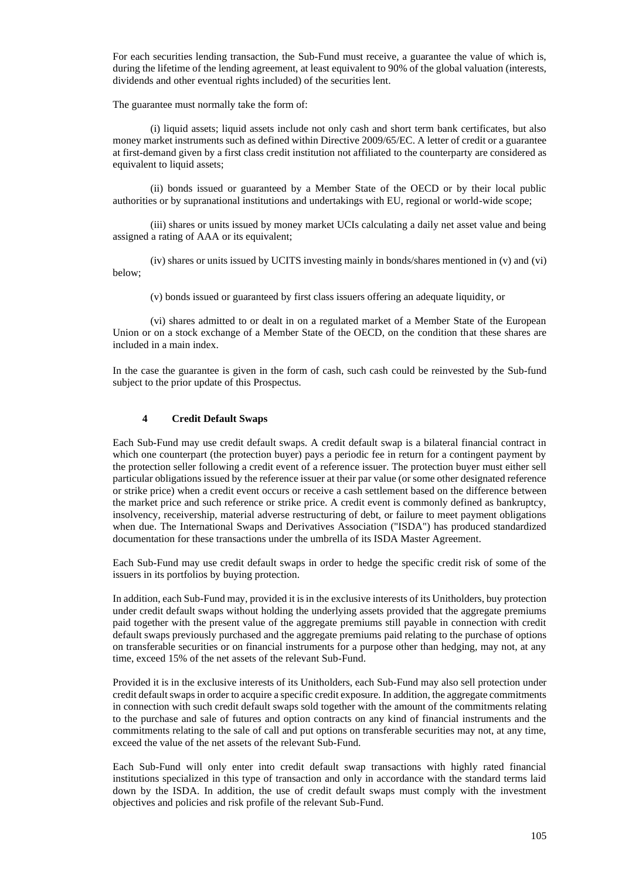For each securities lending transaction, the Sub-Fund must receive, a guarantee the value of which is, during the lifetime of the lending agreement, at least equivalent to 90% of the global valuation (interests, dividends and other eventual rights included) of the securities lent.

The guarantee must normally take the form of:

(i) liquid assets; liquid assets include not only cash and short term bank certificates, but also money market instruments such as defined within Directive 2009/65/EC. A letter of credit or a guarantee at first-demand given by a first class credit institution not affiliated to the counterparty are considered as equivalent to liquid assets;

(ii) bonds issued or guaranteed by a Member State of the OECD or by their local public authorities or by supranational institutions and undertakings with EU, regional or world-wide scope;

(iii) shares or units issued by money market UCIs calculating a daily net asset value and being assigned a rating of AAA or its equivalent;

(iv) shares or units issued by UCITS investing mainly in bonds/shares mentioned in (v) and (vi) below;

(v) bonds issued or guaranteed by first class issuers offering an adequate liquidity, or

(vi) shares admitted to or dealt in on a regulated market of a Member State of the European Union or on a stock exchange of a Member State of the OECD, on the condition that these shares are included in a main index.

In the case the guarantee is given in the form of cash, such cash could be reinvested by the Sub-fund subject to the prior update of this Prospectus.

## 4 Credit Default Swaps

Each Sub-Fund may use credit default swaps. A credit default swap is a bilateral financial contract in which one counterpart (the protection buyer) pays a periodic fee in return for a contingent payment by the protection seller following a credit event of a reference issuer. The protection buyer must either sell particular obligations issued by the reference issuer at their par value (or some other designated reference or strike price) when a credit event occurs or receive a cash settlement based on the difference between the market price and such reference or strike price. A credit event is commonly defined as bankruptcy, insolvency, receivership, material adverse restructuring of debt, or failure to meet payment obligations when due. The International Swaps and Derivatives Association ("ISDA") has produced standardized documentation for these transactions under the umbrella of its ISDA Master Agreement.

Each Sub-Fund may use credit default swaps in order to hedge the specific credit risk of some of the issuers in its portfolios by buying protection.

In addition, each Sub-Fund may, provided it is in the exclusive interests of its Unitholders, buy protection under credit default swaps without holding the underlying assets provided that the aggregate premiums paid together with the present value of the aggregate premiums still payable in connection with credit default swaps previously purchased and the aggregate premiums paid relating to the purchase of options on transferable securities or on financial instruments for a purpose other than hedging, may not, at any time, exceed 15% of the net assets of the relevant Sub-Fund.

Provided it is in the exclusive interests of its Unitholders, each Sub-Fund may also sell protection under credit default swaps in order to acquire a specific credit exposure. In addition, the aggregate commitments in connection with such credit default swaps sold together with the amount of the commitments relating to the purchase and sale of futures and option contracts on any kind of financial instruments and the commitments relating to the sale of call and put options on transferable securities may not, at any time, exceed the value of the net assets of the relevant Sub-Fund.

Each Sub-Fund will only enter into credit default swap transactions with highly rated financial institutions specialized in this type of transaction and only in accordance with the standard terms laid down by the ISDA. In addition, the use of credit default swaps must comply with the investment objectives and policies and risk profile of the relevant Sub-Fund.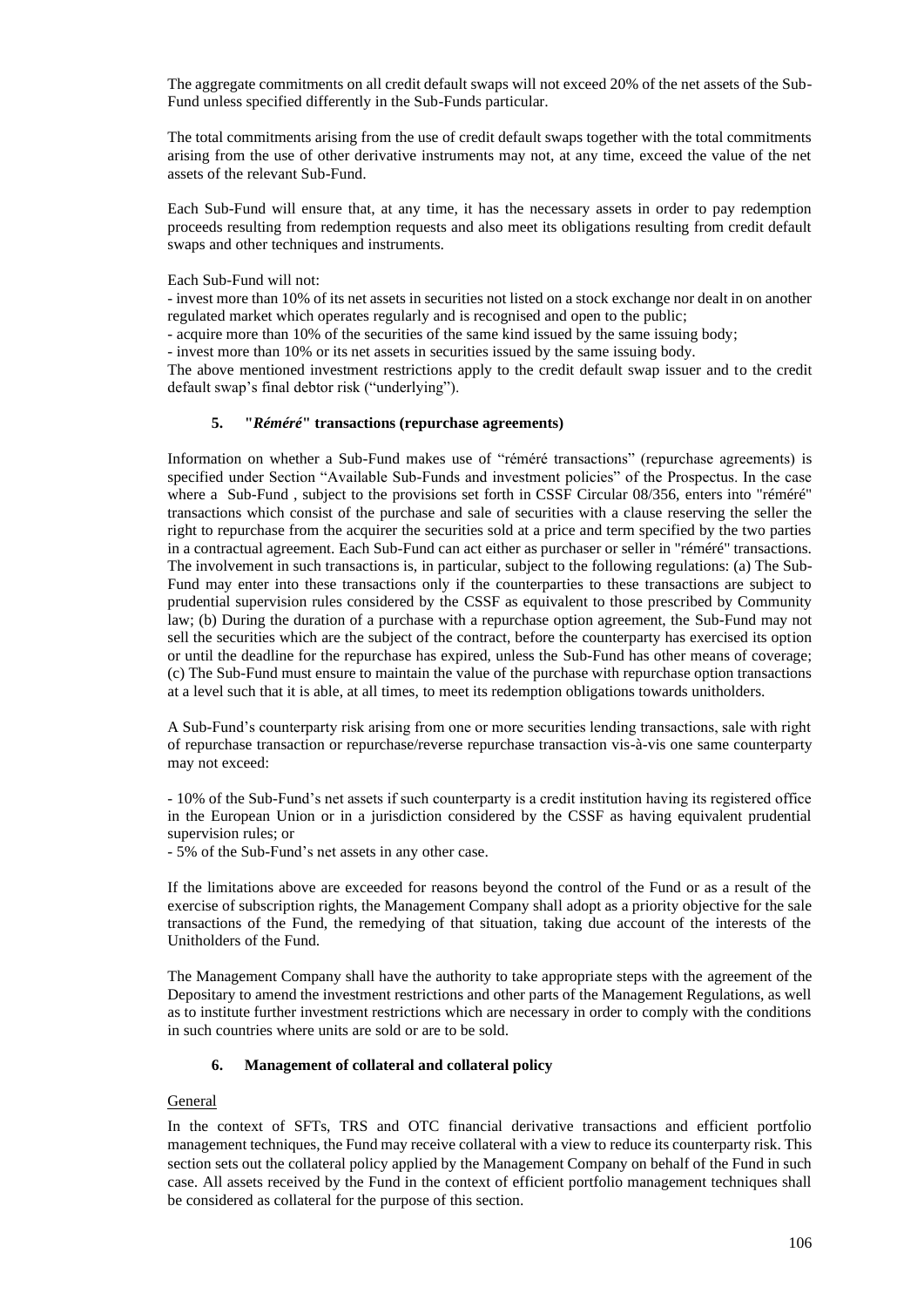The aggregate commitments on all credit default swaps will not exceed 20% of the net assets of the Sub-Fund unless specified differently in the Sub-Funds particular.

The total commitments arising from the use of credit default swaps together with the total commitments arising from the use of other derivative instruments may not, at any time, exceed the value of the net assets of the relevant Sub-Fund.

Each Sub-Fund will ensure that, at any time, it has the necessary assets in order to pay redemption proceeds resulting from redemption requests and also meet its obligations resulting from credit default swaps and other techniques and instruments.

Each Sub-Fund will not:

- invest more than 10% of its net assets in securities not listed on a stock exchange nor dealt in on another regulated market which operates regularly and is recognised and open to the public;
- acquire more than 10% of the securities of the same kind issued by the same issuing body;
- invest more than 10% or its net assets in securities issued by the same issuing body.

The above mentioned investment restrictions apply to the credit default swap issuer and to the credit default swap's final debtor risk ("underlying").

### 5. "*Réméré*" transactions (repurchase agreements)

Information on whether a Sub-Fund makes use of "réméré transactions" (repurchase agreements) is specified under Section "Available Sub-Funds and investment policies" of the Prospectus. In the case where a Sub-Fund , subject to the provisions set forth in CSSF Circular 08/356, enters into "réméré" transactions which consist of the purchase and sale of securities with a clause reserving the seller the right to repurchase from the acquirer the securities sold at a price and term specified by the two parties in a contractual agreement. Each Sub-Fund can act either as purchaser or seller in "réméré" transactions. The involvement in such transactions is, in particular, subject to the following regulations: (a) The Sub-Fund may enter into these transactions only if the counterparties to these transactions are subject to prudential supervision rules considered by the CSSF as equivalent to those prescribed by Community law; (b) During the duration of a purchase with a repurchase option agreement, the Sub-Fund may not sell the securities which are the subject of the contract, before the counterparty has exercised its option or until the deadline for the repurchase has expired, unless the Sub-Fund has other means of coverage; (c) The Sub-Fund must ensure to maintain the value of the purchase with repurchase option transactions at a level such that it is able, at all times, to meet its redemption obligations towards unitholders.

A Sub-Fund's counterparty risk arising from one or more securities lending transactions, sale with right of repurchase transaction or repurchase/reverse repurchase transaction vis-à-vis one same counterparty may not exceed:

- 10% of the Sub-Fund's net assets if such counterparty is a credit institution having its registered office in the European Union or in a jurisdiction considered by the CSSF as having equivalent prudential supervision rules; or
- 5% of the Sub-Fund's net assets in any other case.

If the limitations above are exceeded for reasons beyond the control of the Fund or as a result of the exercise of subscription rights, the Management Company shall adopt as a priority objective for the sale transactions of the Fund, the remedying of that situation, taking due account of the interests of the Unitholders of the Fund.

The Management Company shall have the authority to take appropriate steps with the agreement of the Depositary to amend the investment restrictions and other parts of the Management Regulations, as well as to institute further investment restrictions which are necessary in order to comply with the conditions in such countries where units are sold or are to be sold.

### 6. Management of collateral and collateral policy

General

In the context of SFTs, TRS and OTC financial derivative transactions and efficient portfolio management techniques, the Fund may receive collateral with a view to reduce its counterparty risk. This section sets out the collateral policy applied by the Management Company on behalf of the Fund in such case. All assets received by the Fund in the context of efficient portfolio management techniques shall be considered as collateral for the purpose of this section.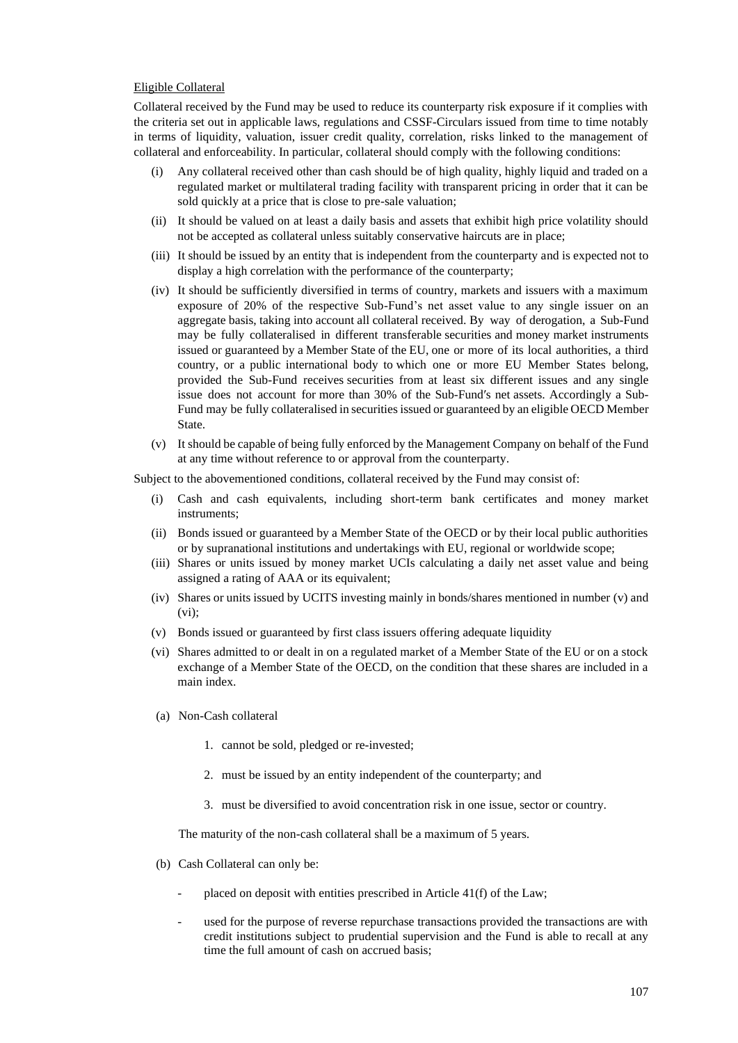Eligible Collateral

Collateral received by the Fund may be used to reduce its counterparty risk exposure if it complies with the criteria set out in applicable laws, regulations and CSSF-Circulars issued from time to time notably in terms of liquidity, valuation, issuer credit quality, correlation, risks linked to the management of collateral and enforceability. In particular, collateral should comply with the following conditions:

(i) Any collateral received other than cash should be of high quality, highly liquid and traded on a regulated market or multilateral trading facility with transparent pricing in order that it can be sold quickly at a price that is close to pre-sale valuation;

(ii) It should be valued on at least a daily basis and assets that exhibit high price volatility should not be accepted as collateral unless suitably conservative haircuts are in place;

(iii) It should be issued by an entity that is independent from the counterparty and is expected not to display a high correlation with the performance of the counterparty;

(iv) It should be sufficiently diversified in terms of country, markets and issuers with a maximum exposure of 20% of the respective Sub-Fund's net asset value to any single issuer on an aggregate basis, taking into account all collateral received. By way of derogation, a Sub-Fund may be fully collateralised in different transferable securities and money market instruments issued or guaranteed by a Member State of the EU, one or more of its local authorities, a third country, or a public international body to which one or more EU Member States belong, provided the Sub-Fund receives securities from at least six different issues and any single issue does not account for more than 30% of the Sub-Fund′s net assets. Accordingly a Sub-Fund may be fully collateralised in securities issued or guaranteed by an eligible OECD Member State.

(v) It should be capable of being fully enforced by the Management Company on behalf of the Fund at any time without reference to or approval from the counterparty.

Subject to the abovementioned conditions, collateral received by the Fund may consist of:

(i) Cash and cash equivalents, including short-term bank certificates and money market instruments;

(ii) Bonds issued or guaranteed by a Member State of the OECD or by their local public authorities or by supranational institutions and undertakings with EU, regional or worldwide scope;

(iii) Shares or units issued by money market UCIs calculating a daily net asset value and being assigned a rating of AAA or its equivalent;

(iv) Shares or units issued by UCITS investing mainly in bonds/shares mentioned in number (v) and (vi);

(v) Bonds issued or guaranteed by first class issuers offering adequate liquidity

(vi) Shares admitted to or dealt in on a regulated market of a Member State of the EU or on a stock exchange of a Member State of the OECD, on the condition that these shares are included in a main index.

(a) Non-Cash collateral

1. cannot be sold, pledged or re-invested;

2. must be issued by an entity independent of the counterparty; and

3. must be diversified to avoid concentration risk in one issue, sector or country.

The maturity of the non-cash collateral shall be a maximum of 5 years.

(b) Cash Collateral can only be:

- placed on deposit with entities prescribed in Article 41(f) of the Law;

- used for the purpose of reverse repurchase transactions provided the transactions are with credit institutions subject to prudential supervision and the Fund is able to recall at any time the full amount of cash on accrued basis;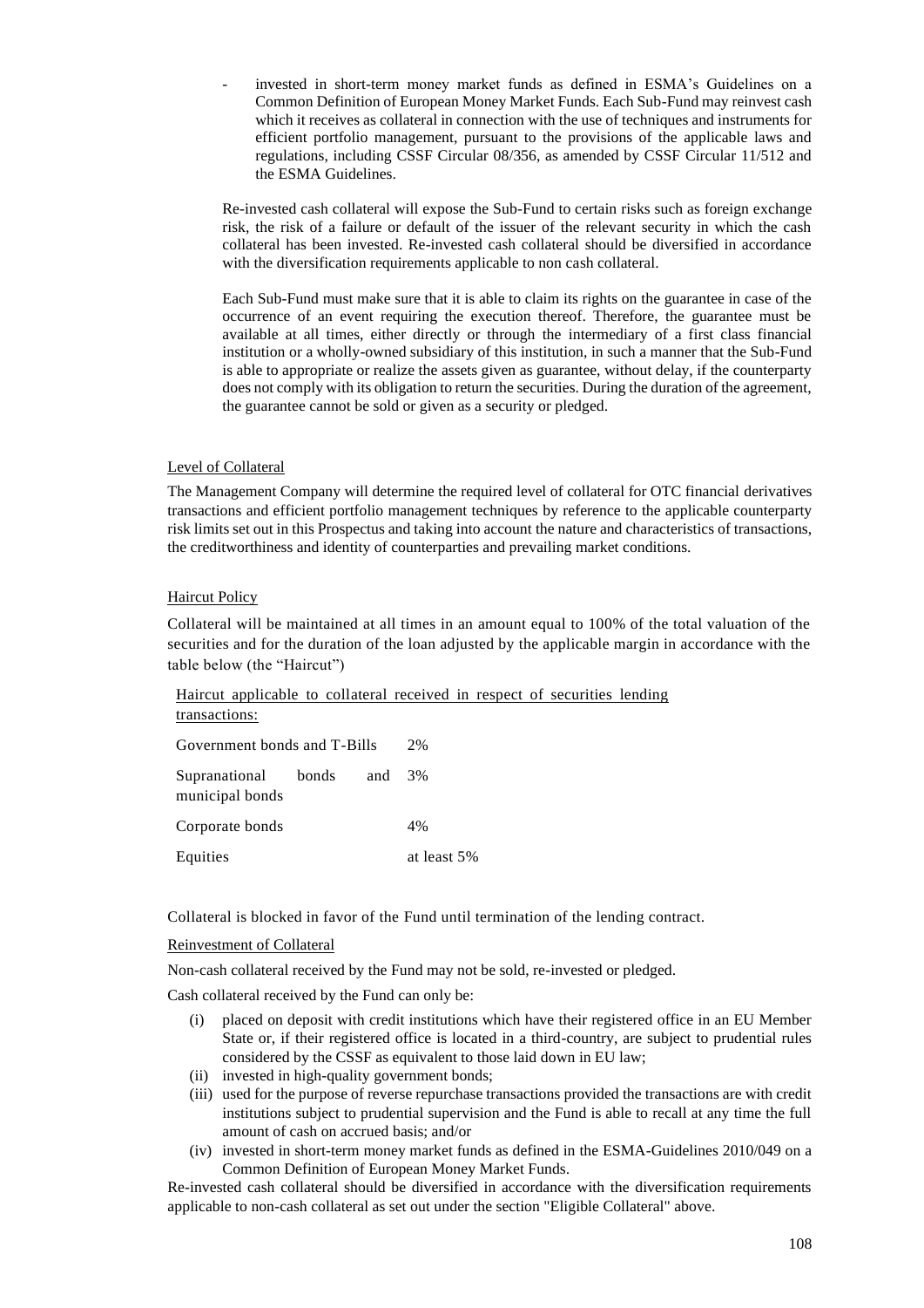- invested in short-term money market funds as defined in ESMA's Guidelines on a Common Definition of European Money Market Funds. Each Sub-Fund may reinvest cash which it receives as collateral in connection with the use of techniques and instruments for efficient portfolio management, pursuant to the provisions of the applicable laws and regulations, including CSSF Circular 08/356, as amended by CSSF Circular 11/512 and the ESMA Guidelines.

Re-invested cash collateral will expose the Sub-Fund to certain risks such as foreign exchange risk, the risk of a failure or default of the issuer of the relevant security in which the cash collateral has been invested. Re-invested cash collateral should be diversified in accordance with the diversification requirements applicable to non cash collateral.

Each Sub-Fund must make sure that it is able to claim its rights on the guarantee in case of the occurrence of an event requiring the execution thereof. Therefore, the guarantee must be available at all times, either directly or through the intermediary of a first class financial institution or a wholly-owned subsidiary of this institution, in such a manner that the Sub-Fund is able to appropriate or realize the assets given as guarantee, without delay, if the counterparty does not comply with its obligation to return the securities. During the duration of the agreement, the guarantee cannot be sold or given as a security or pledged.

Level of Collateral

The Management Company will determine the required level of collateral for OTC financial derivatives transactions and efficient portfolio management techniques by reference to the applicable counterparty risk limits set out in this Prospectus and taking into account the nature and characteristics of transactions, the creditworthiness and identity of counterparties and prevailing market conditions.

Haircut Policy

Collateral will be maintained at all times in an amount equal to 100% of the total valuation of the securities and for the duration of the loan adjusted by the applicable margin in accordance with the table below (the "Haircut")

Haircut applicable to collateral received in respect of securities lending transactions:

| | |
|---|---|
| Government bonds and T-Bills | 2% |
| Supranational bonds and municipal bonds | 3% |
| Corporate bonds | 4% |
| Equities | at least 5% |

Collateral is blocked in favor of the Fund until termination of the lending contract.

Reinvestment of Collateral

Non-cash collateral received by the Fund may not be sold, re-invested or pledged.

Cash collateral received by the Fund can only be:

(i) placed on deposit with credit institutions which have their registered office in an EU Member State or, if their registered office is located in a third-country, are subject to prudential rules considered by the CSSF as equivalent to those laid down in EU law;
(ii) invested in high-quality government bonds;
(iii) used for the purpose of reverse repurchase transactions provided the transactions are with credit institutions subject to prudential supervision and the Fund is able to recall at any time the full amount of cash on accrued basis; and/or
(iv) invested in short-term money market funds as defined in the ESMA-Guidelines 2010/049 on a Common Definition of European Money Market Funds.

Re-invested cash collateral should be diversified in accordance with the diversification requirements applicable to non-cash collateral as set out under the section "Eligible Collateral" above.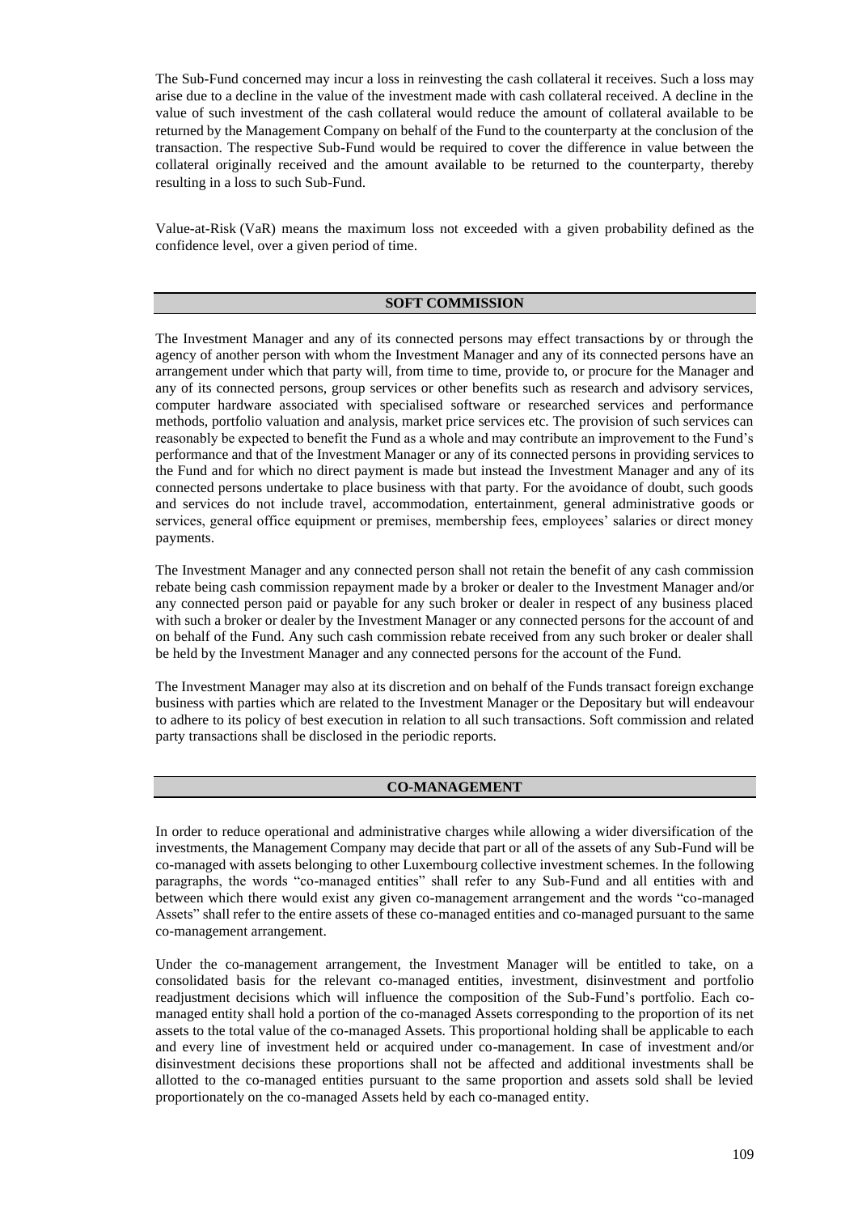The Sub-Fund concerned may incur a loss in reinvesting the cash collateral it receives. Such a loss may arise due to a decline in the value of the investment made with cash collateral received. A decline in the value of such investment of the cash collateral would reduce the amount of collateral available to be returned by the Management Company on behalf of the Fund to the counterparty at the conclusion of the transaction. The respective Sub-Fund would be required to cover the difference in value between the collateral originally received and the amount available to be returned to the counterparty, thereby resulting in a loss to such Sub-Fund.

Value-at-Risk (VaR) means the maximum loss not exceeded with a given probability defined as the confidence level, over a given period of time.

## SOFT COMMISSION

The Investment Manager and any of its connected persons may effect transactions by or through the agency of another person with whom the Investment Manager and any of its connected persons have an arrangement under which that party will, from time to time, provide to, or procure for the Manager and any of its connected persons, group services or other benefits such as research and advisory services, computer hardware associated with specialised software or researched services and performance methods, portfolio valuation and analysis, market price services etc. The provision of such services can reasonably be expected to benefit the Fund as a whole and may contribute an improvement to the Fund's performance and that of the Investment Manager or any of its connected persons in providing services to the Fund and for which no direct payment is made but instead the Investment Manager and any of its connected persons undertake to place business with that party. For the avoidance of doubt, such goods and services do not include travel, accommodation, entertainment, general administrative goods or services, general office equipment or premises, membership fees, employees' salaries or direct money payments.

The Investment Manager and any connected person shall not retain the benefit of any cash commission rebate being cash commission repayment made by a broker or dealer to the Investment Manager and/or any connected person paid or payable for any such broker or dealer in respect of any business placed with such a broker or dealer by the Investment Manager or any connected persons for the account of and on behalf of the Fund. Any such cash commission rebate received from any such broker or dealer shall be held by the Investment Manager and any connected persons for the account of the Fund.

The Investment Manager may also at its discretion and on behalf of the Funds transact foreign exchange business with parties which are related to the Investment Manager or the Depositary but will endeavour to adhere to its policy of best execution in relation to all such transactions. Soft commission and related party transactions shall be disclosed in the periodic reports.

## CO-MANAGEMENT

In order to reduce operational and administrative charges while allowing a wider diversification of the investments, the Management Company may decide that part or all of the assets of any Sub-Fund will be co-managed with assets belonging to other Luxembourg collective investment schemes. In the following paragraphs, the words "co-managed entities" shall refer to any Sub-Fund and all entities with and between which there would exist any given co-management arrangement and the words "co-managed Assets" shall refer to the entire assets of these co-managed entities and co-managed pursuant to the same co-management arrangement.

Under the co-management arrangement, the Investment Manager will be entitled to take, on a consolidated basis for the relevant co-managed entities, investment, disinvestment and portfolio readjustment decisions which will influence the composition of the Sub-Fund's portfolio. Each co-managed entity shall hold a portion of the co-managed Assets corresponding to the proportion of its net assets to the total value of the co-managed Assets. This proportional holding shall be applicable to each and every line of investment held or acquired under co-management. In case of investment and/or disinvestment decisions these proportions shall not be affected and additional investments shall be allotted to the co-managed entities pursuant to the same proportion and assets sold shall be levied proportionately on the co-managed Assets held by each co-managed entity.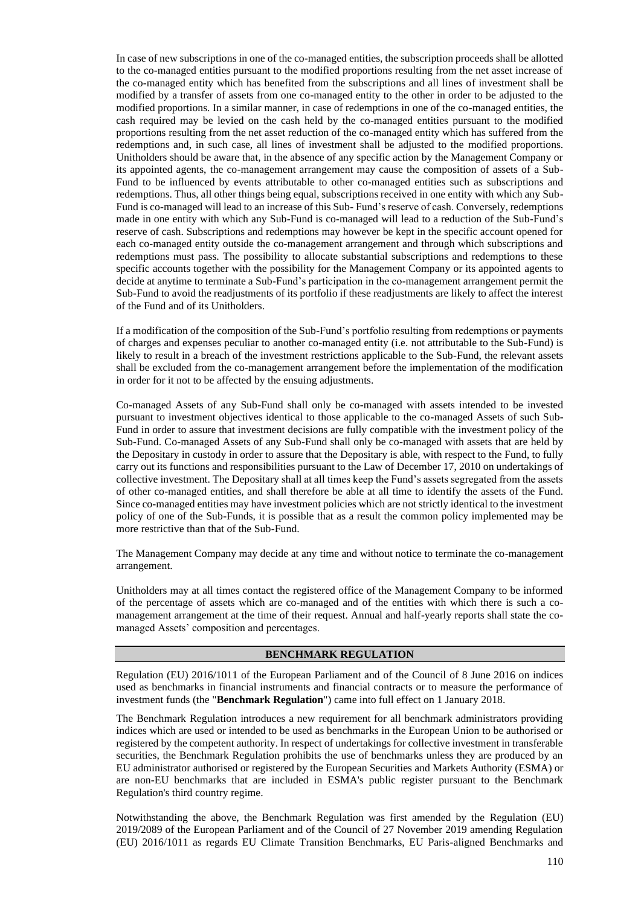In case of new subscriptions in one of the co-managed entities, the subscription proceeds shall be allotted to the co-managed entities pursuant to the modified proportions resulting from the net asset increase of the co-managed entity which has benefited from the subscriptions and all lines of investment shall be modified by a transfer of assets from one co-managed entity to the other in order to be adjusted to the modified proportions. In a similar manner, in case of redemptions in one of the co-managed entities, the cash required may be levied on the cash held by the co-managed entities pursuant to the modified proportions resulting from the net asset reduction of the co-managed entity which has suffered from the redemptions and, in such case, all lines of investment shall be adjusted to the modified proportions. Unitholders should be aware that, in the absence of any specific action by the Management Company or its appointed agents, the co-management arrangement may cause the composition of assets of a Sub-Fund to be influenced by events attributable to other co-managed entities such as subscriptions and redemptions. Thus, all other things being equal, subscriptions received in one entity with which any Sub-Fund is co-managed will lead to an increase of this Sub- Fund's reserve of cash. Conversely, redemptions made in one entity with which any Sub-Fund is co-managed will lead to a reduction of the Sub-Fund's reserve of cash. Subscriptions and redemptions may however be kept in the specific account opened for each co-managed entity outside the co-management arrangement and through which subscriptions and redemptions must pass. The possibility to allocate substantial subscriptions and redemptions to these specific accounts together with the possibility for the Management Company or its appointed agents to decide at anytime to terminate a Sub-Fund's participation in the co-management arrangement permit the Sub-Fund to avoid the readjustments of its portfolio if these readjustments are likely to affect the interest of the Fund and of its Unitholders.

If a modification of the composition of the Sub-Fund's portfolio resulting from redemptions or payments of charges and expenses peculiar to another co-managed entity (i.e. not attributable to the Sub-Fund) is likely to result in a breach of the investment restrictions applicable to the Sub-Fund, the relevant assets shall be excluded from the co-management arrangement before the implementation of the modification in order for it not to be affected by the ensuing adjustments.

Co-managed Assets of any Sub-Fund shall only be co-managed with assets intended to be invested pursuant to investment objectives identical to those applicable to the co-managed Assets of such Sub-Fund in order to assure that investment decisions are fully compatible with the investment policy of the Sub-Fund. Co-managed Assets of any Sub-Fund shall only be co-managed with assets that are held by the Depositary in custody in order to assure that the Depositary is able, with respect to the Fund, to fully carry out its functions and responsibilities pursuant to the Law of December 17, 2010 on undertakings of collective investment. The Depositary shall at all times keep the Fund's assets segregated from the assets of other co-managed entities, and shall therefore be able at all time to identify the assets of the Fund. Since co-managed entities may have investment policies which are not strictly identical to the investment policy of one of the Sub-Funds, it is possible that as a result the common policy implemented may be more restrictive than that of the Sub-Fund.

The Management Company may decide at any time and without notice to terminate the co-management arrangement.

Unitholders may at all times contact the registered office of the Management Company to be informed of the percentage of assets which are co-managed and of the entities with which there is such a co-management arrangement at the time of their request. Annual and half-yearly reports shall state the co-managed Assets' composition and percentages.

## BENCHMARK REGULATION

Regulation (EU) 2016/1011 of the European Parliament and of the Council of 8 June 2016 on indices used as benchmarks in financial instruments and financial contracts or to measure the performance of investment funds (the "**Benchmark Regulation**") came into full effect on 1 January 2018.

The Benchmark Regulation introduces a new requirement for all benchmark administrators providing indices which are used or intended to be used as benchmarks in the European Union to be authorised or registered by the competent authority. In respect of undertakings for collective investment in transferable securities, the Benchmark Regulation prohibits the use of benchmarks unless they are produced by an EU administrator authorised or registered by the European Securities and Markets Authority (ESMA) or are non-EU benchmarks that are included in ESMA's public register pursuant to the Benchmark Regulation's third country regime.

Notwithstanding the above, the Benchmark Regulation was first amended by the Regulation (EU) 2019/2089 of the European Parliament and of the Council of 27 November 2019 amending Regulation (EU) 2016/1011 as regards EU Climate Transition Benchmarks, EU Paris-aligned Benchmarks and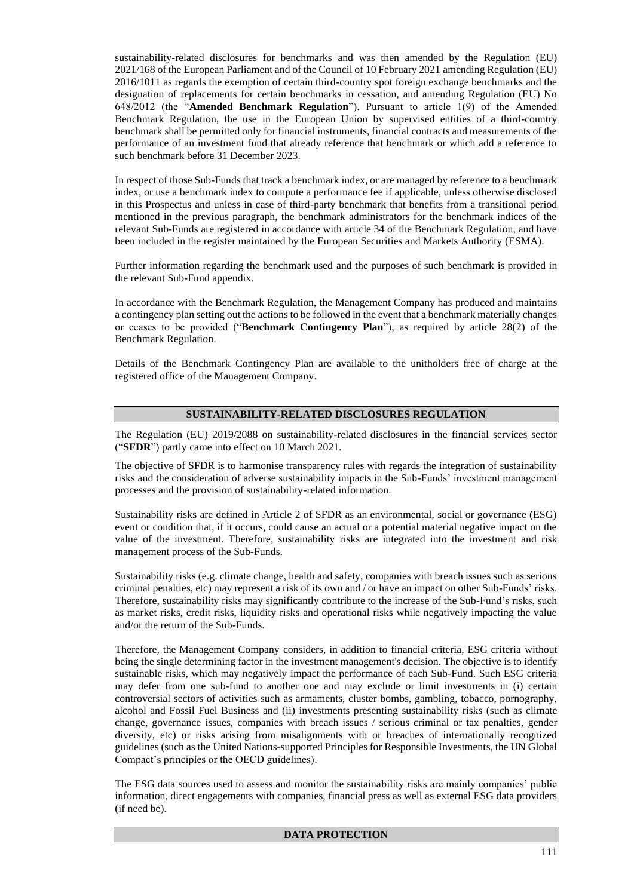sustainability-related disclosures for benchmarks and was then amended by the Regulation (EU) 2021/168 of the European Parliament and of the Council of 10 February 2021 amending Regulation (EU) 2016/1011 as regards the exemption of certain third-country spot foreign exchange benchmarks and the designation of replacements for certain benchmarks in cessation, and amending Regulation (EU) No 648/2012 (the "**Amended Benchmark Regulation**"). Pursuant to article 1(9) of the Amended Benchmark Regulation, the use in the European Union by supervised entities of a third-country benchmark shall be permitted only for financial instruments, financial contracts and measurements of the performance of an investment fund that already reference that benchmark or which add a reference to such benchmark before 31 December 2023.

In respect of those Sub-Funds that track a benchmark index, or are managed by reference to a benchmark index, or use a benchmark index to compute a performance fee if applicable, unless otherwise disclosed in this Prospectus and unless in case of third-party benchmark that benefits from a transitional period mentioned in the previous paragraph, the benchmark administrators for the benchmark indices of the relevant Sub-Funds are registered in accordance with article 34 of the Benchmark Regulation, and have been included in the register maintained by the European Securities and Markets Authority (ESMA).

Further information regarding the benchmark used and the purposes of such benchmark is provided in the relevant Sub-Fund appendix.

In accordance with the Benchmark Regulation, the Management Company has produced and maintains a contingency plan setting out the actions to be followed in the event that a benchmark materially changes or ceases to be provided ("**Benchmark Contingency Plan**"), as required by article 28(2) of the Benchmark Regulation.

Details of the Benchmark Contingency Plan are available to the unitholders free of charge at the registered office of the Management Company.

## SUSTAINABILITY-RELATED DISCLOSURES REGULATION

The Regulation (EU) 2019/2088 on sustainability-related disclosures in the financial services sector ("**SFDR**") partly came into effect on 10 March 2021.

The objective of SFDR is to harmonise transparency rules with regards the integration of sustainability risks and the consideration of adverse sustainability impacts in the Sub-Funds' investment management processes and the provision of sustainability-related information.

Sustainability risks are defined in Article 2 of SFDR as an environmental, social or governance (ESG) event or condition that, if it occurs, could cause an actual or a potential material negative impact on the value of the investment. Therefore, sustainability risks are integrated into the investment and risk management process of the Sub-Funds.

Sustainability risks (e.g. climate change, health and safety, companies with breach issues such as serious criminal penalties, etc) may represent a risk of its own and / or have an impact on other Sub-Funds' risks. Therefore, sustainability risks may significantly contribute to the increase of the Sub-Fund's risks, such as market risks, credit risks, liquidity risks and operational risks while negatively impacting the value and/or the return of the Sub-Funds.

Therefore, the Management Company considers, in addition to financial criteria, ESG criteria without being the single determining factor in the investment management's decision. The objective is to identify sustainable risks, which may negatively impact the performance of each Sub-Fund. Such ESG criteria may defer from one sub-fund to another one and may exclude or limit investments in (i) certain controversial sectors of activities such as armaments, cluster bombs, gambling, tobacco, pornography, alcohol and Fossil Fuel Business and (ii) investments presenting sustainability risks (such as climate change, governance issues, companies with breach issues / serious criminal or tax penalties, gender diversity, etc) or risks arising from misalignments with or breaches of internationally recognized guidelines (such as the United Nations-supported Principles for Responsible Investments, the UN Global Compact's principles or the OECD guidelines).

The ESG data sources used to assess and monitor the sustainability risks are mainly companies' public information, direct engagements with companies, financial press as well as external ESG data providers (if need be).

## DATA PROTECTION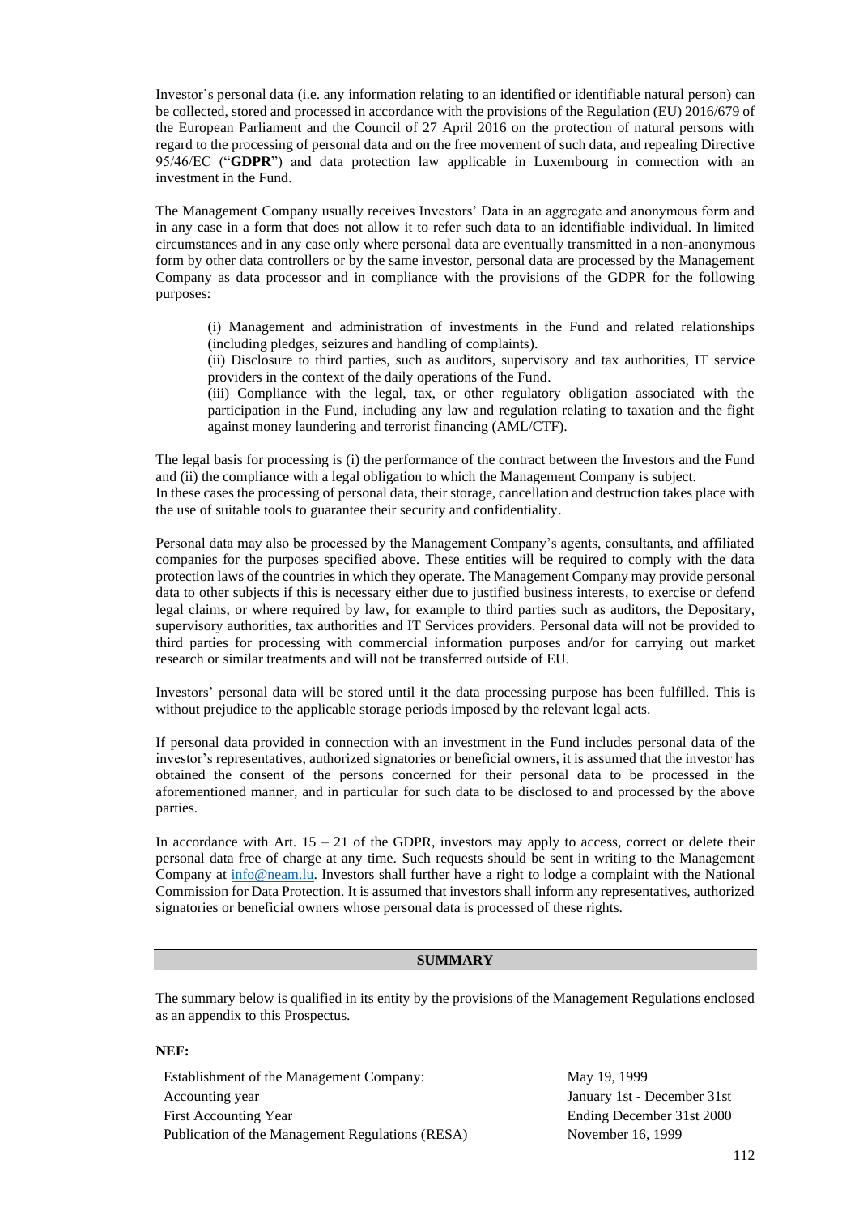Investor's personal data (i.e. any information relating to an identified or identifiable natural person) can be collected, stored and processed in accordance with the provisions of the Regulation (EU) 2016/679 of the European Parliament and the Council of 27 April 2016 on the protection of natural persons with regard to the processing of personal data and on the free movement of such data, and repealing Directive 95/46/EC ("**GDPR**") and data protection law applicable in Luxembourg in connection with an investment in the Fund.

The Management Company usually receives Investors' Data in an aggregate and anonymous form and in any case in a form that does not allow it to refer such data to an identifiable individual. In limited circumstances and in any case only where personal data are eventually transmitted in a non-anonymous form by other data controllers or by the same investor, personal data are processed by the Management Company as data processor and in compliance with the provisions of the GDPR for the following purposes:

> (i) Management and administration of investments in the Fund and related relationships (including pledges, seizures and handling of complaints).
> (ii) Disclosure to third parties, such as auditors, supervisory and tax authorities, IT service providers in the context of the daily operations of the Fund.
> (iii) Compliance with the legal, tax, or other regulatory obligation associated with the participation in the Fund, including any law and regulation relating to taxation and the fight against money laundering and terrorist financing (AML/CTF).

The legal basis for processing is (i) the performance of the contract between the Investors and the Fund and (ii) the compliance with a legal obligation to which the Management Company is subject.
In these cases the processing of personal data, their storage, cancellation and destruction takes place with the use of suitable tools to guarantee their security and confidentiality.

Personal data may also be processed by the Management Company's agents, consultants, and affiliated companies for the purposes specified above. These entities will be required to comply with the data protection laws of the countries in which they operate. The Management Company may provide personal data to other subjects if this is necessary either due to justified business interests, to exercise or defend legal claims, or where required by law, for example to third parties such as auditors, the Depositary, supervisory authorities, tax authorities and IT Services providers. Personal data will not be provided to third parties for processing with commercial information purposes and/or for carrying out market research or similar treatments and will not be transferred outside of EU.

Investors' personal data will be stored until it the data processing purpose has been fulfilled. This is without prejudice to the applicable storage periods imposed by the relevant legal acts.

If personal data provided in connection with an investment in the Fund includes personal data of the investor's representatives, authorized signatories or beneficial owners, it is assumed that the investor has obtained the consent of the persons concerned for their personal data to be processed in the aforementioned manner, and in particular for such data to be disclosed to and processed by the above parties.

In accordance with Art. 15 – 21 of the GDPR, investors may apply to access, correct or delete their personal data free of charge at any time. Such requests should be sent in writing to the Management Company at info@neam.lu. Investors shall further have a right to lodge a complaint with the National Commission for Data Protection. It is assumed that investors shall inform any representatives, authorized signatories or beneficial owners whose personal data is processed of these rights.

## SUMMARY

The summary below is qualified in its entity by the provisions of the Management Regulations enclosed as an appendix to this Prospectus.

**NEF:**

| | |
|---|---|
| Establishment of the Management Company: | May 19, 1999 |
| Accounting year | January 1st - December 31st |
| First Accounting Year | Ending December 31st 2000 |
| Publication of the Management Regulations (RESA) | November 16, 1999 |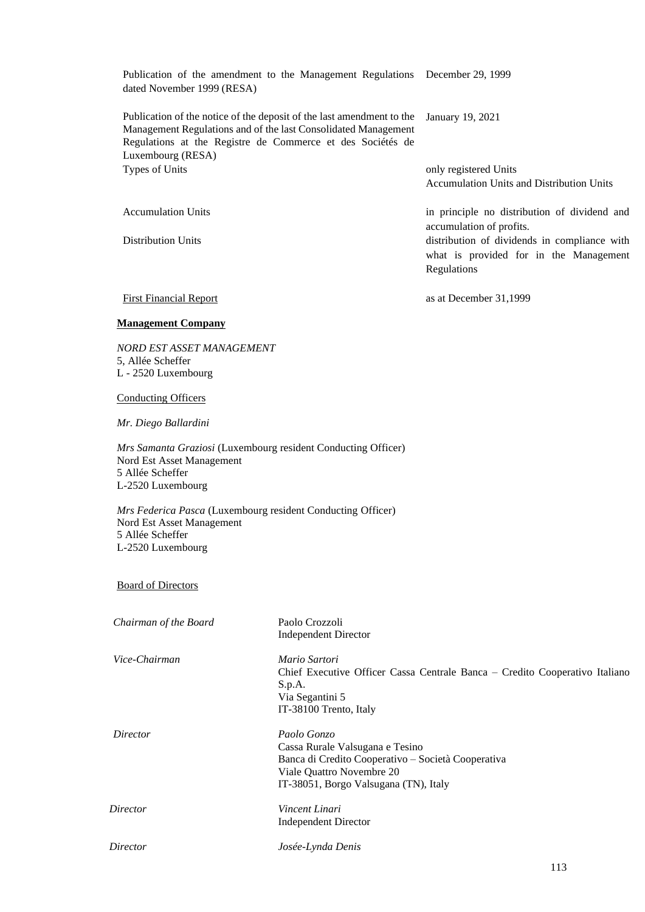| | |
|---|---|
| Publication of the amendment to the Management Regulations dated November 1999 (RESA) | December 29, 1999 |
| Publication of the notice of the deposit of the last amendment to the Management Regulations and of the last Consolidated Management Regulations at the Registre de Commerce et des Sociétés de Luxembourg (RESA) | January 19, 2021 |
| Types of Units | only registered Units<br>Accumulation Units and Distribution Units |
| Accumulation Units | in principle no distribution of dividend and accumulation of profits. |
| Distribution Units | distribution of dividends in compliance with what is provided for in the Management Regulations |
| First Financial Report | as at December 31,1999 |

**Management Company**

*NORD EST ASSET MANAGEMENT*
5, Allée Scheffer
L - 2520 Luxembourg

Conducting Officers

*Mr. Diego Ballardini*

*Mrs Samanta Graziosi* (Luxembourg resident Conducting Officer)
Nord Est Asset Management
5 Allée Scheffer
L-2520 Luxembourg

*Mrs Federica Pasca* (Luxembourg resident Conducting Officer)
Nord Est Asset Management
5 Allée Scheffer
L-2520 Luxembourg

Board of Directors

| | |
|---|---|
| *Chairman of the Board* | Paolo Crozzoli<br>Independent Director |
| *Vice-Chairman* | *Mario Sartori*<br>Chief Executive Officer Cassa Centrale Banca – Credito Cooperativo Italiano S.p.A.<br>Via Segantini 5<br>IT-38100 Trento, Italy |
| *Director* | *Paolo Gonzo*<br>Cassa Rurale Valsugana e Tesino<br>Banca di Credito Cooperativo – Società Cooperativa<br>Viale Quattro Novembre 20<br>IT-38051, Borgo Valsugana (TN), Italy |
| *Director* | *Vincent Linari*<br>Independent Director |
| *Director* | *Josée-Lynda Denis* |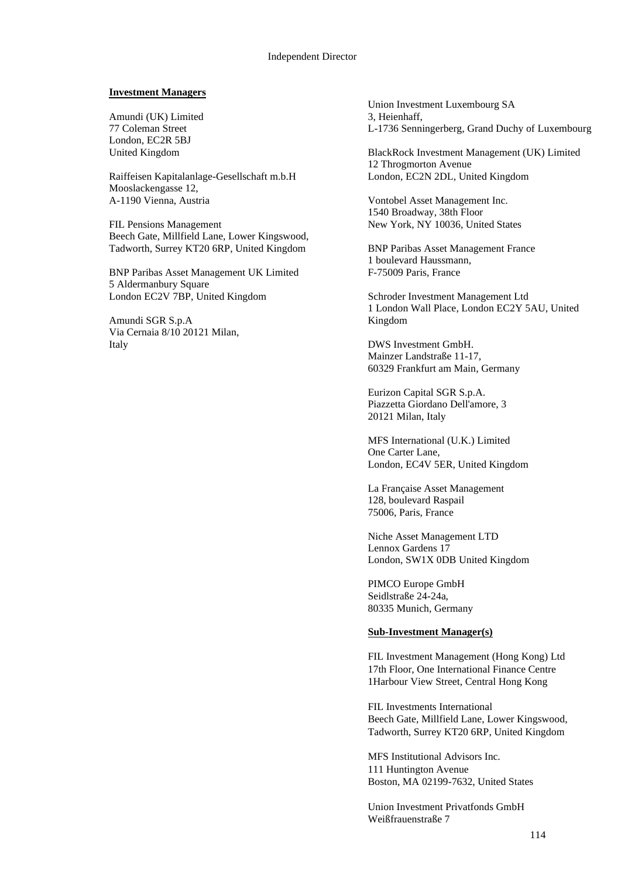Independent Director

**Investment Managers**

Amundi (UK) Limited
77 Coleman Street
London, EC2R 5BJ
United Kingdom

Raiffeisen Kapitalanlage-Gesellschaft m.b.H
Mooslackengasse 12,
A-1190 Vienna, Austria

FIL Pensions Management
Beech Gate, Millfield Lane, Lower Kingswood,
Tadworth, Surrey KT20 6RP, United Kingdom

BNP Paribas Asset Management UK Limited
5 Aldermanbury Square
London EC2V 7BP, United Kingdom

Amundi SGR S.p.A
Via Cernaia 8/10 20121 Milan,
Italy

Union Investment Luxembourg SA
3, Heienhaff,
L-1736 Senningerberg, Grand Duchy of Luxembourg

BlackRock Investment Management (UK) Limited
12 Throgmorton Avenue
London, EC2N 2DL, United Kingdom

Vontobel Asset Management Inc.
1540 Broadway, 38th Floor
New York, NY 10036, United States

BNP Paribas Asset Management France
1 boulevard Haussmann,
F-75009 Paris, France

Schroder Investment Management Ltd
1 London Wall Place, London EC2Y 5AU, United Kingdom

DWS Investment GmbH.
Mainzer Landstraße 11-17,
60329 Frankfurt am Main, Germany

Eurizon Capital SGR S.p.A.
Piazzetta Giordano Dell'amore, 3
20121 Milan, Italy

MFS International (U.K.) Limited
One Carter Lane,
London, EC4V 5ER, United Kingdom

La Française Asset Management
128, boulevard Raspail
75006, Paris, France

Niche Asset Management LTD
Lennox Gardens 17
London, SW1X 0DB United Kingdom

PIMCO Europe GmbH
Seidlstraße 24-24a,
80335 Munich, Germany

**Sub-Investment Manager(s)**

FIL Investment Management (Hong Kong) Ltd
17th Floor, One International Finance Centre
1Harbour View Street, Central Hong Kong

FIL Investments International
Beech Gate, Millfield Lane, Lower Kingswood,
Tadworth, Surrey KT20 6RP, United Kingdom

MFS Institutional Advisors Inc.
111 Huntington Avenue
Boston, MA 02199-7632, United States

Union Investment Privatfonds GmbH
Weißfrauenstraße 7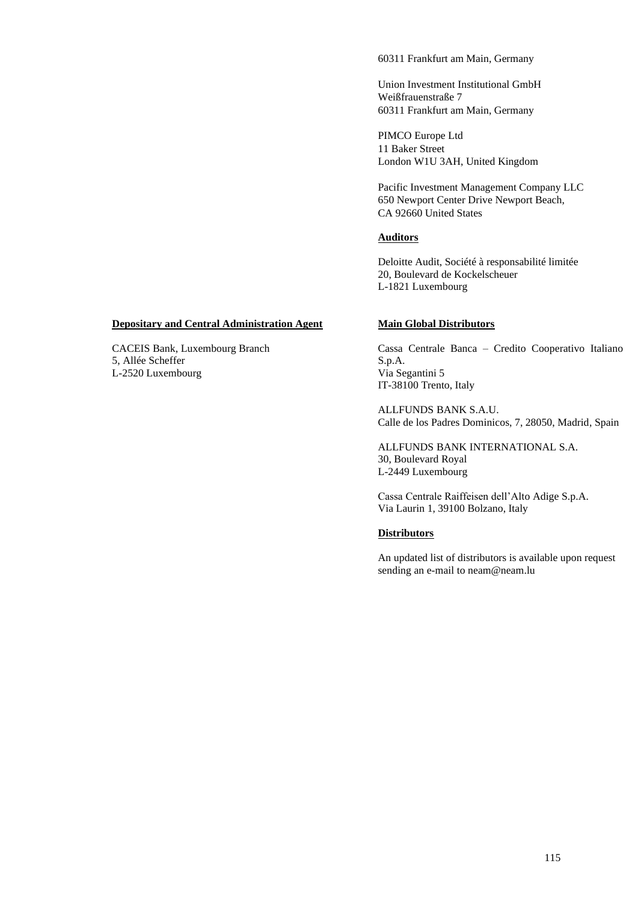60311 Frankfurt am Main, Germany

Union Investment Institutional GmbH
Weißfrauenstraße 7
60311 Frankfurt am Main, Germany

PIMCO Europe Ltd
11 Baker Street
London W1U 3AH, United Kingdom

Pacific Investment Management Company LLC
650 Newport Center Drive Newport Beach,
CA 92660 United States

**Auditors**

Deloitte Audit, Société à responsabilité limitée
20, Boulevard de Kockelscheuer
L-1821 Luxembourg

**Depositary and Central Administration Agent**

CACEIS Bank, Luxembourg Branch
5, Allée Scheffer
L-2520 Luxembourg

**Main Global Distributors**

Cassa Centrale Banca – Credito Cooperativo Italiano S.p.A.
Via Segantini 5
IT-38100 Trento, Italy

ALLFUNDS BANK S.A.U.
Calle de los Padres Dominicos, 7, 28050, Madrid, Spain

ALLFUNDS BANK INTERNATIONAL S.A.
30, Boulevard Royal
L-2449 Luxembourg

Cassa Centrale Raiffeisen dell'Alto Adige S.p.A.
Via Laurin 1, 39100 Bolzano, Italy

**Distributors**

An updated list of distributors is available upon request sending an e-mail to neam@neam.lu